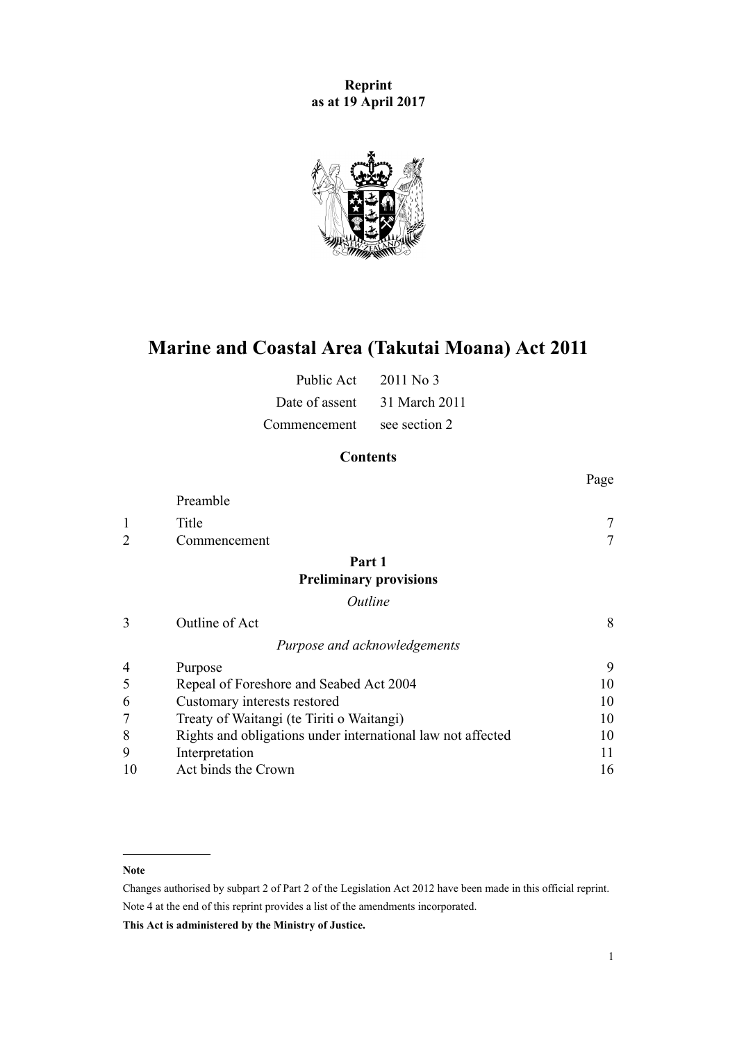**Reprint**
**as at 19 April 2017**

# Marine and Coastal Area (Takutai Moana) Act 2011

| | |
|---|---|
| Public Act | 2011 No 3 |
| Date of assent | 31 March 2011 |
| Commencement | see section 2 |

## Contents

| | | Page |
|---|---|---|
| | Preamble | |
| 1 | Title | 7 |
| 2 | Commencement | 7 |
| | **Part 1** **Preliminary provisions** | |
| | *Outline* | |
| 3 | Outline of Act | 8 |
| | *Purpose and acknowledgements* | |
| 4 | Purpose | 9 |
| 5 | Repeal of Foreshore and Seabed Act 2004 | 10 |
| 6 | Customary interests restored | 10 |
| 7 | Treaty of Waitangi (te Tiriti o Waitangi) | 10 |
| 8 | Rights and obligations under international law not affected | 10 |
| 9 | Interpretation | 11 |
| 10 | Act binds the Crown | 16 |

**Note**

Changes authorised by subpart 2 of Part 2 of the Legislation Act 2012 have been made in this official reprint.

Note 4 at the end of this reprint provides a list of the amendments incorporated.

**This Act is administered by the Ministry of Justice.**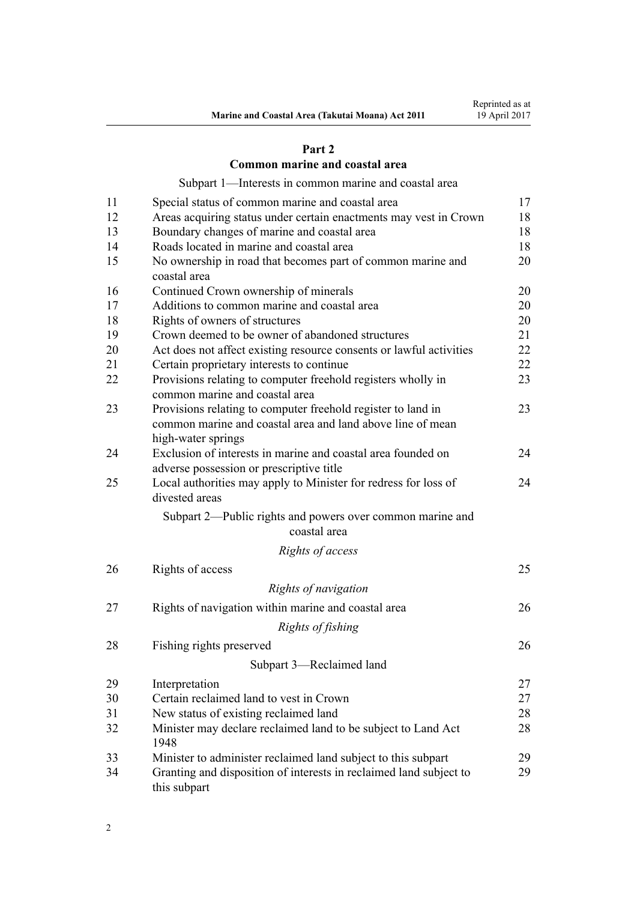## Part 2
## Common marine and coastal area

Subpart 1—Interests in common marine and coastal area

| | | |
|---|---|---|
| 11 | Special status of common marine and coastal area | 17 |
| 12 | Areas acquiring status under certain enactments may vest in Crown | 18 |
| 13 | Boundary changes of marine and coastal area | 18 |
| 14 | Roads located in marine and coastal area | 18 |
| 15 | No ownership in road that becomes part of common marine and coastal area | 20 |
| 16 | Continued Crown ownership of minerals | 20 |
| 17 | Additions to common marine and coastal area | 20 |
| 18 | Rights of owners of structures | 20 |
| 19 | Crown deemed to be owner of abandoned structures | 21 |
| 20 | Act does not affect existing resource consents or lawful activities | 22 |
| 21 | Certain proprietary interests to continue | 22 |
| 22 | Provisions relating to computer freehold registers wholly in common marine and coastal area | 23 |
| 23 | Provisions relating to computer freehold register to land in common marine and coastal area and land above line of mean high-water springs | 23 |
| 24 | Exclusion of interests in marine and coastal area founded on adverse possession or prescriptive title | 24 |
| 25 | Local authorities may apply to Minister for redress for loss of divested areas | 24 |

Subpart 2—Public rights and powers over common marine and coastal area

*Rights of access*

| | | |
|---|---|---|
| 26 | Rights of access | 25 |

*Rights of navigation*

| | | |
|---|---|---|
| 27 | Rights of navigation within marine and coastal area | 26 |

*Rights of fishing*

| | | |
|---|---|---|
| 28 | Fishing rights preserved | 26 |

Subpart 3—Reclaimed land

| | | |
|---|---|---|
| 29 | Interpretation | 27 |
| 30 | Certain reclaimed land to vest in Crown | 27 |
| 31 | New status of existing reclaimed land | 28 |
| 32 | Minister may declare reclaimed land to be subject to Land Act 1948 | 28 |
| 33 | Minister to administer reclaimed land subject to this subpart | 29 |
| 34 | Granting and disposition of interests in reclaimed land subject to this subpart | 29 |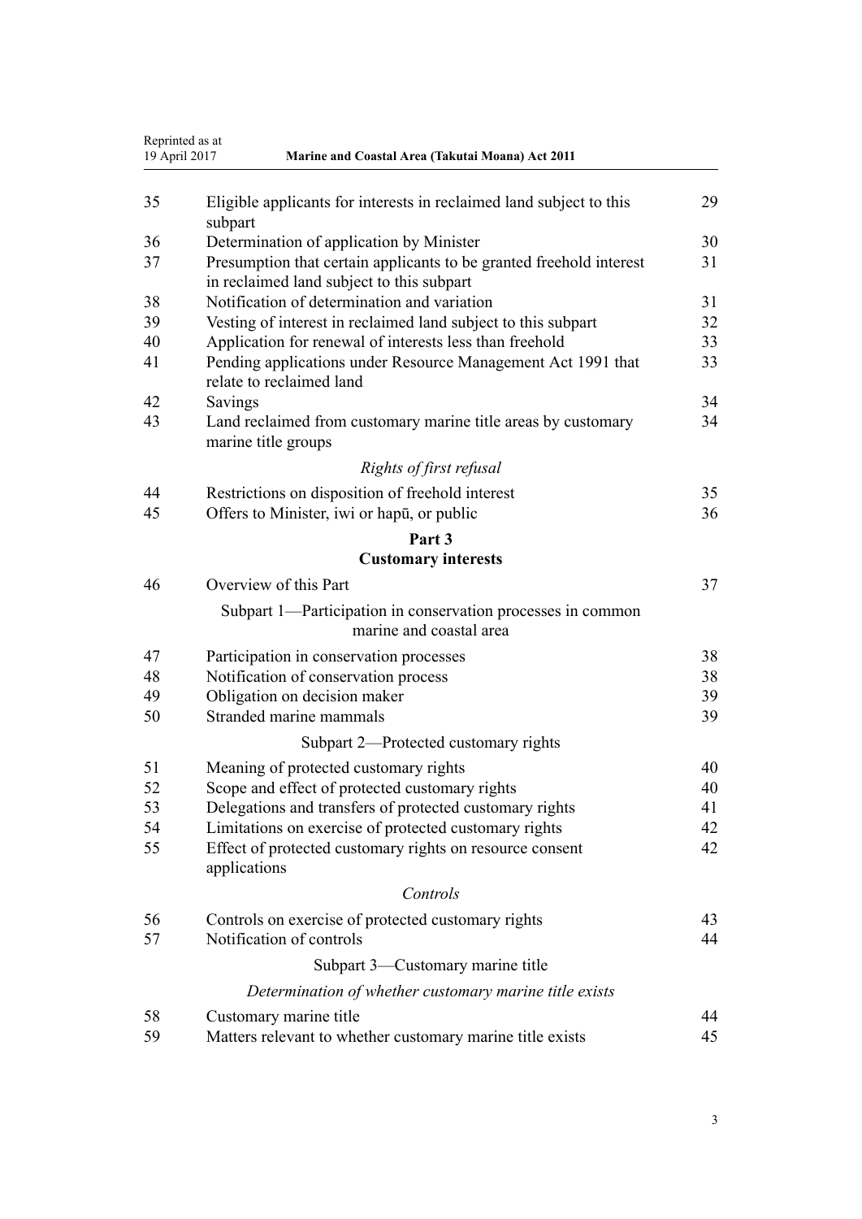| | | |
|---|---|---|
| 35 | Eligible applicants for interests in reclaimed land subject to this subpart | 29 |
| 36 | Determination of application by Minister | 30 |
| 37 | Presumption that certain applicants to be granted freehold interest in reclaimed land subject to this subpart | 31 |
| 38 | Notification of determination and variation | 31 |
| 39 | Vesting of interest in reclaimed land subject to this subpart | 32 |
| 40 | Application for renewal of interests less than freehold | 33 |
| 41 | Pending applications under Resource Management Act 1991 that relate to reclaimed land | 33 |
| 42 | Savings | 34 |
| 43 | Land reclaimed from customary marine title areas by customary marine title groups | 34 |

*Rights of first refusal*

| | | |
|---|---|---|
| 44 | Restrictions on disposition of freehold interest | 35 |
| 45 | Offers to Minister, iwi or hapū, or public | 36 |

**Part 3**
**Customary interests**

| | | |
|---|---|---|
| 46 | Overview of this Part | 37 |

Subpart 1—Participation in conservation processes in common marine and coastal area

| | | |
|---|---|---|
| 47 | Participation in conservation processes | 38 |
| 48 | Notification of conservation process | 38 |
| 49 | Obligation on decision maker | 39 |
| 50 | Stranded marine mammals | 39 |

Subpart 2—Protected customary rights

| | | |
|---|---|---|
| 51 | Meaning of protected customary rights | 40 |
| 52 | Scope and effect of protected customary rights | 40 |
| 53 | Delegations and transfers of protected customary rights | 41 |
| 54 | Limitations on exercise of protected customary rights | 42 |
| 55 | Effect of protected customary rights on resource consent applications | 42 |

*Controls*

| | | |
|---|---|---|
| 56 | Controls on exercise of protected customary rights | 43 |
| 57 | Notification of controls | 44 |

Subpart 3—Customary marine title

*Determination of whether customary marine title exists*

| | | |
|---|---|---|
| 58 | Customary marine title | 44 |
| 59 | Matters relevant to whether customary marine title exists | 45 |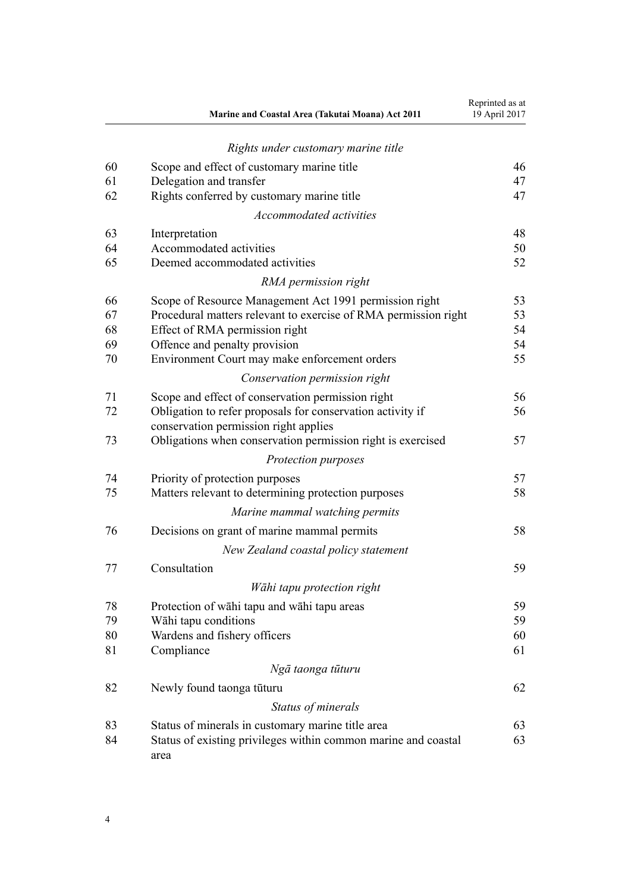*Rights under customary marine title*

| | | |
|---|---|---|
| 60 | Scope and effect of customary marine title | 46 |
| 61 | Delegation and transfer | 47 |
| 62 | Rights conferred by customary marine title | 47 |

*Accommodated activities*

| | | |
|---|---|---|
| 63 | Interpretation | 48 |
| 64 | Accommodated activities | 50 |
| 65 | Deemed accommodated activities | 52 |

*RMA permission right*

| | | |
|---|---|---|
| 66 | Scope of Resource Management Act 1991 permission right | 53 |
| 67 | Procedural matters relevant to exercise of RMA permission right | 53 |
| 68 | Effect of RMA permission right | 54 |
| 69 | Offence and penalty provision | 54 |
| 70 | Environment Court may make enforcement orders | 55 |

*Conservation permission right*

| | | |
|---|---|---|
| 71 | Scope and effect of conservation permission right | 56 |
| 72 | Obligation to refer proposals for conservation activity if conservation permission right applies | 56 |
| 73 | Obligations when conservation permission right is exercised | 57 |

*Protection purposes*

| | | |
|---|---|---|
| 74 | Priority of protection purposes | 57 |
| 75 | Matters relevant to determining protection purposes | 58 |

*Marine mammal watching permits*

| | | |
|---|---|---|
| 76 | Decisions on grant of marine mammal permits | 58 |

*New Zealand coastal policy statement*

| | | |
|---|---|---|
| 77 | Consultation | 59 |

*Wāhi tapu protection right*

| | | |
|---|---|---|
| 78 | Protection of wāhi tapu and wāhi tapu areas | 59 |
| 79 | Wāhi tapu conditions | 59 |
| 80 | Wardens and fishery officers | 60 |
| 81 | Compliance | 61 |

*Ngā taonga tūturu*

| | | |
|---|---|---|
| 82 | Newly found taonga tūturu | 62 |

*Status of minerals*

| | | |
|---|---|---|
| 83 | Status of minerals in customary marine title area | 63 |
| 84 | Status of existing privileges within common marine and coastal area | 63 |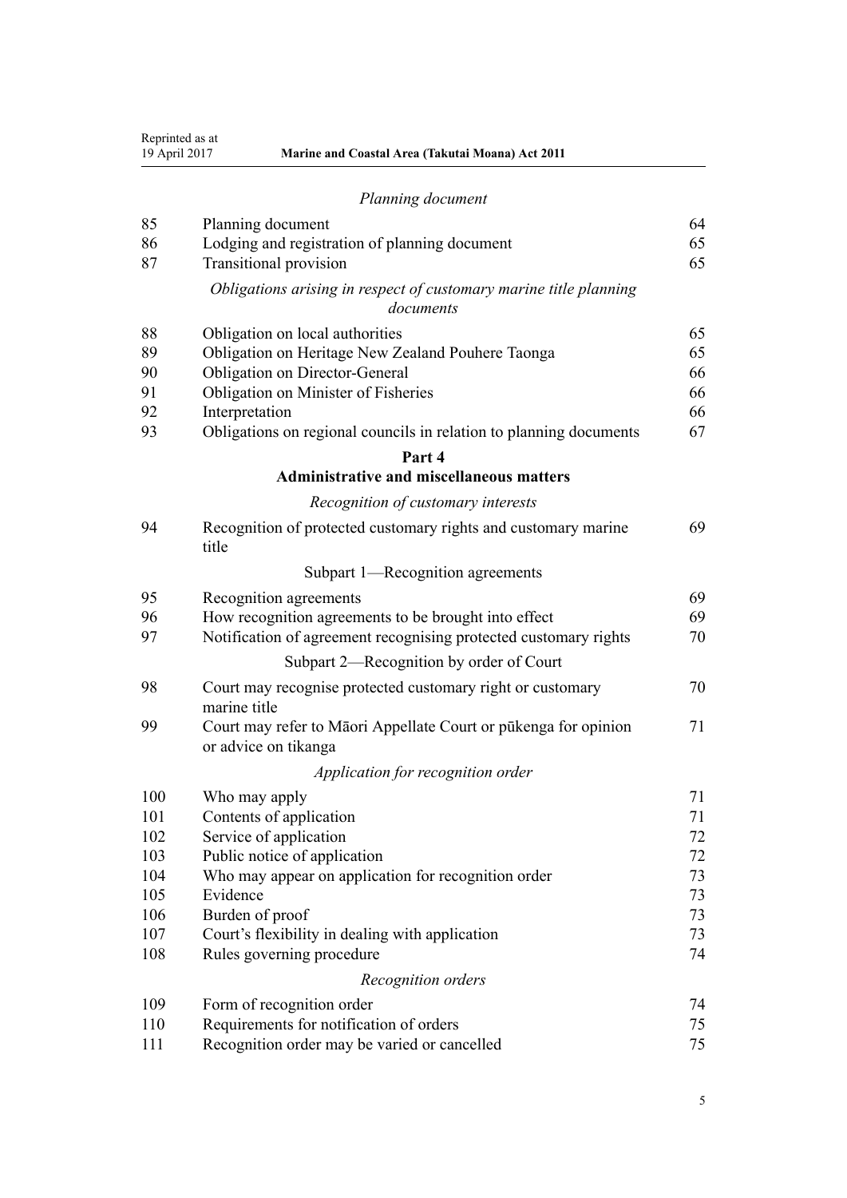*Planning document*

| | | |
|---|---|---|
| 85 | Planning document | 64 |
| 86 | Lodging and registration of planning document | 65 |
| 87 | Transitional provision | 65 |

*Obligations arising in respect of customary marine title planning documents*

| | | |
|---|---|---|
| 88 | Obligation on local authorities | 65 |
| 89 | Obligation on Heritage New Zealand Pouhere Taonga | 65 |
| 90 | Obligation on Director-General | 66 |
| 91 | Obligation on Minister of Fisheries | 66 |
| 92 | Interpretation | 66 |
| 93 | Obligations on regional councils in relation to planning documents | 67 |

**Part 4**
**Administrative and miscellaneous matters**

*Recognition of customary interests*

| | | |
|---|---|---|
| 94 | Recognition of protected customary rights and customary marine title | 69 |

Subpart 1—Recognition agreements

| | | |
|---|---|---|
| 95 | Recognition agreements | 69 |
| 96 | How recognition agreements to be brought into effect | 69 |
| 97 | Notification of agreement recognising protected customary rights | 70 |

Subpart 2—Recognition by order of Court

| | | |
|---|---|---|
| 98 | Court may recognise protected customary right or customary marine title | 70 |
| 99 | Court may refer to Māori Appellate Court or pūkenga for opinion or advice on tikanga | 71 |

*Application for recognition order*

| | | |
|---|---|---|
| 100 | Who may apply | 71 |
| 101 | Contents of application | 71 |
| 102 | Service of application | 72 |
| 103 | Public notice of application | 72 |
| 104 | Who may appear on application for recognition order | 73 |
| 105 | Evidence | 73 |
| 106 | Burden of proof | 73 |
| 107 | Court's flexibility in dealing with application | 73 |
| 108 | Rules governing procedure | 74 |

*Recognition orders*

| | | |
|---|---|---|
| 109 | Form of recognition order | 74 |
| 110 | Requirements for notification of orders | 75 |
| 111 | Recognition order may be varied or cancelled | 75 |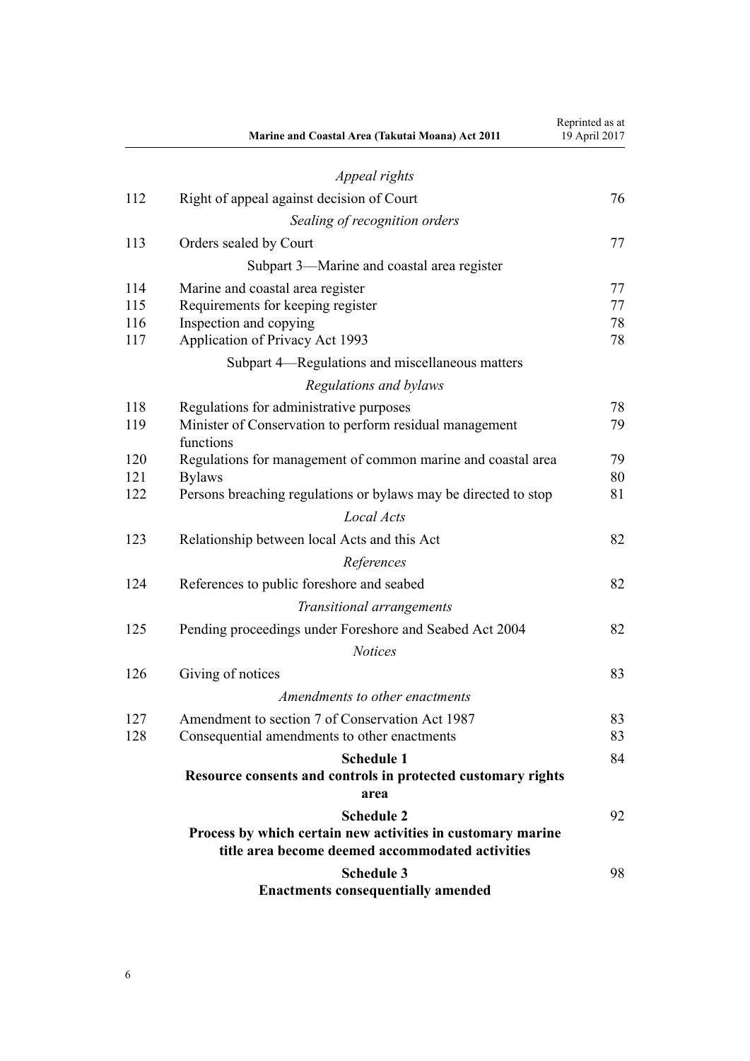| | *Appeal rights* | |
|---|---|---|
| 112 | Right of appeal against decision of Court | 76 |
| | *Sealing of recognition orders* | |
| 113 | Orders sealed by Court | 77 |
| | Subpart 3—Marine and coastal area register | |
| 114 | Marine and coastal area register | 77 |
| 115 | Requirements for keeping register | 77 |
| 116 | Inspection and copying | 78 |
| 117 | Application of Privacy Act 1993 | 78 |
| | Subpart 4—Regulations and miscellaneous matters | |
| | *Regulations and bylaws* | |
| 118 | Regulations for administrative purposes | 78 |
| 119 | Minister of Conservation to perform residual management functions | 79 |
| 120 | Regulations for management of common marine and coastal area | 79 |
| 121 | Bylaws | 80 |
| 122 | Persons breaching regulations or bylaws may be directed to stop | 81 |
| | *Local Acts* | |
| 123 | Relationship between local Acts and this Act | 82 |
| | *References* | |
| 124 | References to public foreshore and seabed | 82 |
| | *Transitional arrangements* | |
| 125 | Pending proceedings under Foreshore and Seabed Act 2004 | 82 |
| | *Notices* | |
| 126 | Giving of notices | 83 |
| | *Amendments to other enactments* | |
| 127 | Amendment to section 7 of Conservation Act 1987 | 83 |
| 128 | Consequential amendments to other enactments | 83 |
| | **Schedule 1** **Resource consents and controls in protected customary rights area** | 84 |
| | **Schedule 2** **Process by which certain new activities in customary marine title area become deemed accommodated activities** | 92 |
| | **Schedule 3** **Enactments consequentially amended** | 98 |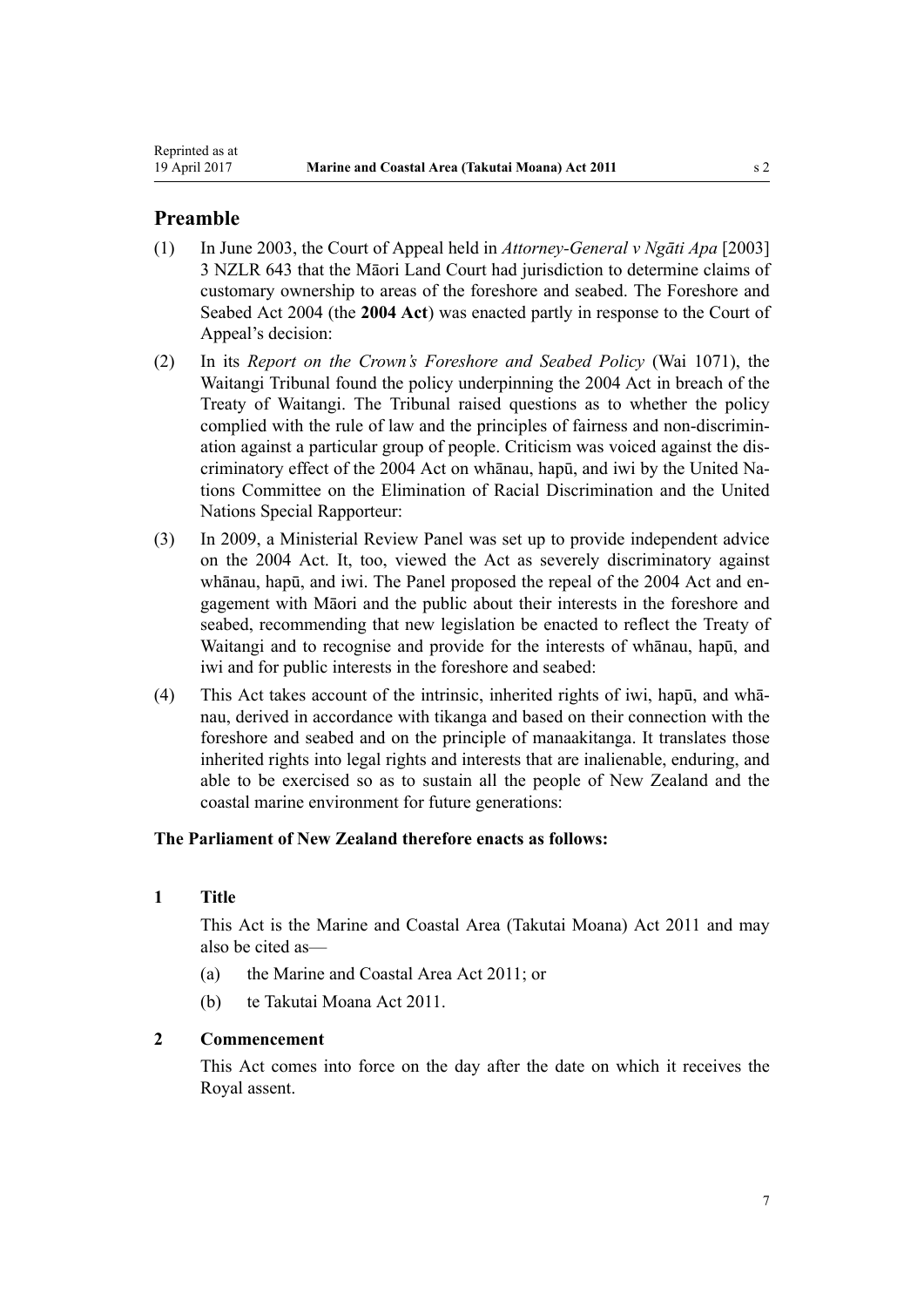## Preamble

(1) In June 2003, the Court of Appeal held in *Attorney-General v Ngāti Apa* [2003] 3 NZLR 643 that the Māori Land Court had jurisdiction to determine claims of customary ownership to areas of the foreshore and seabed. The Foreshore and Seabed Act 2004 (the **2004 Act**) was enacted partly in response to the Court of Appeal's decision:

(2) In its *Report on the Crown's Foreshore and Seabed Policy* (Wai 1071), the Waitangi Tribunal found the policy underpinning the 2004 Act in breach of the Treaty of Waitangi. The Tribunal raised questions as to whether the policy complied with the rule of law and the principles of fairness and non-discrimination against a particular group of people. Criticism was voiced against the discriminatory effect of the 2004 Act on whānau, hapū, and iwi by the United Nations Committee on the Elimination of Racial Discrimination and the United Nations Special Rapporteur:

(3) In 2009, a Ministerial Review Panel was set up to provide independent advice on the 2004 Act. It, too, viewed the Act as severely discriminatory against whānau, hapū, and iwi. The Panel proposed the repeal of the 2004 Act and engagement with Māori and the public about their interests in the foreshore and seabed, recommending that new legislation be enacted to reflect the Treaty of Waitangi and to recognise and provide for the interests of whānau, hapū, and iwi and for public interests in the foreshore and seabed:

(4) This Act takes account of the intrinsic, inherited rights of iwi, hapū, and whānau, derived in accordance with tikanga and based on their connection with the foreshore and seabed and on the principle of manaakitanga. It translates those inherited rights into legal rights and interests that are inalienable, enduring, and able to be exercised so as to sustain all the people of New Zealand and the coastal marine environment for future generations:

**The Parliament of New Zealand therefore enacts as follows:**

### 1 Title

This Act is the Marine and Coastal Area (Takutai Moana) Act 2011 and may also be cited as—

(a) the Marine and Coastal Area Act 2011; or

(b) te Takutai Moana Act 2011.

### 2 Commencement

This Act comes into force on the day after the date on which it receives the Royal assent.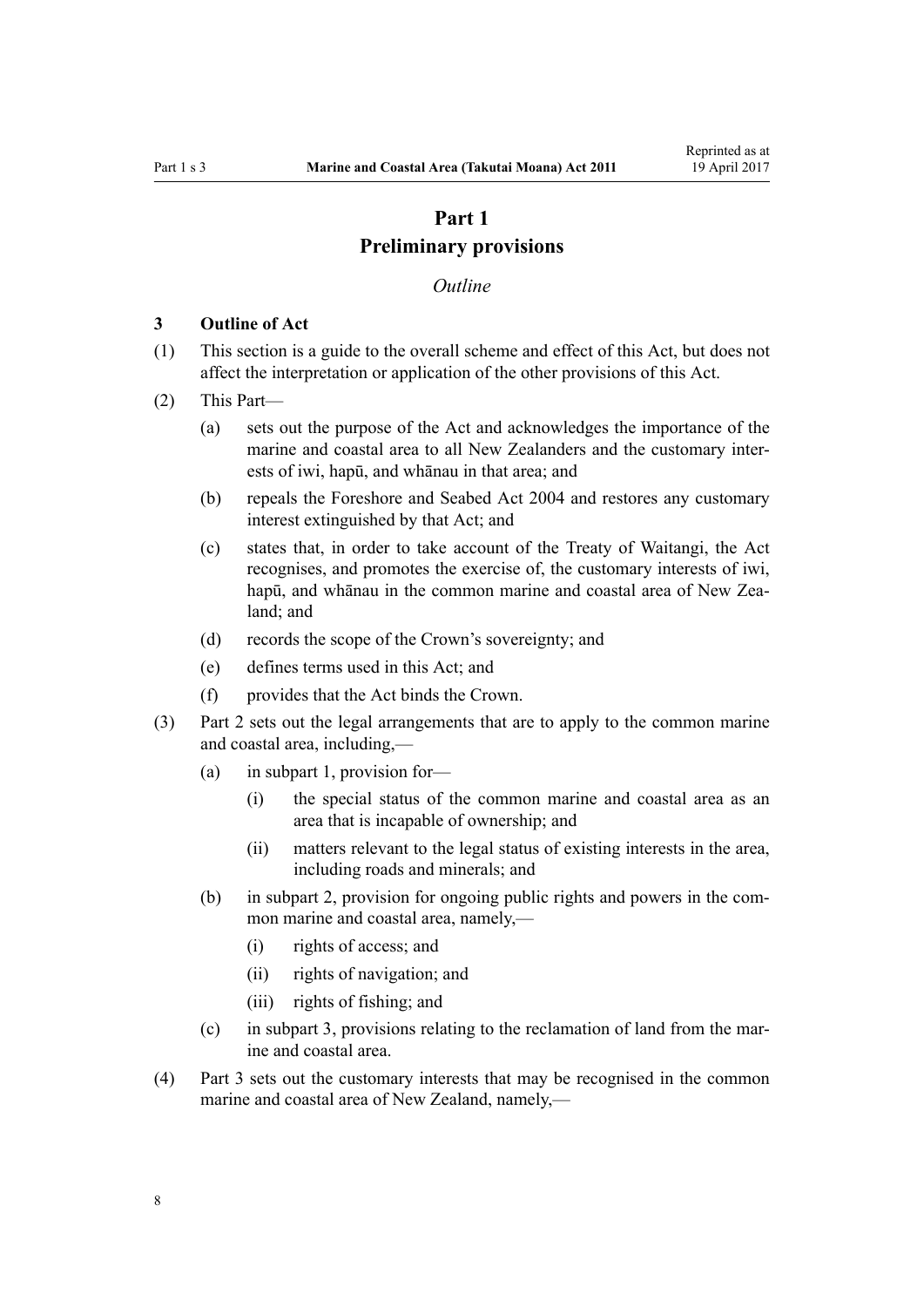# Part 1
# Preliminary provisions

*Outline*

### 3 Outline of Act

(1) This section is a guide to the overall scheme and effect of this Act, but does not affect the interpretation or application of the other provisions of this Act.

(2) This Part—

(a) sets out the purpose of the Act and acknowledges the importance of the marine and coastal area to all New Zealanders and the customary interests of iwi, hapū, and whānau in that area; and

(b) repeals the Foreshore and Seabed Act 2004 and restores any customary interest extinguished by that Act; and

(c) states that, in order to take account of the Treaty of Waitangi, the Act recognises, and promotes the exercise of, the customary interests of iwi, hapū, and whānau in the common marine and coastal area of New Zealand; and

(d) records the scope of the Crown's sovereignty; and

(e) defines terms used in this Act; and

(f) provides that the Act binds the Crown.

(3) Part 2 sets out the legal arrangements that are to apply to the common marine and coastal area, including,—

(a) in subpart 1, provision for—

(i) the special status of the common marine and coastal area as an area that is incapable of ownership; and

(ii) matters relevant to the legal status of existing interests in the area, including roads and minerals; and

(b) in subpart 2, provision for ongoing public rights and powers in the common marine and coastal area, namely,—

(i) rights of access; and

(ii) rights of navigation; and

(iii) rights of fishing; and

(c) in subpart 3, provisions relating to the reclamation of land from the marine and coastal area.

(4) Part 3 sets out the customary interests that may be recognised in the common marine and coastal area of New Zealand, namely,—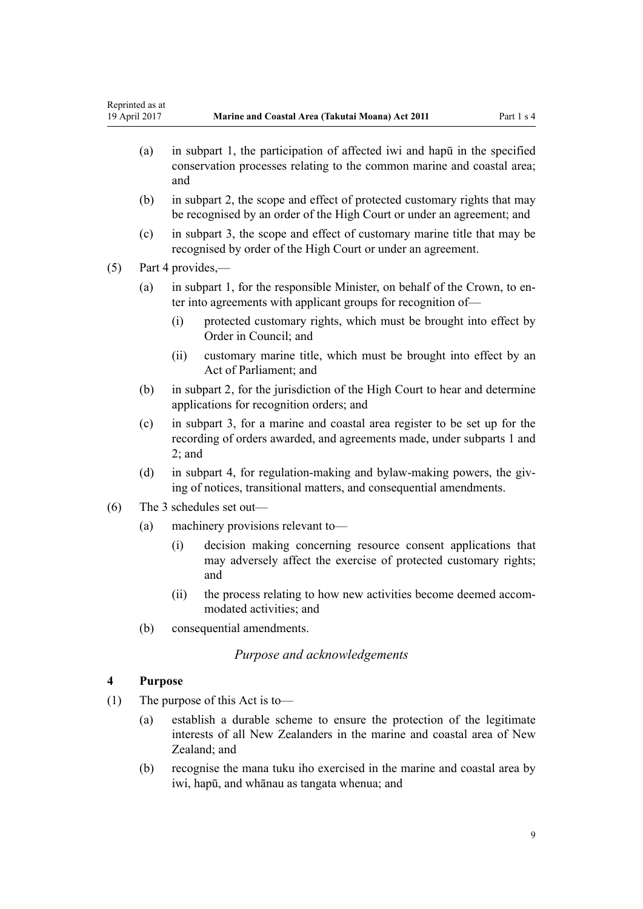(a) in subpart 1, the participation of affected iwi and hapū in the specified conservation processes relating to the common marine and coastal area; and

(b) in subpart 2, the scope and effect of protected customary rights that may be recognised by an order of the High Court or under an agreement; and

(c) in subpart 3, the scope and effect of customary marine title that may be recognised by order of the High Court or under an agreement.

(5) Part 4 provides,—

(a) in subpart 1, for the responsible Minister, on behalf of the Crown, to enter into agreements with applicant groups for recognition of—

(i) protected customary rights, which must be brought into effect by Order in Council; and

(ii) customary marine title, which must be brought into effect by an Act of Parliament; and

(b) in subpart 2, for the jurisdiction of the High Court to hear and determine applications for recognition orders; and

(c) in subpart 3, for a marine and coastal area register to be set up for the recording of orders awarded, and agreements made, under subparts 1 and 2; and

(d) in subpart 4, for regulation-making and bylaw-making powers, the giving of notices, transitional matters, and consequential amendments.

(6) The 3 schedules set out—

(a) machinery provisions relevant to—

(i) decision making concerning resource consent applications that may adversely affect the exercise of protected customary rights; and

(ii) the process relating to how new activities become deemed accommodated activities; and

(b) consequential amendments.

*Purpose and acknowledgements*

### 4 Purpose

(1) The purpose of this Act is to—

(a) establish a durable scheme to ensure the protection of the legitimate interests of all New Zealanders in the marine and coastal area of New Zealand; and

(b) recognise the mana tuku iho exercised in the marine and coastal area by iwi, hapū, and whānau as tangata whenua; and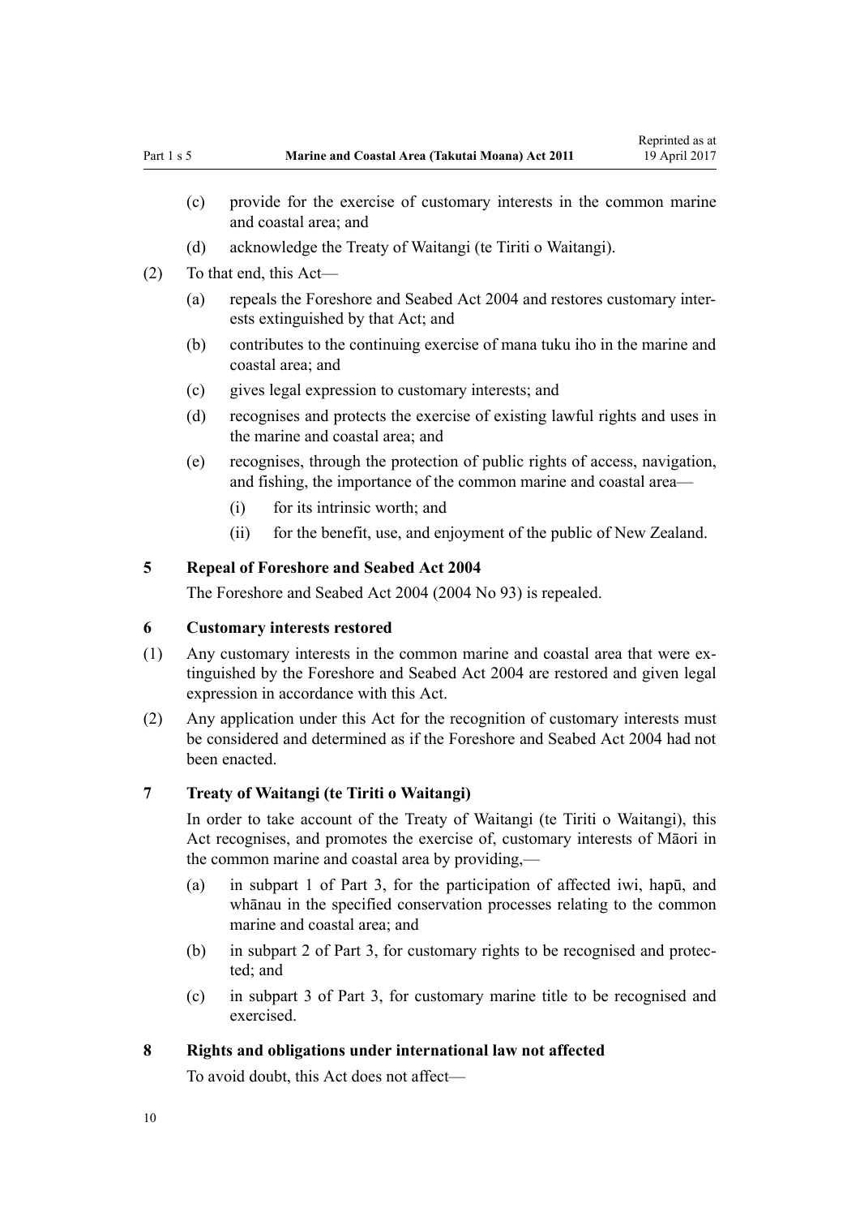(c) provide for the exercise of customary interests in the common marine and coastal area; and

(d) acknowledge the Treaty of Waitangi (te Tiriti o Waitangi).

(2) To that end, this Act—

(a) repeals the Foreshore and Seabed Act 2004 and restores customary interests extinguished by that Act; and

(b) contributes to the continuing exercise of mana tuku iho in the marine and coastal area; and

(c) gives legal expression to customary interests; and

(d) recognises and protects the exercise of existing lawful rights and uses in the marine and coastal area; and

(e) recognises, through the protection of public rights of access, navigation, and fishing, the importance of the common marine and coastal area—

(i) for its intrinsic worth; and

(ii) for the benefit, use, and enjoyment of the public of New Zealand.

### 5 Repeal of Foreshore and Seabed Act 2004

The Foreshore and Seabed Act 2004 (2004 No 93) is repealed.

### 6 Customary interests restored

(1) Any customary interests in the common marine and coastal area that were extinguished by the Foreshore and Seabed Act 2004 are restored and given legal expression in accordance with this Act.

(2) Any application under this Act for the recognition of customary interests must be considered and determined as if the Foreshore and Seabed Act 2004 had not been enacted.

### 7 Treaty of Waitangi (te Tiriti o Waitangi)

In order to take account of the Treaty of Waitangi (te Tiriti o Waitangi), this Act recognises, and promotes the exercise of, customary interests of Māori in the common marine and coastal area by providing,—

(a) in subpart 1 of Part 3, for the participation of affected iwi, hapū, and whānau in the specified conservation processes relating to the common marine and coastal area; and

(b) in subpart 2 of Part 3, for customary rights to be recognised and protected; and

(c) in subpart 3 of Part 3, for customary marine title to be recognised and exercised.

### 8 Rights and obligations under international law not affected

To avoid doubt, this Act does not affect—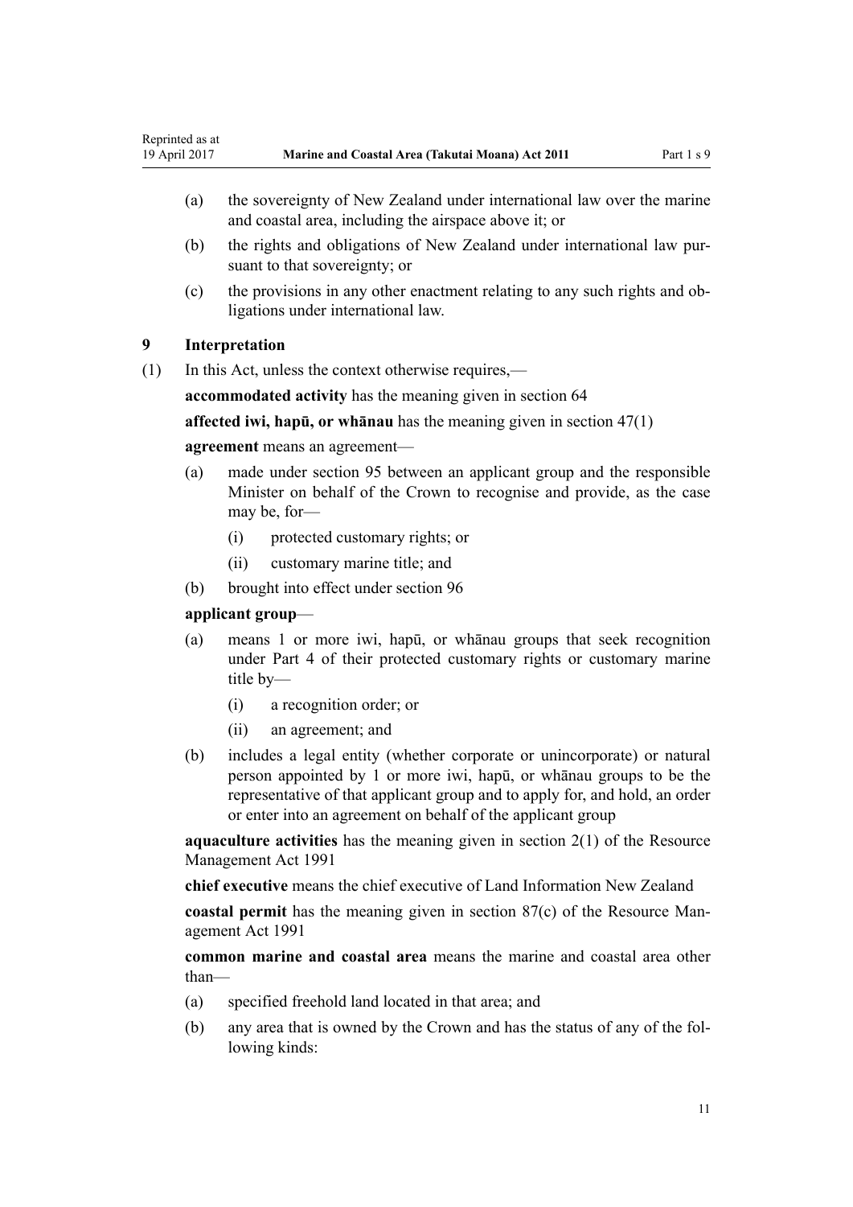(a) the sovereignty of New Zealand under international law over the marine and coastal area, including the airspace above it; or

(b) the rights and obligations of New Zealand under international law pursuant to that sovereignty; or

(c) the provisions in any other enactment relating to any such rights and obligations under international law.

### 9 Interpretation

(1) In this Act, unless the context otherwise requires,—

**accommodated activity** has the meaning given in section 64

**affected iwi, hapū, or whānau** has the meaning given in section 47(1)

**agreement** means an agreement—

(a) made under section 95 between an applicant group and the responsible Minister on behalf of the Crown to recognise and provide, as the case may be, for—

   (i) protected customary rights; or

   (ii) customary marine title; and

(b) brought into effect under section 96

**applicant group**—

(a) means 1 or more iwi, hapū, or whānau groups that seek recognition under Part 4 of their protected customary rights or customary marine title by—

   (i) a recognition order; or

   (ii) an agreement; and

(b) includes a legal entity (whether corporate or unincorporate) or natural person appointed by 1 or more iwi, hapū, or whānau groups to be the representative of that applicant group and to apply for, and hold, an order or enter into an agreement on behalf of the applicant group

**aquaculture activities** has the meaning given in section 2(1) of the Resource Management Act 1991

**chief executive** means the chief executive of Land Information New Zealand

**coastal permit** has the meaning given in section 87(c) of the Resource Management Act 1991

**common marine and coastal area** means the marine and coastal area other than—

(a) specified freehold land located in that area; and

(b) any area that is owned by the Crown and has the status of any of the following kinds: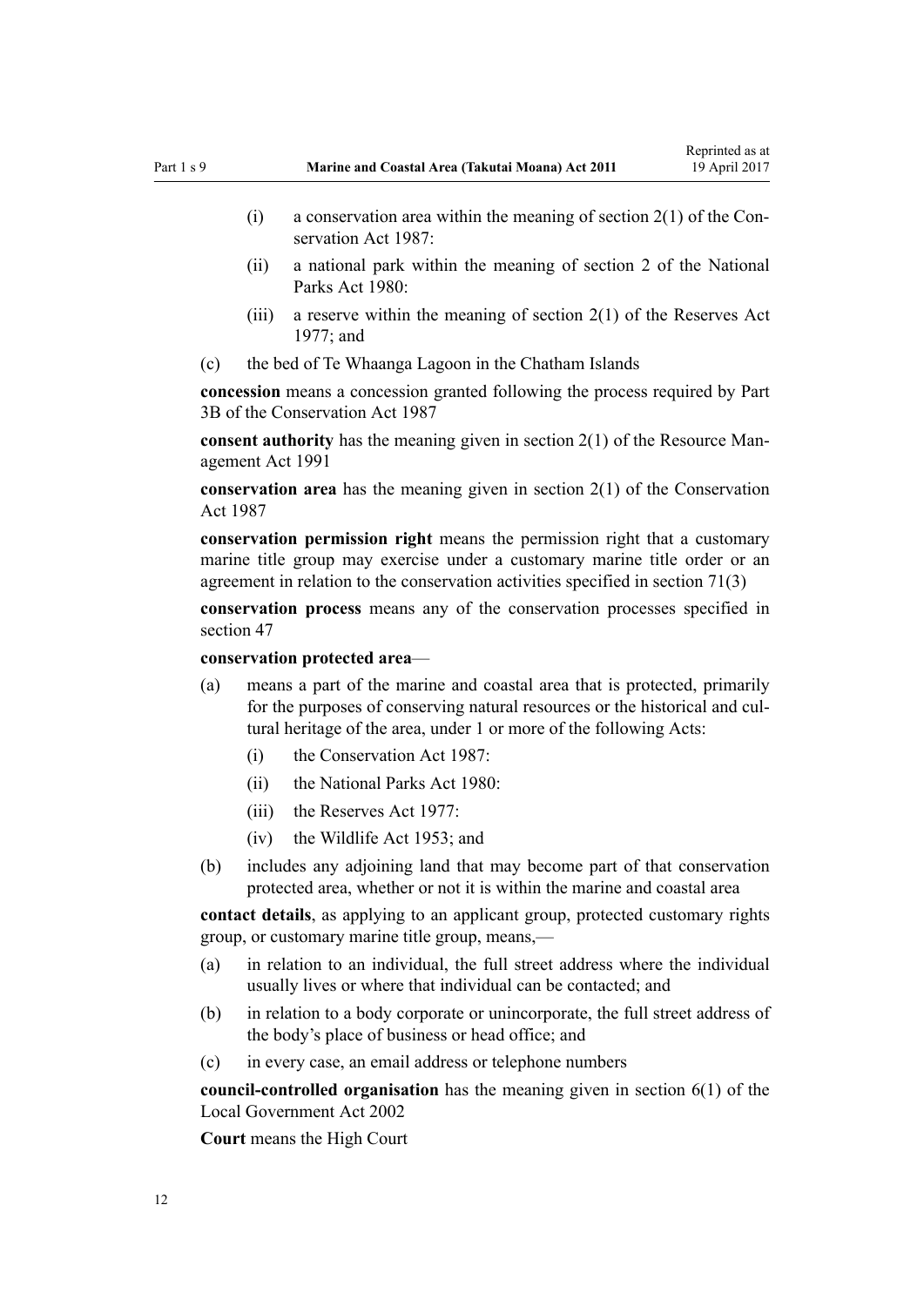- (i) a conservation area within the meaning of section 2(1) of the Conservation Act 1987:
- (ii) a national park within the meaning of section 2 of the National Parks Act 1980:
- (iii) a reserve within the meaning of section 2(1) of the Reserves Act 1977; and

(c) the bed of Te Whaanga Lagoon in the Chatham Islands

**concession** means a concession granted following the process required by Part 3B of the Conservation Act 1987

**consent authority** has the meaning given in section 2(1) of the Resource Management Act 1991

**conservation area** has the meaning given in section 2(1) of the Conservation Act 1987

**conservation permission right** means the permission right that a customary marine title group may exercise under a customary marine title order or an agreement in relation to the conservation activities specified in section 71(3)

**conservation process** means any of the conservation processes specified in section 47

**conservation protected area**—

(a) means a part of the marine and coastal area that is protected, primarily for the purposes of conserving natural resources or the historical and cultural heritage of the area, under 1 or more of the following Acts:
- (i) the Conservation Act 1987:
- (ii) the National Parks Act 1980:
- (iii) the Reserves Act 1977:
- (iv) the Wildlife Act 1953; and

(b) includes any adjoining land that may become part of that conservation protected area, whether or not it is within the marine and coastal area

**contact details**, as applying to an applicant group, protected customary rights group, or customary marine title group, means,—

(a) in relation to an individual, the full street address where the individual usually lives or where that individual can be contacted; and

(b) in relation to a body corporate or unincorporate, the full street address of the body's place of business or head office; and

(c) in every case, an email address or telephone numbers

**council-controlled organisation** has the meaning given in section 6(1) of the Local Government Act 2002

**Court** means the High Court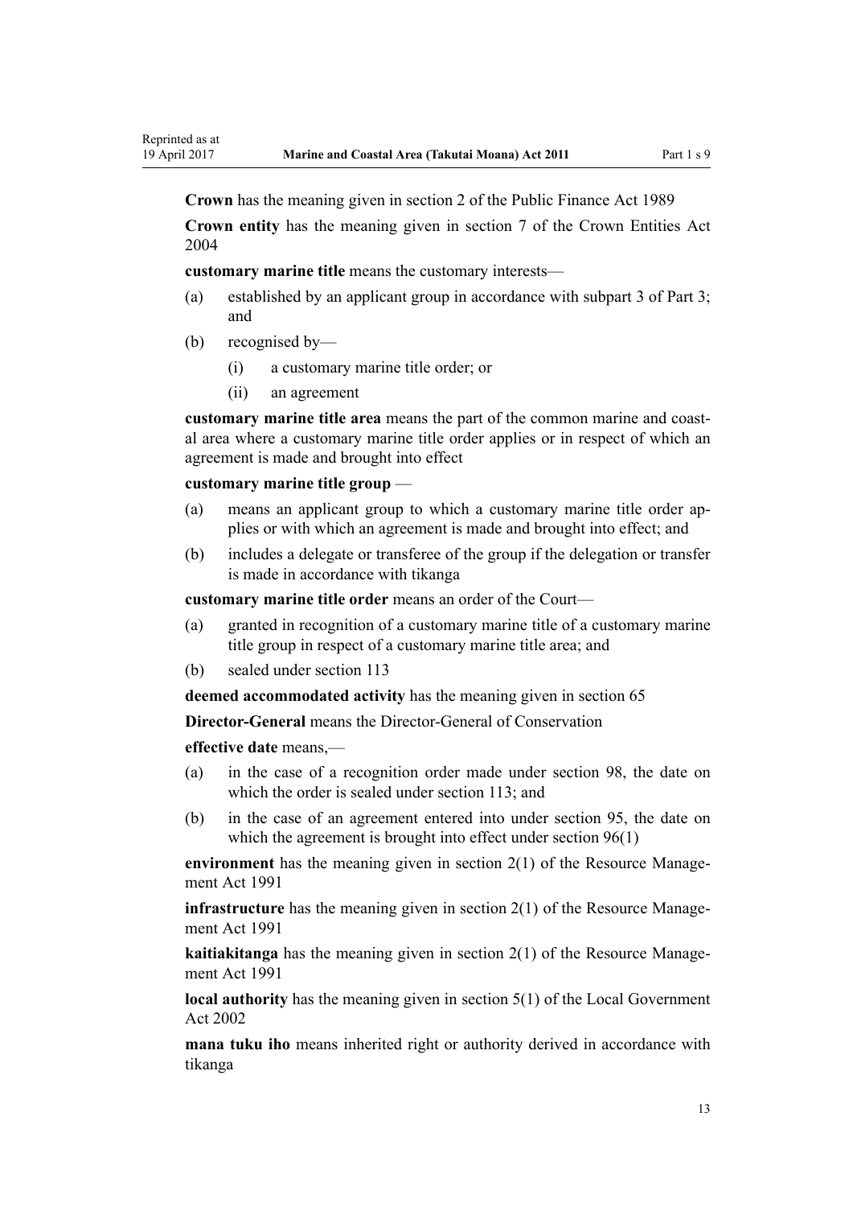**Crown** has the meaning given in section 2 of the Public Finance Act 1989

**Crown entity** has the meaning given in section 7 of the Crown Entities Act 2004

**customary marine title** means the customary interests—

(a) established by an applicant group in accordance with subpart 3 of Part 3; and

(b) recognised by—

  (i) a customary marine title order; or

  (ii) an agreement

**customary marine title area** means the part of the common marine and coastal area where a customary marine title order applies or in respect of which an agreement is made and brought into effect

**customary marine title group** —

(a) means an applicant group to which a customary marine title order applies or with which an agreement is made and brought into effect; and

(b) includes a delegate or transferee of the group if the delegation or transfer is made in accordance with tikanga

**customary marine title order** means an order of the Court—

(a) granted in recognition of a customary marine title of a customary marine title group in respect of a customary marine title area; and

(b) sealed under section 113

**deemed accommodated activity** has the meaning given in section 65

**Director-General** means the Director-General of Conservation

**effective date** means,—

(a) in the case of a recognition order made under section 98, the date on which the order is sealed under section 113; and

(b) in the case of an agreement entered into under section 95, the date on which the agreement is brought into effect under section 96(1)

**environment** has the meaning given in section 2(1) of the Resource Management Act 1991

**infrastructure** has the meaning given in section 2(1) of the Resource Management Act 1991

**kaitiakitanga** has the meaning given in section 2(1) of the Resource Management Act 1991

**local authority** has the meaning given in section 5(1) of the Local Government Act 2002

**mana tuku iho** means inherited right or authority derived in accordance with tikanga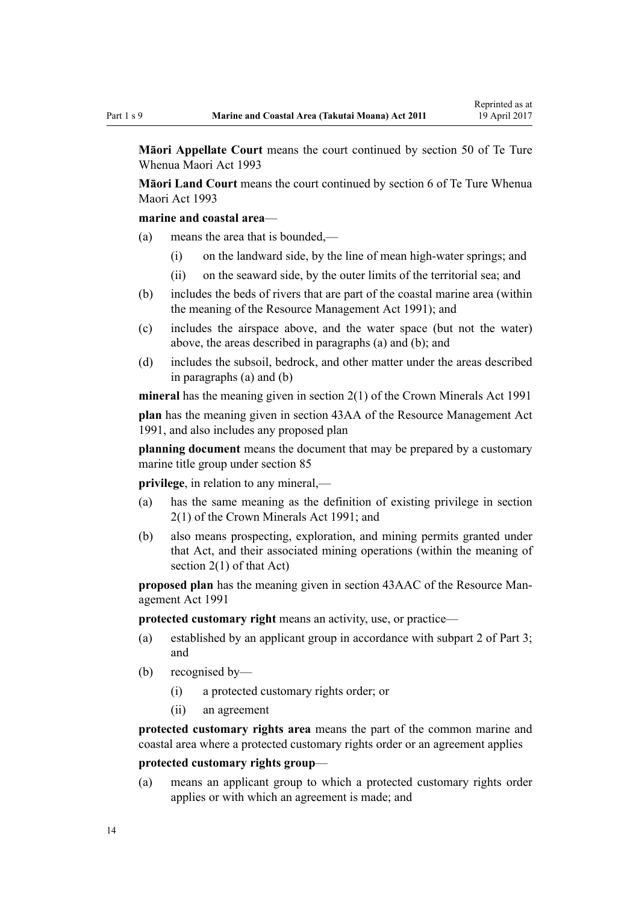**Māori Appellate Court** means the court continued by section 50 of Te Ture Whenua Maori Act 1993

**Māori Land Court** means the court continued by section 6 of Te Ture Whenua Maori Act 1993

**marine and coastal area**—

(a) means the area that is bounded,—

  (i) on the landward side, by the line of mean high-water springs; and

  (ii) on the seaward side, by the outer limits of the territorial sea; and

(b) includes the beds of rivers that are part of the coastal marine area (within the meaning of the Resource Management Act 1991); and

(c) includes the airspace above, and the water space (but not the water) above, the areas described in paragraphs (a) and (b); and

(d) includes the subsoil, bedrock, and other matter under the areas described in paragraphs (a) and (b)

**mineral** has the meaning given in section 2(1) of the Crown Minerals Act 1991

**plan** has the meaning given in section 43AA of the Resource Management Act 1991, and also includes any proposed plan

**planning document** means the document that may be prepared by a customary marine title group under section 85

**privilege**, in relation to any mineral,—

(a) has the same meaning as the definition of existing privilege in section 2(1) of the Crown Minerals Act 1991; and

(b) also means prospecting, exploration, and mining permits granted under that Act, and their associated mining operations (within the meaning of section 2(1) of that Act)

**proposed plan** has the meaning given in section 43AAC of the Resource Management Act 1991

**protected customary right** means an activity, use, or practice—

(a) established by an applicant group in accordance with subpart 2 of Part 3; and

(b) recognised by—

  (i) a protected customary rights order; or

  (ii) an agreement

**protected customary rights area** means the part of the common marine and coastal area where a protected customary rights order or an agreement applies

**protected customary rights group**—

(a) means an applicant group to which a protected customary rights order applies or with which an agreement is made; and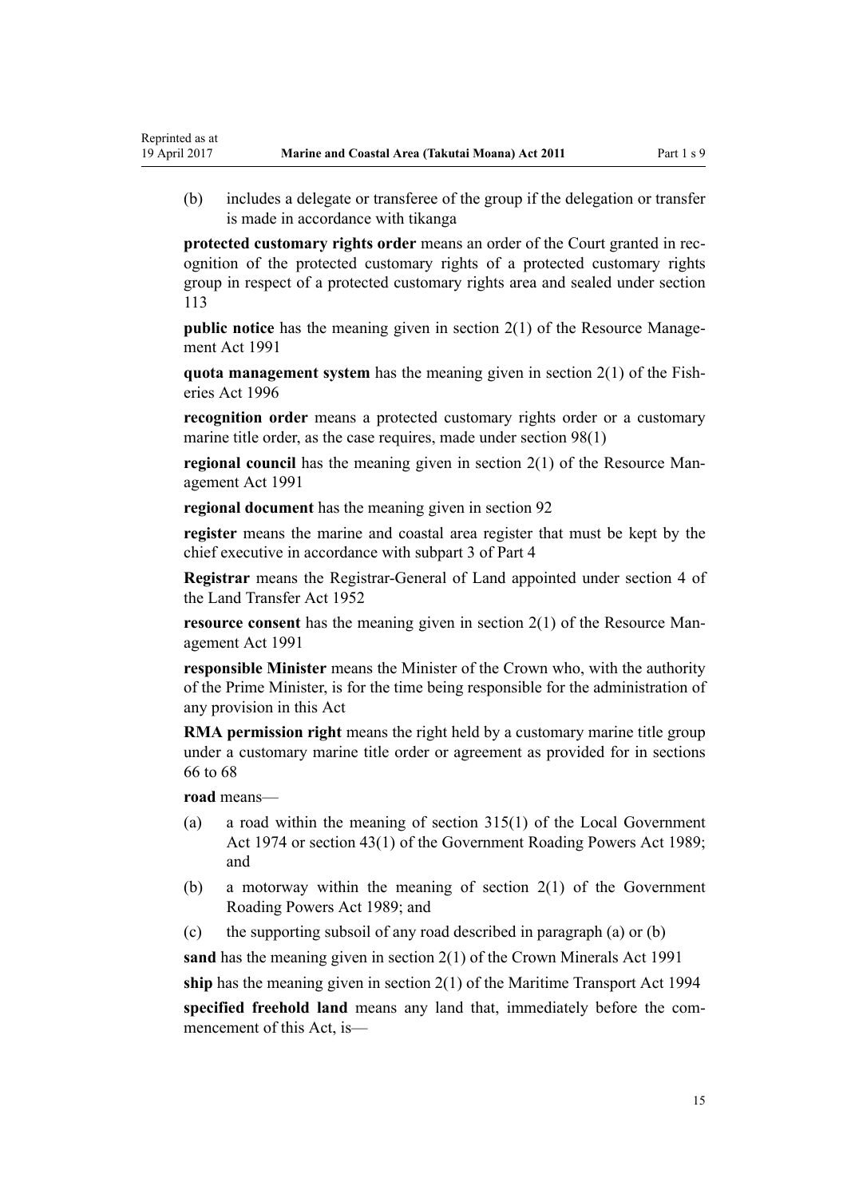(b) includes a delegate or transferee of the group if the delegation or transfer is made in accordance with tikanga

**protected customary rights order** means an order of the Court granted in recognition of the protected customary rights of a protected customary rights group in respect of a protected customary rights area and sealed under section 113

**public notice** has the meaning given in section 2(1) of the Resource Management Act 1991

**quota management system** has the meaning given in section 2(1) of the Fisheries Act 1996

**recognition order** means a protected customary rights order or a customary marine title order, as the case requires, made under section 98(1)

**regional council** has the meaning given in section 2(1) of the Resource Management Act 1991

**regional document** has the meaning given in section 92

**register** means the marine and coastal area register that must be kept by the chief executive in accordance with subpart 3 of Part 4

**Registrar** means the Registrar-General of Land appointed under section 4 of the Land Transfer Act 1952

**resource consent** has the meaning given in section 2(1) of the Resource Management Act 1991

**responsible Minister** means the Minister of the Crown who, with the authority of the Prime Minister, is for the time being responsible for the administration of any provision in this Act

**RMA permission right** means the right held by a customary marine title group under a customary marine title order or agreement as provided for in sections 66 to 68

**road** means—

(a) a road within the meaning of section 315(1) of the Local Government Act 1974 or section 43(1) of the Government Roading Powers Act 1989; and

(b) a motorway within the meaning of section 2(1) of the Government Roading Powers Act 1989; and

(c) the supporting subsoil of any road described in paragraph (a) or (b)

**sand** has the meaning given in section 2(1) of the Crown Minerals Act 1991

**ship** has the meaning given in section 2(1) of the Maritime Transport Act 1994

**specified freehold land** means any land that, immediately before the commencement of this Act, is—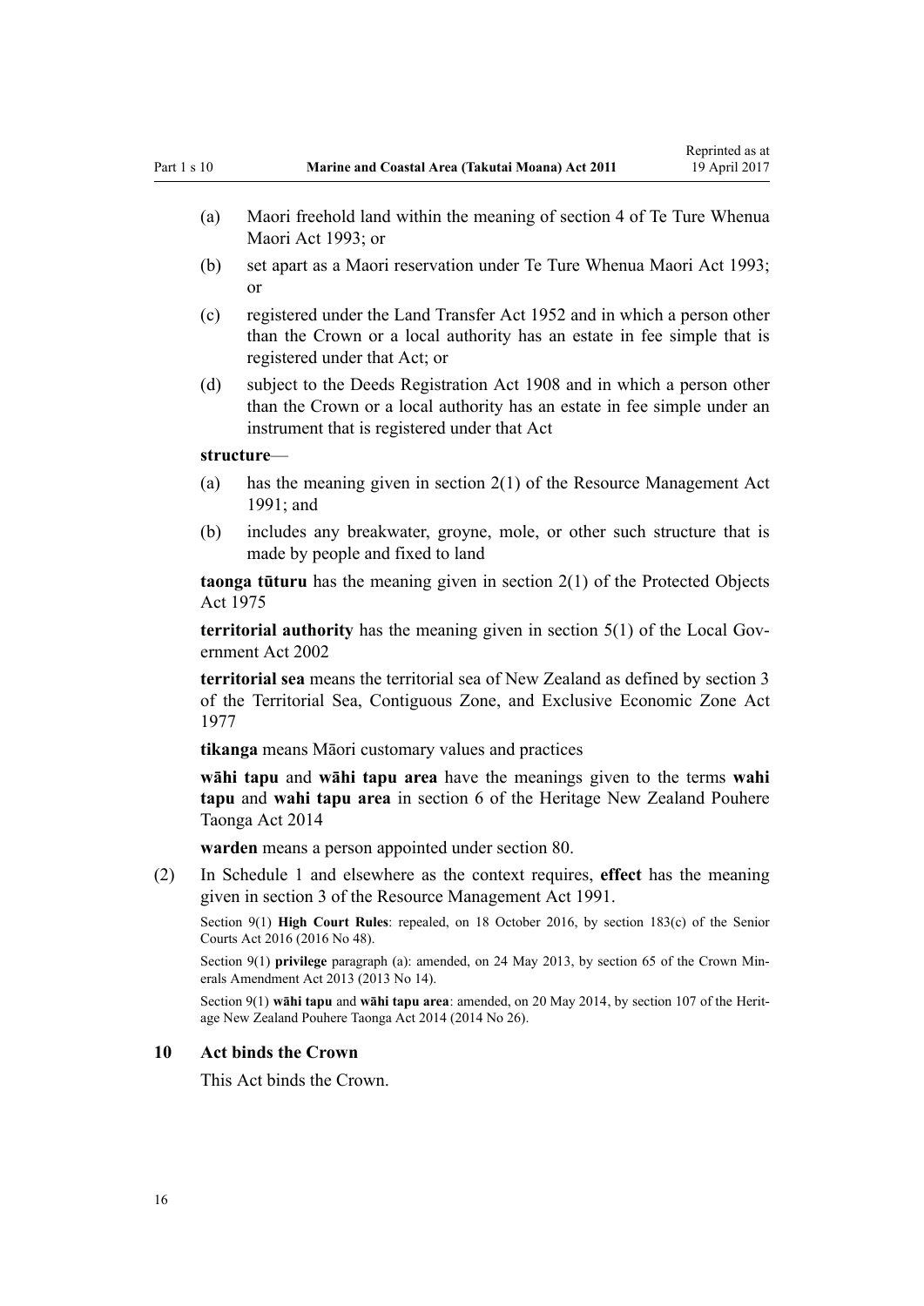(a) Maori freehold land within the meaning of section 4 of Te Ture Whenua Maori Act 1993; or

(b) set apart as a Maori reservation under Te Ture Whenua Maori Act 1993; or

(c) registered under the Land Transfer Act 1952 and in which a person other than the Crown or a local authority has an estate in fee simple that is registered under that Act; or

(d) subject to the Deeds Registration Act 1908 and in which a person other than the Crown or a local authority has an estate in fee simple under an instrument that is registered under that Act

**structure**—

(a) has the meaning given in section 2(1) of the Resource Management Act 1991; and

(b) includes any breakwater, groyne, mole, or other such structure that is made by people and fixed to land

**taonga tūturu** has the meaning given in section 2(1) of the Protected Objects Act 1975

**territorial authority** has the meaning given in section 5(1) of the Local Government Act 2002

**territorial sea** means the territorial sea of New Zealand as defined by section 3 of the Territorial Sea, Contiguous Zone, and Exclusive Economic Zone Act 1977

**tikanga** means Māori customary values and practices

**wāhi tapu** and **wāhi tapu area** have the meanings given to the terms **wahi tapu** and **wahi tapu area** in section 6 of the Heritage New Zealand Pouhere Taonga Act 2014

**warden** means a person appointed under section 80.

(2) In Schedule 1 and elsewhere as the context requires, **effect** has the meaning given in section 3 of the Resource Management Act 1991.

Section 9(1) **High Court Rules**: repealed, on 18 October 2016, by section 183(c) of the Senior Courts Act 2016 (2016 No 48).

Section 9(1) **privilege** paragraph (a): amended, on 24 May 2013, by section 65 of the Crown Minerals Amendment Act 2013 (2013 No 14).

Section 9(1) **wāhi tapu** and **wāhi tapu area**: amended, on 20 May 2014, by section 107 of the Heritage New Zealand Pouhere Taonga Act 2014 (2014 No 26).

### 10 Act binds the Crown

This Act binds the Crown.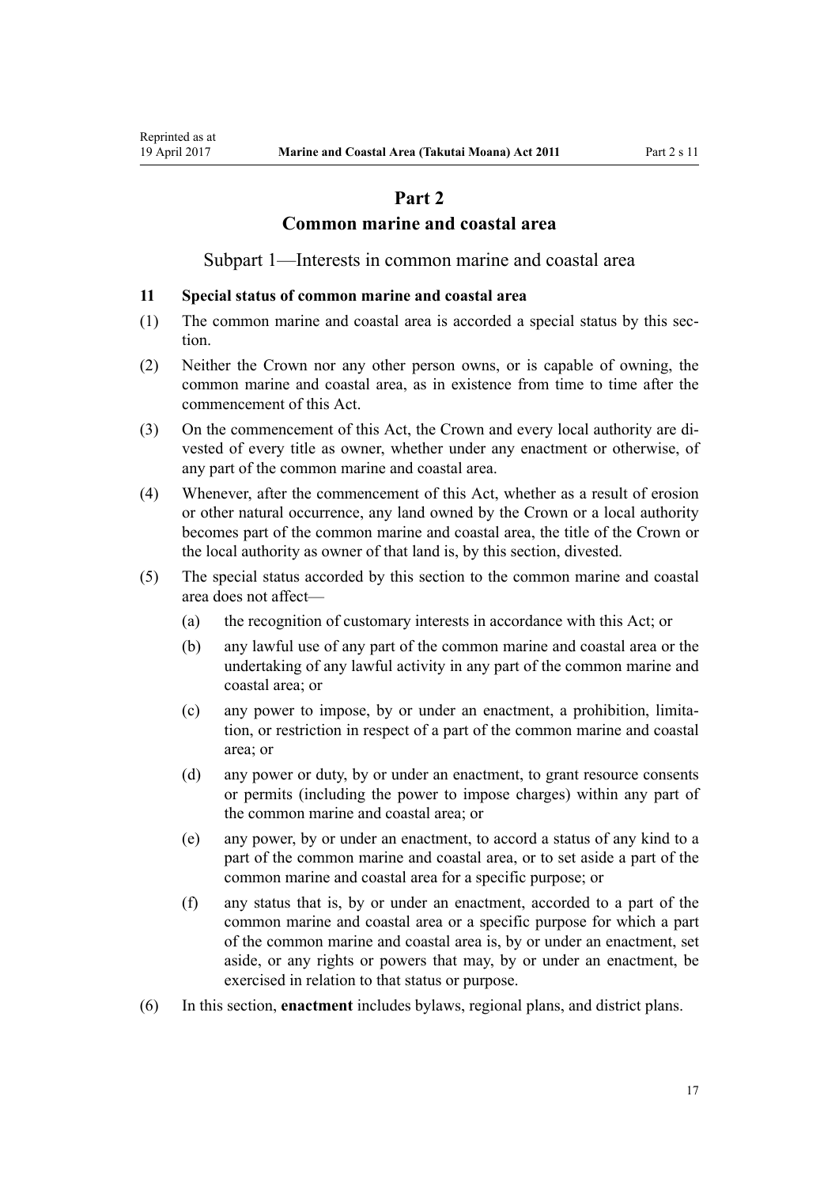# Part 2
# Common marine and coastal area

## Subpart 1—Interests in common marine and coastal area

### 11 Special status of common marine and coastal area

(1) The common marine and coastal area is accorded a special status by this section.

(2) Neither the Crown nor any other person owns, or is capable of owning, the common marine and coastal area, as in existence from time to time after the commencement of this Act.

(3) On the commencement of this Act, the Crown and every local authority are divested of every title as owner, whether under any enactment or otherwise, of any part of the common marine and coastal area.

(4) Whenever, after the commencement of this Act, whether as a result of erosion or other natural occurrence, any land owned by the Crown or a local authority becomes part of the common marine and coastal area, the title of the Crown or the local authority as owner of that land is, by this section, divested.

(5) The special status accorded by this section to the common marine and coastal area does not affect—

- (a) the recognition of customary interests in accordance with this Act; or
- (b) any lawful use of any part of the common marine and coastal area or the undertaking of any lawful activity in any part of the common marine and coastal area; or
- (c) any power to impose, by or under an enactment, a prohibition, limitation, or restriction in respect of a part of the common marine and coastal area; or
- (d) any power or duty, by or under an enactment, to grant resource consents or permits (including the power to impose charges) within any part of the common marine and coastal area; or
- (e) any power, by or under an enactment, to accord a status of any kind to a part of the common marine and coastal area, or to set aside a part of the common marine and coastal area for a specific purpose; or
- (f) any status that is, by or under an enactment, accorded to a part of the common marine and coastal area or a specific purpose for which a part of the common marine and coastal area is, by or under an enactment, set aside, or any rights or powers that may, by or under an enactment, be exercised in relation to that status or purpose.

(6) In this section, **enactment** includes bylaws, regional plans, and district plans.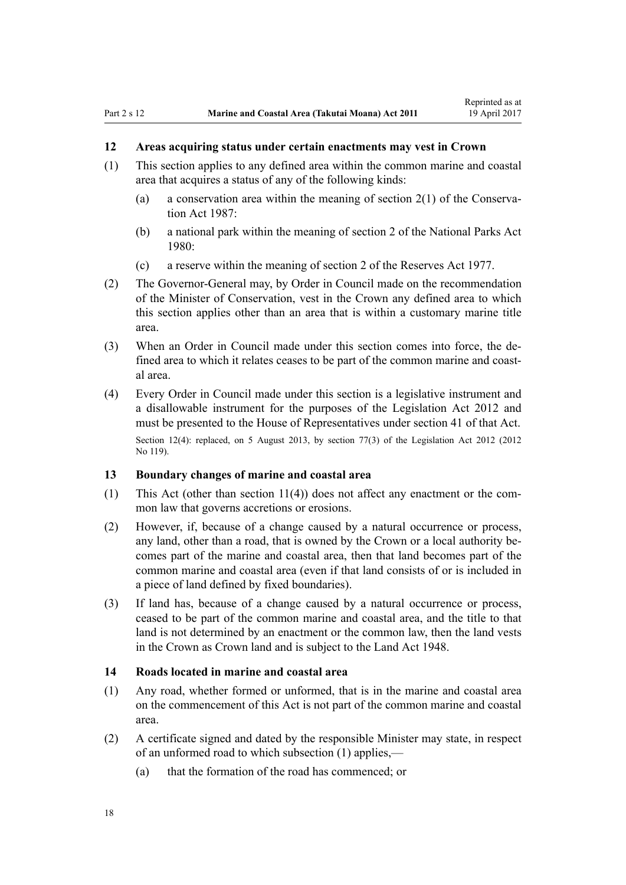### 12 Areas acquiring status under certain enactments may vest in Crown

(1) This section applies to any defined area within the common marine and coastal area that acquires a status of any of the following kinds:

  (a) a conservation area within the meaning of section 2(1) of the Conservation Act 1987:

  (b) a national park within the meaning of section 2 of the National Parks Act 1980:

  (c) a reserve within the meaning of section 2 of the Reserves Act 1977.

(2) The Governor-General may, by Order in Council made on the recommendation of the Minister of Conservation, vest in the Crown any defined area to which this section applies other than an area that is within a customary marine title area.

(3) When an Order in Council made under this section comes into force, the defined area to which it relates ceases to be part of the common marine and coastal area.

(4) Every Order in Council made under this section is a legislative instrument and a disallowable instrument for the purposes of the Legislation Act 2012 and must be presented to the House of Representatives under section 41 of that Act.

Section 12(4): replaced, on 5 August 2013, by section 77(3) of the Legislation Act 2012 (2012 No 119).

### 13 Boundary changes of marine and coastal area

(1) This Act (other than section 11(4)) does not affect any enactment or the common law that governs accretions or erosions.

(2) However, if, because of a change caused by a natural occurrence or process, any land, other than a road, that is owned by the Crown or a local authority becomes part of the marine and coastal area, then that land becomes part of the common marine and coastal area (even if that land consists of or is included in a piece of land defined by fixed boundaries).

(3) If land has, because of a change caused by a natural occurrence or process, ceased to be part of the common marine and coastal area, and the title to that land is not determined by an enactment or the common law, then the land vests in the Crown as Crown land and is subject to the Land Act 1948.

### 14 Roads located in marine and coastal area

(1) Any road, whether formed or unformed, that is in the marine and coastal area on the commencement of this Act is not part of the common marine and coastal area.

(2) A certificate signed and dated by the responsible Minister may state, in respect of an unformed road to which subsection (1) applies,—

  (a) that the formation of the road has commenced; or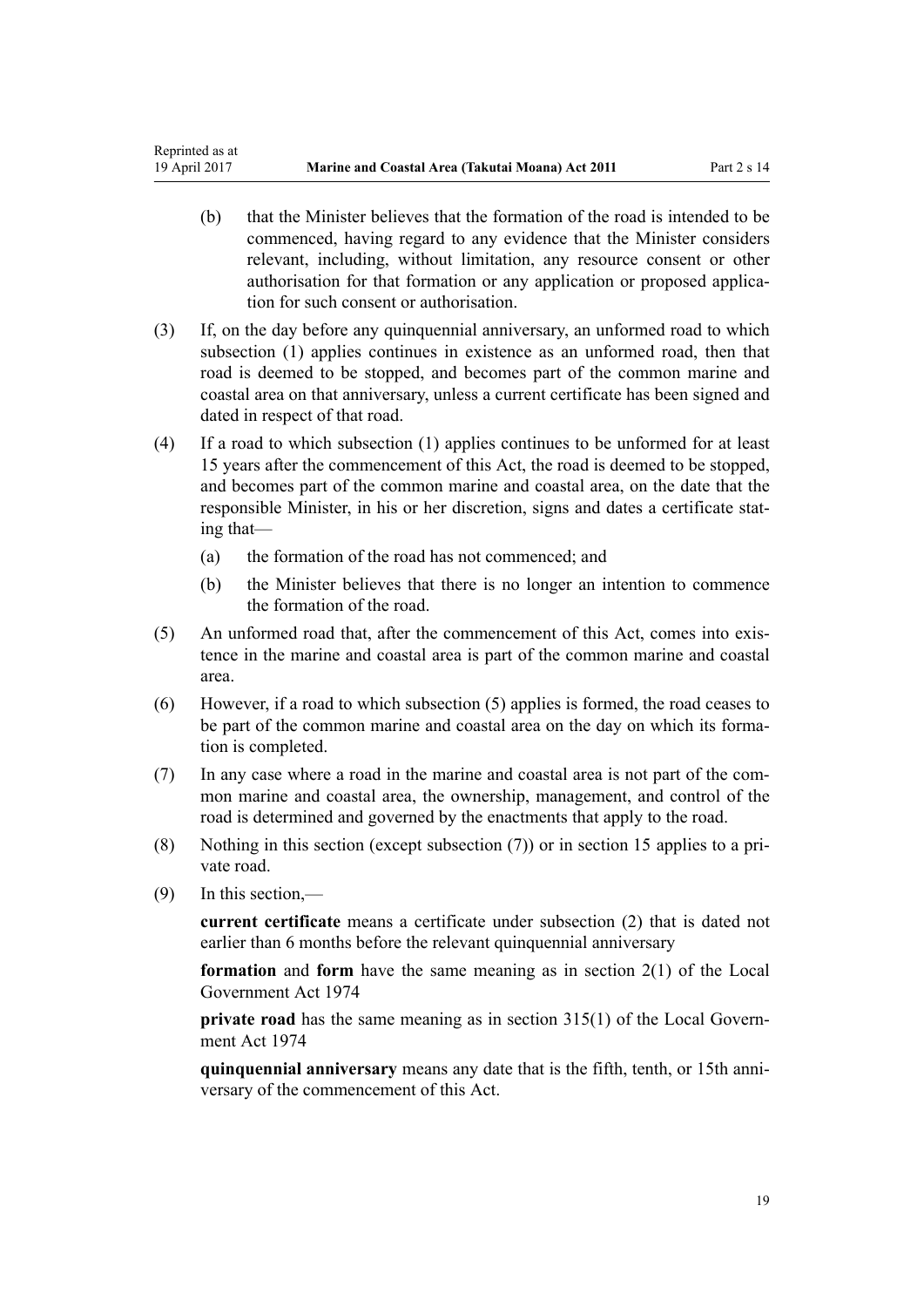(b) that the Minister believes that the formation of the road is intended to be commenced, having regard to any evidence that the Minister considers relevant, including, without limitation, any resource consent or other authorisation for that formation or any application or proposed application for such consent or authorisation.

(3) If, on the day before any quinquennial anniversary, an unformed road to which subsection (1) applies continues in existence as an unformed road, then that road is deemed to be stopped, and becomes part of the common marine and coastal area on that anniversary, unless a current certificate has been signed and dated in respect of that road.

(4) If a road to which subsection (1) applies continues to be unformed for at least 15 years after the commencement of this Act, the road is deemed to be stopped, and becomes part of the common marine and coastal area, on the date that the responsible Minister, in his or her discretion, signs and dates a certificate stating that—

(a) the formation of the road has not commenced; and

(b) the Minister believes that there is no longer an intention to commence the formation of the road.

(5) An unformed road that, after the commencement of this Act, comes into existence in the marine and coastal area is part of the common marine and coastal area.

(6) However, if a road to which subsection (5) applies is formed, the road ceases to be part of the common marine and coastal area on the day on which its formation is completed.

(7) In any case where a road in the marine and coastal area is not part of the common marine and coastal area, the ownership, management, and control of the road is determined and governed by the enactments that apply to the road.

(8) Nothing in this section (except subsection (7)) or in section 15 applies to a private road.

(9) In this section,—

**current certificate** means a certificate under subsection (2) that is dated not earlier than 6 months before the relevant quinquennial anniversary

**formation** and **form** have the same meaning as in section 2(1) of the Local Government Act 1974

**private road** has the same meaning as in section 315(1) of the Local Government Act 1974

**quinquennial anniversary** means any date that is the fifth, tenth, or 15th anniversary of the commencement of this Act.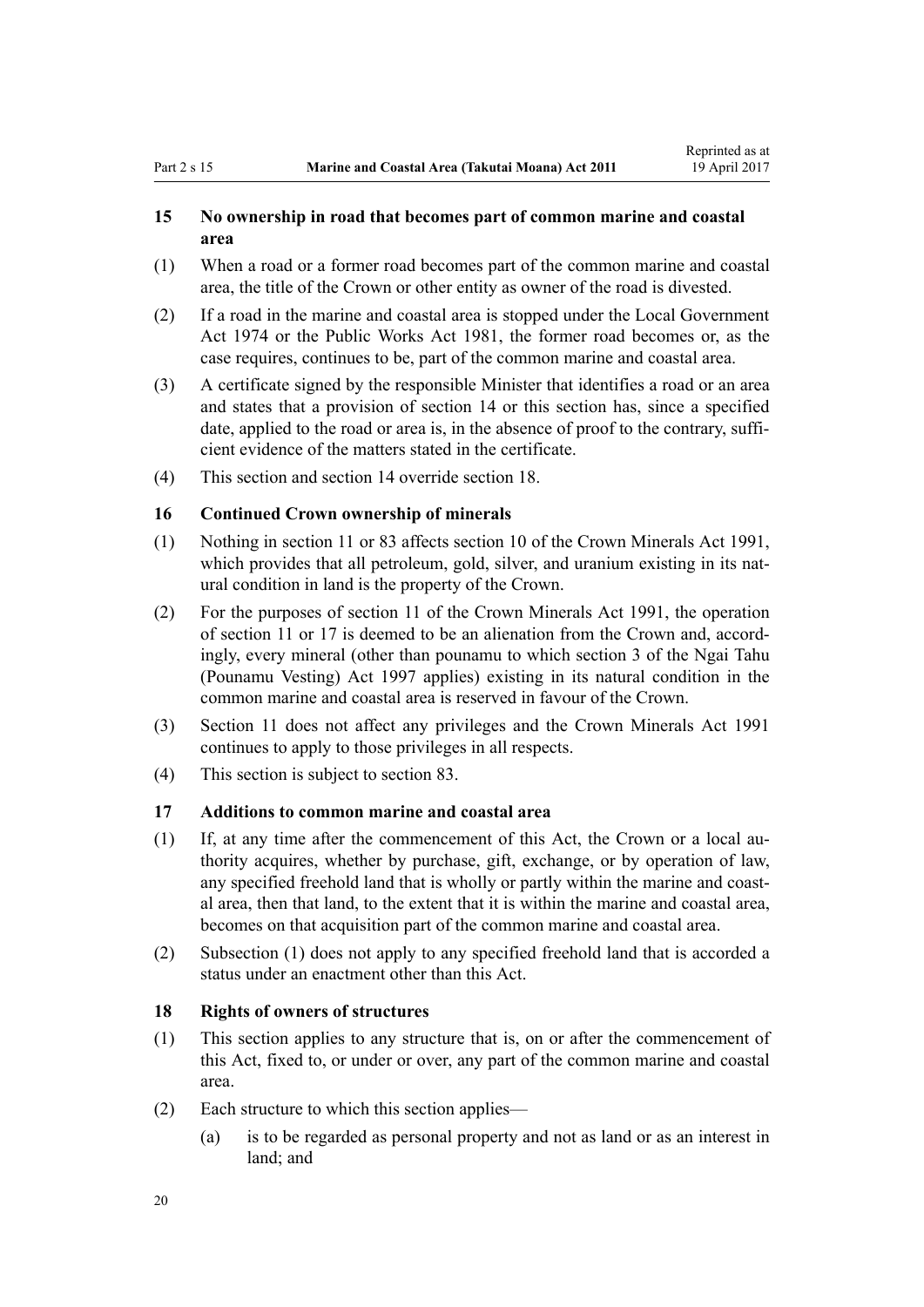### 15 No ownership in road that becomes part of common marine and coastal area

(1) When a road or a former road becomes part of the common marine and coastal area, the title of the Crown or other entity as owner of the road is divested.

(2) If a road in the marine and coastal area is stopped under the Local Government Act 1974 or the Public Works Act 1981, the former road becomes or, as the case requires, continues to be, part of the common marine and coastal area.

(3) A certificate signed by the responsible Minister that identifies a road or an area and states that a provision of section 14 or this section has, since a specified date, applied to the road or area is, in the absence of proof to the contrary, sufficient evidence of the matters stated in the certificate.

(4) This section and section 14 override section 18.

### 16 Continued Crown ownership of minerals

(1) Nothing in section 11 or 83 affects section 10 of the Crown Minerals Act 1991, which provides that all petroleum, gold, silver, and uranium existing in its natural condition in land is the property of the Crown.

(2) For the purposes of section 11 of the Crown Minerals Act 1991, the operation of section 11 or 17 is deemed to be an alienation from the Crown and, accordingly, every mineral (other than pounamu to which section 3 of the Ngai Tahu (Pounamu Vesting) Act 1997 applies) existing in its natural condition in the common marine and coastal area is reserved in favour of the Crown.

(3) Section 11 does not affect any privileges and the Crown Minerals Act 1991 continues to apply to those privileges in all respects.

(4) This section is subject to section 83.

### 17 Additions to common marine and coastal area

(1) If, at any time after the commencement of this Act, the Crown or a local authority acquires, whether by purchase, gift, exchange, or by operation of law, any specified freehold land that is wholly or partly within the marine and coastal area, then that land, to the extent that it is within the marine and coastal area, becomes on that acquisition part of the common marine and coastal area.

(2) Subsection (1) does not apply to any specified freehold land that is accorded a status under an enactment other than this Act.

### 18 Rights of owners of structures

(1) This section applies to any structure that is, on or after the commencement of this Act, fixed to, or under or over, any part of the common marine and coastal area.

(2) Each structure to which this section applies—

  (a) is to be regarded as personal property and not as land or as an interest in land; and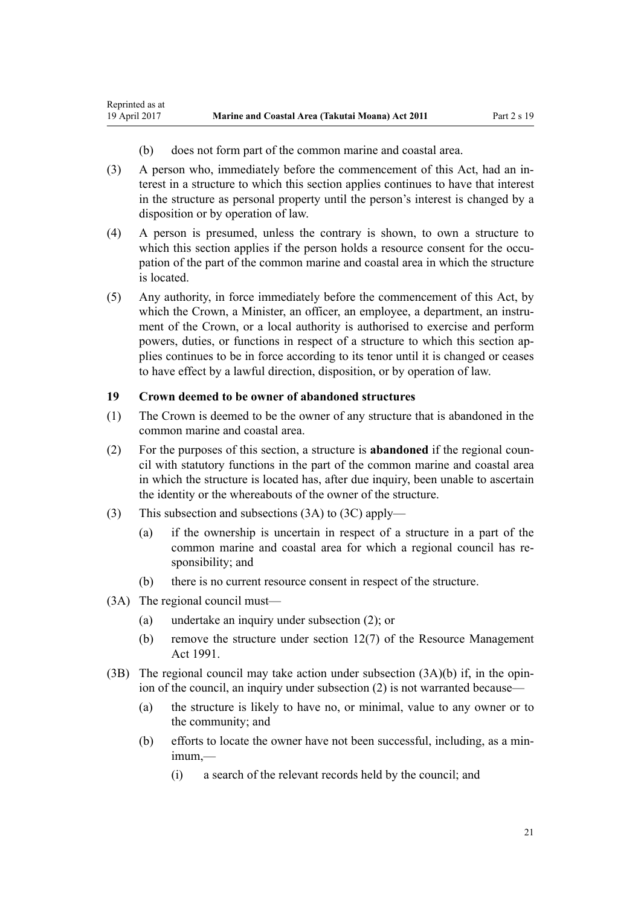(b) does not form part of the common marine and coastal area.

(3) A person who, immediately before the commencement of this Act, had an interest in a structure to which this section applies continues to have that interest in the structure as personal property until the person's interest is changed by a disposition or by operation of law.

(4) A person is presumed, unless the contrary is shown, to own a structure to which this section applies if the person holds a resource consent for the occupation of the part of the common marine and coastal area in which the structure is located.

(5) Any authority, in force immediately before the commencement of this Act, by which the Crown, a Minister, an officer, an employee, a department, an instrument of the Crown, or a local authority is authorised to exercise and perform powers, duties, or functions in respect of a structure to which this section applies continues to be in force according to its tenor until it is changed or ceases to have effect by a lawful direction, disposition, or by operation of law.

## 19 Crown deemed to be owner of abandoned structures

(1) The Crown is deemed to be the owner of any structure that is abandoned in the common marine and coastal area.

(2) For the purposes of this section, a structure is **abandoned** if the regional council with statutory functions in the part of the common marine and coastal area in which the structure is located has, after due inquiry, been unable to ascertain the identity or the whereabouts of the owner of the structure.

(3) This subsection and subsections (3A) to (3C) apply—

(a) if the ownership is uncertain in respect of a structure in a part of the common marine and coastal area for which a regional council has responsibility; and

(b) there is no current resource consent in respect of the structure.

(3A) The regional council must—

(a) undertake an inquiry under subsection (2); or

(b) remove the structure under section 12(7) of the Resource Management Act 1991.

(3B) The regional council may take action under subsection (3A)(b) if, in the opinion of the council, an inquiry under subsection (2) is not warranted because—

(a) the structure is likely to have no, or minimal, value to any owner or to the community; and

(b) efforts to locate the owner have not been successful, including, as a minimum,—

(i) a search of the relevant records held by the council; and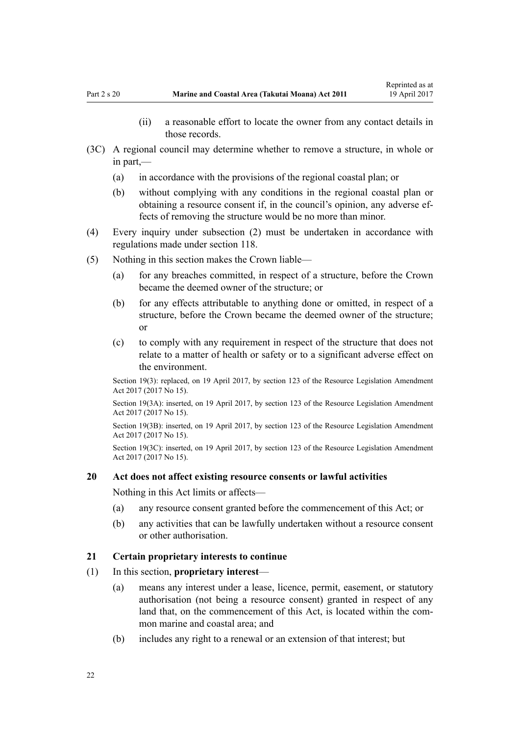(ii) a reasonable effort to locate the owner from any contact details in those records.

(3C) A regional council may determine whether to remove a structure, in whole or in part,—

(a) in accordance with the provisions of the regional coastal plan; or

(b) without complying with any conditions in the regional coastal plan or obtaining a resource consent if, in the council's opinion, any adverse effects of removing the structure would be no more than minor.

(4) Every inquiry under subsection (2) must be undertaken in accordance with regulations made under section 118.

(5) Nothing in this section makes the Crown liable—

(a) for any breaches committed, in respect of a structure, before the Crown became the deemed owner of the structure; or

(b) for any effects attributable to anything done or omitted, in respect of a structure, before the Crown became the deemed owner of the structure; or

(c) to comply with any requirement in respect of the structure that does not relate to a matter of health or safety or to a significant adverse effect on the environment.

Section 19(3): replaced, on 19 April 2017, by section 123 of the Resource Legislation Amendment Act 2017 (2017 No 15).

Section 19(3A): inserted, on 19 April 2017, by section 123 of the Resource Legislation Amendment Act 2017 (2017 No 15).

Section 19(3B): inserted, on 19 April 2017, by section 123 of the Resource Legislation Amendment Act 2017 (2017 No 15).

Section 19(3C): inserted, on 19 April 2017, by section 123 of the Resource Legislation Amendment Act 2017 (2017 No 15).

### 20 Act does not affect existing resource consents or lawful activities

Nothing in this Act limits or affects—

(a) any resource consent granted before the commencement of this Act; or

(b) any activities that can be lawfully undertaken without a resource consent or other authorisation.

### 21 Certain proprietary interests to continue

(1) In this section, **proprietary interest**—

(a) means any interest under a lease, licence, permit, easement, or statutory authorisation (not being a resource consent) granted in respect of any land that, on the commencement of this Act, is located within the common marine and coastal area; and

(b) includes any right to a renewal or an extension of that interest; but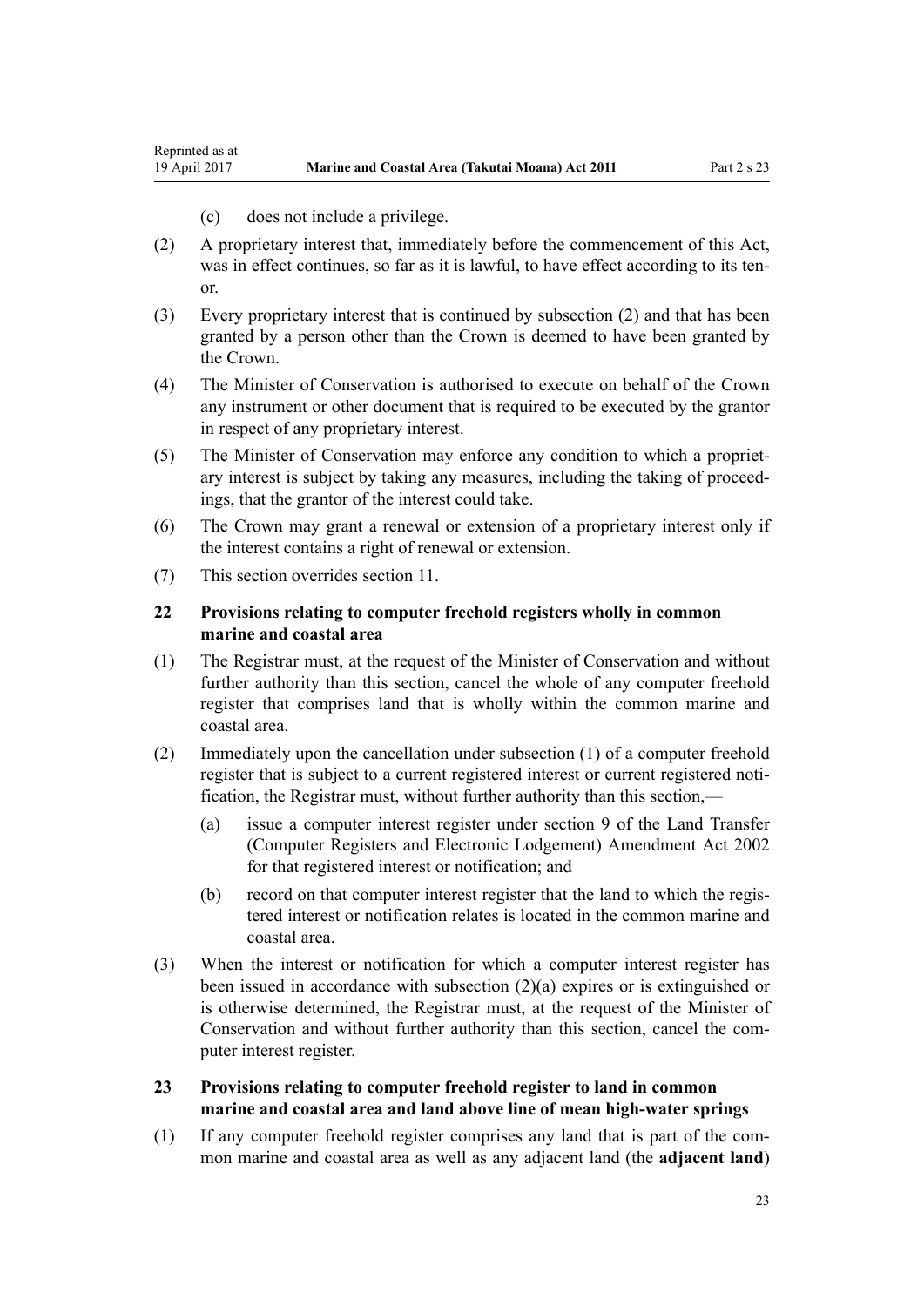(c) does not include a privilege.

(2) A proprietary interest that, immediately before the commencement of this Act, was in effect continues, so far as it is lawful, to have effect according to its tenor.

(3) Every proprietary interest that is continued by subsection (2) and that has been granted by a person other than the Crown is deemed to have been granted by the Crown.

(4) The Minister of Conservation is authorised to execute on behalf of the Crown any instrument or other document that is required to be executed by the grantor in respect of any proprietary interest.

(5) The Minister of Conservation may enforce any condition to which a proprietary interest is subject by taking any measures, including the taking of proceedings, that the grantor of the interest could take.

(6) The Crown may grant a renewal or extension of a proprietary interest only if the interest contains a right of renewal or extension.

(7) This section overrides section 11.

### 22 Provisions relating to computer freehold registers wholly in common marine and coastal area

(1) The Registrar must, at the request of the Minister of Conservation and without further authority than this section, cancel the whole of any computer freehold register that comprises land that is wholly within the common marine and coastal area.

(2) Immediately upon the cancellation under subsection (1) of a computer freehold register that is subject to a current registered interest or current registered notification, the Registrar must, without further authority than this section,—

(a) issue a computer interest register under section 9 of the Land Transfer (Computer Registers and Electronic Lodgement) Amendment Act 2002 for that registered interest or notification; and

(b) record on that computer interest register that the land to which the registered interest or notification relates is located in the common marine and coastal area.

(3) When the interest or notification for which a computer interest register has been issued in accordance with subsection (2)(a) expires or is extinguished or is otherwise determined, the Registrar must, at the request of the Minister of Conservation and without further authority than this section, cancel the computer interest register.

### 23 Provisions relating to computer freehold register to land in common marine and coastal area and land above line of mean high-water springs

(1) If any computer freehold register comprises any land that is part of the common marine and coastal area as well as any adjacent land (the **adjacent land**)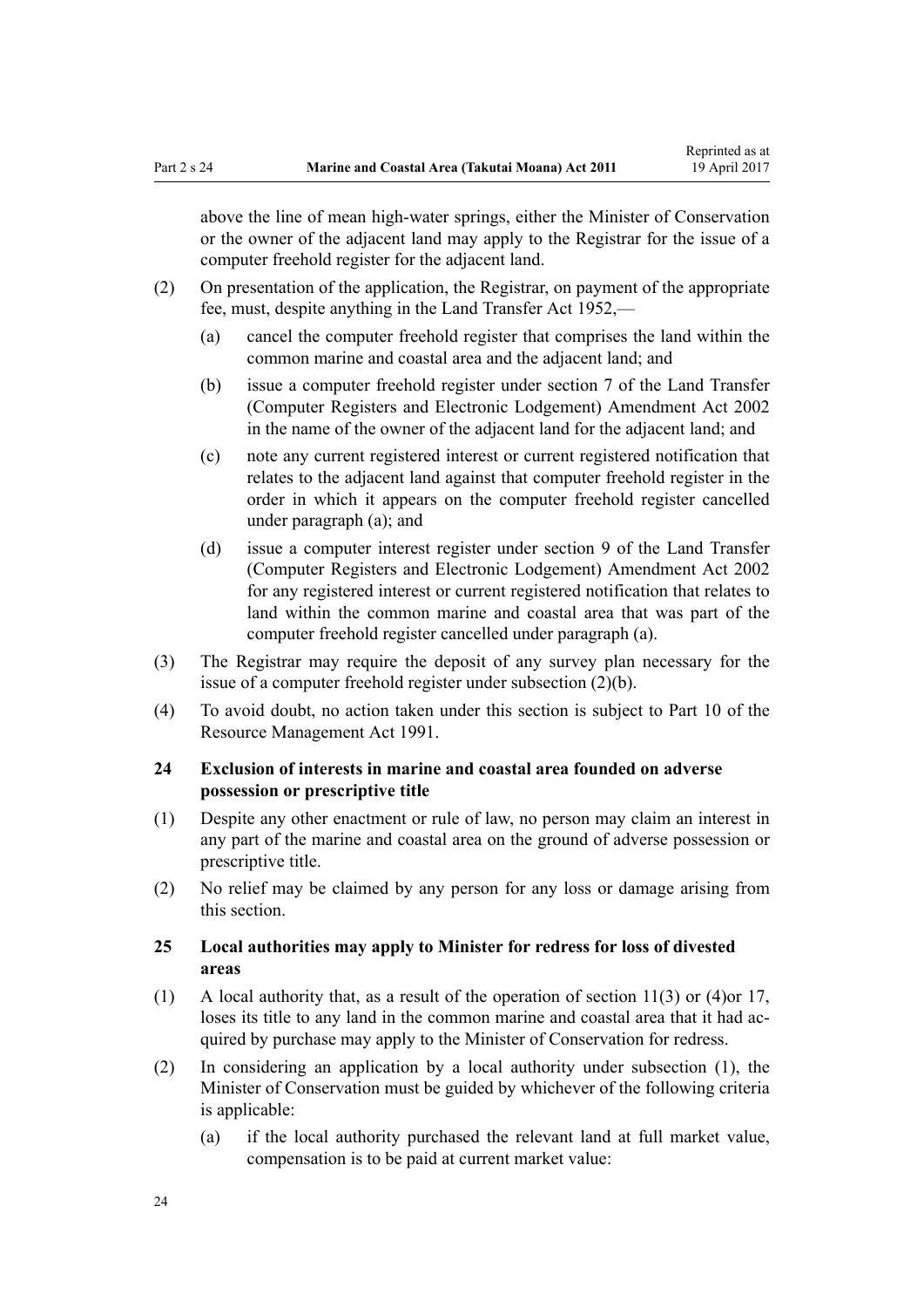above the line of mean high-water springs, either the Minister of Conservation or the owner of the adjacent land may apply to the Registrar for the issue of a computer freehold register for the adjacent land.

(2) On presentation of the application, the Registrar, on payment of the appropriate fee, must, despite anything in the Land Transfer Act 1952,—

(a) cancel the computer freehold register that comprises the land within the common marine and coastal area and the adjacent land; and

(b) issue a computer freehold register under section 7 of the Land Transfer (Computer Registers and Electronic Lodgement) Amendment Act 2002 in the name of the owner of the adjacent land for the adjacent land; and

(c) note any current registered interest or current registered notification that relates to the adjacent land against that computer freehold register in the order in which it appears on the computer freehold register cancelled under paragraph (a); and

(d) issue a computer interest register under section 9 of the Land Transfer (Computer Registers and Electronic Lodgement) Amendment Act 2002 for any registered interest or current registered notification that relates to land within the common marine and coastal area that was part of the computer freehold register cancelled under paragraph (a).

(3) The Registrar may require the deposit of any survey plan necessary for the issue of a computer freehold register under subsection (2)(b).

(4) To avoid doubt, no action taken under this section is subject to Part 10 of the Resource Management Act 1991.

### 24 Exclusion of interests in marine and coastal area founded on adverse possession or prescriptive title

(1) Despite any other enactment or rule of law, no person may claim an interest in any part of the marine and coastal area on the ground of adverse possession or prescriptive title.

(2) No relief may be claimed by any person for any loss or damage arising from this section.

### 25 Local authorities may apply to Minister for redress for loss of divested areas

(1) A local authority that, as a result of the operation of section 11(3) or (4)or 17, loses its title to any land in the common marine and coastal area that it had acquired by purchase may apply to the Minister of Conservation for redress.

(2) In considering an application by a local authority under subsection (1), the Minister of Conservation must be guided by whichever of the following criteria is applicable:

(a) if the local authority purchased the relevant land at full market value, compensation is to be paid at current market value: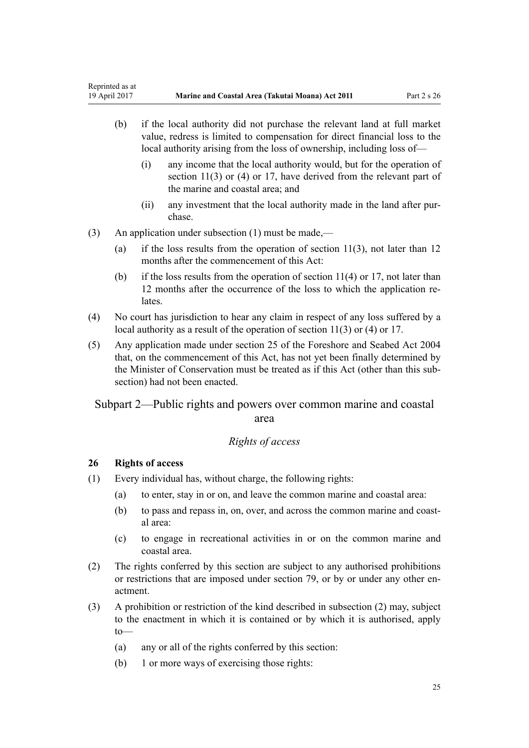(b) if the local authority did not purchase the relevant land at full market value, redress is limited to compensation for direct financial loss to the local authority arising from the loss of ownership, including loss of—

(i) any income that the local authority would, but for the operation of section 11(3) or (4) or 17, have derived from the relevant part of the marine and coastal area; and

(ii) any investment that the local authority made in the land after purchase.

(3) An application under subsection (1) must be made,—

(a) if the loss results from the operation of section 11(3), not later than 12 months after the commencement of this Act:

(b) if the loss results from the operation of section 11(4) or 17, not later than 12 months after the occurrence of the loss to which the application relates.

(4) No court has jurisdiction to hear any claim in respect of any loss suffered by a local authority as a result of the operation of section 11(3) or (4) or 17.

(5) Any application made under section 25 of the Foreshore and Seabed Act 2004 that, on the commencement of this Act, has not yet been finally determined by the Minister of Conservation must be treated as if this Act (other than this subsection) had not been enacted.

## Subpart 2—Public rights and powers over common marine and coastal area

*Rights of access*

### 26 Rights of access

(1) Every individual has, without charge, the following rights:

(a) to enter, stay in or on, and leave the common marine and coastal area:

(b) to pass and repass in, on, over, and across the common marine and coastal area:

(c) to engage in recreational activities in or on the common marine and coastal area.

(2) The rights conferred by this section are subject to any authorised prohibitions or restrictions that are imposed under section 79, or by or under any other enactment.

(3) A prohibition or restriction of the kind described in subsection (2) may, subject to the enactment in which it is contained or by which it is authorised, apply to—

(a) any or all of the rights conferred by this section:

(b) 1 or more ways of exercising those rights: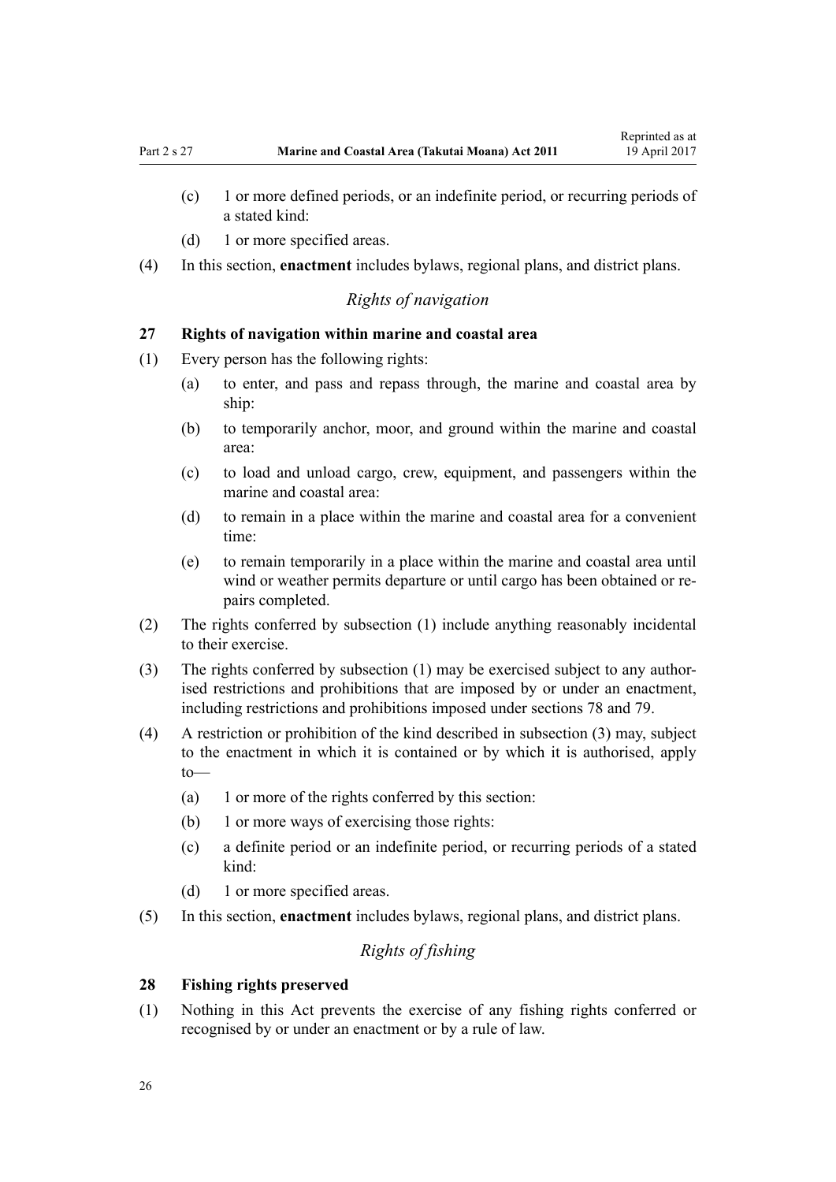(c) 1 or more defined periods, or an indefinite period, or recurring periods of a stated kind:

(d) 1 or more specified areas.

(4) In this section, **enactment** includes bylaws, regional plans, and district plans.

### *Rights of navigation*

**27 Rights of navigation within marine and coastal area**

(1) Every person has the following rights:

(a) to enter, and pass and repass through, the marine and coastal area by ship:

(b) to temporarily anchor, moor, and ground within the marine and coastal area:

(c) to load and unload cargo, crew, equipment, and passengers within the marine and coastal area:

(d) to remain in a place within the marine and coastal area for a convenient time:

(e) to remain temporarily in a place within the marine and coastal area until wind or weather permits departure or until cargo has been obtained or repairs completed.

(2) The rights conferred by subsection (1) include anything reasonably incidental to their exercise.

(3) The rights conferred by subsection (1) may be exercised subject to any authorised restrictions and prohibitions that are imposed by or under an enactment, including restrictions and prohibitions imposed under sections 78 and 79.

(4) A restriction or prohibition of the kind described in subsection (3) may, subject to the enactment in which it is contained or by which it is authorised, apply to—

(a) 1 or more of the rights conferred by this section:

(b) 1 or more ways of exercising those rights:

(c) a definite period or an indefinite period, or recurring periods of a stated kind:

(d) 1 or more specified areas.

(5) In this section, **enactment** includes bylaws, regional plans, and district plans.

### *Rights of fishing*

**28 Fishing rights preserved**

(1) Nothing in this Act prevents the exercise of any fishing rights conferred or recognised by or under an enactment or by a rule of law.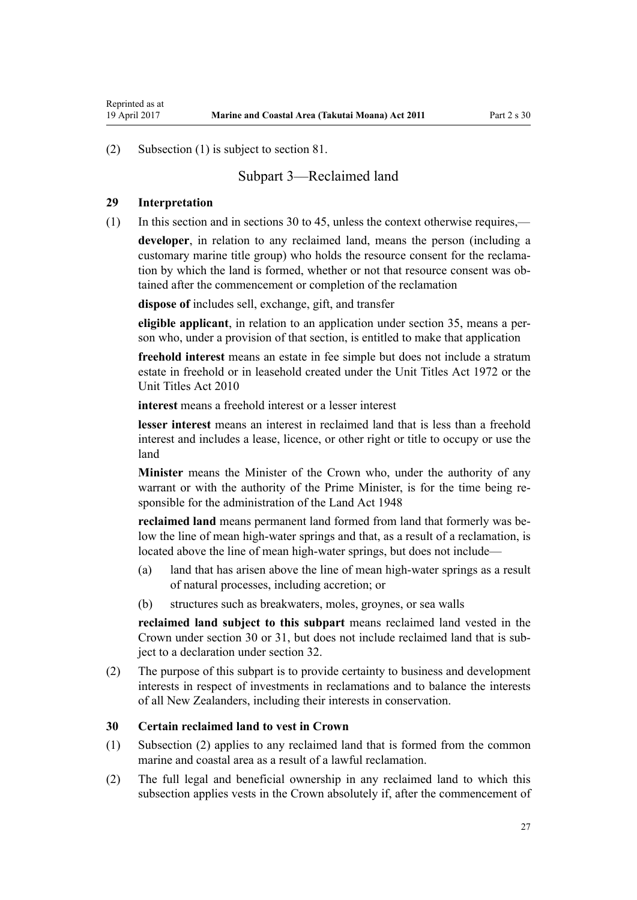(2) Subsection (1) is subject to section 81.

## Subpart 3—Reclaimed land

### 29 Interpretation

(1) In this section and in sections 30 to 45, unless the context otherwise requires,—

**developer**, in relation to any reclaimed land, means the person (including a customary marine title group) who holds the resource consent for the reclamation by which the land is formed, whether or not that resource consent was obtained after the commencement or completion of the reclamation

**dispose of** includes sell, exchange, gift, and transfer

**eligible applicant**, in relation to an application under section 35, means a person who, under a provision of that section, is entitled to make that application

**freehold interest** means an estate in fee simple but does not include a stratum estate in freehold or in leasehold created under the Unit Titles Act 1972 or the Unit Titles Act 2010

**interest** means a freehold interest or a lesser interest

**lesser interest** means an interest in reclaimed land that is less than a freehold interest and includes a lease, licence, or other right or title to occupy or use the land

**Minister** means the Minister of the Crown who, under the authority of any warrant or with the authority of the Prime Minister, is for the time being responsible for the administration of the Land Act 1948

**reclaimed land** means permanent land formed from land that formerly was below the line of mean high-water springs and that, as a result of a reclamation, is located above the line of mean high-water springs, but does not include—

(a) land that has arisen above the line of mean high-water springs as a result of natural processes, including accretion; or

(b) structures such as breakwaters, moles, groynes, or sea walls

**reclaimed land subject to this subpart** means reclaimed land vested in the Crown under section 30 or 31, but does not include reclaimed land that is subject to a declaration under section 32.

(2) The purpose of this subpart is to provide certainty to business and development interests in respect of investments in reclamations and to balance the interests of all New Zealanders, including their interests in conservation.

### 30 Certain reclaimed land to vest in Crown

(1) Subsection (2) applies to any reclaimed land that is formed from the common marine and coastal area as a result of a lawful reclamation.

(2) The full legal and beneficial ownership in any reclaimed land to which this subsection applies vests in the Crown absolutely if, after the commencement of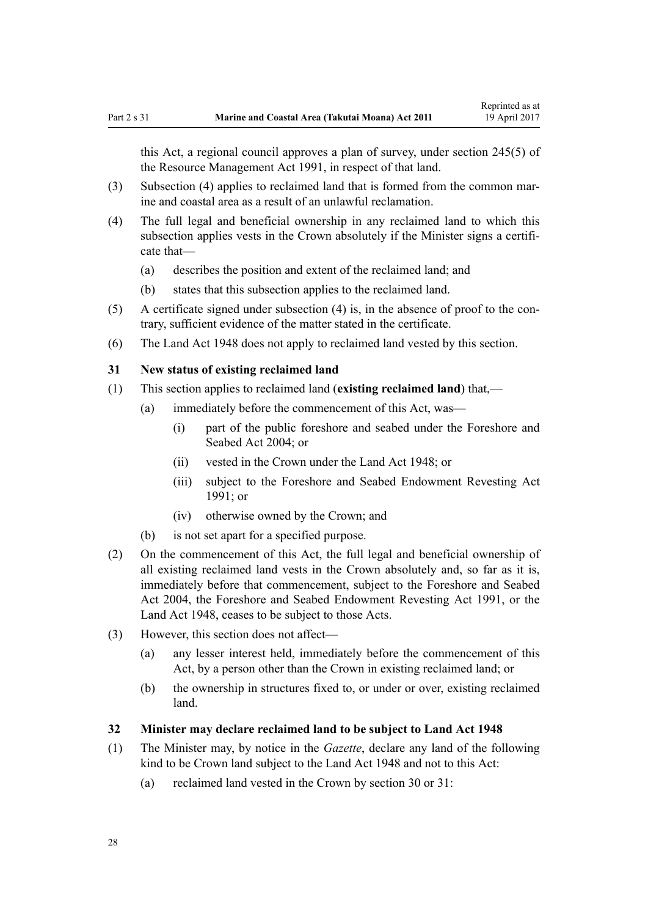this Act, a regional council approves a plan of survey, under section 245(5) of the Resource Management Act 1991, in respect of that land.

(3) Subsection (4) applies to reclaimed land that is formed from the common marine and coastal area as a result of an unlawful reclamation.

(4) The full legal and beneficial ownership in any reclaimed land to which this subsection applies vests in the Crown absolutely if the Minister signs a certificate that—

   (a) describes the position and extent of the reclaimed land; and

   (b) states that this subsection applies to the reclaimed land.

(5) A certificate signed under subsection (4) is, in the absence of proof to the contrary, sufficient evidence of the matter stated in the certificate.

(6) The Land Act 1948 does not apply to reclaimed land vested by this section.

### 31 New status of existing reclaimed land

(1) This section applies to reclaimed land (**existing reclaimed land**) that,—

   (a) immediately before the commencement of this Act, was—

      (i) part of the public foreshore and seabed under the Foreshore and Seabed Act 2004; or

      (ii) vested in the Crown under the Land Act 1948; or

      (iii) subject to the Foreshore and Seabed Endowment Revesting Act 1991; or

      (iv) otherwise owned by the Crown; and

   (b) is not set apart for a specified purpose.

(2) On the commencement of this Act, the full legal and beneficial ownership of all existing reclaimed land vests in the Crown absolutely and, so far as it is, immediately before that commencement, subject to the Foreshore and Seabed Act 2004, the Foreshore and Seabed Endowment Revesting Act 1991, or the Land Act 1948, ceases to be subject to those Acts.

(3) However, this section does not affect—

   (a) any lesser interest held, immediately before the commencement of this Act, by a person other than the Crown in existing reclaimed land; or

   (b) the ownership in structures fixed to, or under or over, existing reclaimed land.

### 32 Minister may declare reclaimed land to be subject to Land Act 1948

(1) The Minister may, by notice in the *Gazette*, declare any land of the following kind to be Crown land subject to the Land Act 1948 and not to this Act:

   (a) reclaimed land vested in the Crown by section 30 or 31: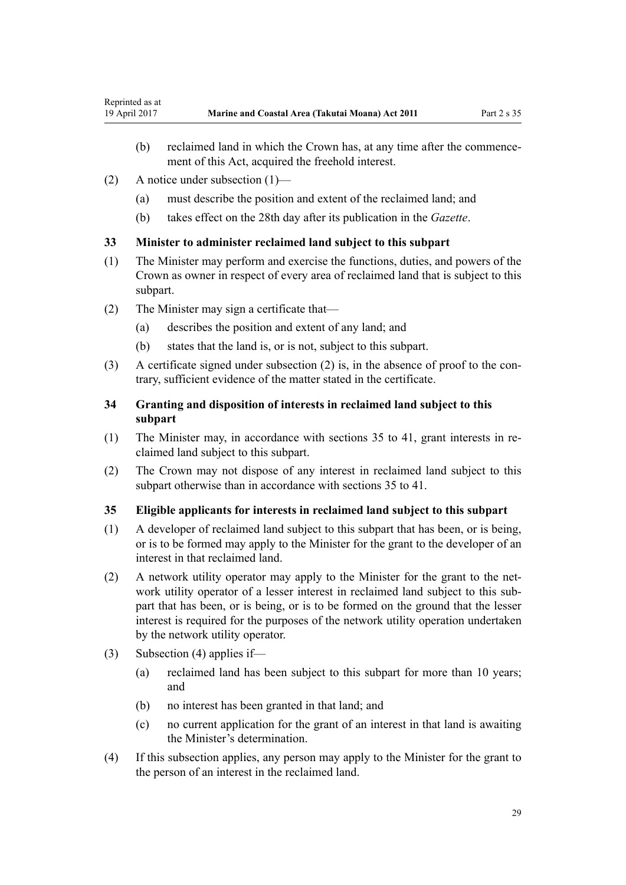(b) reclaimed land in which the Crown has, at any time after the commencement of this Act, acquired the freehold interest.

(2) A notice under subsection (1)—

(a) must describe the position and extent of the reclaimed land; and

(b) takes effect on the 28th day after its publication in the *Gazette*.

### 33 Minister to administer reclaimed land subject to this subpart

(1) The Minister may perform and exercise the functions, duties, and powers of the Crown as owner in respect of every area of reclaimed land that is subject to this subpart.

(2) The Minister may sign a certificate that—

(a) describes the position and extent of any land; and

(b) states that the land is, or is not, subject to this subpart.

(3) A certificate signed under subsection (2) is, in the absence of proof to the contrary, sufficient evidence of the matter stated in the certificate.

### 34 Granting and disposition of interests in reclaimed land subject to this subpart

(1) The Minister may, in accordance with sections 35 to 41, grant interests in reclaimed land subject to this subpart.

(2) The Crown may not dispose of any interest in reclaimed land subject to this subpart otherwise than in accordance with sections 35 to 41.

### 35 Eligible applicants for interests in reclaimed land subject to this subpart

(1) A developer of reclaimed land subject to this subpart that has been, or is being, or is to be formed may apply to the Minister for the grant to the developer of an interest in that reclaimed land.

(2) A network utility operator may apply to the Minister for the grant to the network utility operator of a lesser interest in reclaimed land subject to this subpart that has been, or is being, or is to be formed on the ground that the lesser interest is required for the purposes of the network utility operation undertaken by the network utility operator.

(3) Subsection (4) applies if—

(a) reclaimed land has been subject to this subpart for more than 10 years; and

(b) no interest has been granted in that land; and

(c) no current application for the grant of an interest in that land is awaiting the Minister's determination.

(4) If this subsection applies, any person may apply to the Minister for the grant to the person of an interest in the reclaimed land.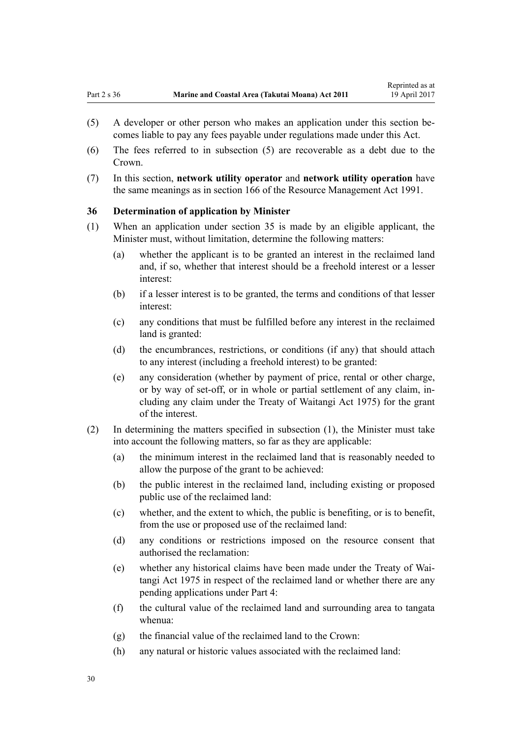(5) A developer or other person who makes an application under this section becomes liable to pay any fees payable under regulations made under this Act.

(6) The fees referred to in subsection (5) are recoverable as a debt due to the Crown.

(7) In this section, **network utility operator** and **network utility operation** have the same meanings as in section 166 of the Resource Management Act 1991.

### 36 Determination of application by Minister

(1) When an application under section 35 is made by an eligible applicant, the Minister must, without limitation, determine the following matters:

  (a) whether the applicant is to be granted an interest in the reclaimed land and, if so, whether that interest should be a freehold interest or a lesser interest:

  (b) if a lesser interest is to be granted, the terms and conditions of that lesser interest:

  (c) any conditions that must be fulfilled before any interest in the reclaimed land is granted:

  (d) the encumbrances, restrictions, or conditions (if any) that should attach to any interest (including a freehold interest) to be granted:

  (e) any consideration (whether by payment of price, rental or other charge, or by way of set-off, or in whole or partial settlement of any claim, including any claim under the Treaty of Waitangi Act 1975) for the grant of the interest.

(2) In determining the matters specified in subsection (1), the Minister must take into account the following matters, so far as they are applicable:

  (a) the minimum interest in the reclaimed land that is reasonably needed to allow the purpose of the grant to be achieved:

  (b) the public interest in the reclaimed land, including existing or proposed public use of the reclaimed land:

  (c) whether, and the extent to which, the public is benefiting, or is to benefit, from the use or proposed use of the reclaimed land:

  (d) any conditions or restrictions imposed on the resource consent that authorised the reclamation:

  (e) whether any historical claims have been made under the Treaty of Waitangi Act 1975 in respect of the reclaimed land or whether there are any pending applications under Part 4:

  (f) the cultural value of the reclaimed land and surrounding area to tangata whenua:

  (g) the financial value of the reclaimed land to the Crown:

  (h) any natural or historic values associated with the reclaimed land: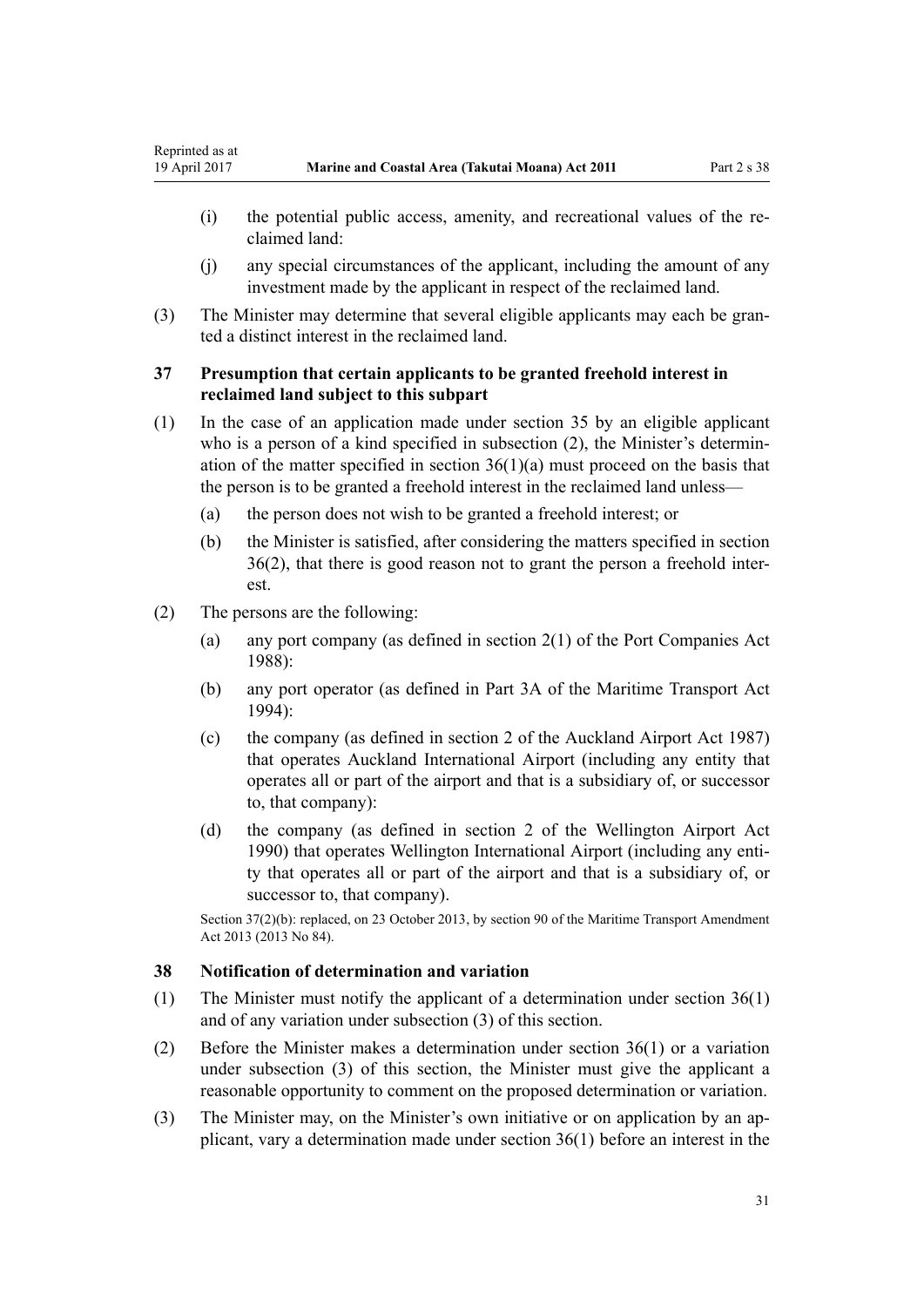(i) the potential public access, amenity, and recreational values of the reclaimed land:

(j) any special circumstances of the applicant, including the amount of any investment made by the applicant in respect of the reclaimed land.

(3) The Minister may determine that several eligible applicants may each be granted a distinct interest in the reclaimed land.

### 37 Presumption that certain applicants to be granted freehold interest in reclaimed land subject to this subpart

(1) In the case of an application made under section 35 by an eligible applicant who is a person of a kind specified in subsection (2), the Minister's determination of the matter specified in section 36(1)(a) must proceed on the basis that the person is to be granted a freehold interest in the reclaimed land unless—

(a) the person does not wish to be granted a freehold interest; or

(b) the Minister is satisfied, after considering the matters specified in section 36(2), that there is good reason not to grant the person a freehold interest.

(2) The persons are the following:

(a) any port company (as defined in section 2(1) of the Port Companies Act 1988):

(b) any port operator (as defined in Part 3A of the Maritime Transport Act 1994):

(c) the company (as defined in section 2 of the Auckland Airport Act 1987) that operates Auckland International Airport (including any entity that operates all or part of the airport and that is a subsidiary of, or successor to, that company):

(d) the company (as defined in section 2 of the Wellington Airport Act 1990) that operates Wellington International Airport (including any entity that operates all or part of the airport and that is a subsidiary of, or successor to, that company).

Section 37(2)(b): replaced, on 23 October 2013, by section 90 of the Maritime Transport Amendment Act 2013 (2013 No 84).

### 38 Notification of determination and variation

(1) The Minister must notify the applicant of a determination under section 36(1) and of any variation under subsection (3) of this section.

(2) Before the Minister makes a determination under section 36(1) or a variation under subsection (3) of this section, the Minister must give the applicant a reasonable opportunity to comment on the proposed determination or variation.

(3) The Minister may, on the Minister's own initiative or on application by an applicant, vary a determination made under section 36(1) before an interest in the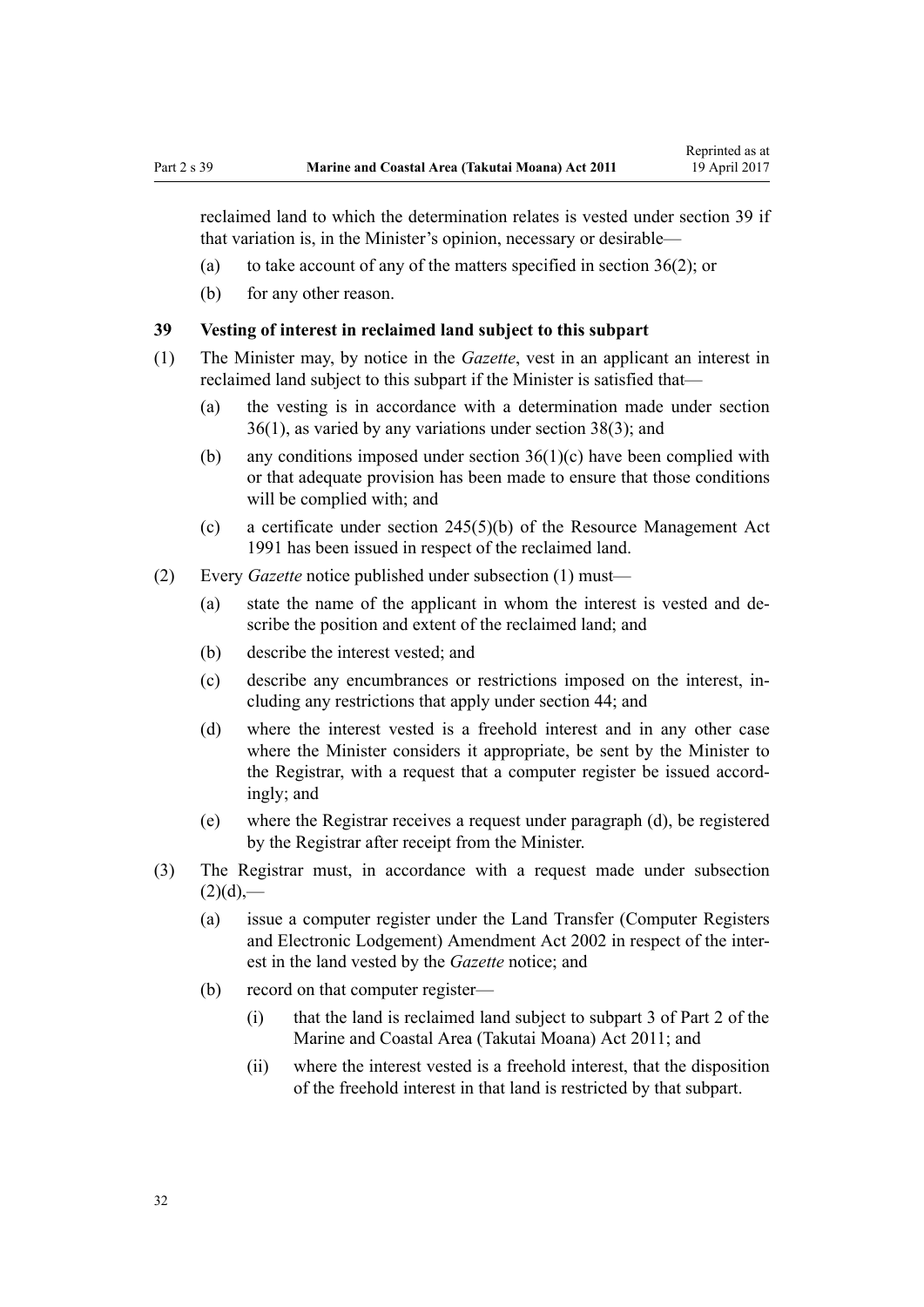reclaimed land to which the determination relates is vested under section 39 if that variation is, in the Minister's opinion, necessary or desirable—

(a) to take account of any of the matters specified in section 36(2); or

(b) for any other reason.

### 39 Vesting of interest in reclaimed land subject to this subpart

(1) The Minister may, by notice in the *Gazette*, vest in an applicant an interest in reclaimed land subject to this subpart if the Minister is satisfied that—

(a) the vesting is in accordance with a determination made under section 36(1), as varied by any variations under section 38(3); and

(b) any conditions imposed under section 36(1)(c) have been complied with or that adequate provision has been made to ensure that those conditions will be complied with; and

(c) a certificate under section 245(5)(b) of the Resource Management Act 1991 has been issued in respect of the reclaimed land.

(2) Every *Gazette* notice published under subsection (1) must—

(a) state the name of the applicant in whom the interest is vested and describe the position and extent of the reclaimed land; and

(b) describe the interest vested; and

(c) describe any encumbrances or restrictions imposed on the interest, including any restrictions that apply under section 44; and

(d) where the interest vested is a freehold interest and in any other case where the Minister considers it appropriate, be sent by the Minister to the Registrar, with a request that a computer register be issued accordingly; and

(e) where the Registrar receives a request under paragraph (d), be registered by the Registrar after receipt from the Minister.

(3) The Registrar must, in accordance with a request made under subsection (2)(d),—

(a) issue a computer register under the Land Transfer (Computer Registers and Electronic Lodgement) Amendment Act 2002 in respect of the interest in the land vested by the *Gazette* notice; and

(b) record on that computer register—

(i) that the land is reclaimed land subject to subpart 3 of Part 2 of the Marine and Coastal Area (Takutai Moana) Act 2011; and

(ii) where the interest vested is a freehold interest, that the disposition of the freehold interest in that land is restricted by that subpart.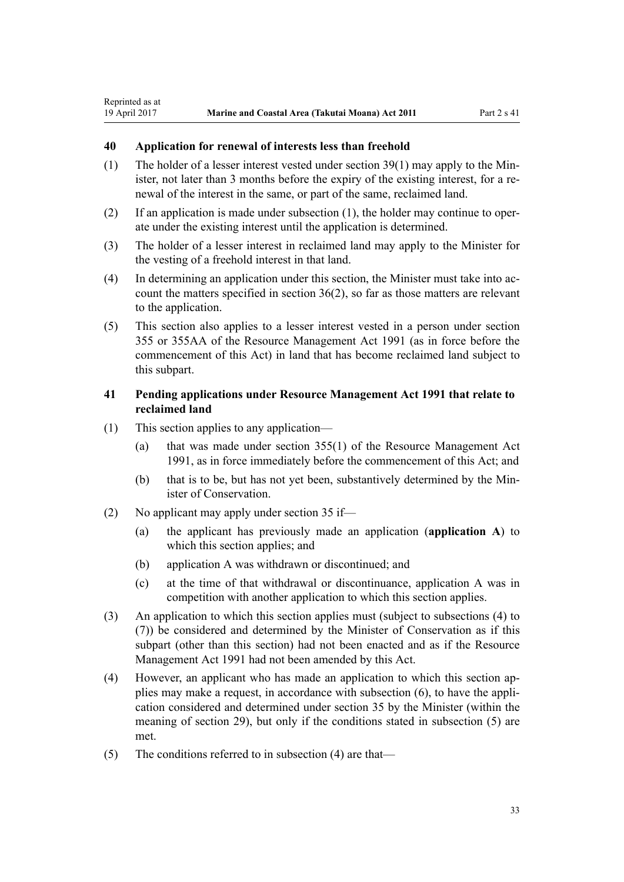## 40 Application for renewal of interests less than freehold

(1) The holder of a lesser interest vested under section 39(1) may apply to the Minister, not later than 3 months before the expiry of the existing interest, for a renewal of the interest in the same, or part of the same, reclaimed land.

(2) If an application is made under subsection (1), the holder may continue to operate under the existing interest until the application is determined.

(3) The holder of a lesser interest in reclaimed land may apply to the Minister for the vesting of a freehold interest in that land.

(4) In determining an application under this section, the Minister must take into account the matters specified in section 36(2), so far as those matters are relevant to the application.

(5) This section also applies to a lesser interest vested in a person under section 355 or 355AA of the Resource Management Act 1991 (as in force before the commencement of this Act) in land that has become reclaimed land subject to this subpart.

## 41 Pending applications under Resource Management Act 1991 that relate to reclaimed land

(1) This section applies to any application—

(a) that was made under section 355(1) of the Resource Management Act 1991, as in force immediately before the commencement of this Act; and

(b) that is to be, but has not yet been, substantively determined by the Minister of Conservation.

(2) No applicant may apply under section 35 if—

(a) the applicant has previously made an application (**application A**) to which this section applies; and

(b) application A was withdrawn or discontinued; and

(c) at the time of that withdrawal or discontinuance, application A was in competition with another application to which this section applies.

(3) An application to which this section applies must (subject to subsections (4) to (7)) be considered and determined by the Minister of Conservation as if this subpart (other than this section) had not been enacted and as if the Resource Management Act 1991 had not been amended by this Act.

(4) However, an applicant who has made an application to which this section applies may make a request, in accordance with subsection (6), to have the application considered and determined under section 35 by the Minister (within the meaning of section 29), but only if the conditions stated in subsection (5) are met.

(5) The conditions referred to in subsection (4) are that—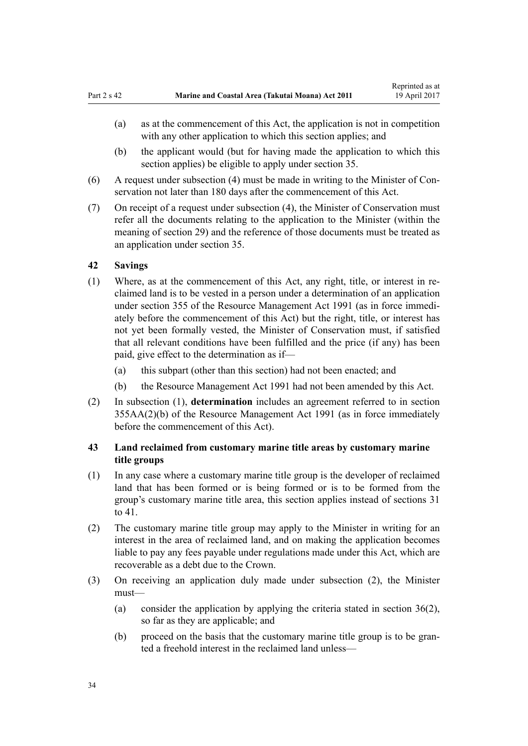(a) as at the commencement of this Act, the application is not in competition with any other application to which this section applies; and

(b) the applicant would (but for having made the application to which this section applies) be eligible to apply under section 35.

(6) A request under subsection (4) must be made in writing to the Minister of Conservation not later than 180 days after the commencement of this Act.

(7) On receipt of a request under subsection (4), the Minister of Conservation must refer all the documents relating to the application to the Minister (within the meaning of section 29) and the reference of those documents must be treated as an application under section 35.

### 42 Savings

(1) Where, as at the commencement of this Act, any right, title, or interest in reclaimed land is to be vested in a person under a determination of an application under section 355 of the Resource Management Act 1991 (as in force immediately before the commencement of this Act) but the right, title, or interest has not yet been formally vested, the Minister of Conservation must, if satisfied that all relevant conditions have been fulfilled and the price (if any) has been paid, give effect to the determination as if—

(a) this subpart (other than this section) had not been enacted; and

(b) the Resource Management Act 1991 had not been amended by this Act.

(2) In subsection (1), **determination** includes an agreement referred to in section 355AA(2)(b) of the Resource Management Act 1991 (as in force immediately before the commencement of this Act).

### 43 Land reclaimed from customary marine title areas by customary marine title groups

(1) In any case where a customary marine title group is the developer of reclaimed land that has been formed or is being formed or is to be formed from the group's customary marine title area, this section applies instead of sections 31 to 41.

(2) The customary marine title group may apply to the Minister in writing for an interest in the area of reclaimed land, and on making the application becomes liable to pay any fees payable under regulations made under this Act, which are recoverable as a debt due to the Crown.

(3) On receiving an application duly made under subsection (2), the Minister must—

(a) consider the application by applying the criteria stated in section 36(2), so far as they are applicable; and

(b) proceed on the basis that the customary marine title group is to be granted a freehold interest in the reclaimed land unless—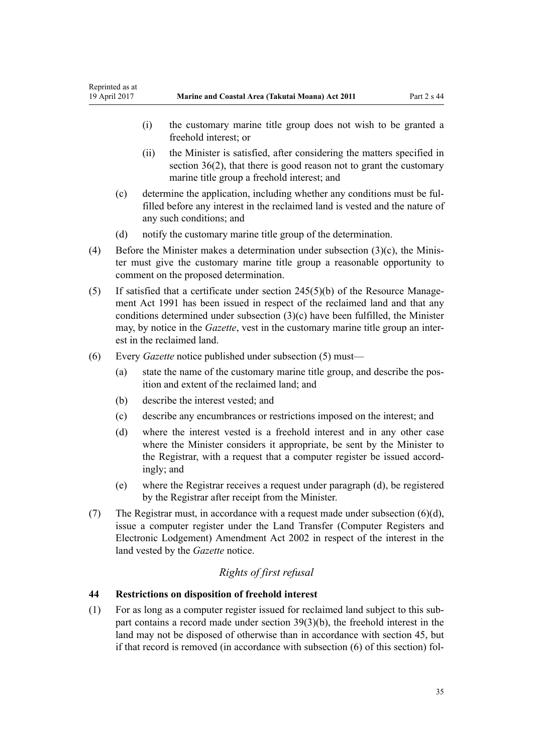(i) the customary marine title group does not wish to be granted a freehold interest; or

(ii) the Minister is satisfied, after considering the matters specified in section 36(2), that there is good reason not to grant the customary marine title group a freehold interest; and

(c) determine the application, including whether any conditions must be fulfilled before any interest in the reclaimed land is vested and the nature of any such conditions; and

(d) notify the customary marine title group of the determination.

(4) Before the Minister makes a determination under subsection (3)(c), the Minister must give the customary marine title group a reasonable opportunity to comment on the proposed determination.

(5) If satisfied that a certificate under section 245(5)(b) of the Resource Management Act 1991 has been issued in respect of the reclaimed land and that any conditions determined under subsection (3)(c) have been fulfilled, the Minister may, by notice in the *Gazette*, vest in the customary marine title group an interest in the reclaimed land.

(6) Every *Gazette* notice published under subsection (5) must—

(a) state the name of the customary marine title group, and describe the position and extent of the reclaimed land; and

(b) describe the interest vested; and

(c) describe any encumbrances or restrictions imposed on the interest; and

(d) where the interest vested is a freehold interest and in any other case where the Minister considers it appropriate, be sent by the Minister to the Registrar, with a request that a computer register be issued accordingly; and

(e) where the Registrar receives a request under paragraph (d), be registered by the Registrar after receipt from the Minister.

(7) The Registrar must, in accordance with a request made under subsection (6)(d), issue a computer register under the Land Transfer (Computer Registers and Electronic Lodgement) Amendment Act 2002 in respect of the interest in the land vested by the *Gazette* notice.

*Rights of first refusal*

### 44 Restrictions on disposition of freehold interest

(1) For as long as a computer register issued for reclaimed land subject to this subpart contains a record made under section 39(3)(b), the freehold interest in the land may not be disposed of otherwise than in accordance with section 45, but if that record is removed (in accordance with subsection (6) of this section) fol-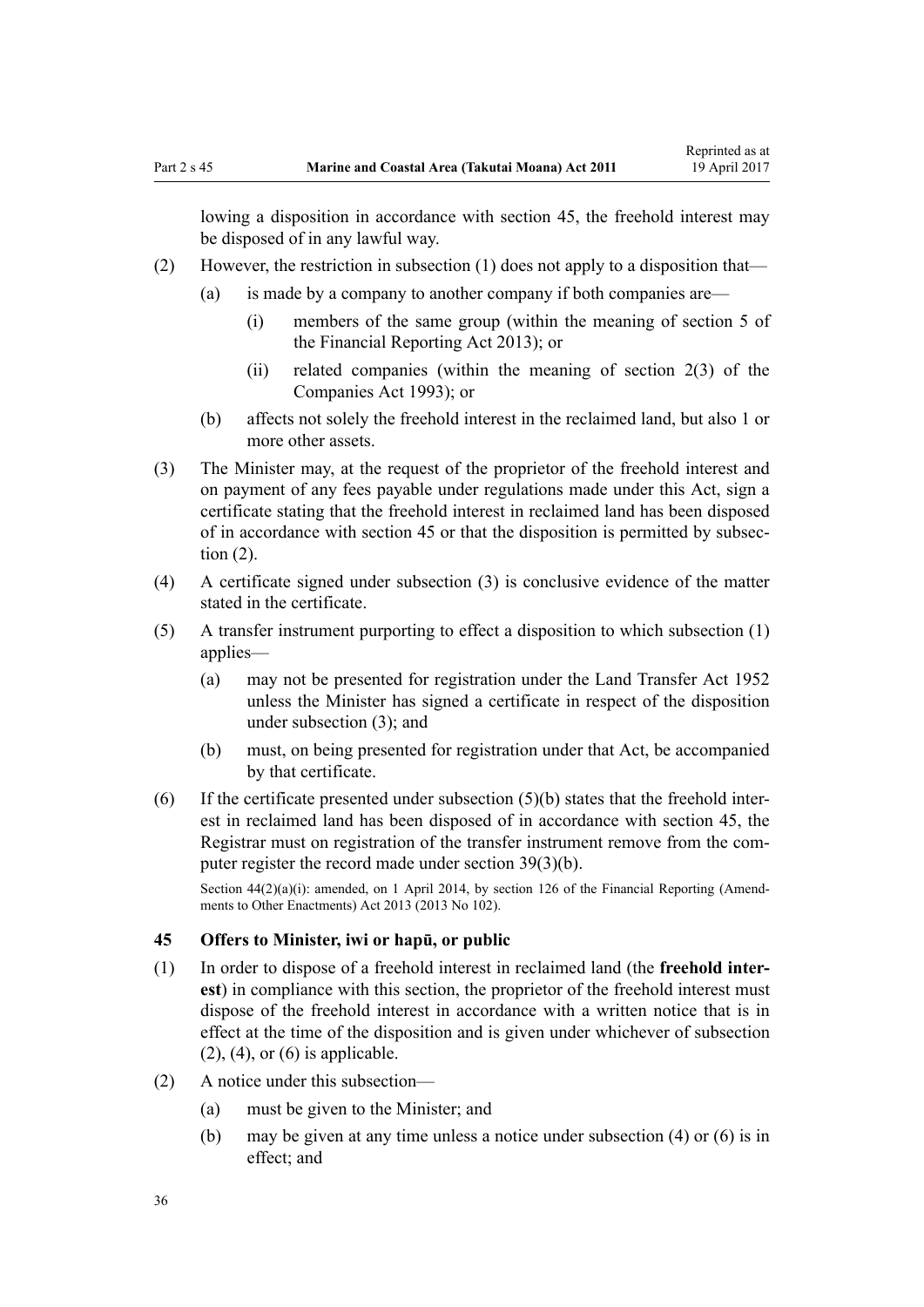lowing a disposition in accordance with section 45, the freehold interest may be disposed of in any lawful way.

(2) However, the restriction in subsection (1) does not apply to a disposition that—

  (a) is made by a company to another company if both companies are—

    (i) members of the same group (within the meaning of section 5 of the Financial Reporting Act 2013); or

    (ii) related companies (within the meaning of section 2(3) of the Companies Act 1993); or

  (b) affects not solely the freehold interest in the reclaimed land, but also 1 or more other assets.

(3) The Minister may, at the request of the proprietor of the freehold interest and on payment of any fees payable under regulations made under this Act, sign a certificate stating that the freehold interest in reclaimed land has been disposed of in accordance with section 45 or that the disposition is permitted by subsection (2).

(4) A certificate signed under subsection (3) is conclusive evidence of the matter stated in the certificate.

(5) A transfer instrument purporting to effect a disposition to which subsection (1) applies—

  (a) may not be presented for registration under the Land Transfer Act 1952 unless the Minister has signed a certificate in respect of the disposition under subsection (3); and

  (b) must, on being presented for registration under that Act, be accompanied by that certificate.

(6) If the certificate presented under subsection (5)(b) states that the freehold interest in reclaimed land has been disposed of in accordance with section 45, the Registrar must on registration of the transfer instrument remove from the computer register the record made under section 39(3)(b).

Section 44(2)(a)(i): amended, on 1 April 2014, by section 126 of the Financial Reporting (Amendments to Other Enactments) Act 2013 (2013 No 102).

### 45 Offers to Minister, iwi or hapū, or public

(1) In order to dispose of a freehold interest in reclaimed land (the **freehold interest**) in compliance with this section, the proprietor of the freehold interest must dispose of the freehold interest in accordance with a written notice that is in effect at the time of the disposition and is given under whichever of subsection (2), (4), or (6) is applicable.

(2) A notice under this subsection—

  (a) must be given to the Minister; and

  (b) may be given at any time unless a notice under subsection (4) or (6) is in effect; and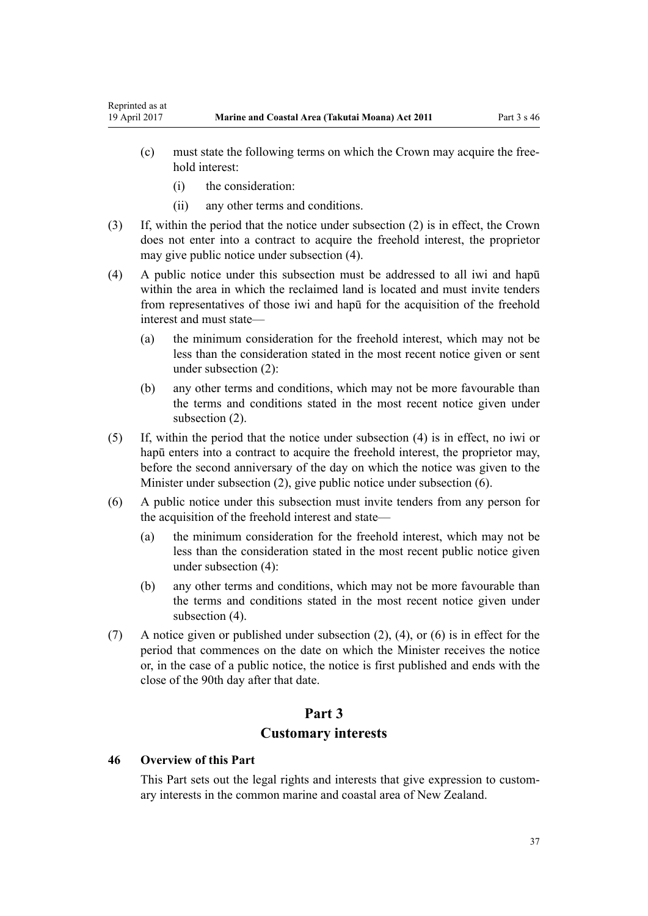(c) must state the following terms on which the Crown may acquire the freehold interest:

  (i) the consideration:

  (ii) any other terms and conditions.

(3) If, within the period that the notice under subsection (2) is in effect, the Crown does not enter into a contract to acquire the freehold interest, the proprietor may give public notice under subsection (4).

(4) A public notice under this subsection must be addressed to all iwi and hapū within the area in which the reclaimed land is located and must invite tenders from representatives of those iwi and hapū for the acquisition of the freehold interest and must state—

  (a) the minimum consideration for the freehold interest, which may not be less than the consideration stated in the most recent notice given or sent under subsection (2):

  (b) any other terms and conditions, which may not be more favourable than the terms and conditions stated in the most recent notice given under subsection (2).

(5) If, within the period that the notice under subsection (4) is in effect, no iwi or hapū enters into a contract to acquire the freehold interest, the proprietor may, before the second anniversary of the day on which the notice was given to the Minister under subsection (2), give public notice under subsection (6).

(6) A public notice under this subsection must invite tenders from any person for the acquisition of the freehold interest and state—

  (a) the minimum consideration for the freehold interest, which may not be less than the consideration stated in the most recent public notice given under subsection (4):

  (b) any other terms and conditions, which may not be more favourable than the terms and conditions stated in the most recent notice given under subsection (4).

(7) A notice given or published under subsection (2), (4), or (6) is in effect for the period that commences on the date on which the Minister receives the notice or, in the case of a public notice, the notice is first published and ends with the close of the 90th day after that date.

# Part 3
# Customary interests

### 46 Overview of this Part

This Part sets out the legal rights and interests that give expression to customary interests in the common marine and coastal area of New Zealand.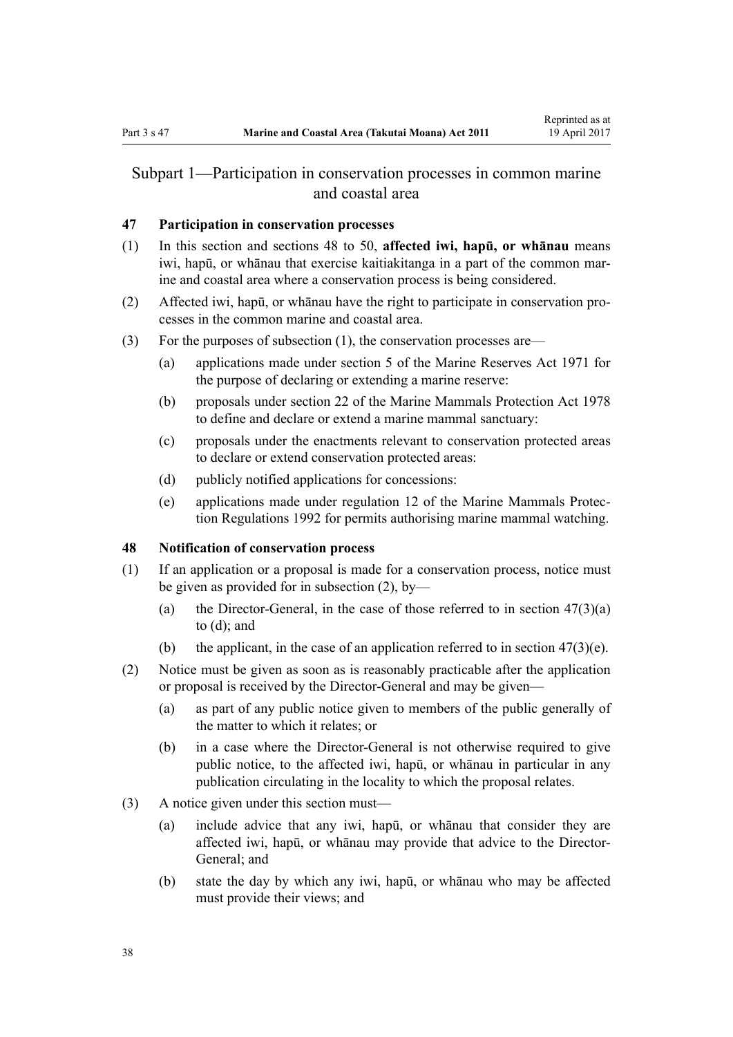## Subpart 1—Participation in conservation processes in common marine and coastal area

### 47 Participation in conservation processes

(1) In this section and sections 48 to 50, **affected iwi, hapū, or whānau** means iwi, hapū, or whānau that exercise kaitiakitanga in a part of the common marine and coastal area where a conservation process is being considered.

(2) Affected iwi, hapū, or whānau have the right to participate in conservation processes in the common marine and coastal area.

(3) For the purposes of subsection (1), the conservation processes are—

- (a) applications made under section 5 of the Marine Reserves Act 1971 for the purpose of declaring or extending a marine reserve:
- (b) proposals under section 22 of the Marine Mammals Protection Act 1978 to define and declare or extend a marine mammal sanctuary:
- (c) proposals under the enactments relevant to conservation protected areas to declare or extend conservation protected areas:
- (d) publicly notified applications for concessions:
- (e) applications made under regulation 12 of the Marine Mammals Protection Regulations 1992 for permits authorising marine mammal watching.

### 48 Notification of conservation process

(1) If an application or a proposal is made for a conservation process, notice must be given as provided for in subsection (2), by—

- (a) the Director-General, in the case of those referred to in section 47(3)(a) to (d); and
- (b) the applicant, in the case of an application referred to in section 47(3)(e).

(2) Notice must be given as soon as is reasonably practicable after the application or proposal is received by the Director-General and may be given—

- (a) as part of any public notice given to members of the public generally of the matter to which it relates; or
- (b) in a case where the Director-General is not otherwise required to give public notice, to the affected iwi, hapū, or whānau in particular in any publication circulating in the locality to which the proposal relates.

(3) A notice given under this section must—

- (a) include advice that any iwi, hapū, or whānau that consider they are affected iwi, hapū, or whānau may provide that advice to the Director-General; and
- (b) state the day by which any iwi, hapū, or whānau who may be affected must provide their views; and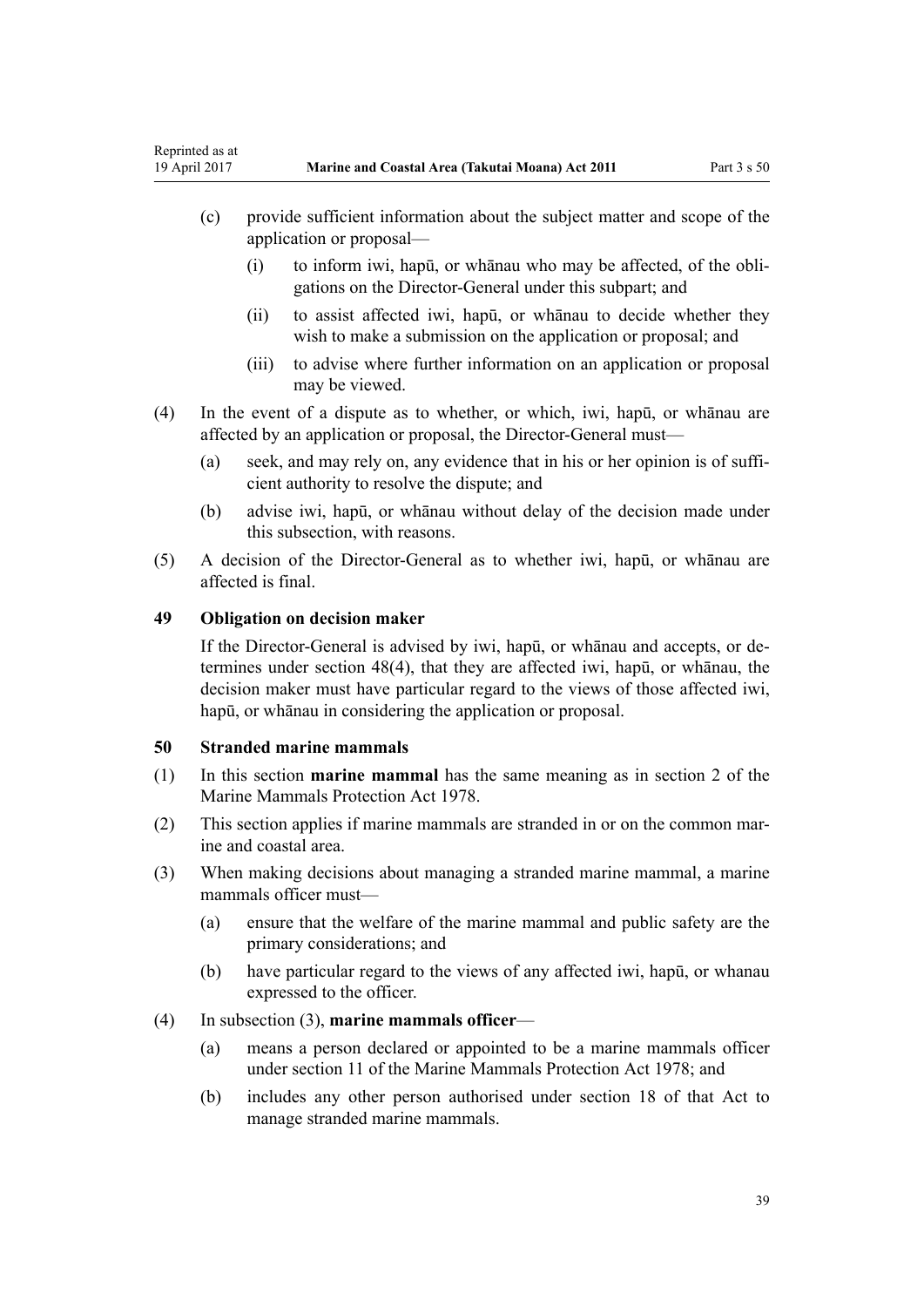(c) provide sufficient information about the subject matter and scope of the application or proposal—

  (i) to inform iwi, hapū, or whānau who may be affected, of the obligations on the Director-General under this subpart; and

  (ii) to assist affected iwi, hapū, or whānau to decide whether they wish to make a submission on the application or proposal; and

  (iii) to advise where further information on an application or proposal may be viewed.

(4) In the event of a dispute as to whether, or which, iwi, hapū, or whānau are affected by an application or proposal, the Director-General must—

  (a) seek, and may rely on, any evidence that in his or her opinion is of sufficient authority to resolve the dispute; and

  (b) advise iwi, hapū, or whānau without delay of the decision made under this subsection, with reasons.

(5) A decision of the Director-General as to whether iwi, hapū, or whānau are affected is final.

### 49 Obligation on decision maker

If the Director-General is advised by iwi, hapū, or whānau and accepts, or determines under section 48(4), that they are affected iwi, hapū, or whānau, the decision maker must have particular regard to the views of those affected iwi, hapū, or whānau in considering the application or proposal.

### 50 Stranded marine mammals

(1) In this section **marine mammal** has the same meaning as in section 2 of the Marine Mammals Protection Act 1978.

(2) This section applies if marine mammals are stranded in or on the common marine and coastal area.

(3) When making decisions about managing a stranded marine mammal, a marine mammals officer must—

  (a) ensure that the welfare of the marine mammal and public safety are the primary considerations; and

  (b) have particular regard to the views of any affected iwi, hapū, or whanau expressed to the officer.

(4) In subsection (3), **marine mammals officer**—

  (a) means a person declared or appointed to be a marine mammals officer under section 11 of the Marine Mammals Protection Act 1978; and

  (b) includes any other person authorised under section 18 of that Act to manage stranded marine mammals.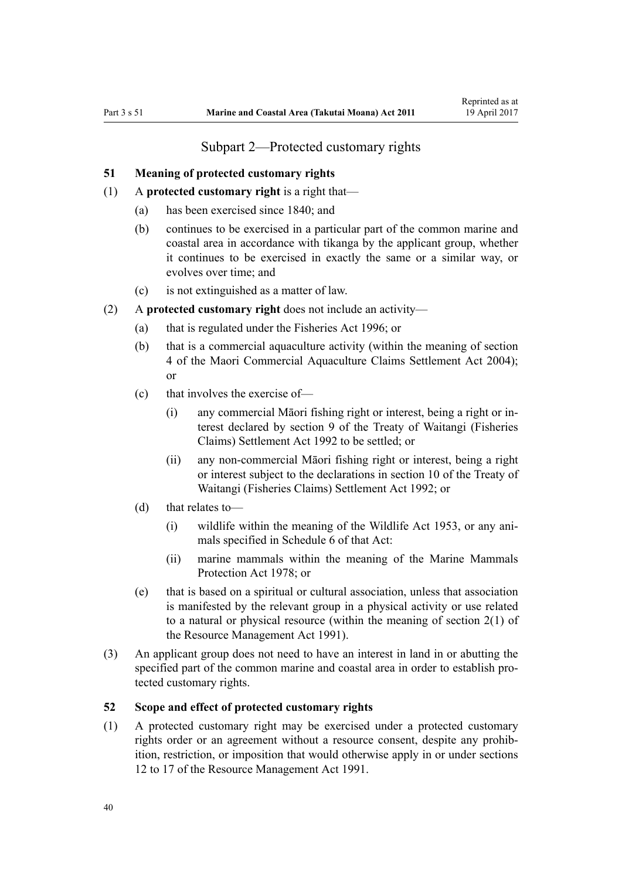## Subpart 2—Protected customary rights

### 51 Meaning of protected customary rights

(1) A **protected customary right** is a right that—

(a) has been exercised since 1840; and

(b) continues to be exercised in a particular part of the common marine and coastal area in accordance with tikanga by the applicant group, whether it continues to be exercised in exactly the same or a similar way, or evolves over time; and

(c) is not extinguished as a matter of law.

(2) A **protected customary right** does not include an activity—

(a) that is regulated under the Fisheries Act 1996; or

(b) that is a commercial aquaculture activity (within the meaning of section 4 of the Maori Commercial Aquaculture Claims Settlement Act 2004); or

(c) that involves the exercise of—

(i) any commercial Māori fishing right or interest, being a right or interest declared by section 9 of the Treaty of Waitangi (Fisheries Claims) Settlement Act 1992 to be settled; or

(ii) any non-commercial Māori fishing right or interest, being a right or interest subject to the declarations in section 10 of the Treaty of Waitangi (Fisheries Claims) Settlement Act 1992; or

(d) that relates to—

(i) wildlife within the meaning of the Wildlife Act 1953, or any animals specified in Schedule 6 of that Act:

(ii) marine mammals within the meaning of the Marine Mammals Protection Act 1978; or

(e) that is based on a spiritual or cultural association, unless that association is manifested by the relevant group in a physical activity or use related to a natural or physical resource (within the meaning of section 2(1) of the Resource Management Act 1991).

(3) An applicant group does not need to have an interest in land in or abutting the specified part of the common marine and coastal area in order to establish protected customary rights.

### 52 Scope and effect of protected customary rights

(1) A protected customary right may be exercised under a protected customary rights order or an agreement without a resource consent, despite any prohibition, restriction, or imposition that would otherwise apply in or under sections 12 to 17 of the Resource Management Act 1991.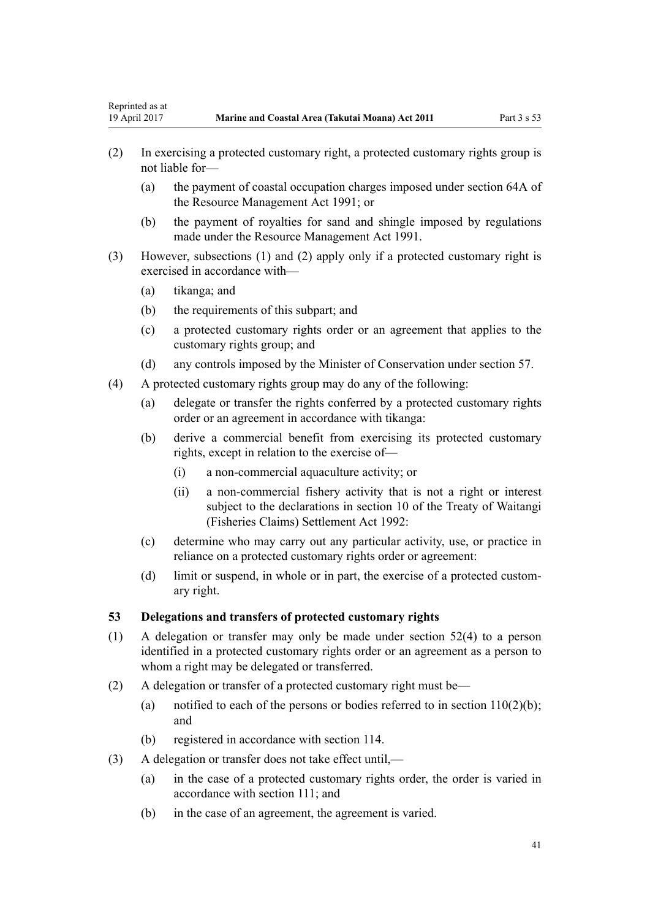(2) In exercising a protected customary right, a protected customary rights group is not liable for—

   (a) the payment of coastal occupation charges imposed under section 64A of the Resource Management Act 1991; or

   (b) the payment of royalties for sand and shingle imposed by regulations made under the Resource Management Act 1991.

(3) However, subsections (1) and (2) apply only if a protected customary right is exercised in accordance with—

   (a) tikanga; and

   (b) the requirements of this subpart; and

   (c) a protected customary rights order or an agreement that applies to the customary rights group; and

   (d) any controls imposed by the Minister of Conservation under section 57.

(4) A protected customary rights group may do any of the following:

   (a) delegate or transfer the rights conferred by a protected customary rights order or an agreement in accordance with tikanga:

   (b) derive a commercial benefit from exercising its protected customary rights, except in relation to the exercise of—

      (i) a non-commercial aquaculture activity; or

      (ii) a non-commercial fishery activity that is not a right or interest subject to the declarations in section 10 of the Treaty of Waitangi (Fisheries Claims) Settlement Act 1992:

   (c) determine who may carry out any particular activity, use, or practice in reliance on a protected customary rights order or agreement:

   (d) limit or suspend, in whole or in part, the exercise of a protected customary right.

### 53 Delegations and transfers of protected customary rights

(1) A delegation or transfer may only be made under section 52(4) to a person identified in a protected customary rights order or an agreement as a person to whom a right may be delegated or transferred.

(2) A delegation or transfer of a protected customary right must be—

   (a) notified to each of the persons or bodies referred to in section 110(2)(b); and

   (b) registered in accordance with section 114.

(3) A delegation or transfer does not take effect until,—

   (a) in the case of a protected customary rights order, the order is varied in accordance with section 111; and

   (b) in the case of an agreement, the agreement is varied.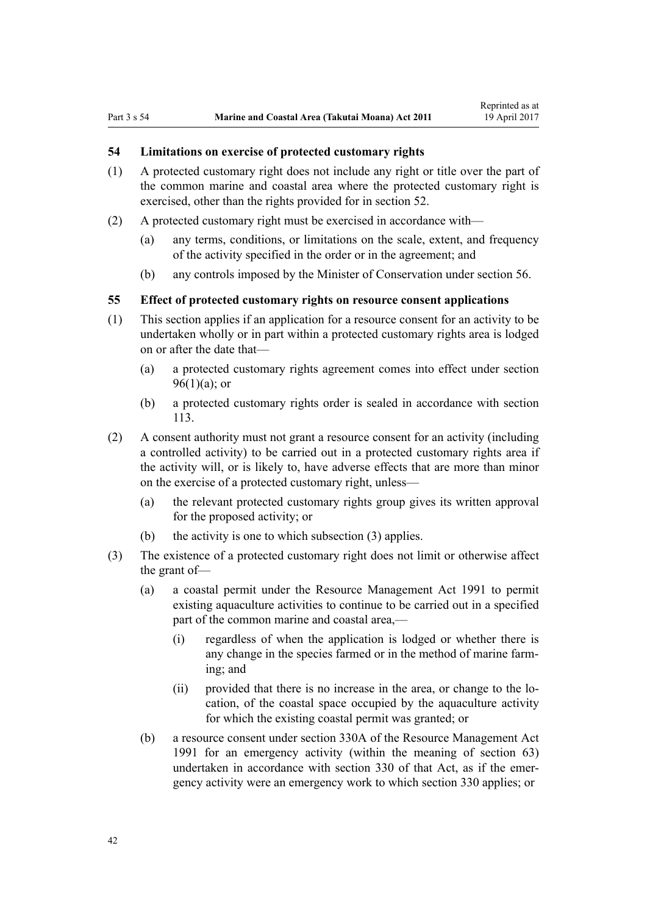### 54 Limitations on exercise of protected customary rights

(1) A protected customary right does not include any right or title over the part of the common marine and coastal area where the protected customary right is exercised, other than the rights provided for in section 52.

(2) A protected customary right must be exercised in accordance with—

(a) any terms, conditions, or limitations on the scale, extent, and frequency of the activity specified in the order or in the agreement; and

(b) any controls imposed by the Minister of Conservation under section 56.

### 55 Effect of protected customary rights on resource consent applications

(1) This section applies if an application for a resource consent for an activity to be undertaken wholly or in part within a protected customary rights area is lodged on or after the date that—

(a) a protected customary rights agreement comes into effect under section 96(1)(a); or

(b) a protected customary rights order is sealed in accordance with section 113.

(2) A consent authority must not grant a resource consent for an activity (including a controlled activity) to be carried out in a protected customary rights area if the activity will, or is likely to, have adverse effects that are more than minor on the exercise of a protected customary right, unless—

(a) the relevant protected customary rights group gives its written approval for the proposed activity; or

(b) the activity is one to which subsection (3) applies.

(3) The existence of a protected customary right does not limit or otherwise affect the grant of—

(a) a coastal permit under the Resource Management Act 1991 to permit existing aquaculture activities to continue to be carried out in a specified part of the common marine and coastal area,—

(i) regardless of when the application is lodged or whether there is any change in the species farmed or in the method of marine farming; and

(ii) provided that there is no increase in the area, or change to the location, of the coastal space occupied by the aquaculture activity for which the existing coastal permit was granted; or

(b) a resource consent under section 330A of the Resource Management Act 1991 for an emergency activity (within the meaning of section 63) undertaken in accordance with section 330 of that Act, as if the emergency activity were an emergency work to which section 330 applies; or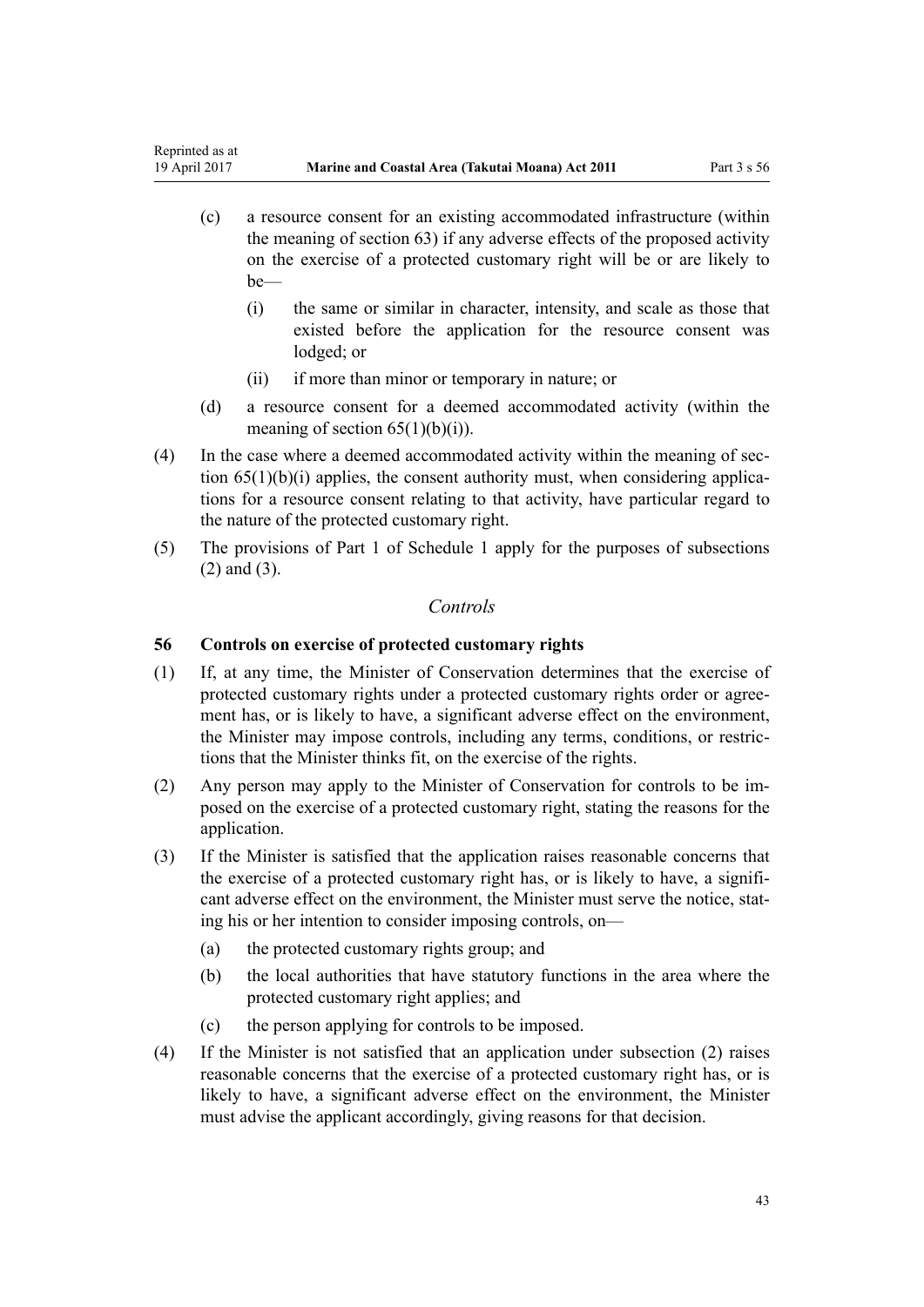(c) a resource consent for an existing accommodated infrastructure (within the meaning of section 63) if any adverse effects of the proposed activity on the exercise of a protected customary right will be or are likely to be—

   (i) the same or similar in character, intensity, and scale as those that existed before the application for the resource consent was lodged; or

   (ii) if more than minor or temporary in nature; or

(d) a resource consent for a deemed accommodated activity (within the meaning of section 65(1)(b)(i)).

(4) In the case where a deemed accommodated activity within the meaning of section 65(1)(b)(i) applies, the consent authority must, when considering applications for a resource consent relating to that activity, have particular regard to the nature of the protected customary right.

(5) The provisions of Part 1 of Schedule 1 apply for the purposes of subsections (2) and (3).

*Controls*

### 56 Controls on exercise of protected customary rights

(1) If, at any time, the Minister of Conservation determines that the exercise of protected customary rights under a protected customary rights order or agreement has, or is likely to have, a significant adverse effect on the environment, the Minister may impose controls, including any terms, conditions, or restrictions that the Minister thinks fit, on the exercise of the rights.

(2) Any person may apply to the Minister of Conservation for controls to be imposed on the exercise of a protected customary right, stating the reasons for the application.

(3) If the Minister is satisfied that the application raises reasonable concerns that the exercise of a protected customary right has, or is likely to have, a significant adverse effect on the environment, the Minister must serve the notice, stating his or her intention to consider imposing controls, on—

   (a) the protected customary rights group; and

   (b) the local authorities that have statutory functions in the area where the protected customary right applies; and

   (c) the person applying for controls to be imposed.

(4) If the Minister is not satisfied that an application under subsection (2) raises reasonable concerns that the exercise of a protected customary right has, or is likely to have, a significant adverse effect on the environment, the Minister must advise the applicant accordingly, giving reasons for that decision.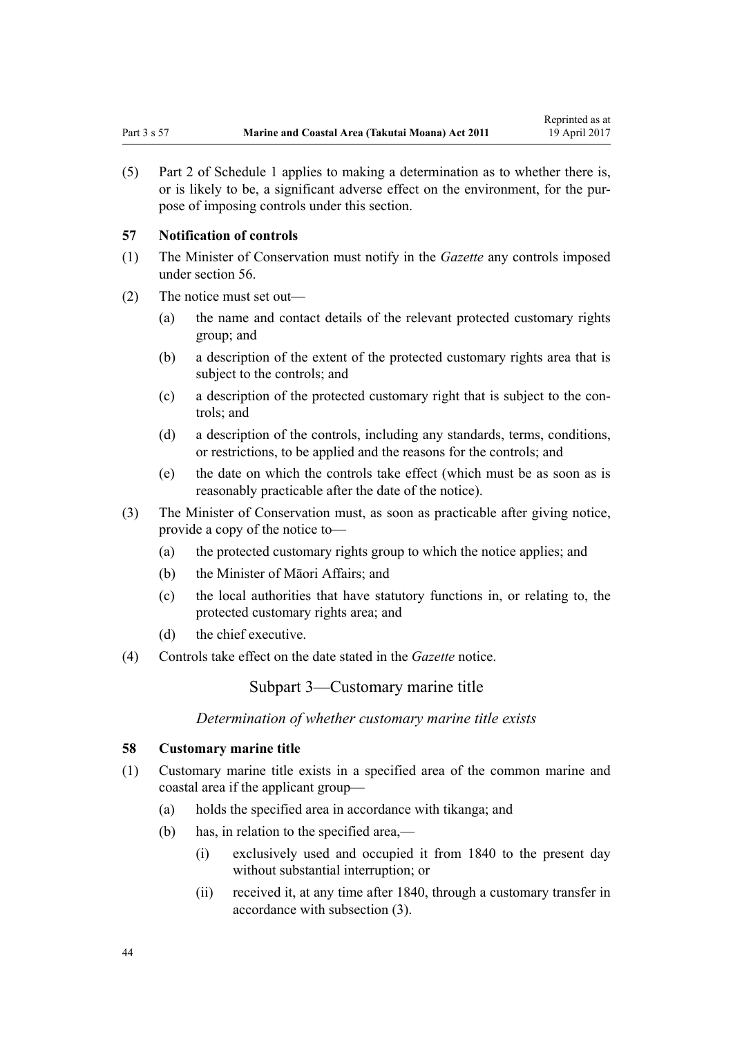(5) Part 2 of Schedule 1 applies to making a determination as to whether there is, or is likely to be, a significant adverse effect on the environment, for the purpose of imposing controls under this section.

### 57 Notification of controls

(1) The Minister of Conservation must notify in the *Gazette* any controls imposed under section 56.

(2) The notice must set out—

- (a) the name and contact details of the relevant protected customary rights group; and
- (b) a description of the extent of the protected customary rights area that is subject to the controls; and
- (c) a description of the protected customary right that is subject to the controls; and
- (d) a description of the controls, including any standards, terms, conditions, or restrictions, to be applied and the reasons for the controls; and
- (e) the date on which the controls take effect (which must be as soon as is reasonably practicable after the date of the notice).

(3) The Minister of Conservation must, as soon as practicable after giving notice, provide a copy of the notice to—

- (a) the protected customary rights group to which the notice applies; and
- (b) the Minister of Māori Affairs; and
- (c) the local authorities that have statutory functions in, or relating to, the protected customary rights area; and
- (d) the chief executive.

(4) Controls take effect on the date stated in the *Gazette* notice.

## Subpart 3—Customary marine title

*Determination of whether customary marine title exists*

### 58 Customary marine title

(1) Customary marine title exists in a specified area of the common marine and coastal area if the applicant group—

- (a) holds the specified area in accordance with tikanga; and
- (b) has, in relation to the specified area,—
  - (i) exclusively used and occupied it from 1840 to the present day without substantial interruption; or
  - (ii) received it, at any time after 1840, through a customary transfer in accordance with subsection (3).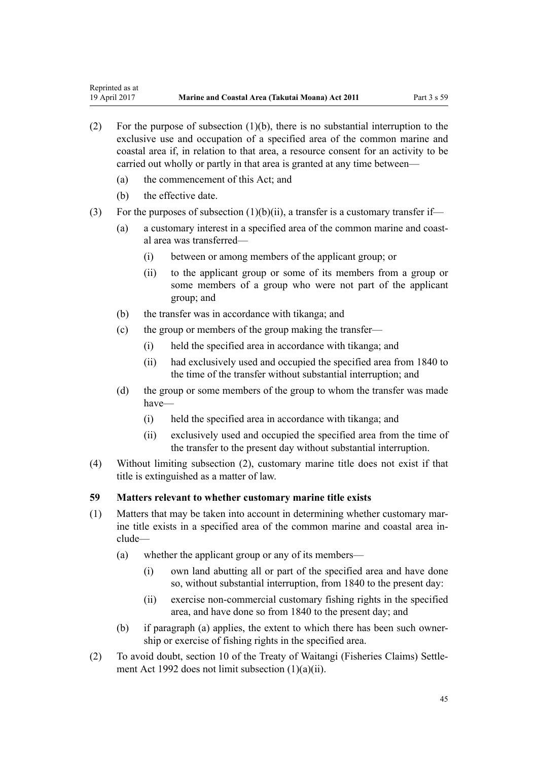(2) For the purpose of subsection (1)(b), there is no substantial interruption to the exclusive use and occupation of a specified area of the common marine and coastal area if, in relation to that area, a resource consent for an activity to be carried out wholly or partly in that area is granted at any time between—

(a) the commencement of this Act; and

(b) the effective date.

(3) For the purposes of subsection (1)(b)(ii), a transfer is a customary transfer if—

(a) a customary interest in a specified area of the common marine and coastal area was transferred—

(i) between or among members of the applicant group; or

(ii) to the applicant group or some of its members from a group or some members of a group who were not part of the applicant group; and

(b) the transfer was in accordance with tikanga; and

(c) the group or members of the group making the transfer—

(i) held the specified area in accordance with tikanga; and

(ii) had exclusively used and occupied the specified area from 1840 to the time of the transfer without substantial interruption; and

(d) the group or some members of the group to whom the transfer was made have—

(i) held the specified area in accordance with tikanga; and

(ii) exclusively used and occupied the specified area from the time of the transfer to the present day without substantial interruption.

(4) Without limiting subsection (2), customary marine title does not exist if that title is extinguished as a matter of law.

### 59 Matters relevant to whether customary marine title exists

(1) Matters that may be taken into account in determining whether customary marine title exists in a specified area of the common marine and coastal area include—

(a) whether the applicant group or any of its members—

(i) own land abutting all or part of the specified area and have done so, without substantial interruption, from 1840 to the present day:

(ii) exercise non-commercial customary fishing rights in the specified area, and have done so from 1840 to the present day; and

(b) if paragraph (a) applies, the extent to which there has been such ownership or exercise of fishing rights in the specified area.

(2) To avoid doubt, section 10 of the Treaty of Waitangi (Fisheries Claims) Settlement Act 1992 does not limit subsection (1)(a)(ii).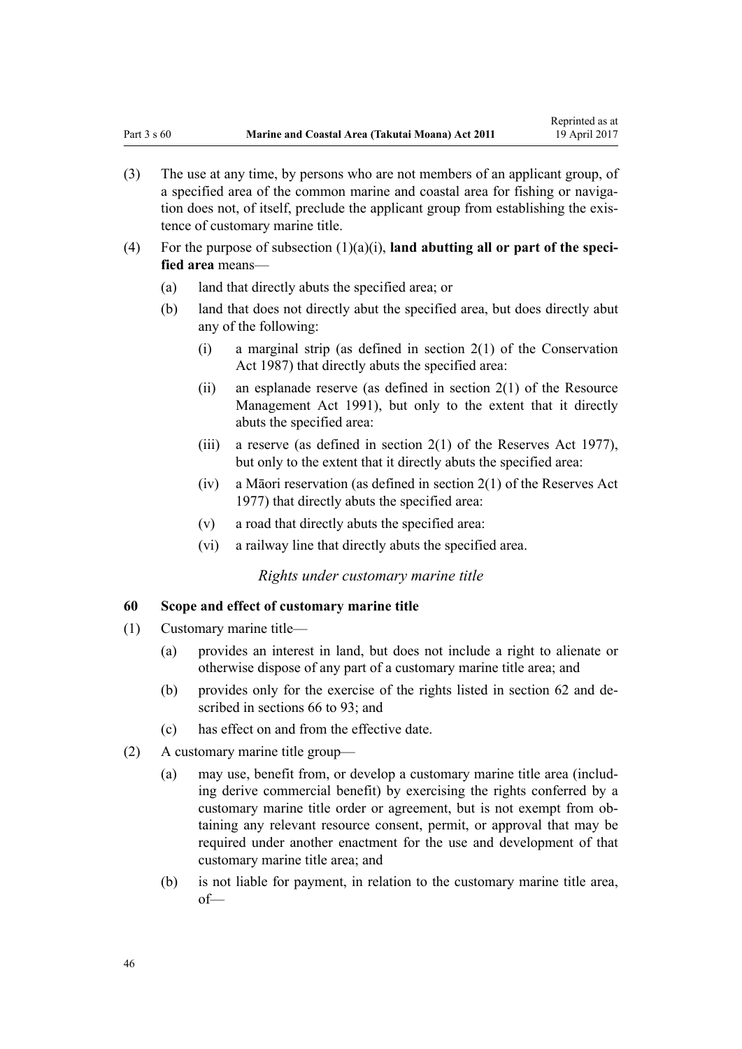(3) The use at any time, by persons who are not members of an applicant group, of a specified area of the common marine and coastal area for fishing or navigation does not, of itself, preclude the applicant group from establishing the existence of customary marine title.

(4) For the purpose of subsection (1)(a)(i), **land abutting all or part of the specified area** means—

  (a) land that directly abuts the specified area; or

  (b) land that does not directly abut the specified area, but does directly abut any of the following:

    (i) a marginal strip (as defined in section 2(1) of the Conservation Act 1987) that directly abuts the specified area:

    (ii) an esplanade reserve (as defined in section 2(1) of the Resource Management Act 1991), but only to the extent that it directly abuts the specified area:

    (iii) a reserve (as defined in section 2(1) of the Reserves Act 1977), but only to the extent that it directly abuts the specified area:

    (iv) a Māori reservation (as defined in section 2(1) of the Reserves Act 1977) that directly abuts the specified area:

    (v) a road that directly abuts the specified area:

    (vi) a railway line that directly abuts the specified area.

*Rights under customary marine title*

### 60 Scope and effect of customary marine title

(1) Customary marine title—

  (a) provides an interest in land, but does not include a right to alienate or otherwise dispose of any part of a customary marine title area; and

  (b) provides only for the exercise of the rights listed in section 62 and described in sections 66 to 93; and

  (c) has effect on and from the effective date.

(2) A customary marine title group—

  (a) may use, benefit from, or develop a customary marine title area (including derive commercial benefit) by exercising the rights conferred by a customary marine title order or agreement, but is not exempt from obtaining any relevant resource consent, permit, or approval that may be required under another enactment for the use and development of that customary marine title area; and

  (b) is not liable for payment, in relation to the customary marine title area, of—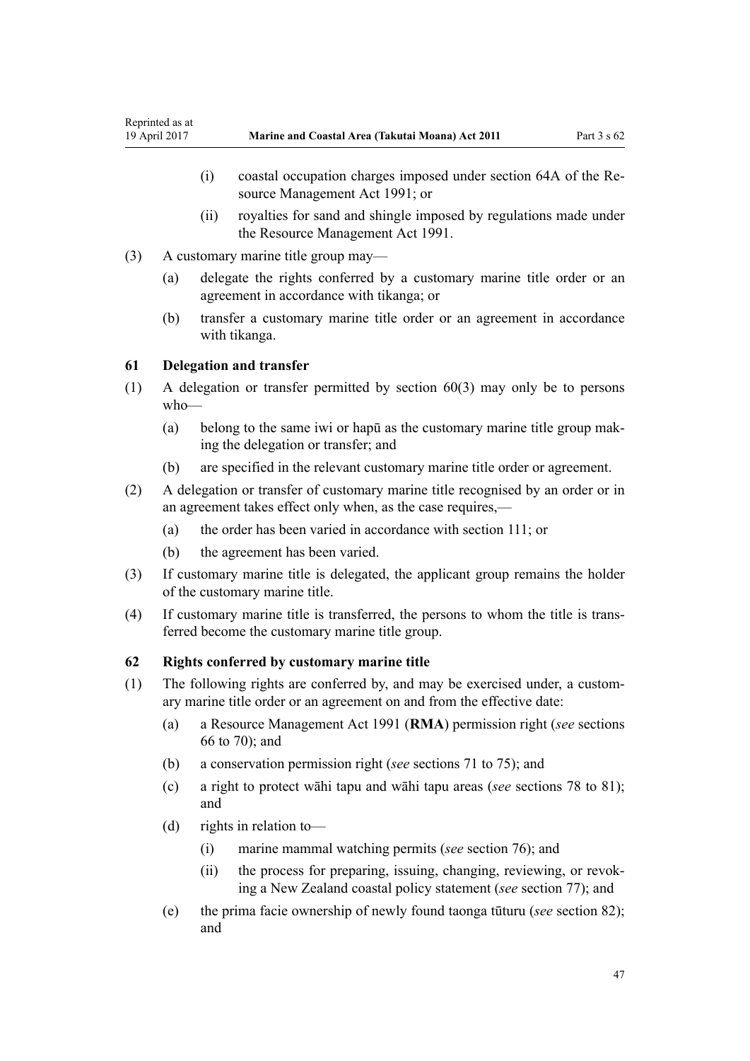(i) coastal occupation charges imposed under section 64A of the Resource Management Act 1991; or

(ii) royalties for sand and shingle imposed by regulations made under the Resource Management Act 1991.

(3) A customary marine title group may—

(a) delegate the rights conferred by a customary marine title order or an agreement in accordance with tikanga; or

(b) transfer a customary marine title order or an agreement in accordance with tikanga.

### 61 Delegation and transfer

(1) A delegation or transfer permitted by section 60(3) may only be to persons who—

(a) belong to the same iwi or hapū as the customary marine title group making the delegation or transfer; and

(b) are specified in the relevant customary marine title order or agreement.

(2) A delegation or transfer of customary marine title recognised by an order or in an agreement takes effect only when, as the case requires,—

(a) the order has been varied in accordance with section 111; or

(b) the agreement has been varied.

(3) If customary marine title is delegated, the applicant group remains the holder of the customary marine title.

(4) If customary marine title is transferred, the persons to whom the title is transferred become the customary marine title group.

### 62 Rights conferred by customary marine title

(1) The following rights are conferred by, and may be exercised under, a customary marine title order or an agreement on and from the effective date:

(a) a Resource Management Act 1991 (**RMA**) permission right (*see* sections 66 to 70); and

(b) a conservation permission right (*see* sections 71 to 75); and

(c) a right to protect wāhi tapu and wāhi tapu areas (*see* sections 78 to 81); and

(d) rights in relation to—

(i) marine mammal watching permits (*see* section 76); and

(ii) the process for preparing, issuing, changing, reviewing, or revoking a New Zealand coastal policy statement (*see* section 77); and

(e) the prima facie ownership of newly found taonga tūturu (*see* section 82); and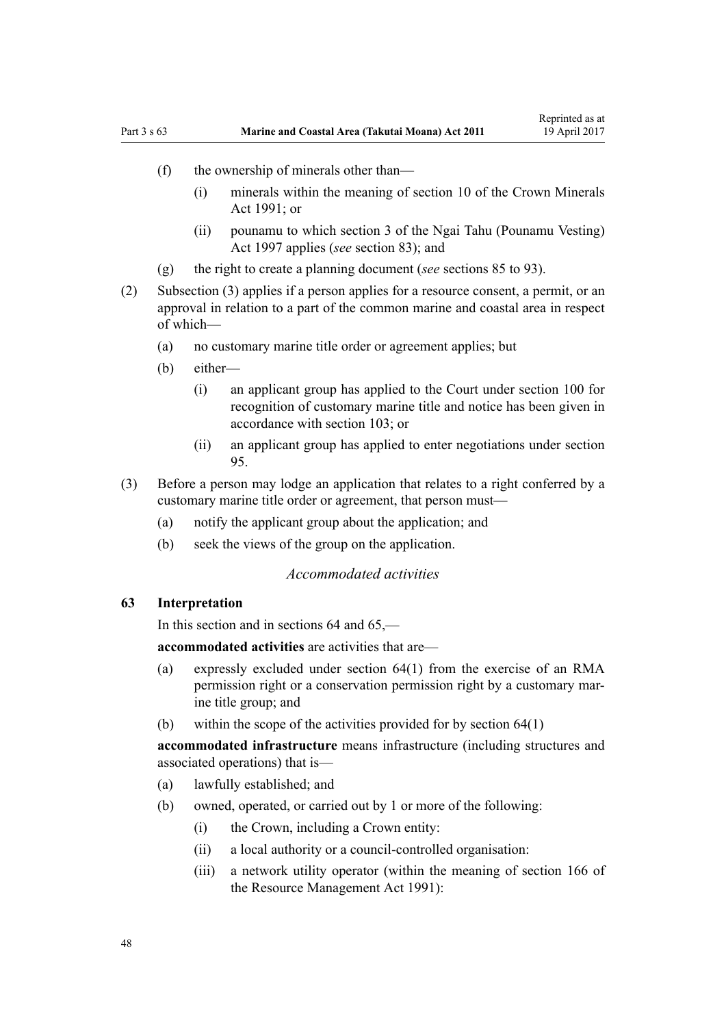(f) the ownership of minerals other than—

   (i) minerals within the meaning of section 10 of the Crown Minerals Act 1991; or

   (ii) pounamu to which section 3 of the Ngai Tahu (Pounamu Vesting) Act 1997 applies (*see* section 83); and

(g) the right to create a planning document (*see* sections 85 to 93).

(2) Subsection (3) applies if a person applies for a resource consent, a permit, or an approval in relation to a part of the common marine and coastal area in respect of which—

   (a) no customary marine title order or agreement applies; but

   (b) either—

      (i) an applicant group has applied to the Court under section 100 for recognition of customary marine title and notice has been given in accordance with section 103; or

      (ii) an applicant group has applied to enter negotiations under section 95.

(3) Before a person may lodge an application that relates to a right conferred by a customary marine title order or agreement, that person must—

   (a) notify the applicant group about the application; and

   (b) seek the views of the group on the application.

*Accommodated activities*

### 63 Interpretation

In this section and in sections 64 and 65,—

**accommodated activities** are activities that are—

(a) expressly excluded under section 64(1) from the exercise of an RMA permission right or a conservation permission right by a customary marine title group; and

(b) within the scope of the activities provided for by section 64(1)

**accommodated infrastructure** means infrastructure (including structures and associated operations) that is—

(a) lawfully established; and

(b) owned, operated, or carried out by 1 or more of the following:

   (i) the Crown, including a Crown entity:

   (ii) a local authority or a council-controlled organisation:

   (iii) a network utility operator (within the meaning of section 166 of the Resource Management Act 1991):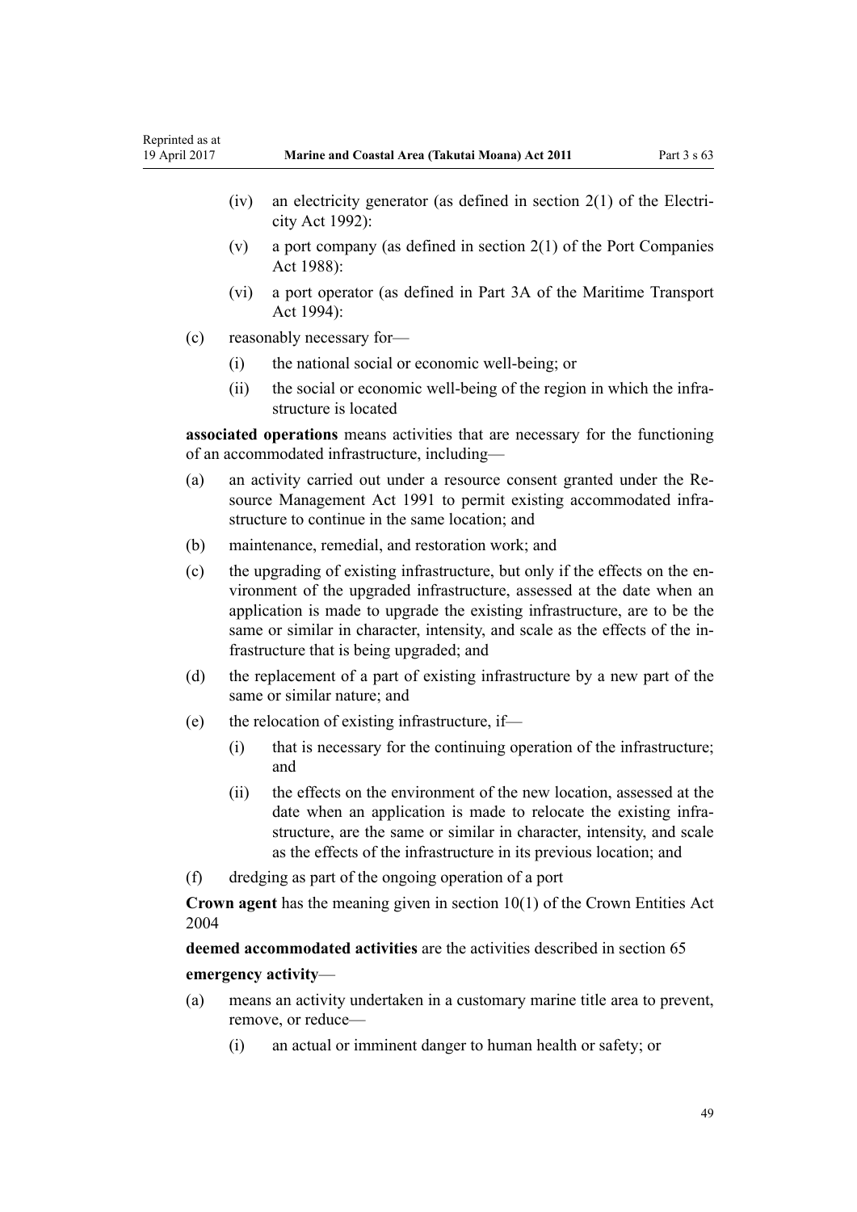- (iv) an electricity generator (as defined in section 2(1) of the Electricity Act 1992):
- (v) a port company (as defined in section 2(1) of the Port Companies Act 1988):
- (vi) a port operator (as defined in Part 3A of the Maritime Transport Act 1994):

(c) reasonably necessary for—

- (i) the national social or economic well-being; or
- (ii) the social or economic well-being of the region in which the infrastructure is located

**associated operations** means activities that are necessary for the functioning of an accommodated infrastructure, including—

(a) an activity carried out under a resource consent granted under the Resource Management Act 1991 to permit existing accommodated infrastructure to continue in the same location; and

(b) maintenance, remedial, and restoration work; and

(c) the upgrading of existing infrastructure, but only if the effects on the environment of the upgraded infrastructure, assessed at the date when an application is made to upgrade the existing infrastructure, are to be the same or similar in character, intensity, and scale as the effects of the infrastructure that is being upgraded; and

(d) the replacement of a part of existing infrastructure by a new part of the same or similar nature; and

(e) the relocation of existing infrastructure, if—

- (i) that is necessary for the continuing operation of the infrastructure; and
- (ii) the effects on the environment of the new location, assessed at the date when an application is made to relocate the existing infrastructure, are the same or similar in character, intensity, and scale as the effects of the infrastructure in its previous location; and

(f) dredging as part of the ongoing operation of a port

**Crown agent** has the meaning given in section 10(1) of the Crown Entities Act 2004

**deemed accommodated activities** are the activities described in section 65

**emergency activity**—

(a) means an activity undertaken in a customary marine title area to prevent, remove, or reduce—

- (i) an actual or imminent danger to human health or safety; or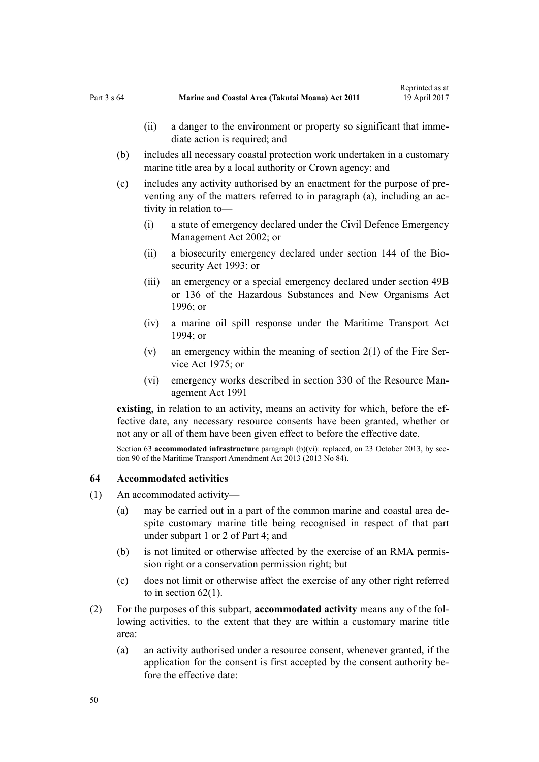(ii) a danger to the environment or property so significant that immediate action is required; and

(b) includes all necessary coastal protection work undertaken in a customary marine title area by a local authority or Crown agency; and

(c) includes any activity authorised by an enactment for the purpose of preventing any of the matters referred to in paragraph (a), including an activity in relation to—

(i) a state of emergency declared under the Civil Defence Emergency Management Act 2002; or

(ii) a biosecurity emergency declared under section 144 of the Biosecurity Act 1993; or

(iii) an emergency or a special emergency declared under section 49B or 136 of the Hazardous Substances and New Organisms Act 1996; or

(iv) a marine oil spill response under the Maritime Transport Act 1994; or

(v) an emergency within the meaning of section 2(1) of the Fire Service Act 1975; or

(vi) emergency works described in section 330 of the Resource Management Act 1991

**existing**, in relation to an activity, means an activity for which, before the effective date, any necessary resource consents have been granted, whether or not any or all of them have been given effect to before the effective date.

Section 63 **accommodated infrastructure** paragraph (b)(vi): replaced, on 23 October 2013, by section 90 of the Maritime Transport Amendment Act 2013 (2013 No 84).

### 64 Accommodated activities

(1) An accommodated activity—

(a) may be carried out in a part of the common marine and coastal area despite customary marine title being recognised in respect of that part under subpart 1 or 2 of Part 4; and

(b) is not limited or otherwise affected by the exercise of an RMA permission right or a conservation permission right; but

(c) does not limit or otherwise affect the exercise of any other right referred to in section 62(1).

(2) For the purposes of this subpart, **accommodated activity** means any of the following activities, to the extent that they are within a customary marine title area:

(a) an activity authorised under a resource consent, whenever granted, if the application for the consent is first accepted by the consent authority before the effective date: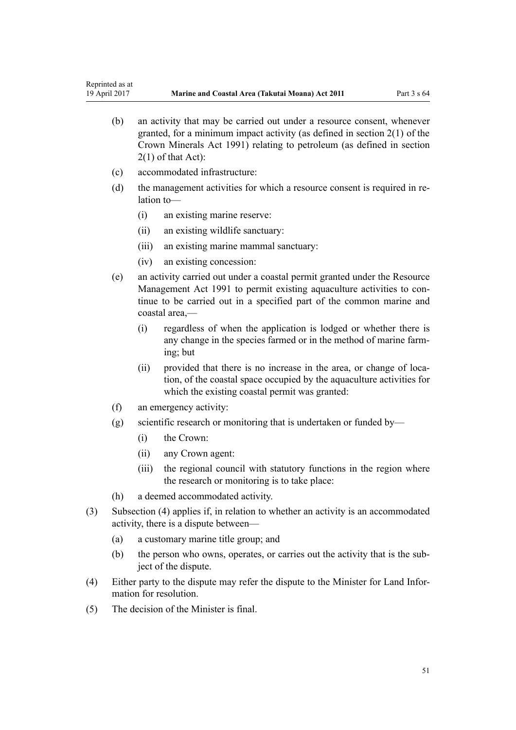(b) an activity that may be carried out under a resource consent, whenever granted, for a minimum impact activity (as defined in section 2(1) of the Crown Minerals Act 1991) relating to petroleum (as defined in section 2(1) of that Act):

(c) accommodated infrastructure:

(d) the management activities for which a resource consent is required in relation to—

  (i) an existing marine reserve:

  (ii) an existing wildlife sanctuary:

  (iii) an existing marine mammal sanctuary:

  (iv) an existing concession:

(e) an activity carried out under a coastal permit granted under the Resource Management Act 1991 to permit existing aquaculture activities to continue to be carried out in a specified part of the common marine and coastal area,—

  (i) regardless of when the application is lodged or whether there is any change in the species farmed or in the method of marine farming; but

  (ii) provided that there is no increase in the area, or change of location, of the coastal space occupied by the aquaculture activities for which the existing coastal permit was granted:

(f) an emergency activity:

(g) scientific research or monitoring that is undertaken or funded by—

  (i) the Crown:

  (ii) any Crown agent:

  (iii) the regional council with statutory functions in the region where the research or monitoring is to take place:

(h) a deemed accommodated activity.

(3) Subsection (4) applies if, in relation to whether an activity is an accommodated activity, there is a dispute between—

  (a) a customary marine title group; and

  (b) the person who owns, operates, or carries out the activity that is the subject of the dispute.

(4) Either party to the dispute may refer the dispute to the Minister for Land Information for resolution.

(5) The decision of the Minister is final.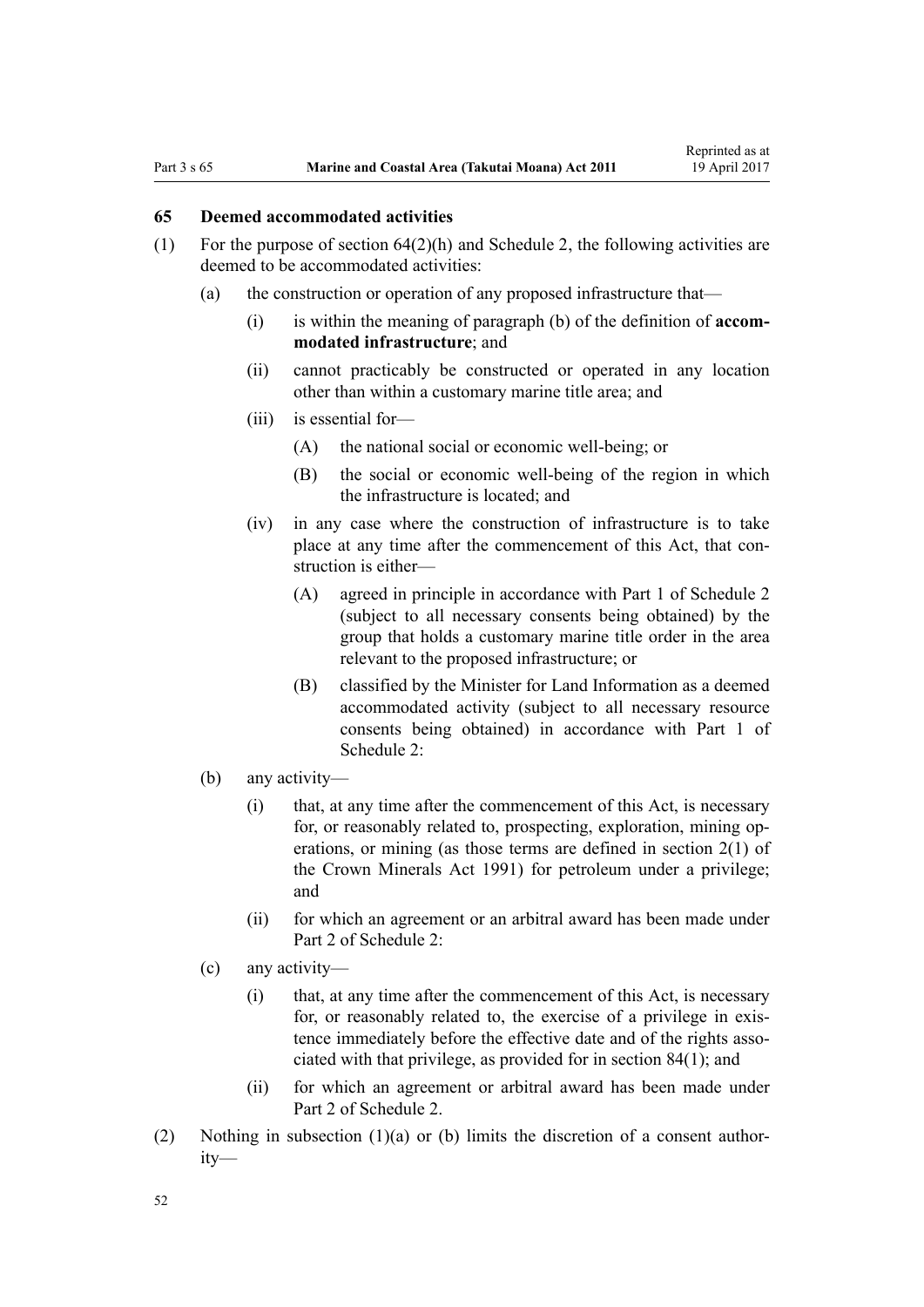## 65 Deemed accommodated activities

(1) For the purpose of section 64(2)(h) and Schedule 2, the following activities are deemed to be accommodated activities:

  (a) the construction or operation of any proposed infrastructure that—

    (i) is within the meaning of paragraph (b) of the definition of **accommodated infrastructure**; and

    (ii) cannot practicably be constructed or operated in any location other than within a customary marine title area; and

    (iii) is essential for—

      (A) the national social or economic well-being; or

      (B) the social or economic well-being of the region in which the infrastructure is located; and

    (iv) in any case where the construction of infrastructure is to take place at any time after the commencement of this Act, that construction is either—

      (A) agreed in principle in accordance with Part 1 of Schedule 2 (subject to all necessary consents being obtained) by the group that holds a customary marine title order in the area relevant to the proposed infrastructure; or

      (B) classified by the Minister for Land Information as a deemed accommodated activity (subject to all necessary resource consents being obtained) in accordance with Part 1 of Schedule 2:

  (b) any activity—

    (i) that, at any time after the commencement of this Act, is necessary for, or reasonably related to, prospecting, exploration, mining operations, or mining (as those terms are defined in section 2(1) of the Crown Minerals Act 1991) for petroleum under a privilege; and

    (ii) for which an agreement or an arbitral award has been made under Part 2 of Schedule 2:

  (c) any activity—

    (i) that, at any time after the commencement of this Act, is necessary for, or reasonably related to, the exercise of a privilege in existence immediately before the effective date and of the rights associated with that privilege, as provided for in section 84(1); and

    (ii) for which an agreement or arbitral award has been made under Part 2 of Schedule 2.

(2) Nothing in subsection (1)(a) or (b) limits the discretion of a consent authority—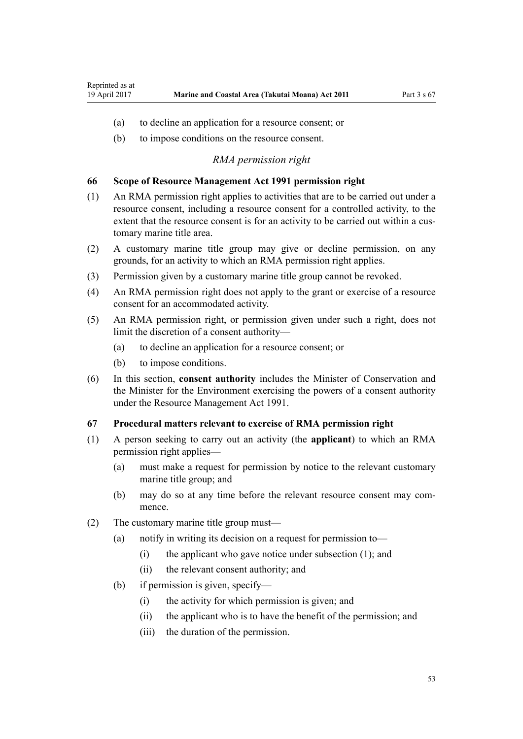(a) to decline an application for a resource consent; or

(b) to impose conditions on the resource consent.

*RMA permission right*

### 66 Scope of Resource Management Act 1991 permission right

(1) An RMA permission right applies to activities that are to be carried out under a resource consent, including a resource consent for a controlled activity, to the extent that the resource consent is for an activity to be carried out within a customary marine title area.

(2) A customary marine title group may give or decline permission, on any grounds, for an activity to which an RMA permission right applies.

(3) Permission given by a customary marine title group cannot be revoked.

(4) An RMA permission right does not apply to the grant or exercise of a resource consent for an accommodated activity.

(5) An RMA permission right, or permission given under such a right, does not limit the discretion of a consent authority—

(a) to decline an application for a resource consent; or

(b) to impose conditions.

(6) In this section, **consent authority** includes the Minister of Conservation and the Minister for the Environment exercising the powers of a consent authority under the Resource Management Act 1991.

### 67 Procedural matters relevant to exercise of RMA permission right

(1) A person seeking to carry out an activity (the **applicant**) to which an RMA permission right applies—

(a) must make a request for permission by notice to the relevant customary marine title group; and

(b) may do so at any time before the relevant resource consent may commence.

(2) The customary marine title group must—

(a) notify in writing its decision on a request for permission to—

(i) the applicant who gave notice under subsection (1); and

(ii) the relevant consent authority; and

(b) if permission is given, specify—

(i) the activity for which permission is given; and

(ii) the applicant who is to have the benefit of the permission; and

(iii) the duration of the permission.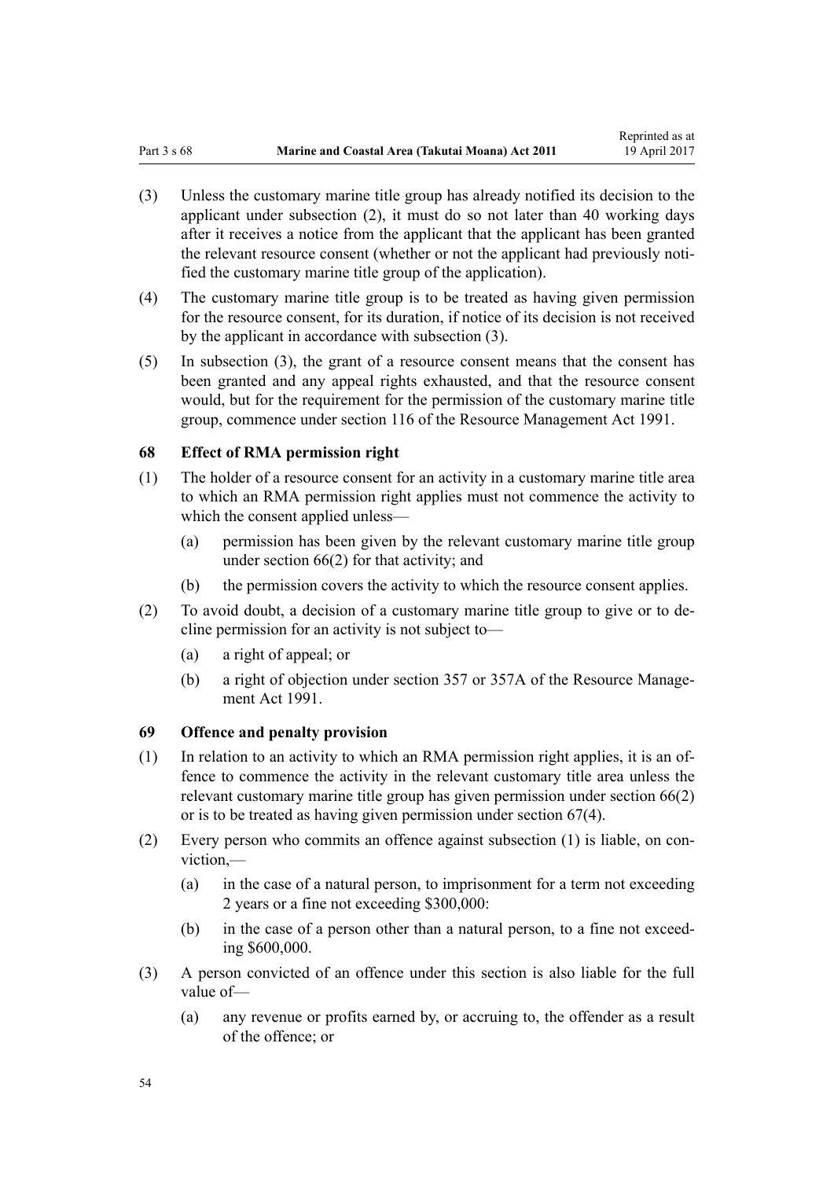(3) Unless the customary marine title group has already notified its decision to the applicant under subsection (2), it must do so not later than 40 working days after it receives a notice from the applicant that the applicant has been granted the relevant resource consent (whether or not the applicant had previously notified the customary marine title group of the application).

(4) The customary marine title group is to be treated as having given permission for the resource consent, for its duration, if notice of its decision is not received by the applicant in accordance with subsection (3).

(5) In subsection (3), the grant of a resource consent means that the consent has been granted and any appeal rights exhausted, and that the resource consent would, but for the requirement for the permission of the customary marine title group, commence under section 116 of the Resource Management Act 1991.

### 68 Effect of RMA permission right

(1) The holder of a resource consent for an activity in a customary marine title area to which an RMA permission right applies must not commence the activity to which the consent applied unless—

  (a) permission has been given by the relevant customary marine title group under section 66(2) for that activity; and

  (b) the permission covers the activity to which the resource consent applies.

(2) To avoid doubt, a decision of a customary marine title group to give or to decline permission for an activity is not subject to—

  (a) a right of appeal; or

  (b) a right of objection under section 357 or 357A of the Resource Management Act 1991.

### 69 Offence and penalty provision

(1) In relation to an activity to which an RMA permission right applies, it is an offence to commence the activity in the relevant customary title area unless the relevant customary marine title group has given permission under section 66(2) or is to be treated as having given permission under section 67(4).

(2) Every person who commits an offence against subsection (1) is liable, on conviction,—

  (a) in the case of a natural person, to imprisonment for a term not exceeding 2 years or a fine not exceeding $300,000:

  (b) in the case of a person other than a natural person, to a fine not exceeding $600,000.

(3) A person convicted of an offence under this section is also liable for the full value of—

  (a) any revenue or profits earned by, or accruing to, the offender as a result of the offence; or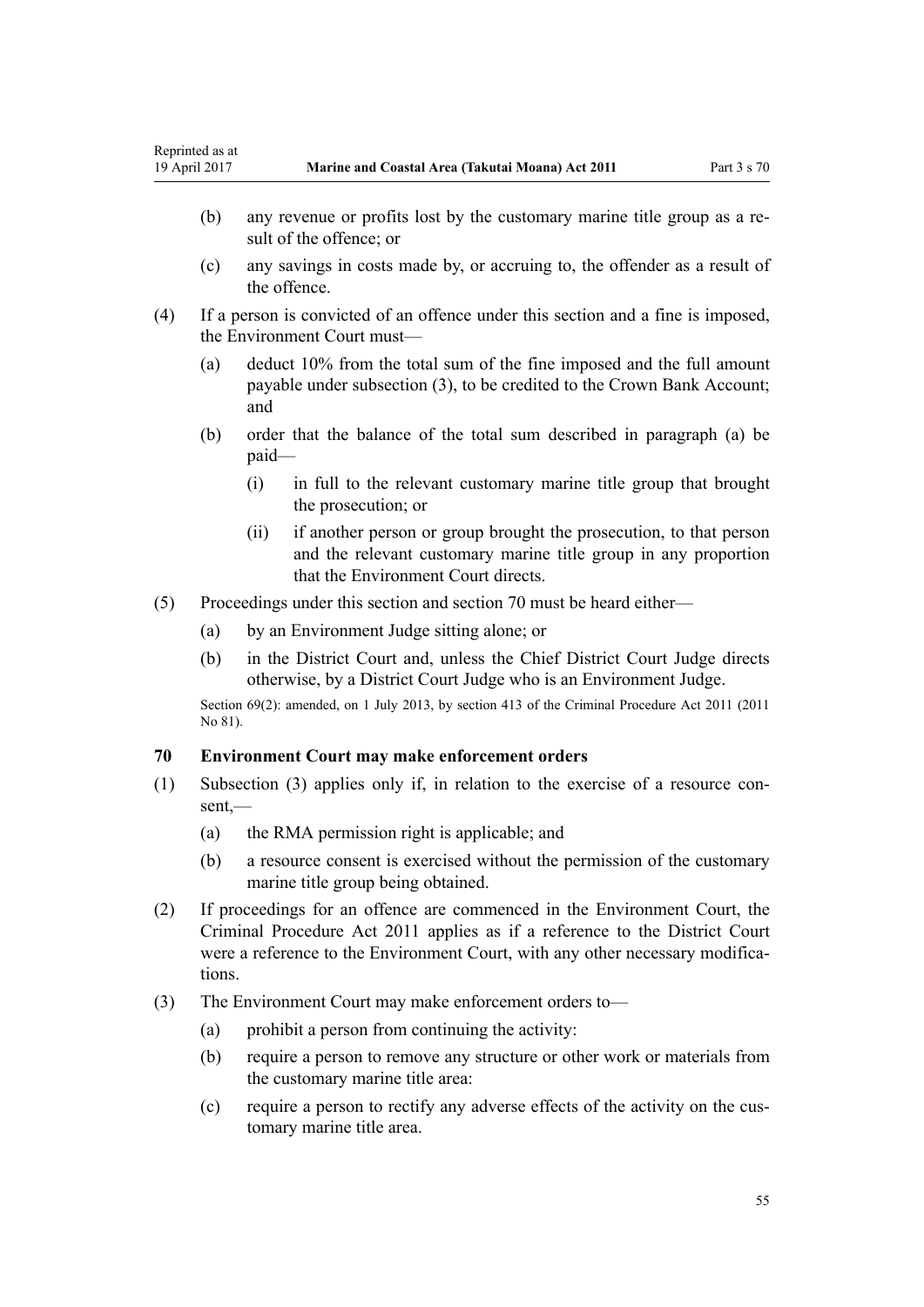(b) any revenue or profits lost by the customary marine title group as a result of the offence; or

(c) any savings in costs made by, or accruing to, the offender as a result of the offence.

(4) If a person is convicted of an offence under this section and a fine is imposed, the Environment Court must—

(a) deduct 10% from the total sum of the fine imposed and the full amount payable under subsection (3), to be credited to the Crown Bank Account; and

(b) order that the balance of the total sum described in paragraph (a) be paid—

(i) in full to the relevant customary marine title group that brought the prosecution; or

(ii) if another person or group brought the prosecution, to that person and the relevant customary marine title group in any proportion that the Environment Court directs.

(5) Proceedings under this section and section 70 must be heard either—

(a) by an Environment Judge sitting alone; or

(b) in the District Court and, unless the Chief District Court Judge directs otherwise, by a District Court Judge who is an Environment Judge.

Section 69(2): amended, on 1 July 2013, by section 413 of the Criminal Procedure Act 2011 (2011 No 81).

### 70 Environment Court may make enforcement orders

(1) Subsection (3) applies only if, in relation to the exercise of a resource consent,—

(a) the RMA permission right is applicable; and

(b) a resource consent is exercised without the permission of the customary marine title group being obtained.

(2) If proceedings for an offence are commenced in the Environment Court, the Criminal Procedure Act 2011 applies as if a reference to the District Court were a reference to the Environment Court, with any other necessary modifications.

(3) The Environment Court may make enforcement orders to—

(a) prohibit a person from continuing the activity:

(b) require a person to remove any structure or other work or materials from the customary marine title area:

(c) require a person to rectify any adverse effects of the activity on the customary marine title area.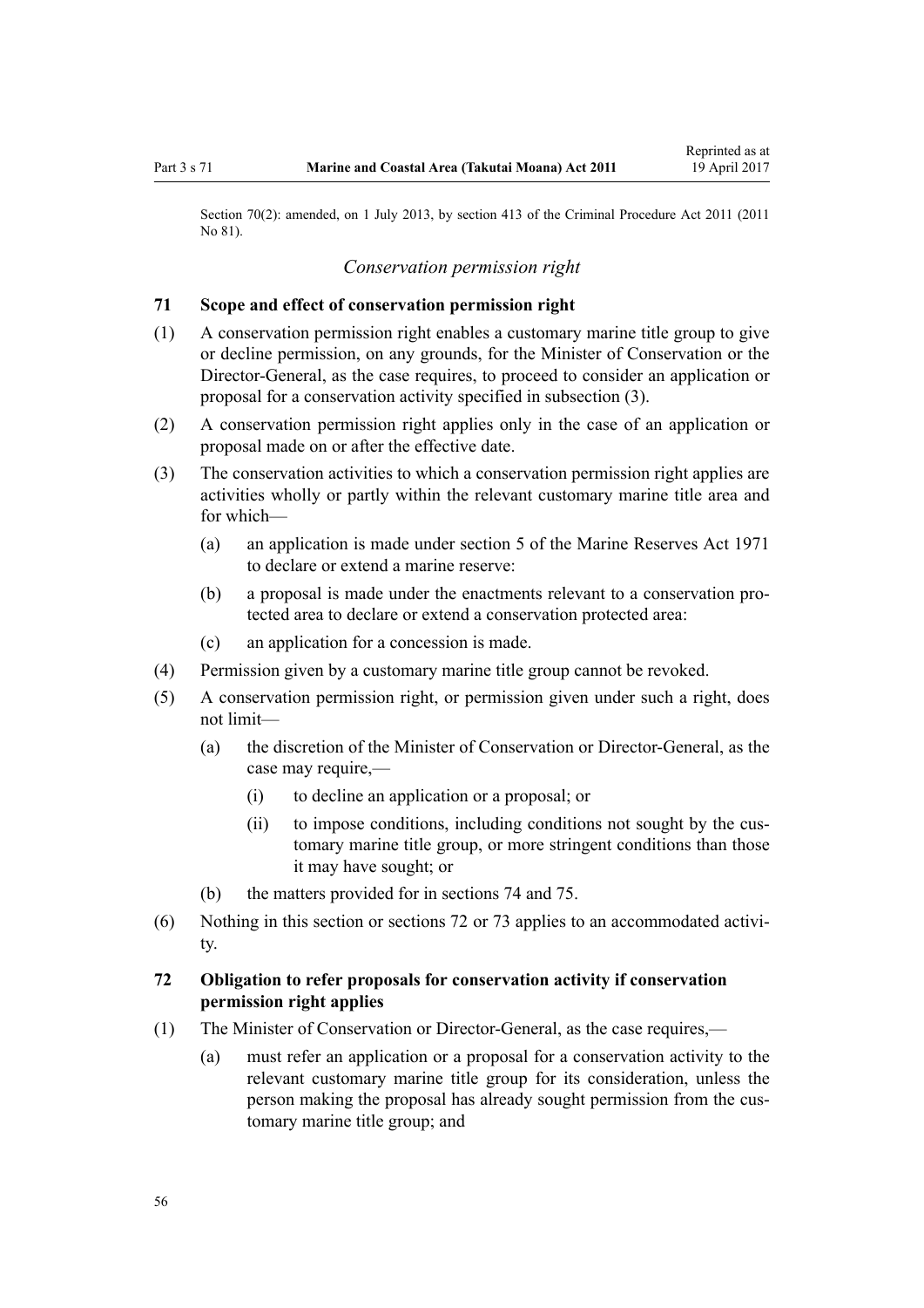Section 70(2): amended, on 1 July 2013, by section 413 of the Criminal Procedure Act 2011 (2011 No 81).

*Conservation permission right*

### 71 Scope and effect of conservation permission right

(1) A conservation permission right enables a customary marine title group to give or decline permission, on any grounds, for the Minister of Conservation or the Director-General, as the case requires, to proceed to consider an application or proposal for a conservation activity specified in subsection (3).

(2) A conservation permission right applies only in the case of an application or proposal made on or after the effective date.

(3) The conservation activities to which a conservation permission right applies are activities wholly or partly within the relevant customary marine title area and for which—

  (a) an application is made under section 5 of the Marine Reserves Act 1971 to declare or extend a marine reserve:

  (b) a proposal is made under the enactments relevant to a conservation protected area to declare or extend a conservation protected area:

  (c) an application for a concession is made.

(4) Permission given by a customary marine title group cannot be revoked.

(5) A conservation permission right, or permission given under such a right, does not limit—

  (a) the discretion of the Minister of Conservation or Director-General, as the case may require,—

    (i) to decline an application or a proposal; or

    (ii) to impose conditions, including conditions not sought by the customary marine title group, or more stringent conditions than those it may have sought; or

  (b) the matters provided for in sections 74 and 75.

(6) Nothing in this section or sections 72 or 73 applies to an accommodated activity.

### 72 Obligation to refer proposals for conservation activity if conservation permission right applies

(1) The Minister of Conservation or Director-General, as the case requires,—

  (a) must refer an application or a proposal for a conservation activity to the relevant customary marine title group for its consideration, unless the person making the proposal has already sought permission from the customary marine title group; and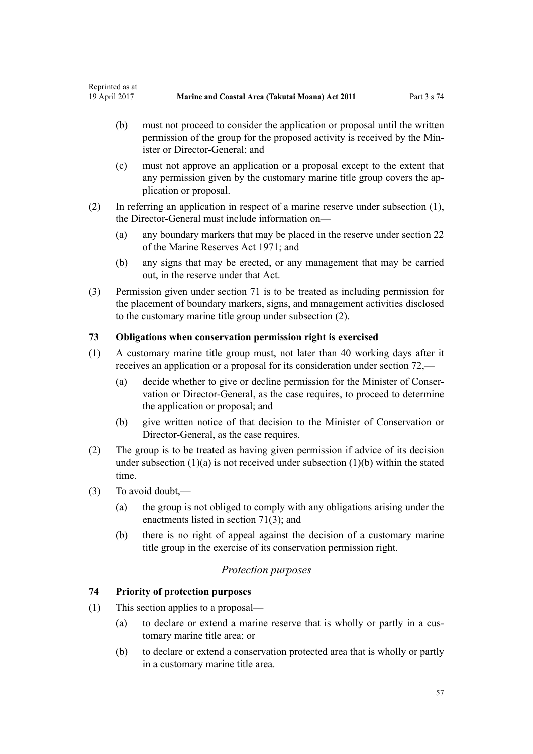(b) must not proceed to consider the application or proposal until the written permission of the group for the proposed activity is received by the Minister or Director-General; and

(c) must not approve an application or a proposal except to the extent that any permission given by the customary marine title group covers the application or proposal.

(2) In referring an application in respect of a marine reserve under subsection (1), the Director-General must include information on—

(a) any boundary markers that may be placed in the reserve under section 22 of the Marine Reserves Act 1971; and

(b) any signs that may be erected, or any management that may be carried out, in the reserve under that Act.

(3) Permission given under section 71 is to be treated as including permission for the placement of boundary markers, signs, and management activities disclosed to the customary marine title group under subsection (2).

### 73 Obligations when conservation permission right is exercised

(1) A customary marine title group must, not later than 40 working days after it receives an application or a proposal for its consideration under section 72,—

(a) decide whether to give or decline permission for the Minister of Conservation or Director-General, as the case requires, to proceed to determine the application or proposal; and

(b) give written notice of that decision to the Minister of Conservation or Director-General, as the case requires.

(2) The group is to be treated as having given permission if advice of its decision under subsection (1)(a) is not received under subsection (1)(b) within the stated time.

(3) To avoid doubt,—

(a) the group is not obliged to comply with any obligations arising under the enactments listed in section 71(3); and

(b) there is no right of appeal against the decision of a customary marine title group in the exercise of its conservation permission right.

*Protection purposes*

### 74 Priority of protection purposes

(1) This section applies to a proposal—

(a) to declare or extend a marine reserve that is wholly or partly in a customary marine title area; or

(b) to declare or extend a conservation protected area that is wholly or partly in a customary marine title area.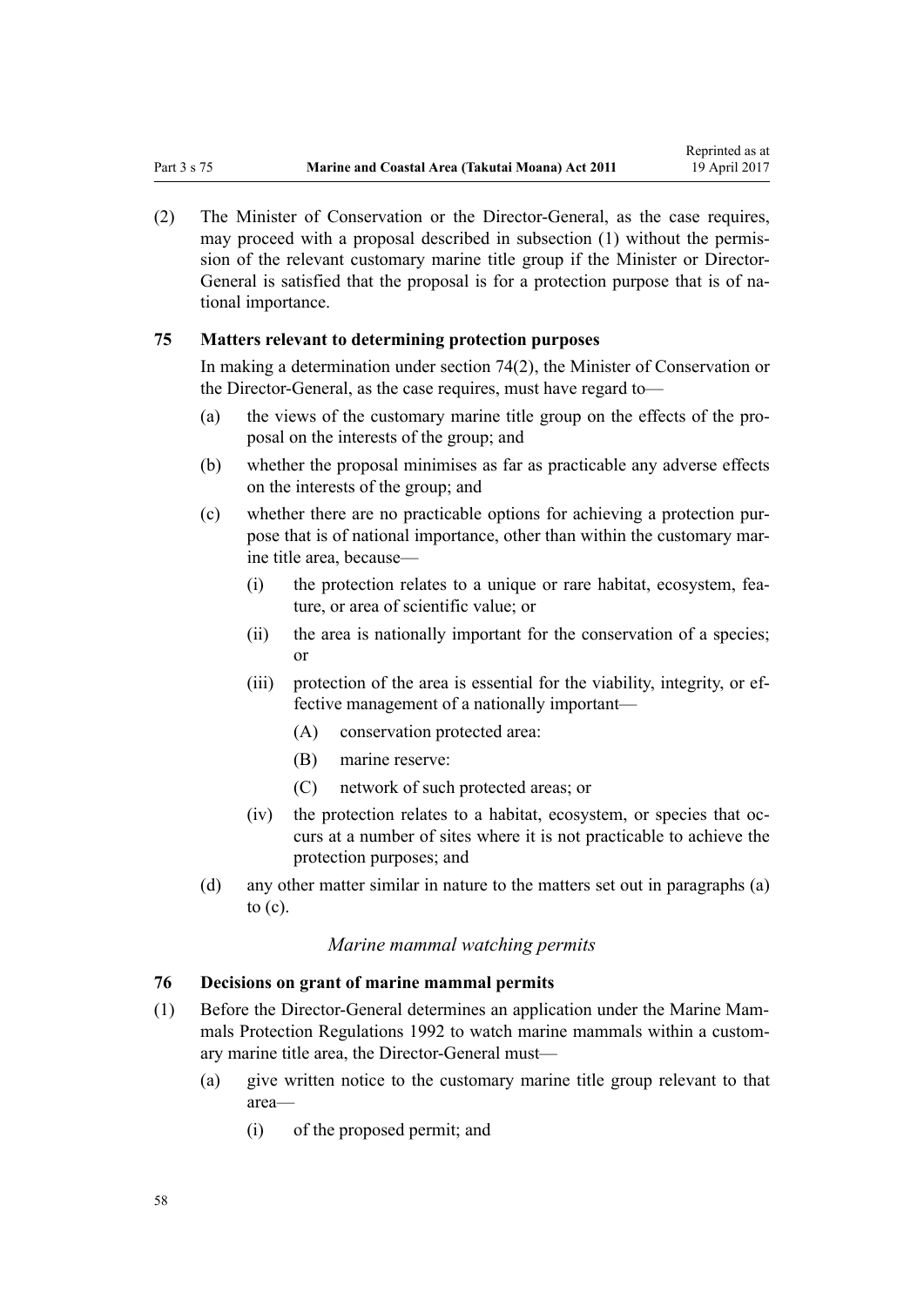(2) The Minister of Conservation or the Director-General, as the case requires, may proceed with a proposal described in subsection (1) without the permission of the relevant customary marine title group if the Minister or Director-General is satisfied that the proposal is for a protection purpose that is of national importance.

### 75 Matters relevant to determining protection purposes

In making a determination under section 74(2), the Minister of Conservation or the Director-General, as the case requires, must have regard to—

(a) the views of the customary marine title group on the effects of the proposal on the interests of the group; and

(b) whether the proposal minimises as far as practicable any adverse effects on the interests of the group; and

(c) whether there are no practicable options for achieving a protection purpose that is of national importance, other than within the customary marine title area, because—

(i) the protection relates to a unique or rare habitat, ecosystem, feature, or area of scientific value; or

(ii) the area is nationally important for the conservation of a species; or

(iii) protection of the area is essential for the viability, integrity, or effective management of a nationally important—

(A) conservation protected area:

(B) marine reserve:

(C) network of such protected areas; or

(iv) the protection relates to a habitat, ecosystem, or species that occurs at a number of sites where it is not practicable to achieve the protection purposes; and

(d) any other matter similar in nature to the matters set out in paragraphs (a) to (c).

*Marine mammal watching permits*

### 76 Decisions on grant of marine mammal permits

(1) Before the Director-General determines an application under the Marine Mammals Protection Regulations 1992 to watch marine mammals within a customary marine title area, the Director-General must—

(a) give written notice to the customary marine title group relevant to that area—

(i) of the proposed permit; and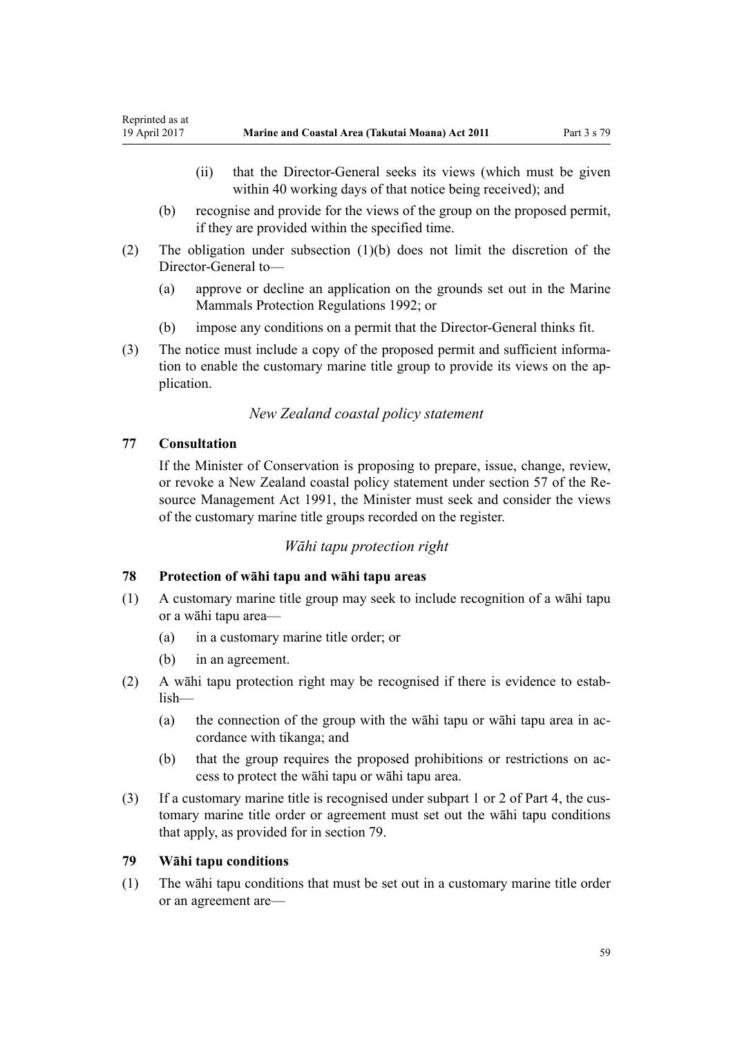- (ii) that the Director-General seeks its views (which must be given within 40 working days of that notice being received); and
  - (b) recognise and provide for the views of the group on the proposed permit, if they are provided within the specified time.

(2) The obligation under subsection (1)(b) does not limit the discretion of the Director-General to—

  - (a) approve or decline an application on the grounds set out in the Marine Mammals Protection Regulations 1992; or
  - (b) impose any conditions on a permit that the Director-General thinks fit.

(3) The notice must include a copy of the proposed permit and sufficient information to enable the customary marine title group to provide its views on the application.

*New Zealand coastal policy statement*

**77 Consultation**

If the Minister of Conservation is proposing to prepare, issue, change, review, or revoke a New Zealand coastal policy statement under section 57 of the Resource Management Act 1991, the Minister must seek and consider the views of the customary marine title groups recorded on the register.

*Wāhi tapu protection right*

**78 Protection of wāhi tapu and wāhi tapu areas**

(1) A customary marine title group may seek to include recognition of a wāhi tapu or a wāhi tapu area—

  - (a) in a customary marine title order; or
  - (b) in an agreement.

(2) A wāhi tapu protection right may be recognised if there is evidence to establish—

  - (a) the connection of the group with the wāhi tapu or wāhi tapu area in accordance with tikanga; and
  - (b) that the group requires the proposed prohibitions or restrictions on access to protect the wāhi tapu or wāhi tapu area.

(3) If a customary marine title is recognised under subpart 1 or 2 of Part 4, the customary marine title order or agreement must set out the wāhi tapu conditions that apply, as provided for in section 79.

**79 Wāhi tapu conditions**

(1) The wāhi tapu conditions that must be set out in a customary marine title order or an agreement are—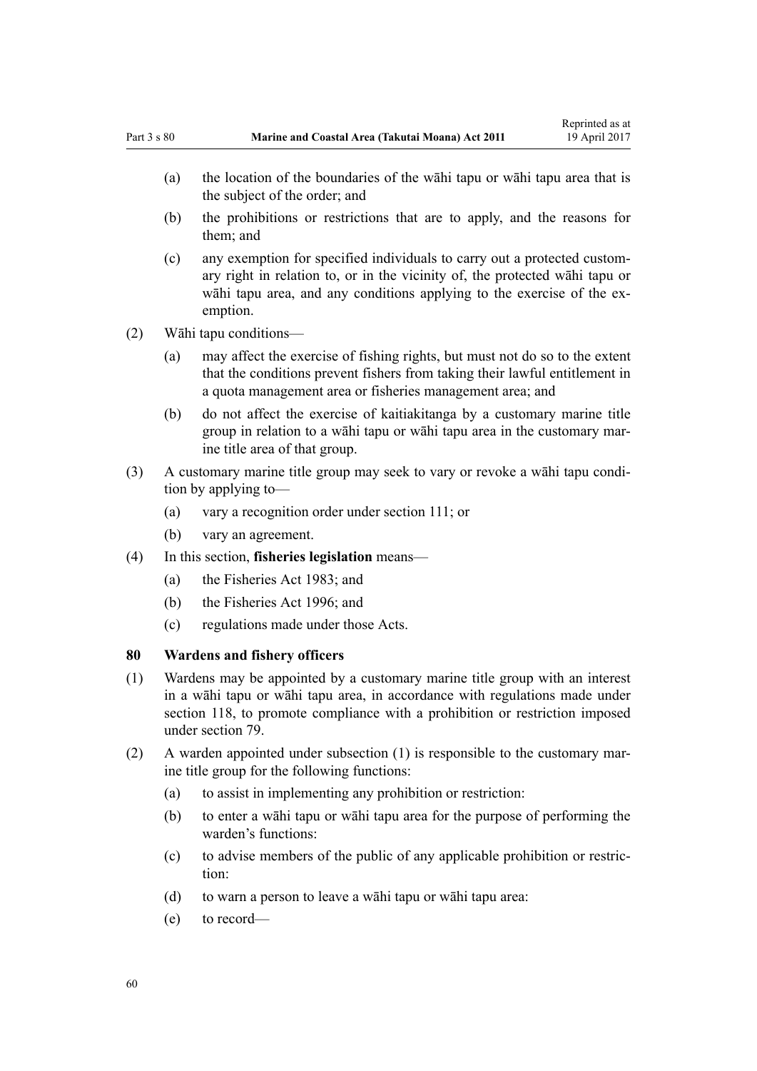(a) the location of the boundaries of the wāhi tapu or wāhi tapu area that is the subject of the order; and

(b) the prohibitions or restrictions that are to apply, and the reasons for them; and

(c) any exemption for specified individuals to carry out a protected customary right in relation to, or in the vicinity of, the protected wāhi tapu or wāhi tapu area, and any conditions applying to the exercise of the exemption.

(2) Wāhi tapu conditions—

(a) may affect the exercise of fishing rights, but must not do so to the extent that the conditions prevent fishers from taking their lawful entitlement in a quota management area or fisheries management area; and

(b) do not affect the exercise of kaitiakitanga by a customary marine title group in relation to a wāhi tapu or wāhi tapu area in the customary marine title area of that group.

(3) A customary marine title group may seek to vary or revoke a wāhi tapu condition by applying to—

(a) vary a recognition order under section 111; or

(b) vary an agreement.

(4) In this section, **fisheries legislation** means—

(a) the Fisheries Act 1983; and

(b) the Fisheries Act 1996; and

(c) regulations made under those Acts.

### 80 Wardens and fishery officers

(1) Wardens may be appointed by a customary marine title group with an interest in a wāhi tapu or wāhi tapu area, in accordance with regulations made under section 118, to promote compliance with a prohibition or restriction imposed under section 79.

(2) A warden appointed under subsection (1) is responsible to the customary marine title group for the following functions:

(a) to assist in implementing any prohibition or restriction:

(b) to enter a wāhi tapu or wāhi tapu area for the purpose of performing the warden's functions:

(c) to advise members of the public of any applicable prohibition or restriction:

(d) to warn a person to leave a wāhi tapu or wāhi tapu area:

(e) to record—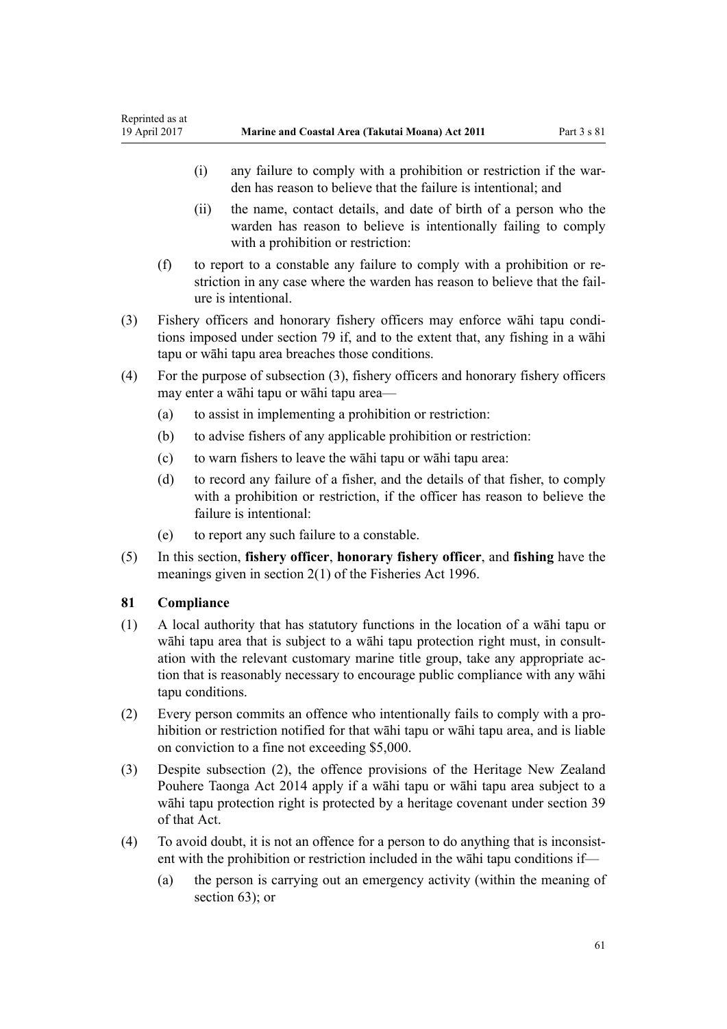(i) any failure to comply with a prohibition or restriction if the warden has reason to believe that the failure is intentional; and

(ii) the name, contact details, and date of birth of a person who the warden has reason to believe is intentionally failing to comply with a prohibition or restriction:

(f) to report to a constable any failure to comply with a prohibition or restriction in any case where the warden has reason to believe that the failure is intentional.

(3) Fishery officers and honorary fishery officers may enforce wāhi tapu conditions imposed under section 79 if, and to the extent that, any fishing in a wāhi tapu or wāhi tapu area breaches those conditions.

(4) For the purpose of subsection (3), fishery officers and honorary fishery officers may enter a wāhi tapu or wāhi tapu area—

(a) to assist in implementing a prohibition or restriction:

(b) to advise fishers of any applicable prohibition or restriction:

(c) to warn fishers to leave the wāhi tapu or wāhi tapu area:

(d) to record any failure of a fisher, and the details of that fisher, to comply with a prohibition or restriction, if the officer has reason to believe the failure is intentional:

(e) to report any such failure to a constable.

(5) In this section, **fishery officer**, **honorary fishery officer**, and **fishing** have the meanings given in section 2(1) of the Fisheries Act 1996.

### 81 Compliance

(1) A local authority that has statutory functions in the location of a wāhi tapu or wāhi tapu area that is subject to a wāhi tapu protection right must, in consultation with the relevant customary marine title group, take any appropriate action that is reasonably necessary to encourage public compliance with any wāhi tapu conditions.

(2) Every person commits an offence who intentionally fails to comply with a prohibition or restriction notified for that wāhi tapu or wāhi tapu area, and is liable on conviction to a fine not exceeding $5,000.

(3) Despite subsection (2), the offence provisions of the Heritage New Zealand Pouhere Taonga Act 2014 apply if a wāhi tapu or wāhi tapu area subject to a wāhi tapu protection right is protected by a heritage covenant under section 39 of that Act.

(4) To avoid doubt, it is not an offence for a person to do anything that is inconsistent with the prohibition or restriction included in the wāhi tapu conditions if—

(a) the person is carrying out an emergency activity (within the meaning of section 63); or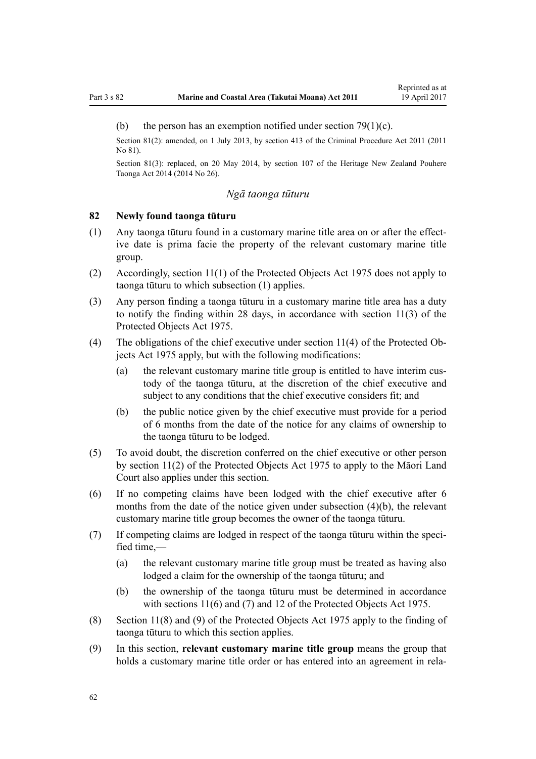(b) the person has an exemption notified under section 79(1)(c).

Section 81(2): amended, on 1 July 2013, by section 413 of the Criminal Procedure Act 2011 (2011 No 81).

Section 81(3): replaced, on 20 May 2014, by section 107 of the Heritage New Zealand Pouhere Taonga Act 2014 (2014 No 26).

*Ngā taonga tūturu*

### 82 Newly found taonga tūturu

(1) Any taonga tūturu found in a customary marine title area on or after the effective date is prima facie the property of the relevant customary marine title group.

(2) Accordingly, section 11(1) of the Protected Objects Act 1975 does not apply to taonga tūturu to which subsection (1) applies.

(3) Any person finding a taonga tūturu in a customary marine title area has a duty to notify the finding within 28 days, in accordance with section 11(3) of the Protected Objects Act 1975.

(4) The obligations of the chief executive under section 11(4) of the Protected Objects Act 1975 apply, but with the following modifications:

- (a) the relevant customary marine title group is entitled to have interim custody of the taonga tūturu, at the discretion of the chief executive and subject to any conditions that the chief executive considers fit; and
- (b) the public notice given by the chief executive must provide for a period of 6 months from the date of the notice for any claims of ownership to the taonga tūturu to be lodged.

(5) To avoid doubt, the discretion conferred on the chief executive or other person by section 11(2) of the Protected Objects Act 1975 to apply to the Māori Land Court also applies under this section.

(6) If no competing claims have been lodged with the chief executive after 6 months from the date of the notice given under subsection (4)(b), the relevant customary marine title group becomes the owner of the taonga tūturu.

(7) If competing claims are lodged in respect of the taonga tūturu within the specified time,—

- (a) the relevant customary marine title group must be treated as having also lodged a claim for the ownership of the taonga tūturu; and
- (b) the ownership of the taonga tūturu must be determined in accordance with sections 11(6) and (7) and 12 of the Protected Objects Act 1975.

(8) Section 11(8) and (9) of the Protected Objects Act 1975 apply to the finding of taonga tūturu to which this section applies.

(9) In this section, **relevant customary marine title group** means the group that holds a customary marine title order or has entered into an agreement in rela-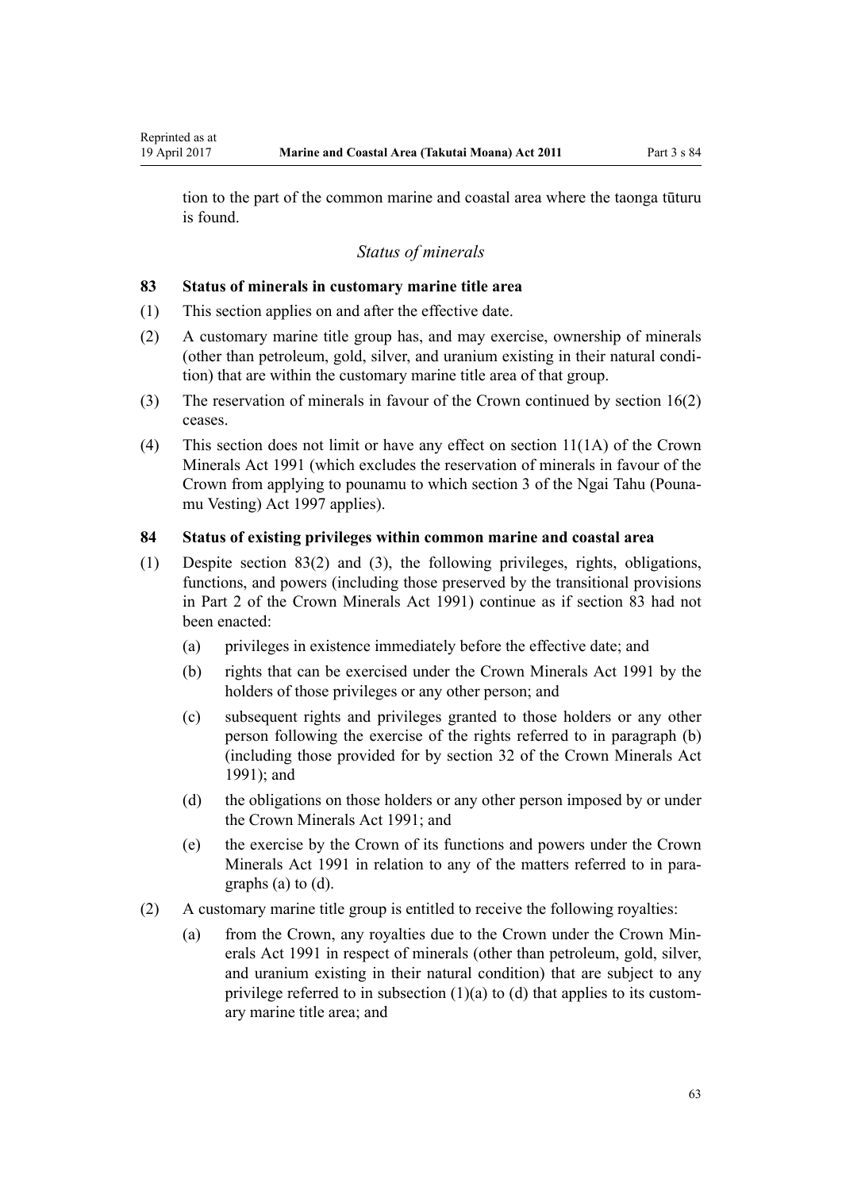tion to the part of the common marine and coastal area where the taonga tūturu is found.

*Status of minerals*

### 83 Status of minerals in customary marine title area

(1) This section applies on and after the effective date.

(2) A customary marine title group has, and may exercise, ownership of minerals (other than petroleum, gold, silver, and uranium existing in their natural condition) that are within the customary marine title area of that group.

(3) The reservation of minerals in favour of the Crown continued by section 16(2) ceases.

(4) This section does not limit or have any effect on section 11(1A) of the Crown Minerals Act 1991 (which excludes the reservation of minerals in favour of the Crown from applying to pounamu to which section 3 of the Ngai Tahu (Pounamu Vesting) Act 1997 applies).

### 84 Status of existing privileges within common marine and coastal area

(1) Despite section 83(2) and (3), the following privileges, rights, obligations, functions, and powers (including those preserved by the transitional provisions in Part 2 of the Crown Minerals Act 1991) continue as if section 83 had not been enacted:

  (a) privileges in existence immediately before the effective date; and

  (b) rights that can be exercised under the Crown Minerals Act 1991 by the holders of those privileges or any other person; and

  (c) subsequent rights and privileges granted to those holders or any other person following the exercise of the rights referred to in paragraph (b) (including those provided for by section 32 of the Crown Minerals Act 1991); and

  (d) the obligations on those holders or any other person imposed by or under the Crown Minerals Act 1991; and

  (e) the exercise by the Crown of its functions and powers under the Crown Minerals Act 1991 in relation to any of the matters referred to in paragraphs (a) to (d).

(2) A customary marine title group is entitled to receive the following royalties:

  (a) from the Crown, any royalties due to the Crown under the Crown Minerals Act 1991 in respect of minerals (other than petroleum, gold, silver, and uranium existing in their natural condition) that are subject to any privilege referred to in subsection (1)(a) to (d) that applies to its customary marine title area; and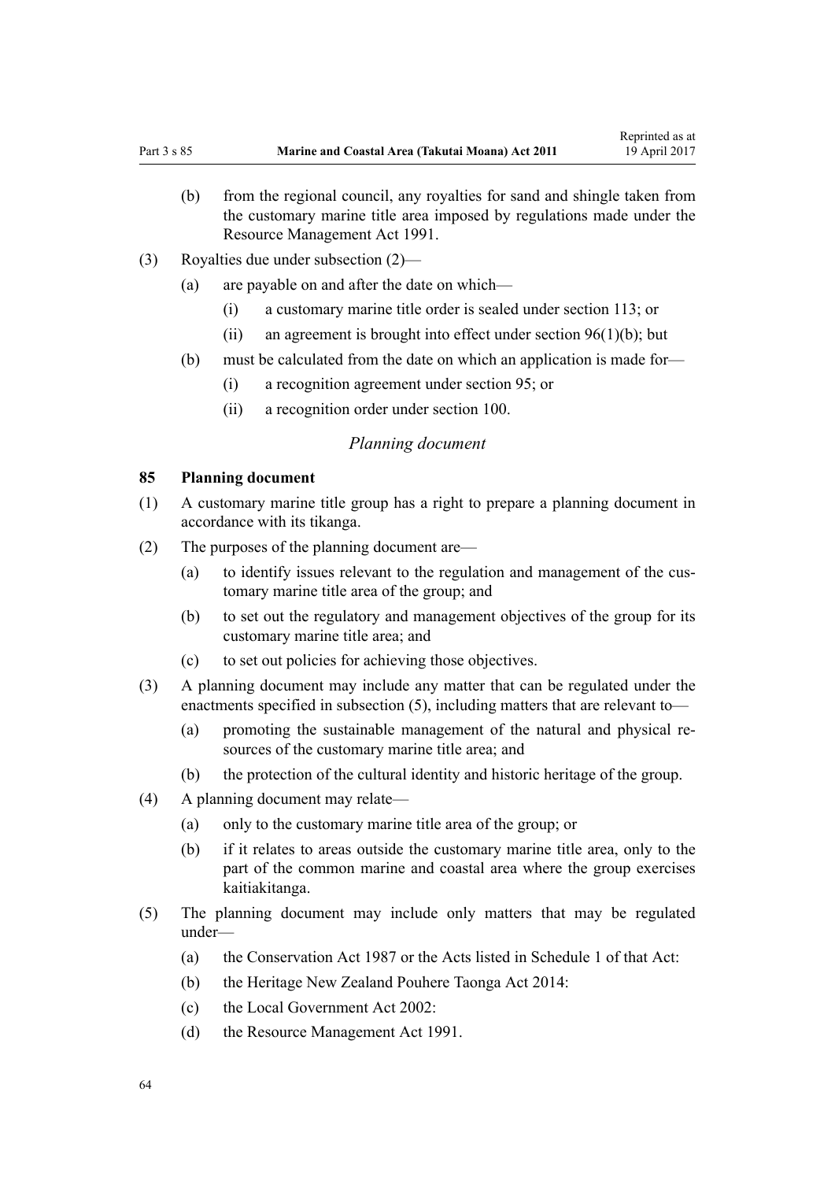(b) from the regional council, any royalties for sand and shingle taken from the customary marine title area imposed by regulations made under the Resource Management Act 1991.

(3) Royalties due under subsection (2)—

(a) are payable on and after the date on which—

(i) a customary marine title order is sealed under section 113; or

(ii) an agreement is brought into effect under section 96(1)(b); but

(b) must be calculated from the date on which an application is made for—

(i) a recognition agreement under section 95; or

(ii) a recognition order under section 100.

*Planning document*

**85 Planning document**

(1) A customary marine title group has a right to prepare a planning document in accordance with its tikanga.

(2) The purposes of the planning document are—

(a) to identify issues relevant to the regulation and management of the customary marine title area of the group; and

(b) to set out the regulatory and management objectives of the group for its customary marine title area; and

(c) to set out policies for achieving those objectives.

(3) A planning document may include any matter that can be regulated under the enactments specified in subsection (5), including matters that are relevant to—

(a) promoting the sustainable management of the natural and physical resources of the customary marine title area; and

(b) the protection of the cultural identity and historic heritage of the group.

(4) A planning document may relate—

(a) only to the customary marine title area of the group; or

(b) if it relates to areas outside the customary marine title area, only to the part of the common marine and coastal area where the group exercises kaitiakitanga.

(5) The planning document may include only matters that may be regulated under—

(a) the Conservation Act 1987 or the Acts listed in Schedule 1 of that Act:

(b) the Heritage New Zealand Pouhere Taonga Act 2014:

(c) the Local Government Act 2002:

(d) the Resource Management Act 1991.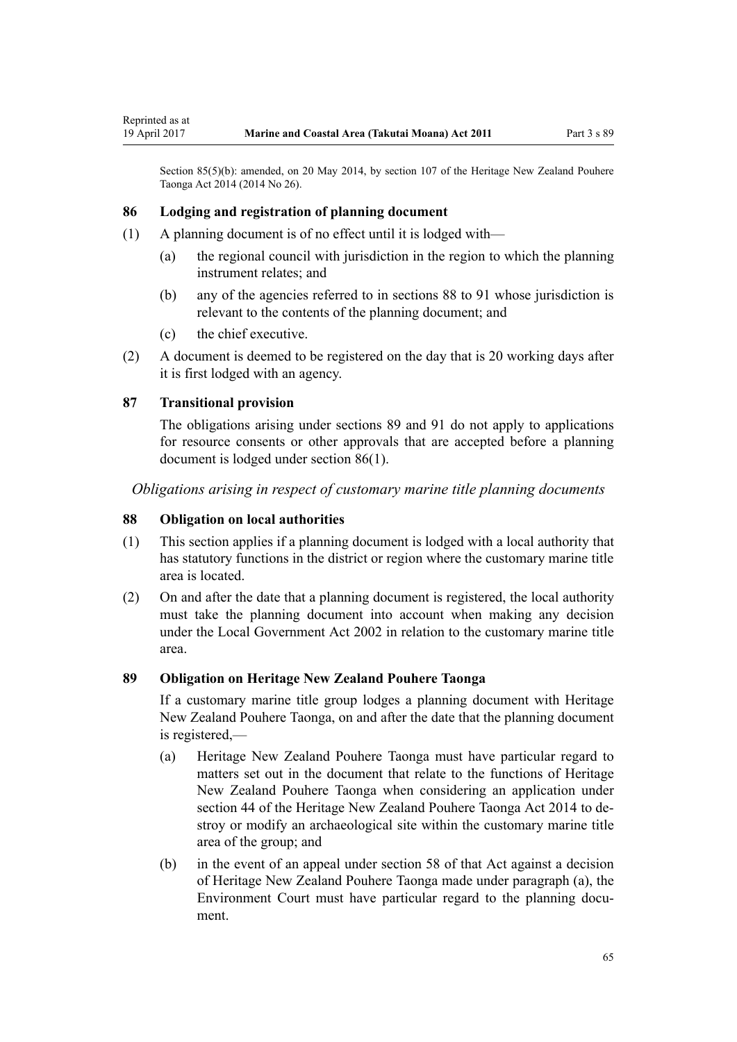Section 85(5)(b): amended, on 20 May 2014, by section 107 of the Heritage New Zealand Pouhere Taonga Act 2014 (2014 No 26).

### 86 Lodging and registration of planning document

(1) A planning document is of no effect until it is lodged with—

- (a) the regional council with jurisdiction in the region to which the planning instrument relates; and
- (b) any of the agencies referred to in sections 88 to 91 whose jurisdiction is relevant to the contents of the planning document; and
- (c) the chief executive.

(2) A document is deemed to be registered on the day that is 20 working days after it is first lodged with an agency.

### 87 Transitional provision

The obligations arising under sections 89 and 91 do not apply to applications for resource consents or other approvals that are accepted before a planning document is lodged under section 86(1).

*Obligations arising in respect of customary marine title planning documents*

### 88 Obligation on local authorities

(1) This section applies if a planning document is lodged with a local authority that has statutory functions in the district or region where the customary marine title area is located.

(2) On and after the date that a planning document is registered, the local authority must take the planning document into account when making any decision under the Local Government Act 2002 in relation to the customary marine title area.

### 89 Obligation on Heritage New Zealand Pouhere Taonga

If a customary marine title group lodges a planning document with Heritage New Zealand Pouhere Taonga, on and after the date that the planning document is registered,—

- (a) Heritage New Zealand Pouhere Taonga must have particular regard to matters set out in the document that relate to the functions of Heritage New Zealand Pouhere Taonga when considering an application under section 44 of the Heritage New Zealand Pouhere Taonga Act 2014 to destroy or modify an archaeological site within the customary marine title area of the group; and
- (b) in the event of an appeal under section 58 of that Act against a decision of Heritage New Zealand Pouhere Taonga made under paragraph (a), the Environment Court must have particular regard to the planning document.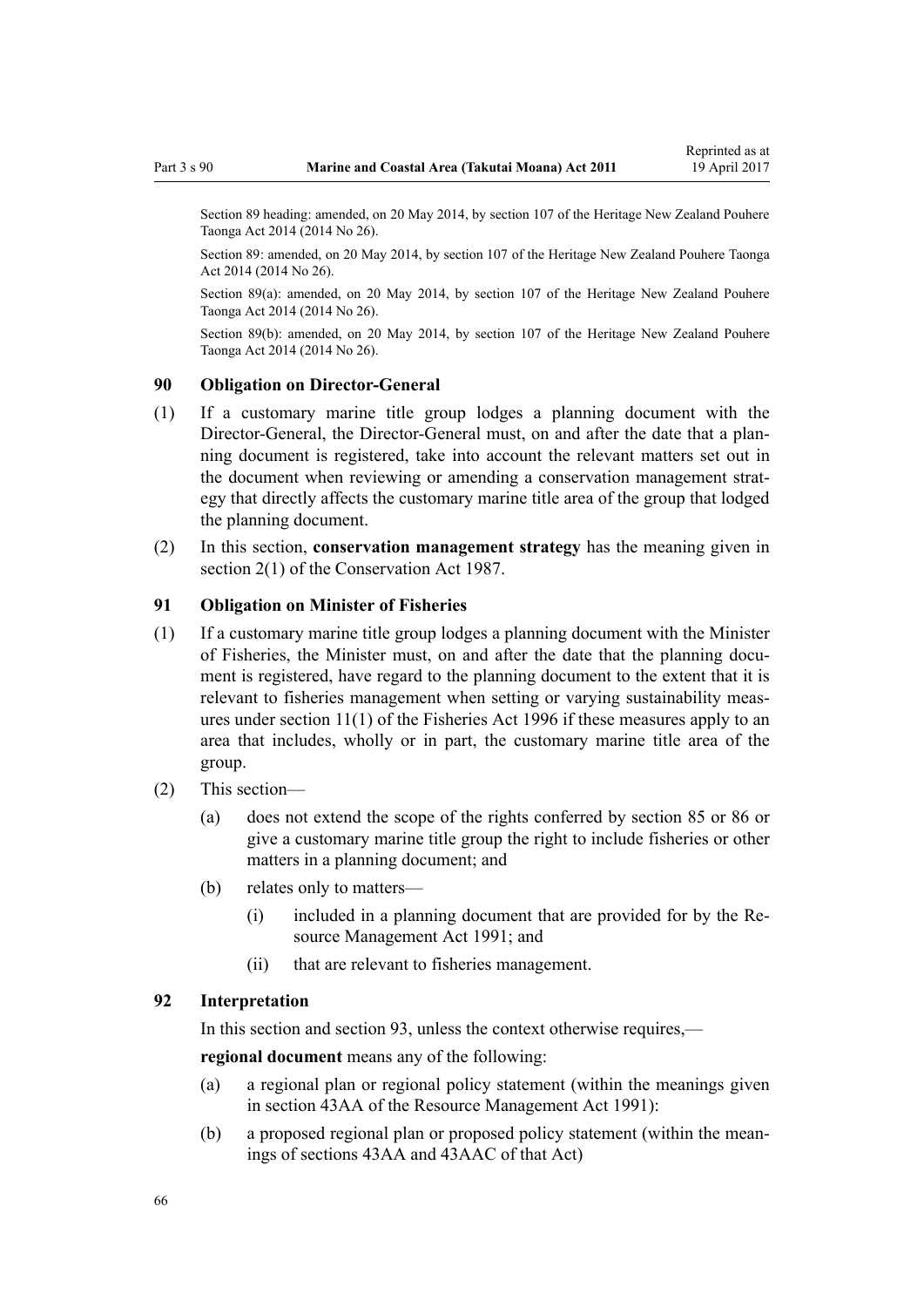Section 89 heading: amended, on 20 May 2014, by section 107 of the Heritage New Zealand Pouhere Taonga Act 2014 (2014 No 26).

Section 89: amended, on 20 May 2014, by section 107 of the Heritage New Zealand Pouhere Taonga Act 2014 (2014 No 26).

Section 89(a): amended, on 20 May 2014, by section 107 of the Heritage New Zealand Pouhere Taonga Act 2014 (2014 No 26).

Section 89(b): amended, on 20 May 2014, by section 107 of the Heritage New Zealand Pouhere Taonga Act 2014 (2014 No 26).

### 90 Obligation on Director-General

(1) If a customary marine title group lodges a planning document with the Director-General, the Director-General must, on and after the date that a planning document is registered, take into account the relevant matters set out in the document when reviewing or amending a conservation management strategy that directly affects the customary marine title area of the group that lodged the planning document.

(2) In this section, **conservation management strategy** has the meaning given in section 2(1) of the Conservation Act 1987.

### 91 Obligation on Minister of Fisheries

(1) If a customary marine title group lodges a planning document with the Minister of Fisheries, the Minister must, on and after the date that the planning document is registered, have regard to the planning document to the extent that it is relevant to fisheries management when setting or varying sustainability measures under section 11(1) of the Fisheries Act 1996 if these measures apply to an area that includes, wholly or in part, the customary marine title area of the group.

(2) This section—

  (a) does not extend the scope of the rights conferred by section 85 or 86 or give a customary marine title group the right to include fisheries or other matters in a planning document; and

  (b) relates only to matters—

    (i) included in a planning document that are provided for by the Resource Management Act 1991; and

    (ii) that are relevant to fisheries management.

### 92 Interpretation

In this section and section 93, unless the context otherwise requires,—

**regional document** means any of the following:

  (a) a regional plan or regional policy statement (within the meanings given in section 43AA of the Resource Management Act 1991):

  (b) a proposed regional plan or proposed policy statement (within the meanings of sections 43AA and 43AAC of that Act)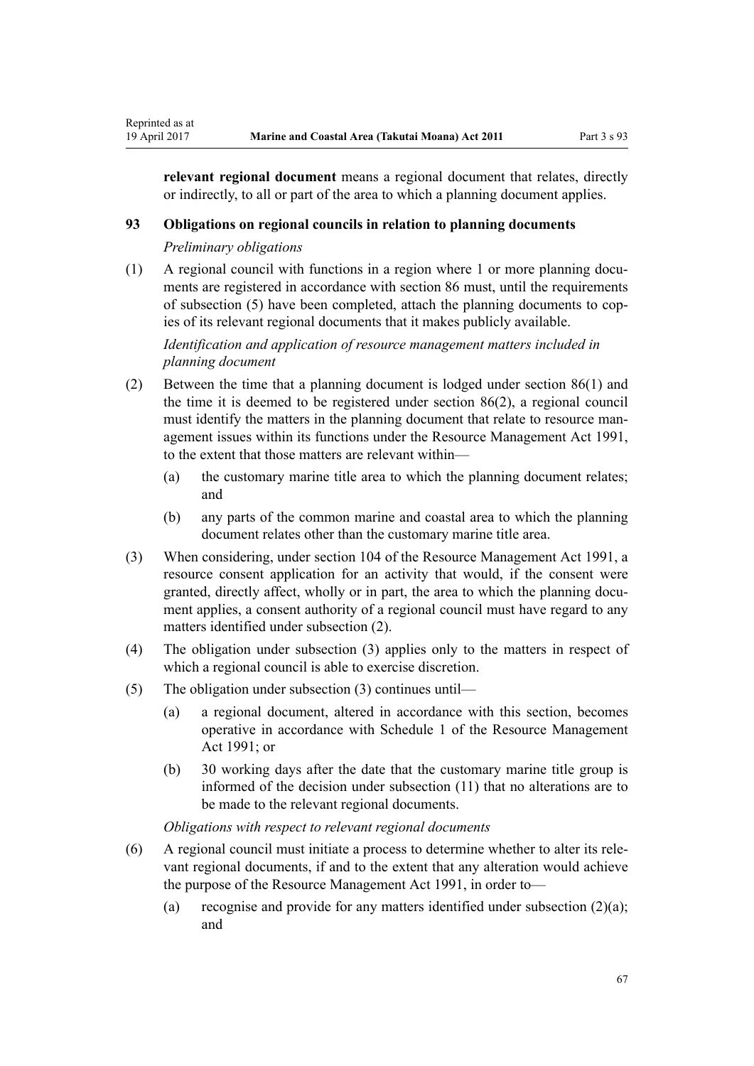**relevant regional document** means a regional document that relates, directly or indirectly, to all or part of the area to which a planning document applies.

### 93 Obligations on regional councils in relation to planning documents

*Preliminary obligations*

(1) A regional council with functions in a region where 1 or more planning documents are registered in accordance with section 86 must, until the requirements of subsection (5) have been completed, attach the planning documents to copies of its relevant regional documents that it makes publicly available.

*Identification and application of resource management matters included in planning document*

(2) Between the time that a planning document is lodged under section 86(1) and the time it is deemed to be registered under section 86(2), a regional council must identify the matters in the planning document that relate to resource management issues within its functions under the Resource Management Act 1991, to the extent that those matters are relevant within—

  (a) the customary marine title area to which the planning document relates; and

  (b) any parts of the common marine and coastal area to which the planning document relates other than the customary marine title area.

(3) When considering, under section 104 of the Resource Management Act 1991, a resource consent application for an activity that would, if the consent were granted, directly affect, wholly or in part, the area to which the planning document applies, a consent authority of a regional council must have regard to any matters identified under subsection (2).

(4) The obligation under subsection (3) applies only to the matters in respect of which a regional council is able to exercise discretion.

(5) The obligation under subsection (3) continues until—

  (a) a regional document, altered in accordance with this section, becomes operative in accordance with Schedule 1 of the Resource Management Act 1991; or

  (b) 30 working days after the date that the customary marine title group is informed of the decision under subsection (11) that no alterations are to be made to the relevant regional documents.

*Obligations with respect to relevant regional documents*

(6) A regional council must initiate a process to determine whether to alter its relevant regional documents, if and to the extent that any alteration would achieve the purpose of the Resource Management Act 1991, in order to—

  (a) recognise and provide for any matters identified under subsection (2)(a); and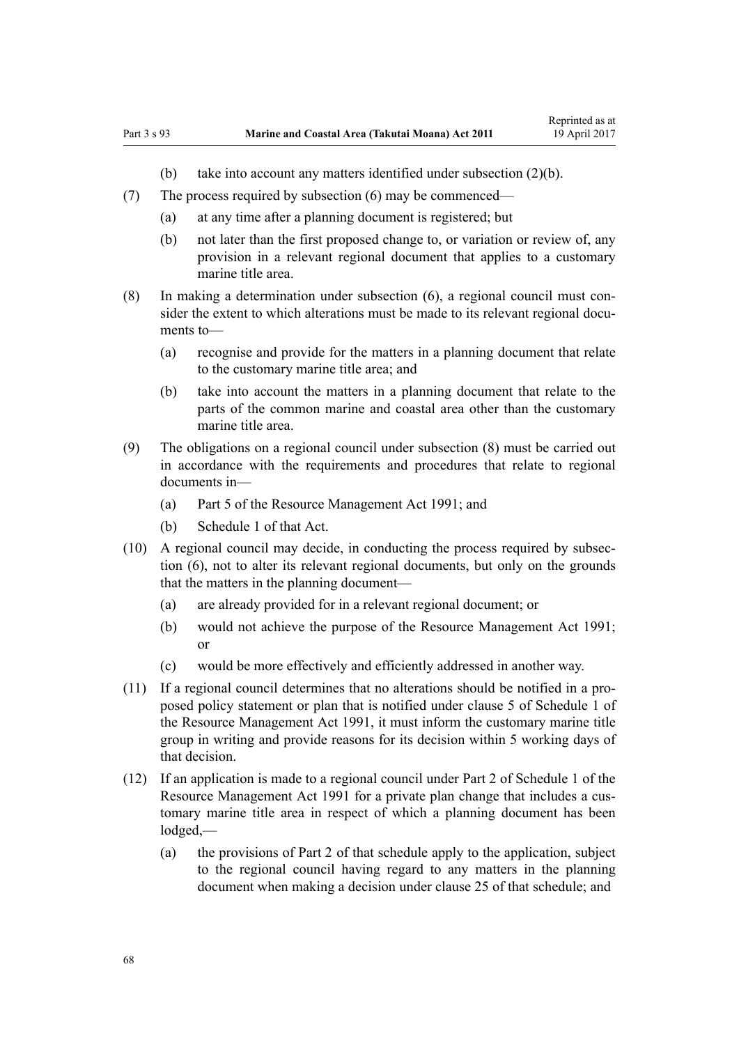(b) take into account any matters identified under subsection (2)(b).

(7) The process required by subsection (6) may be commenced—

(a) at any time after a planning document is registered; but

(b) not later than the first proposed change to, or variation or review of, any provision in a relevant regional document that applies to a customary marine title area.

(8) In making a determination under subsection (6), a regional council must consider the extent to which alterations must be made to its relevant regional documents to—

(a) recognise and provide for the matters in a planning document that relate to the customary marine title area; and

(b) take into account the matters in a planning document that relate to the parts of the common marine and coastal area other than the customary marine title area.

(9) The obligations on a regional council under subsection (8) must be carried out in accordance with the requirements and procedures that relate to regional documents in—

(a) Part 5 of the Resource Management Act 1991; and

(b) Schedule 1 of that Act.

(10) A regional council may decide, in conducting the process required by subsection (6), not to alter its relevant regional documents, but only on the grounds that the matters in the planning document—

(a) are already provided for in a relevant regional document; or

(b) would not achieve the purpose of the Resource Management Act 1991; or

(c) would be more effectively and efficiently addressed in another way.

(11) If a regional council determines that no alterations should be notified in a proposed policy statement or plan that is notified under clause 5 of Schedule 1 of the Resource Management Act 1991, it must inform the customary marine title group in writing and provide reasons for its decision within 5 working days of that decision.

(12) If an application is made to a regional council under Part 2 of Schedule 1 of the Resource Management Act 1991 for a private plan change that includes a customary marine title area in respect of which a planning document has been lodged,—

(a) the provisions of Part 2 of that schedule apply to the application, subject to the regional council having regard to any matters in the planning document when making a decision under clause 25 of that schedule; and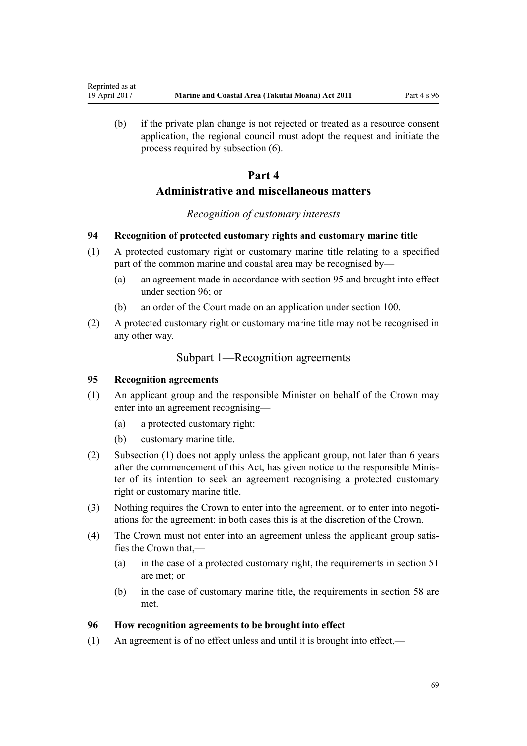(b) if the private plan change is not rejected or treated as a resource consent application, the regional council must adopt the request and initiate the process required by subsection (6).

# Part 4
# Administrative and miscellaneous matters

*Recognition of customary interests*

### 94 Recognition of protected customary rights and customary marine title

(1) A protected customary right or customary marine title relating to a specified part of the common marine and coastal area may be recognised by—

(a) an agreement made in accordance with section 95 and brought into effect under section 96; or

(b) an order of the Court made on an application under section 100.

(2) A protected customary right or customary marine title may not be recognised in any other way.

## Subpart 1—Recognition agreements

### 95 Recognition agreements

(1) An applicant group and the responsible Minister on behalf of the Crown may enter into an agreement recognising—

(a) a protected customary right:

(b) customary marine title.

(2) Subsection (1) does not apply unless the applicant group, not later than 6 years after the commencement of this Act, has given notice to the responsible Minister of its intention to seek an agreement recognising a protected customary right or customary marine title.

(3) Nothing requires the Crown to enter into the agreement, or to enter into negotiations for the agreement: in both cases this is at the discretion of the Crown.

(4) The Crown must not enter into an agreement unless the applicant group satisfies the Crown that,—

(a) in the case of a protected customary right, the requirements in section 51 are met; or

(b) in the case of customary marine title, the requirements in section 58 are met.

### 96 How recognition agreements to be brought into effect

(1) An agreement is of no effect unless and until it is brought into effect,—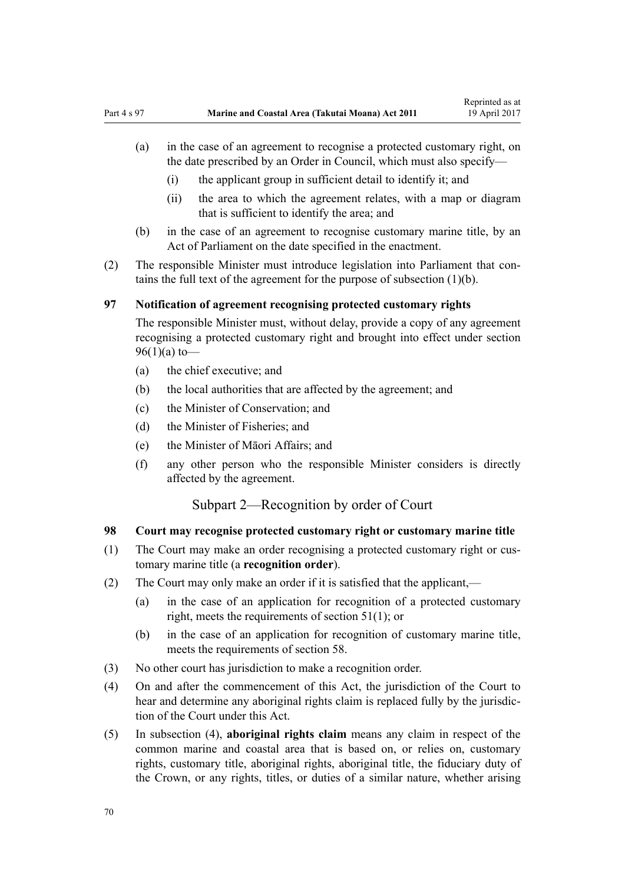(a) in the case of an agreement to recognise a protected customary right, on the date prescribed by an Order in Council, which must also specify—

  (i) the applicant group in sufficient detail to identify it; and

  (ii) the area to which the agreement relates, with a map or diagram that is sufficient to identify the area; and

(b) in the case of an agreement to recognise customary marine title, by an Act of Parliament on the date specified in the enactment.

(2) The responsible Minister must introduce legislation into Parliament that contains the full text of the agreement for the purpose of subsection (1)(b).

### 97 Notification of agreement recognising protected customary rights

The responsible Minister must, without delay, provide a copy of any agreement recognising a protected customary right and brought into effect under section 96(1)(a) to—

(a) the chief executive; and

(b) the local authorities that are affected by the agreement; and

(c) the Minister of Conservation; and

(d) the Minister of Fisheries; and

(e) the Minister of Māori Affairs; and

(f) any other person who the responsible Minister considers is directly affected by the agreement.

## Subpart 2—Recognition by order of Court

### 98 Court may recognise protected customary right or customary marine title

(1) The Court may make an order recognising a protected customary right or customary marine title (a **recognition order**).

(2) The Court may only make an order if it is satisfied that the applicant,—

(a) in the case of an application for recognition of a protected customary right, meets the requirements of section 51(1); or

(b) in the case of an application for recognition of customary marine title, meets the requirements of section 58.

(3) No other court has jurisdiction to make a recognition order.

(4) On and after the commencement of this Act, the jurisdiction of the Court to hear and determine any aboriginal rights claim is replaced fully by the jurisdiction of the Court under this Act.

(5) In subsection (4), **aboriginal rights claim** means any claim in respect of the common marine and coastal area that is based on, or relies on, customary rights, customary title, aboriginal rights, aboriginal title, the fiduciary duty of the Crown, or any rights, titles, or duties of a similar nature, whether arising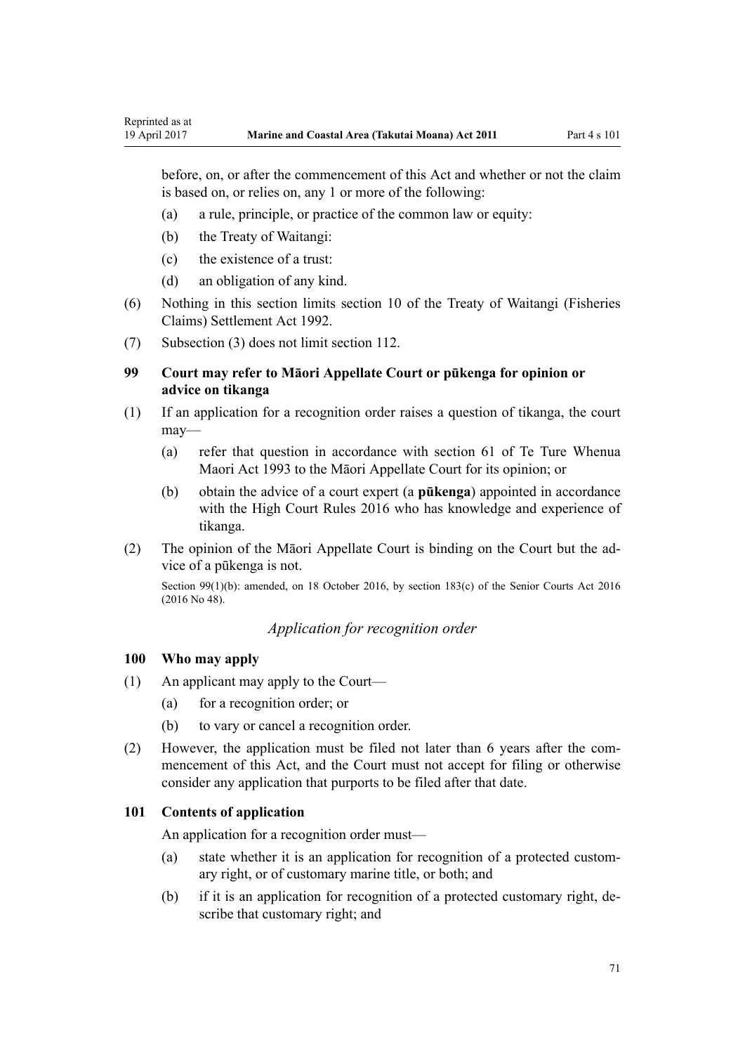before, on, or after the commencement of this Act and whether or not the claim is based on, or relies on, any 1 or more of the following:

(a) a rule, principle, or practice of the common law or equity:

(b) the Treaty of Waitangi:

(c) the existence of a trust:

(d) an obligation of any kind.

(6) Nothing in this section limits section 10 of the Treaty of Waitangi (Fisheries Claims) Settlement Act 1992.

(7) Subsection (3) does not limit section 112.

### 99 Court may refer to Māori Appellate Court or pūkenga for opinion or advice on tikanga

(1) If an application for a recognition order raises a question of tikanga, the court may—

(a) refer that question in accordance with section 61 of Te Ture Whenua Maori Act 1993 to the Māori Appellate Court for its opinion; or

(b) obtain the advice of a court expert (a **pūkenga**) appointed in accordance with the High Court Rules 2016 who has knowledge and experience of tikanga.

(2) The opinion of the Māori Appellate Court is binding on the Court but the advice of a pūkenga is not.

Section 99(1)(b): amended, on 18 October 2016, by section 183(c) of the Senior Courts Act 2016 (2016 No 48).

*Application for recognition order*

### 100 Who may apply

(1) An applicant may apply to the Court—

(a) for a recognition order; or

(b) to vary or cancel a recognition order.

(2) However, the application must be filed not later than 6 years after the commencement of this Act, and the Court must not accept for filing or otherwise consider any application that purports to be filed after that date.

### 101 Contents of application

An application for a recognition order must—

(a) state whether it is an application for recognition of a protected customary right, or of customary marine title, or both; and

(b) if it is an application for recognition of a protected customary right, describe that customary right; and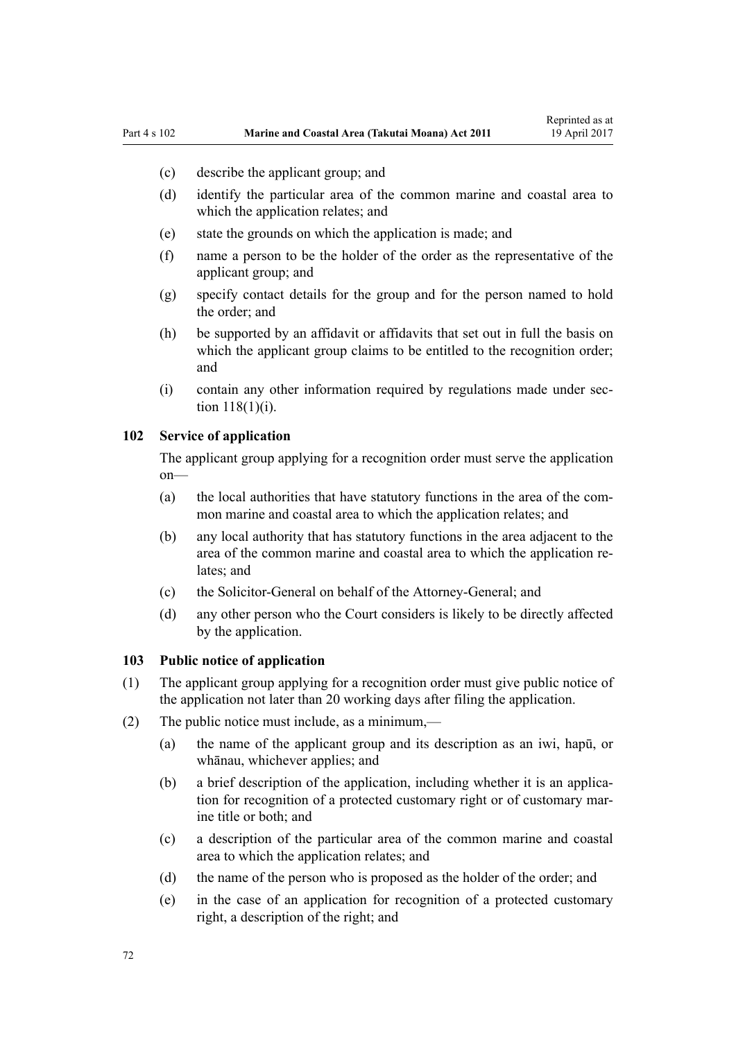- (c) describe the applicant group; and
- (d) identify the particular area of the common marine and coastal area to which the application relates; and
- (e) state the grounds on which the application is made; and
- (f) name a person to be the holder of the order as the representative of the applicant group; and
- (g) specify contact details for the group and for the person named to hold the order; and
- (h) be supported by an affidavit or affidavits that set out in full the basis on which the applicant group claims to be entitled to the recognition order; and
- (i) contain any other information required by regulations made under section 118(1)(i).

### 102 Service of application

The applicant group applying for a recognition order must serve the application on—

- (a) the local authorities that have statutory functions in the area of the common marine and coastal area to which the application relates; and
- (b) any local authority that has statutory functions in the area adjacent to the area of the common marine and coastal area to which the application relates; and
- (c) the Solicitor-General on behalf of the Attorney-General; and
- (d) any other person who the Court considers is likely to be directly affected by the application.

### 103 Public notice of application

(1) The applicant group applying for a recognition order must give public notice of the application not later than 20 working days after filing the application.

(2) The public notice must include, as a minimum,—

- (a) the name of the applicant group and its description as an iwi, hapū, or whānau, whichever applies; and
- (b) a brief description of the application, including whether it is an application for recognition of a protected customary right or of customary marine title or both; and
- (c) a description of the particular area of the common marine and coastal area to which the application relates; and
- (d) the name of the person who is proposed as the holder of the order; and
- (e) in the case of an application for recognition of a protected customary right, a description of the right; and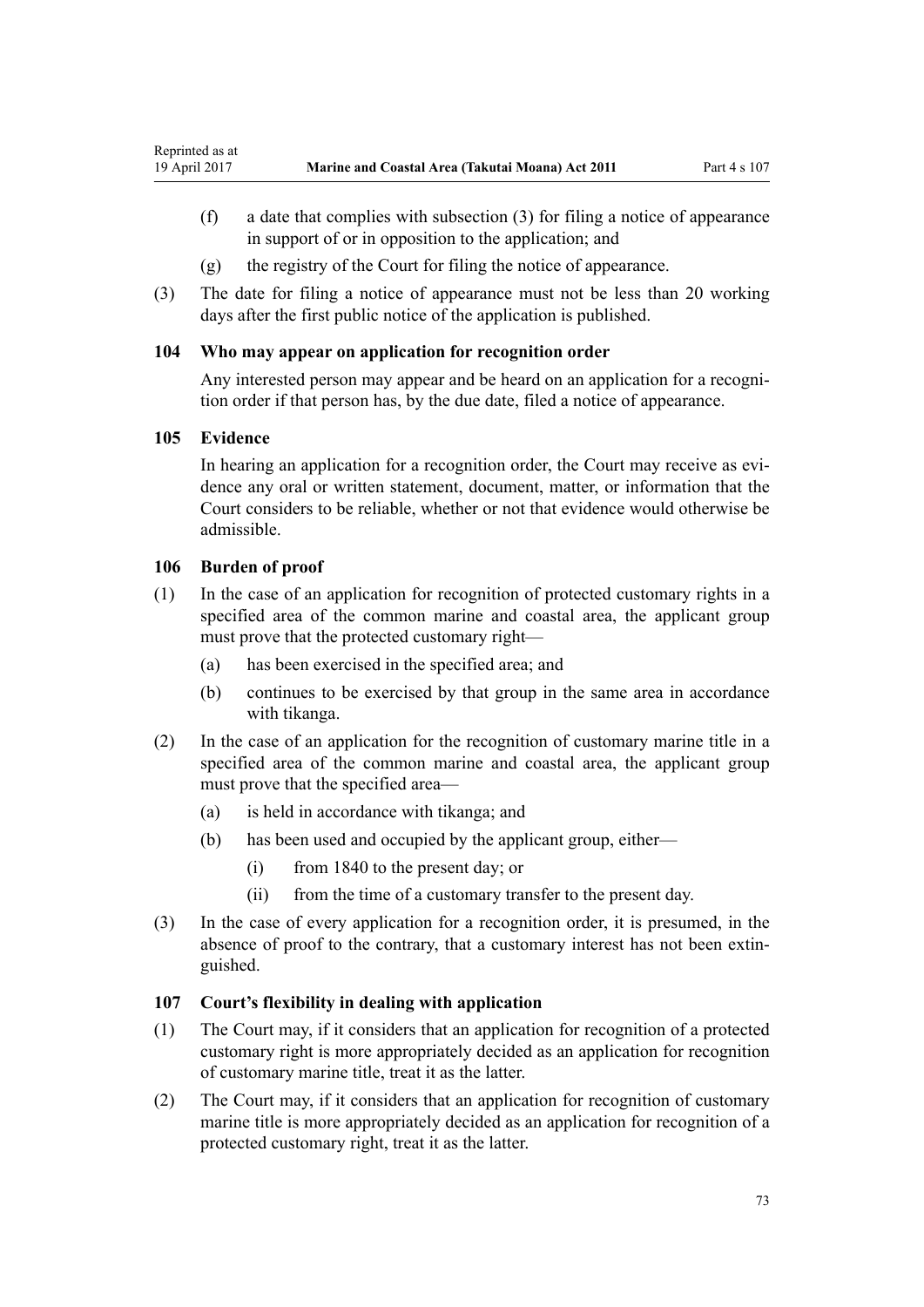(f) a date that complies with subsection (3) for filing a notice of appearance in support of or in opposition to the application; and

(g) the registry of the Court for filing the notice of appearance.

(3) The date for filing a notice of appearance must not be less than 20 working days after the first public notice of the application is published.

### 104 Who may appear on application for recognition order

Any interested person may appear and be heard on an application for a recognition order if that person has, by the due date, filed a notice of appearance.

### 105 Evidence

In hearing an application for a recognition order, the Court may receive as evidence any oral or written statement, document, matter, or information that the Court considers to be reliable, whether or not that evidence would otherwise be admissible.

### 106 Burden of proof

(1) In the case of an application for recognition of protected customary rights in a specified area of the common marine and coastal area, the applicant group must prove that the protected customary right—

(a) has been exercised in the specified area; and

(b) continues to be exercised by that group in the same area in accordance with tikanga.

(2) In the case of an application for the recognition of customary marine title in a specified area of the common marine and coastal area, the applicant group must prove that the specified area—

(a) is held in accordance with tikanga; and

(b) has been used and occupied by the applicant group, either—

(i) from 1840 to the present day; or

(ii) from the time of a customary transfer to the present day.

(3) In the case of every application for a recognition order, it is presumed, in the absence of proof to the contrary, that a customary interest has not been extinguished.

### 107 Court's flexibility in dealing with application

(1) The Court may, if it considers that an application for recognition of a protected customary right is more appropriately decided as an application for recognition of customary marine title, treat it as the latter.

(2) The Court may, if it considers that an application for recognition of customary marine title is more appropriately decided as an application for recognition of a protected customary right, treat it as the latter.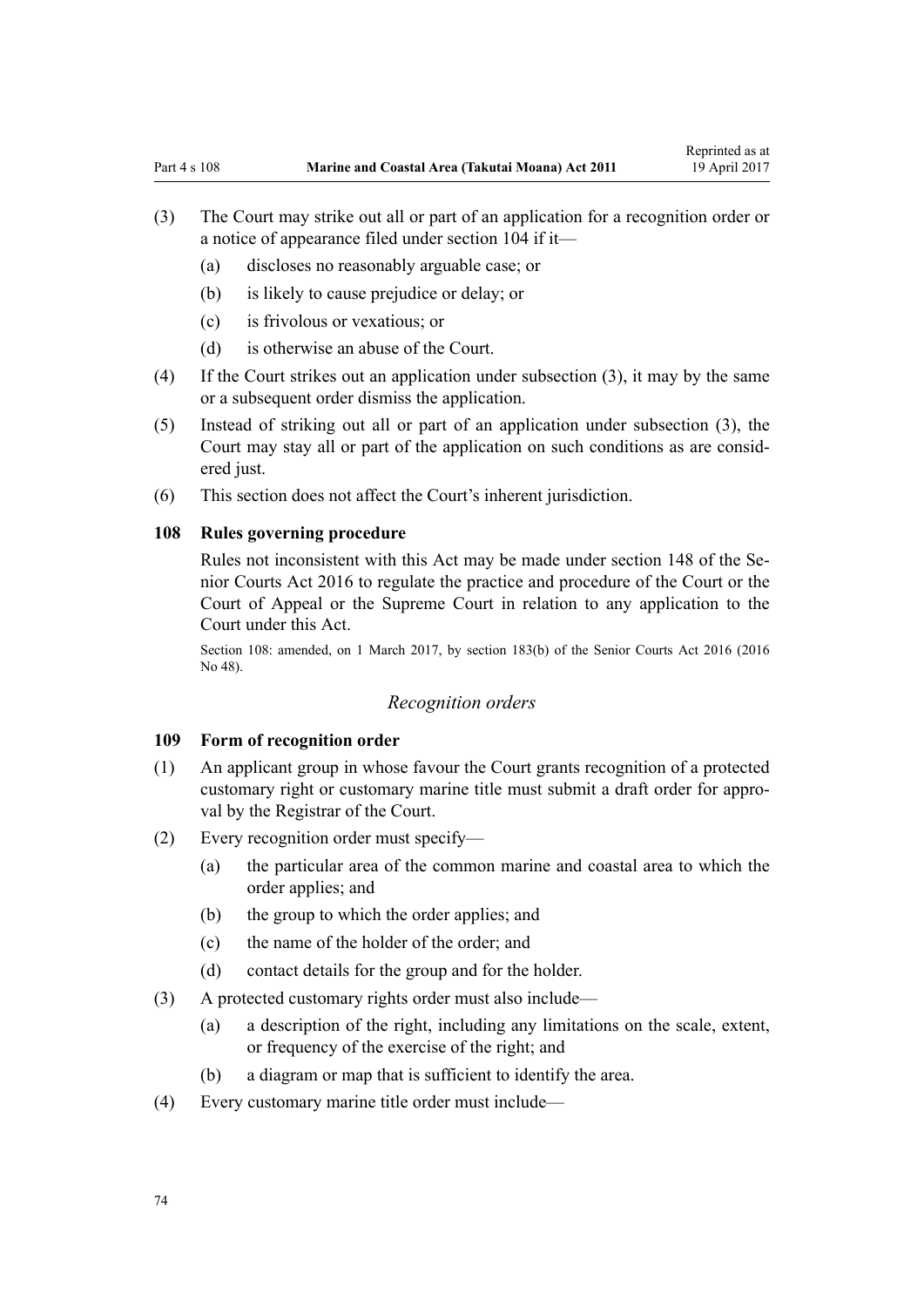(3) The Court may strike out all or part of an application for a recognition order or a notice of appearance filed under section 104 if it—

  (a) discloses no reasonably arguable case; or

  (b) is likely to cause prejudice or delay; or

  (c) is frivolous or vexatious; or

  (d) is otherwise an abuse of the Court.

(4) If the Court strikes out an application under subsection (3), it may by the same or a subsequent order dismiss the application.

(5) Instead of striking out all or part of an application under subsection (3), the Court may stay all or part of the application on such conditions as are considered just.

(6) This section does not affect the Court's inherent jurisdiction.

### 108 Rules governing procedure

Rules not inconsistent with this Act may be made under section 148 of the Senior Courts Act 2016 to regulate the practice and procedure of the Court or the Court of Appeal or the Supreme Court in relation to any application to the Court under this Act.

Section 108: amended, on 1 March 2017, by section 183(b) of the Senior Courts Act 2016 (2016 No 48).

*Recognition orders*

### 109 Form of recognition order

(1) An applicant group in whose favour the Court grants recognition of a protected customary right or customary marine title must submit a draft order for approval by the Registrar of the Court.

(2) Every recognition order must specify—

  (a) the particular area of the common marine and coastal area to which the order applies; and

  (b) the group to which the order applies; and

  (c) the name of the holder of the order; and

  (d) contact details for the group and for the holder.

(3) A protected customary rights order must also include—

  (a) a description of the right, including any limitations on the scale, extent, or frequency of the exercise of the right; and

  (b) a diagram or map that is sufficient to identify the area.

(4) Every customary marine title order must include—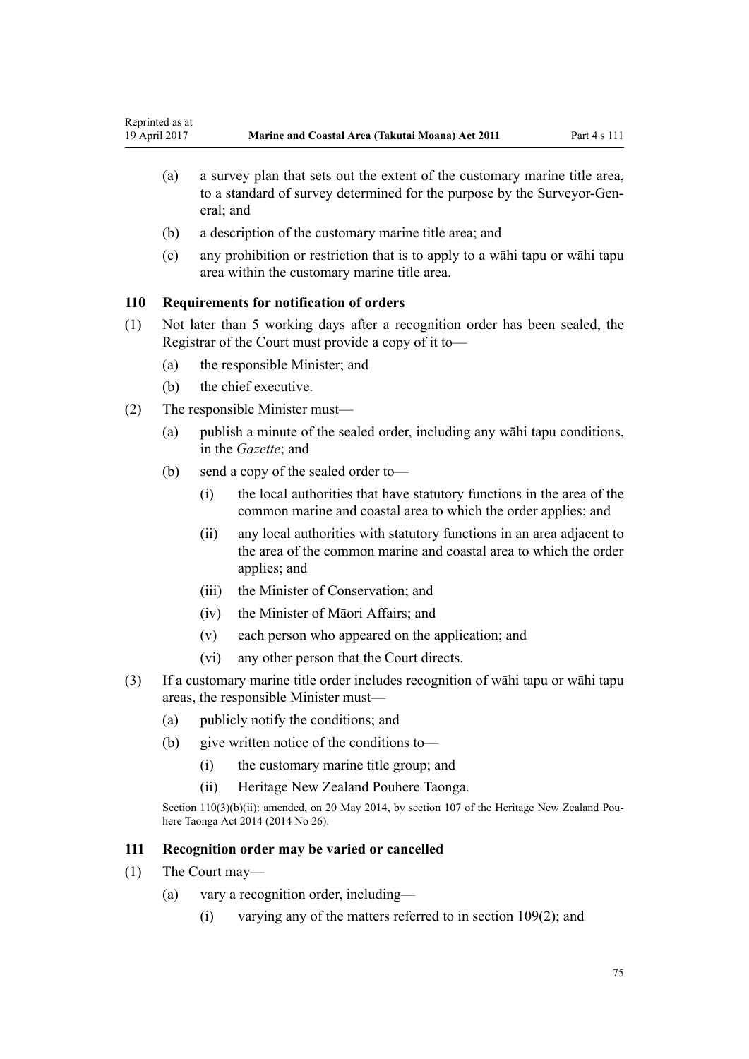(a) a survey plan that sets out the extent of the customary marine title area, to a standard of survey determined for the purpose by the Surveyor-General; and

(b) a description of the customary marine title area; and

(c) any prohibition or restriction that is to apply to a wāhi tapu or wāhi tapu area within the customary marine title area.

### 110 Requirements for notification of orders

(1) Not later than 5 working days after a recognition order has been sealed, the Registrar of the Court must provide a copy of it to—

(a) the responsible Minister; and

(b) the chief executive.

(2) The responsible Minister must—

(a) publish a minute of the sealed order, including any wāhi tapu conditions, in the *Gazette*; and

(b) send a copy of the sealed order to—

(i) the local authorities that have statutory functions in the area of the common marine and coastal area to which the order applies; and

(ii) any local authorities with statutory functions in an area adjacent to the area of the common marine and coastal area to which the order applies; and

(iii) the Minister of Conservation; and

(iv) the Minister of Māori Affairs; and

(v) each person who appeared on the application; and

(vi) any other person that the Court directs.

(3) If a customary marine title order includes recognition of wāhi tapu or wāhi tapu areas, the responsible Minister must—

(a) publicly notify the conditions; and

(b) give written notice of the conditions to—

(i) the customary marine title group; and

(ii) Heritage New Zealand Pouhere Taonga.

Section 110(3)(b)(ii): amended, on 20 May 2014, by section 107 of the Heritage New Zealand Pouhere Taonga Act 2014 (2014 No 26).

### 111 Recognition order may be varied or cancelled

(1) The Court may—

(a) vary a recognition order, including—

(i) varying any of the matters referred to in section 109(2); and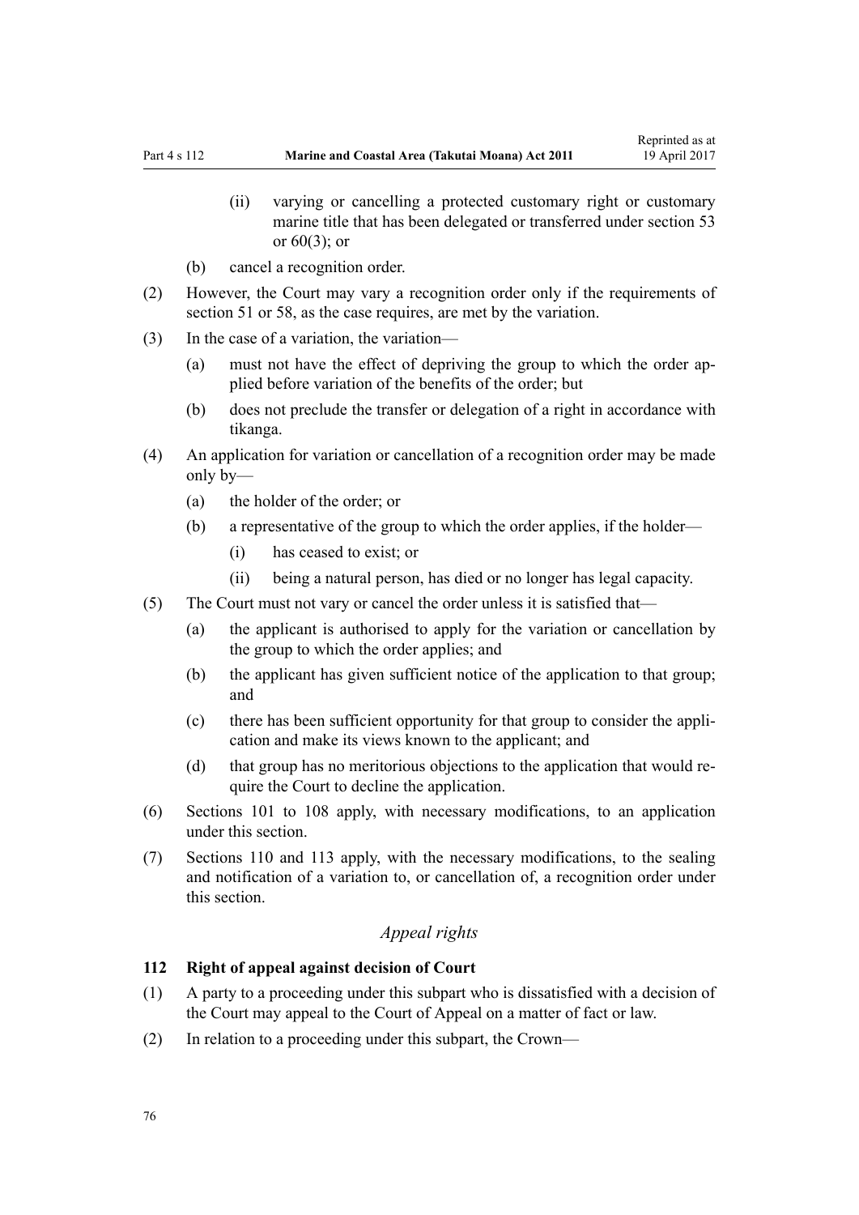(ii) varying or cancelling a protected customary right or customary marine title that has been delegated or transferred under section 53 or 60(3); or

(b) cancel a recognition order.

(2) However, the Court may vary a recognition order only if the requirements of section 51 or 58, as the case requires, are met by the variation.

(3) In the case of a variation, the variation—

(a) must not have the effect of depriving the group to which the order applied before variation of the benefits of the order; but

(b) does not preclude the transfer or delegation of a right in accordance with tikanga.

(4) An application for variation or cancellation of a recognition order may be made only by—

(a) the holder of the order; or

(b) a representative of the group to which the order applies, if the holder—

(i) has ceased to exist; or

(ii) being a natural person, has died or no longer has legal capacity.

(5) The Court must not vary or cancel the order unless it is satisfied that—

(a) the applicant is authorised to apply for the variation or cancellation by the group to which the order applies; and

(b) the applicant has given sufficient notice of the application to that group; and

(c) there has been sufficient opportunity for that group to consider the application and make its views known to the applicant; and

(d) that group has no meritorious objections to the application that would require the Court to decline the application.

(6) Sections 101 to 108 apply, with necessary modifications, to an application under this section.

(7) Sections 110 and 113 apply, with the necessary modifications, to the sealing and notification of a variation to, or cancellation of, a recognition order under this section.

*Appeal rights*

**112 Right of appeal against decision of Court**

(1) A party to a proceeding under this subpart who is dissatisfied with a decision of the Court may appeal to the Court of Appeal on a matter of fact or law.

(2) In relation to a proceeding under this subpart, the Crown—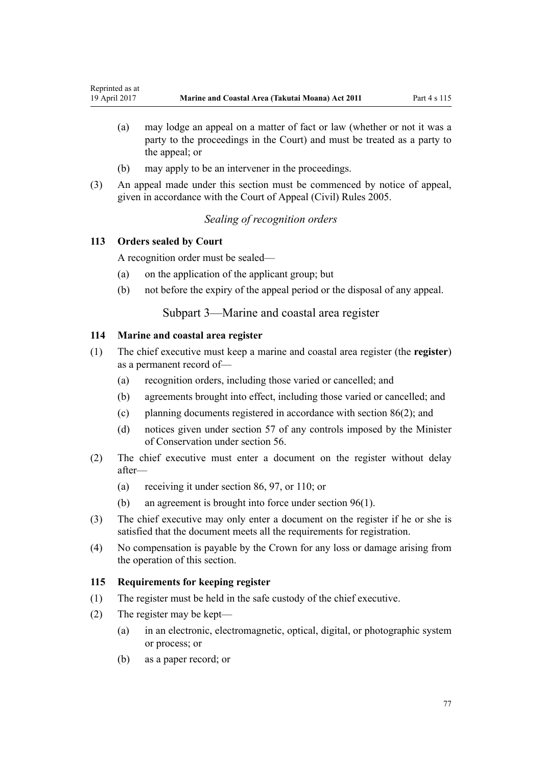(a) may lodge an appeal on a matter of fact or law (whether or not it was a party to the proceedings in the Court) and must be treated as a party to the appeal; or

(b) may apply to be an intervener in the proceedings.

(3) An appeal made under this section must be commenced by notice of appeal, given in accordance with the Court of Appeal (Civil) Rules 2005.

*Sealing of recognition orders*

### 113 Orders sealed by Court

A recognition order must be sealed—

(a) on the application of the applicant group; but

(b) not before the expiry of the appeal period or the disposal of any appeal.

## Subpart 3—Marine and coastal area register

### 114 Marine and coastal area register

(1) The chief executive must keep a marine and coastal area register (the **register**) as a permanent record of—

(a) recognition orders, including those varied or cancelled; and

(b) agreements brought into effect, including those varied or cancelled; and

(c) planning documents registered in accordance with section 86(2); and

(d) notices given under section 57 of any controls imposed by the Minister of Conservation under section 56.

(2) The chief executive must enter a document on the register without delay after—

(a) receiving it under section 86, 97, or 110; or

(b) an agreement is brought into force under section 96(1).

(3) The chief executive may only enter a document on the register if he or she is satisfied that the document meets all the requirements for registration.

(4) No compensation is payable by the Crown for any loss or damage arising from the operation of this section.

### 115 Requirements for keeping register

(1) The register must be held in the safe custody of the chief executive.

(2) The register may be kept—

(a) in an electronic, electromagnetic, optical, digital, or photographic system or process; or

(b) as a paper record; or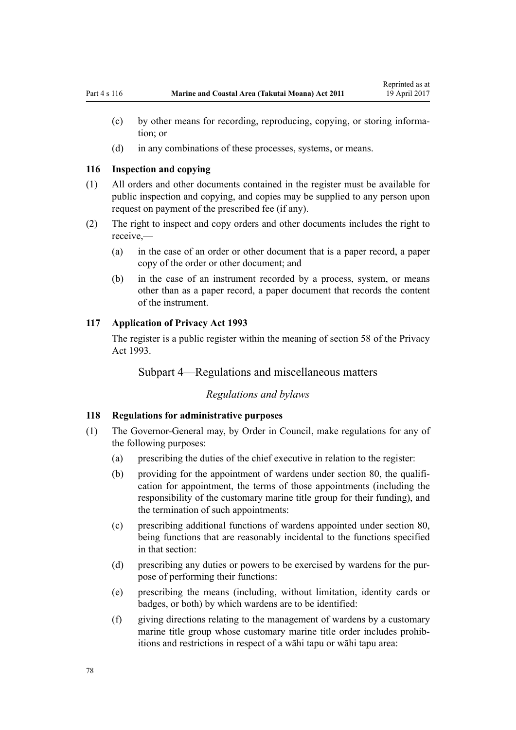(c) by other means for recording, reproducing, copying, or storing information; or

(d) in any combinations of these processes, systems, or means.

### 116 Inspection and copying

(1) All orders and other documents contained in the register must be available for public inspection and copying, and copies may be supplied to any person upon request on payment of the prescribed fee (if any).

(2) The right to inspect and copy orders and other documents includes the right to receive,—

(a) in the case of an order or other document that is a paper record, a paper copy of the order or other document; and

(b) in the case of an instrument recorded by a process, system, or means other than as a paper record, a paper document that records the content of the instrument.

### 117 Application of Privacy Act 1993

The register is a public register within the meaning of section 58 of the Privacy Act 1993.

## Subpart 4—Regulations and miscellaneous matters

*Regulations and bylaws*

### 118 Regulations for administrative purposes

(1) The Governor-General may, by Order in Council, make regulations for any of the following purposes:

(a) prescribing the duties of the chief executive in relation to the register:

(b) providing for the appointment of wardens under section 80, the qualification for appointment, the terms of those appointments (including the responsibility of the customary marine title group for their funding), and the termination of such appointments:

(c) prescribing additional functions of wardens appointed under section 80, being functions that are reasonably incidental to the functions specified in that section:

(d) prescribing any duties or powers to be exercised by wardens for the purpose of performing their functions:

(e) prescribing the means (including, without limitation, identity cards or badges, or both) by which wardens are to be identified:

(f) giving directions relating to the management of wardens by a customary marine title group whose customary marine title order includes prohibitions and restrictions in respect of a wāhi tapu or wāhi tapu area: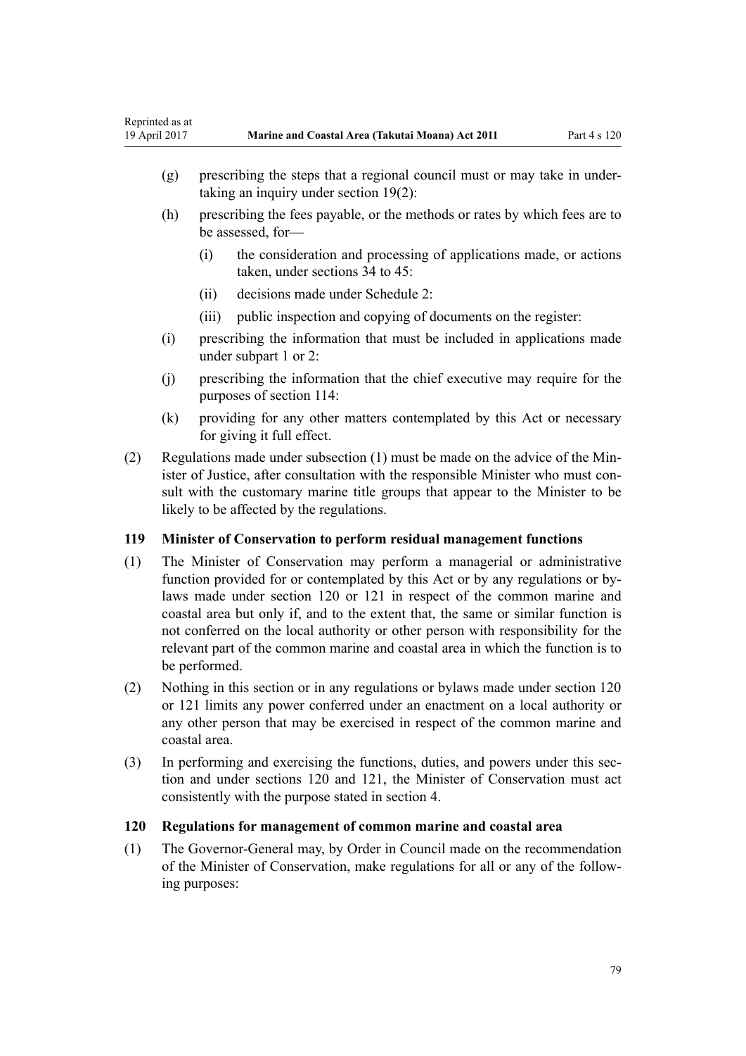(g) prescribing the steps that a regional council must or may take in undertaking an inquiry under section 19(2):

(h) prescribing the fees payable, or the methods or rates by which fees are to be assessed, for—

  (i) the consideration and processing of applications made, or actions taken, under sections 34 to 45:

  (ii) decisions made under Schedule 2:

  (iii) public inspection and copying of documents on the register:

(i) prescribing the information that must be included in applications made under subpart 1 or 2:

(j) prescribing the information that the chief executive may require for the purposes of section 114:

(k) providing for any other matters contemplated by this Act or necessary for giving it full effect.

(2) Regulations made under subsection (1) must be made on the advice of the Minister of Justice, after consultation with the responsible Minister who must consult with the customary marine title groups that appear to the Minister to be likely to be affected by the regulations.

### 119 Minister of Conservation to perform residual management functions

(1) The Minister of Conservation may perform a managerial or administrative function provided for or contemplated by this Act or by any regulations or bylaws made under section 120 or 121 in respect of the common marine and coastal area but only if, and to the extent that, the same or similar function is not conferred on the local authority or other person with responsibility for the relevant part of the common marine and coastal area in which the function is to be performed.

(2) Nothing in this section or in any regulations or bylaws made under section 120 or 121 limits any power conferred under an enactment on a local authority or any other person that may be exercised in respect of the common marine and coastal area.

(3) In performing and exercising the functions, duties, and powers under this section and under sections 120 and 121, the Minister of Conservation must act consistently with the purpose stated in section 4.

### 120 Regulations for management of common marine and coastal area

(1) The Governor-General may, by Order in Council made on the recommendation of the Minister of Conservation, make regulations for all or any of the following purposes: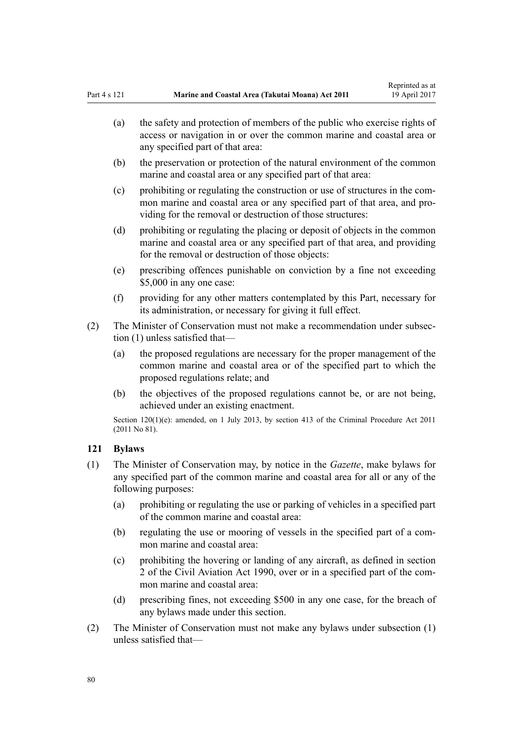(a) the safety and protection of members of the public who exercise rights of access or navigation in or over the common marine and coastal area or any specified part of that area:

(b) the preservation or protection of the natural environment of the common marine and coastal area or any specified part of that area:

(c) prohibiting or regulating the construction or use of structures in the common marine and coastal area or any specified part of that area, and providing for the removal or destruction of those structures:

(d) prohibiting or regulating the placing or deposit of objects in the common marine and coastal area or any specified part of that area, and providing for the removal or destruction of those objects:

(e) prescribing offences punishable on conviction by a fine not exceeding $5,000 in any one case:

(f) providing for any other matters contemplated by this Part, necessary for its administration, or necessary for giving it full effect.

(2) The Minister of Conservation must not make a recommendation under subsection (1) unless satisfied that—

(a) the proposed regulations are necessary for the proper management of the common marine and coastal area or of the specified part to which the proposed regulations relate; and

(b) the objectives of the proposed regulations cannot be, or are not being, achieved under an existing enactment.

Section 120(1)(e): amended, on 1 July 2013, by section 413 of the Criminal Procedure Act 2011 (2011 No 81).

### 121 Bylaws

(1) The Minister of Conservation may, by notice in the *Gazette*, make bylaws for any specified part of the common marine and coastal area for all or any of the following purposes:

(a) prohibiting or regulating the use or parking of vehicles in a specified part of the common marine and coastal area:

(b) regulating the use or mooring of vessels in the specified part of a common marine and coastal area:

(c) prohibiting the hovering or landing of any aircraft, as defined in section 2 of the Civil Aviation Act 1990, over or in a specified part of the common marine and coastal area:

(d) prescribing fines, not exceeding $500 in any one case, for the breach of any bylaws made under this section.

(2) The Minister of Conservation must not make any bylaws under subsection (1) unless satisfied that—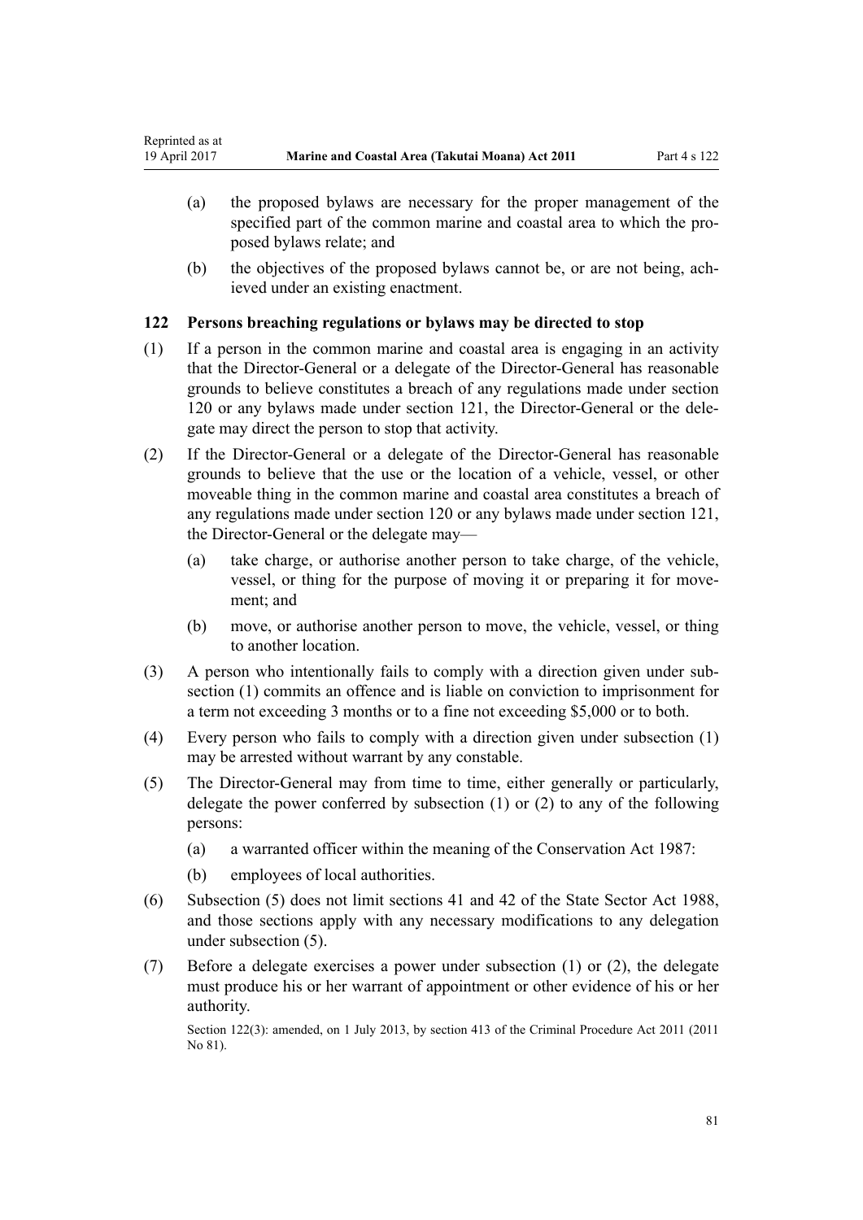(a) the proposed bylaws are necessary for the proper management of the specified part of the common marine and coastal area to which the proposed bylaws relate; and

(b) the objectives of the proposed bylaws cannot be, or are not being, achieved under an existing enactment.

### 122 Persons breaching regulations or bylaws may be directed to stop

(1) If a person in the common marine and coastal area is engaging in an activity that the Director-General or a delegate of the Director-General has reasonable grounds to believe constitutes a breach of any regulations made under section 120 or any bylaws made under section 121, the Director-General or the delegate may direct the person to stop that activity.

(2) If the Director-General or a delegate of the Director-General has reasonable grounds to believe that the use or the location of a vehicle, vessel, or other moveable thing in the common marine and coastal area constitutes a breach of any regulations made under section 120 or any bylaws made under section 121, the Director-General or the delegate may—

  (a) take charge, or authorise another person to take charge, of the vehicle, vessel, or thing for the purpose of moving it or preparing it for movement; and

  (b) move, or authorise another person to move, the vehicle, vessel, or thing to another location.

(3) A person who intentionally fails to comply with a direction given under subsection (1) commits an offence and is liable on conviction to imprisonment for a term not exceeding 3 months or to a fine not exceeding $5,000 or to both.

(4) Every person who fails to comply with a direction given under subsection (1) may be arrested without warrant by any constable.

(5) The Director-General may from time to time, either generally or particularly, delegate the power conferred by subsection (1) or (2) to any of the following persons:

  (a) a warranted officer within the meaning of the Conservation Act 1987:

  (b) employees of local authorities.

(6) Subsection (5) does not limit sections 41 and 42 of the State Sector Act 1988, and those sections apply with any necessary modifications to any delegation under subsection (5).

(7) Before a delegate exercises a power under subsection (1) or (2), the delegate must produce his or her warrant of appointment or other evidence of his or her authority.

Section 122(3): amended, on 1 July 2013, by section 413 of the Criminal Procedure Act 2011 (2011 No 81).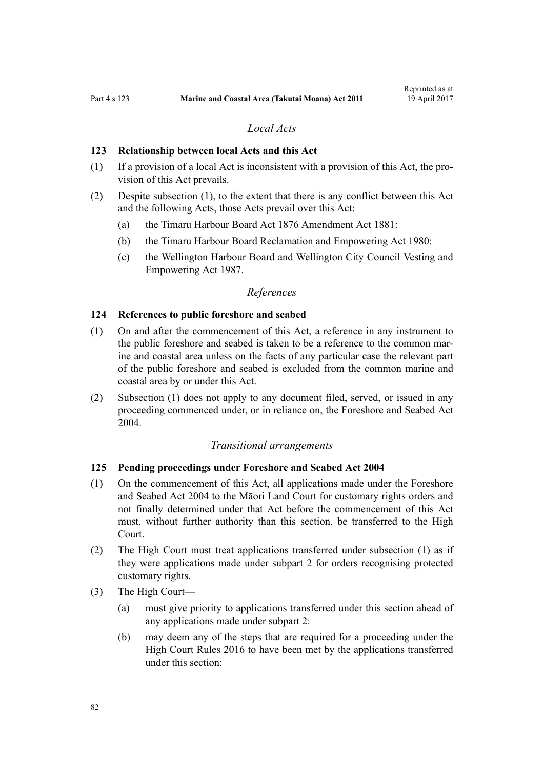*Local Acts*

### 123 Relationship between local Acts and this Act

(1) If a provision of a local Act is inconsistent with a provision of this Act, the provision of this Act prevails.

(2) Despite subsection (1), to the extent that there is any conflict between this Act and the following Acts, those Acts prevail over this Act:

- (a) the Timaru Harbour Board Act 1876 Amendment Act 1881:
- (b) the Timaru Harbour Board Reclamation and Empowering Act 1980:
- (c) the Wellington Harbour Board and Wellington City Council Vesting and Empowering Act 1987.

*References*

### 124 References to public foreshore and seabed

(1) On and after the commencement of this Act, a reference in any instrument to the public foreshore and seabed is taken to be a reference to the common marine and coastal area unless on the facts of any particular case the relevant part of the public foreshore and seabed is excluded from the common marine and coastal area by or under this Act.

(2) Subsection (1) does not apply to any document filed, served, or issued in any proceeding commenced under, or in reliance on, the Foreshore and Seabed Act 2004.

*Transitional arrangements*

### 125 Pending proceedings under Foreshore and Seabed Act 2004

(1) On the commencement of this Act, all applications made under the Foreshore and Seabed Act 2004 to the Māori Land Court for customary rights orders and not finally determined under that Act before the commencement of this Act must, without further authority than this section, be transferred to the High Court.

(2) The High Court must treat applications transferred under subsection (1) as if they were applications made under subpart 2 for orders recognising protected customary rights.

(3) The High Court—

- (a) must give priority to applications transferred under this section ahead of any applications made under subpart 2:
- (b) may deem any of the steps that are required for a proceeding under the High Court Rules 2016 to have been met by the applications transferred under this section: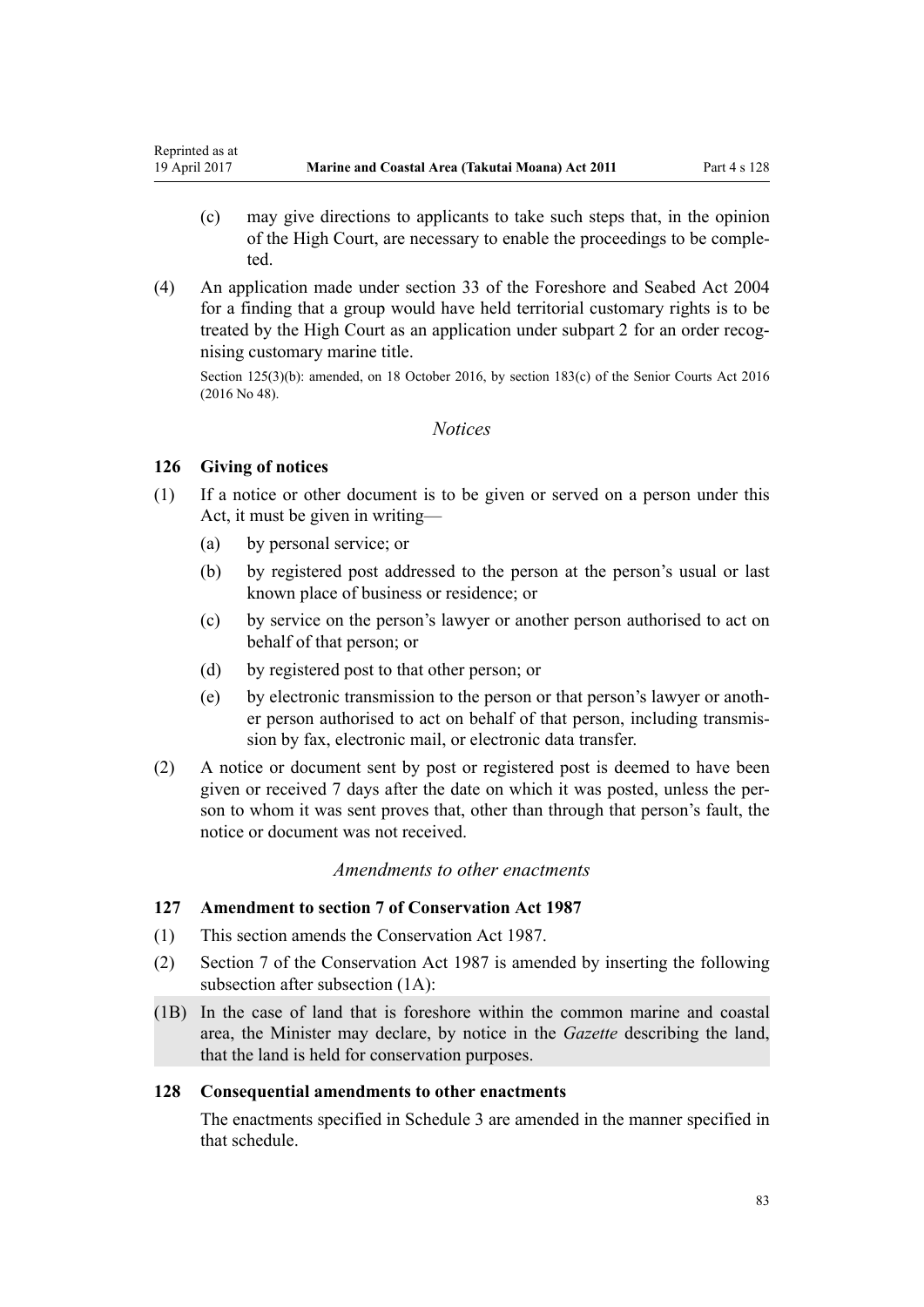(c) may give directions to applicants to take such steps that, in the opinion of the High Court, are necessary to enable the proceedings to be completed.

(4) An application made under section 33 of the Foreshore and Seabed Act 2004 for a finding that a group would have held territorial customary rights is to be treated by the High Court as an application under subpart 2 for an order recognising customary marine title.

Section 125(3)(b): amended, on 18 October 2016, by section 183(c) of the Senior Courts Act 2016 (2016 No 48).

*Notices*

### 126 Giving of notices

(1) If a notice or other document is to be given or served on a person under this Act, it must be given in writing—

(a) by personal service; or

(b) by registered post addressed to the person at the person's usual or last known place of business or residence; or

(c) by service on the person's lawyer or another person authorised to act on behalf of that person; or

(d) by registered post to that other person; or

(e) by electronic transmission to the person or that person's lawyer or another person authorised to act on behalf of that person, including transmission by fax, electronic mail, or electronic data transfer.

(2) A notice or document sent by post or registered post is deemed to have been given or received 7 days after the date on which it was posted, unless the person to whom it was sent proves that, other than through that person's fault, the notice or document was not received.

*Amendments to other enactments*

### 127 Amendment to section 7 of Conservation Act 1987

(1) This section amends the Conservation Act 1987.

(2) Section 7 of the Conservation Act 1987 is amended by inserting the following subsection after subsection (1A):

(1B) In the case of land that is foreshore within the common marine and coastal area, the Minister may declare, by notice in the *Gazette* describing the land, that the land is held for conservation purposes.

### 128 Consequential amendments to other enactments

The enactments specified in Schedule 3 are amended in the manner specified in that schedule.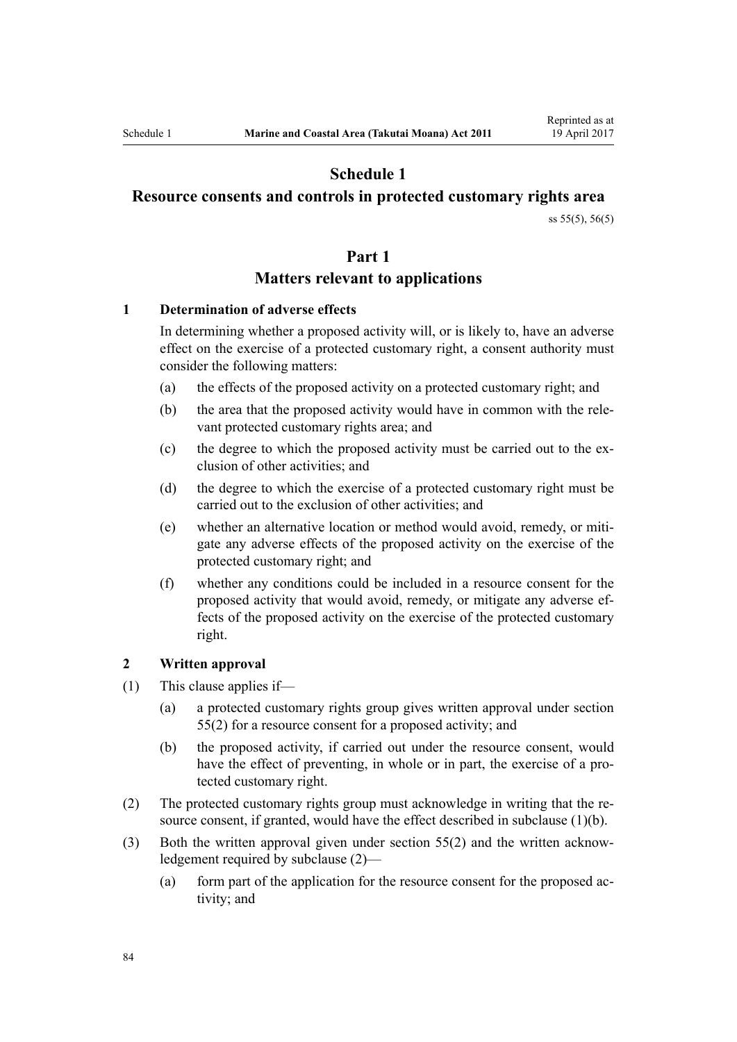# Schedule 1
# Resource consents and controls in protected customary rights area

ss 55(5), 56(5)

## Part 1
## Matters relevant to applications

### 1 Determination of adverse effects

In determining whether a proposed activity will, or is likely to, have an adverse effect on the exercise of a protected customary right, a consent authority must consider the following matters:

(a) the effects of the proposed activity on a protected customary right; and

(b) the area that the proposed activity would have in common with the relevant protected customary rights area; and

(c) the degree to which the proposed activity must be carried out to the exclusion of other activities; and

(d) the degree to which the exercise of a protected customary right must be carried out to the exclusion of other activities; and

(e) whether an alternative location or method would avoid, remedy, or mitigate any adverse effects of the proposed activity on the exercise of the protected customary right; and

(f) whether any conditions could be included in a resource consent for the proposed activity that would avoid, remedy, or mitigate any adverse effects of the proposed activity on the exercise of the protected customary right.

### 2 Written approval

(1) This clause applies if—

(a) a protected customary rights group gives written approval under section 55(2) for a resource consent for a proposed activity; and

(b) the proposed activity, if carried out under the resource consent, would have the effect of preventing, in whole or in part, the exercise of a protected customary right.

(2) The protected customary rights group must acknowledge in writing that the resource consent, if granted, would have the effect described in subclause (1)(b).

(3) Both the written approval given under section 55(2) and the written acknowledgement required by subclause (2)—

(a) form part of the application for the resource consent for the proposed activity; and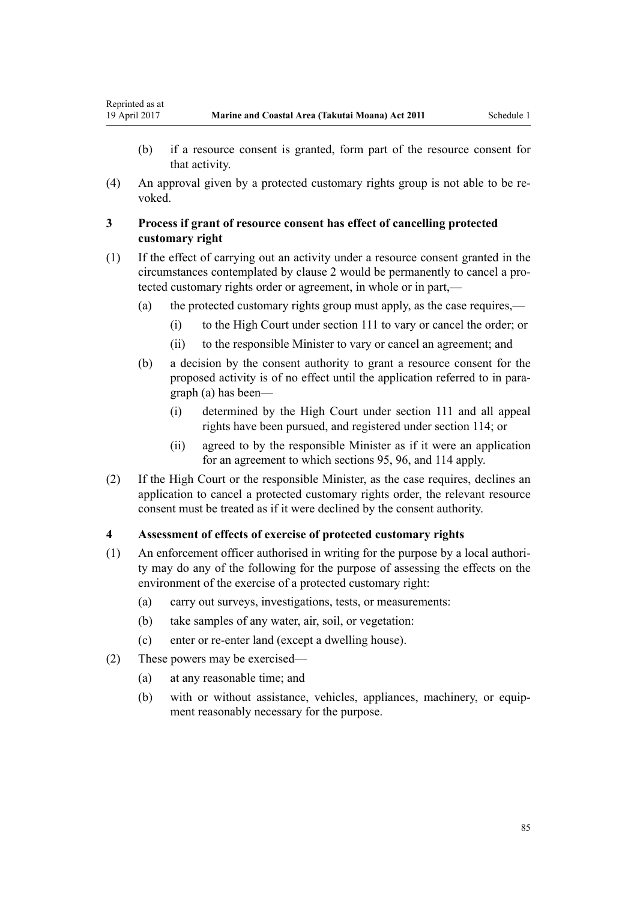(b) if a resource consent is granted, form part of the resource consent for that activity.

(4) An approval given by a protected customary rights group is not able to be revoked.

### 3 Process if grant of resource consent has effect of cancelling protected customary right

(1) If the effect of carrying out an activity under a resource consent granted in the circumstances contemplated by clause 2 would be permanently to cancel a protected customary rights order or agreement, in whole or in part,—

(a) the protected customary rights group must apply, as the case requires,—

(i) to the High Court under section 111 to vary or cancel the order; or

(ii) to the responsible Minister to vary or cancel an agreement; and

(b) a decision by the consent authority to grant a resource consent for the proposed activity is of no effect until the application referred to in paragraph (a) has been—

(i) determined by the High Court under section 111 and all appeal rights have been pursued, and registered under section 114; or

(ii) agreed to by the responsible Minister as if it were an application for an agreement to which sections 95, 96, and 114 apply.

(2) If the High Court or the responsible Minister, as the case requires, declines an application to cancel a protected customary rights order, the relevant resource consent must be treated as if it were declined by the consent authority.

### 4 Assessment of effects of exercise of protected customary rights

(1) An enforcement officer authorised in writing for the purpose by a local authority may do any of the following for the purpose of assessing the effects on the environment of the exercise of a protected customary right:

(a) carry out surveys, investigations, tests, or measurements:

(b) take samples of any water, air, soil, or vegetation:

(c) enter or re-enter land (except a dwelling house).

(2) These powers may be exercised—

(a) at any reasonable time; and

(b) with or without assistance, vehicles, appliances, machinery, or equipment reasonably necessary for the purpose.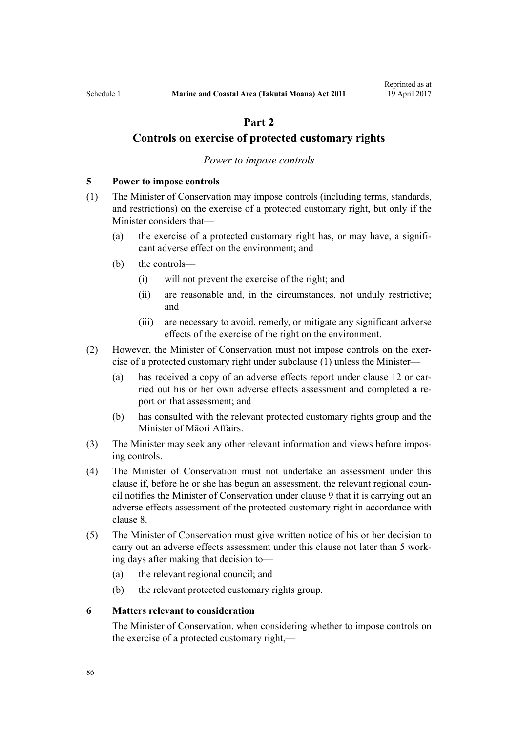## Part 2

## Controls on exercise of protected customary rights

*Power to impose controls*

### 5 Power to impose controls

(1) The Minister of Conservation may impose controls (including terms, standards, and restrictions) on the exercise of a protected customary right, but only if the Minister considers that—

- (a) the exercise of a protected customary right has, or may have, a significant adverse effect on the environment; and
- (b) the controls—
  - (i) will not prevent the exercise of the right; and
  - (ii) are reasonable and, in the circumstances, not unduly restrictive; and
  - (iii) are necessary to avoid, remedy, or mitigate any significant adverse effects of the exercise of the right on the environment.

(2) However, the Minister of Conservation must not impose controls on the exercise of a protected customary right under subclause (1) unless the Minister—

- (a) has received a copy of an adverse effects report under clause 12 or carried out his or her own adverse effects assessment and completed a report on that assessment; and
- (b) has consulted with the relevant protected customary rights group and the Minister of Māori Affairs.

(3) The Minister may seek any other relevant information and views before imposing controls.

(4) The Minister of Conservation must not undertake an assessment under this clause if, before he or she has begun an assessment, the relevant regional council notifies the Minister of Conservation under clause 9 that it is carrying out an adverse effects assessment of the protected customary right in accordance with clause 8.

(5) The Minister of Conservation must give written notice of his or her decision to carry out an adverse effects assessment under this clause not later than 5 working days after making that decision to—

- (a) the relevant regional council; and
- (b) the relevant protected customary rights group.

### 6 Matters relevant to consideration

The Minister of Conservation, when considering whether to impose controls on the exercise of a protected customary right,—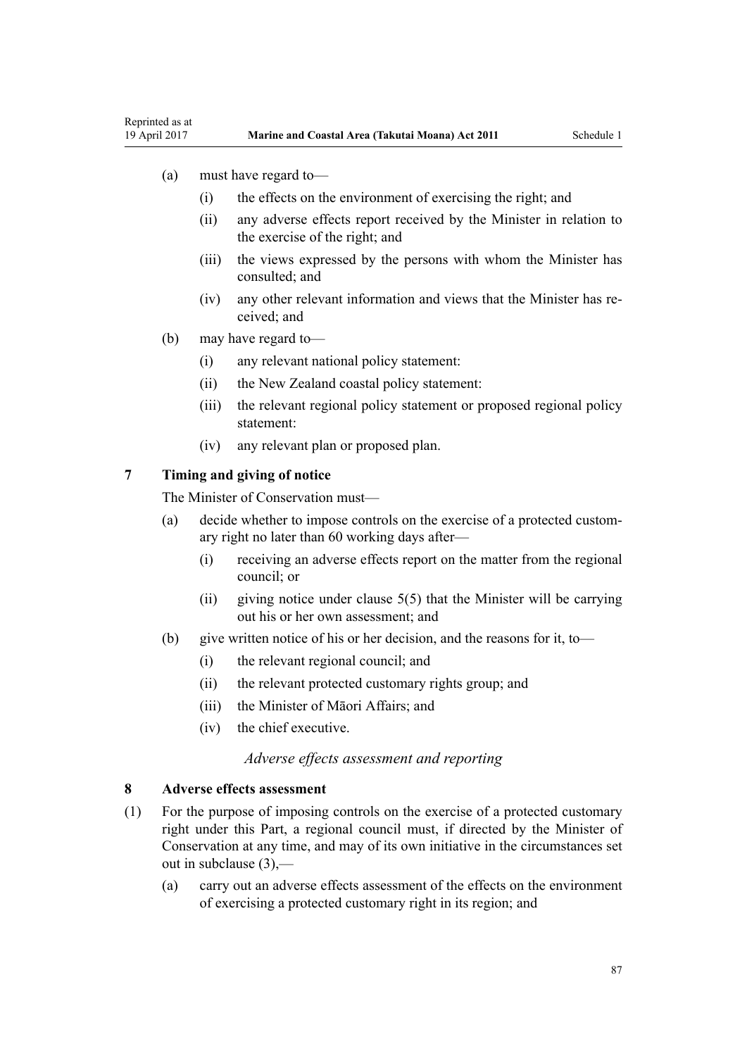(a) must have regard to—

   (i) the effects on the environment of exercising the right; and

   (ii) any adverse effects report received by the Minister in relation to the exercise of the right; and

   (iii) the views expressed by the persons with whom the Minister has consulted; and

   (iv) any other relevant information and views that the Minister has received; and

(b) may have regard to—

   (i) any relevant national policy statement:

   (ii) the New Zealand coastal policy statement:

   (iii) the relevant regional policy statement or proposed regional policy statement:

   (iv) any relevant plan or proposed plan.

### 7 Timing and giving of notice

The Minister of Conservation must—

(a) decide whether to impose controls on the exercise of a protected customary right no later than 60 working days after—

   (i) receiving an adverse effects report on the matter from the regional council; or

   (ii) giving notice under clause 5(5) that the Minister will be carrying out his or her own assessment; and

(b) give written notice of his or her decision, and the reasons for it, to—

   (i) the relevant regional council; and

   (ii) the relevant protected customary rights group; and

   (iii) the Minister of Māori Affairs; and

   (iv) the chief executive.

*Adverse effects assessment and reporting*

### 8 Adverse effects assessment

(1) For the purpose of imposing controls on the exercise of a protected customary right under this Part, a regional council must, if directed by the Minister of Conservation at any time, and may of its own initiative in the circumstances set out in subclause (3),—

   (a) carry out an adverse effects assessment of the effects on the environment of exercising a protected customary right in its region; and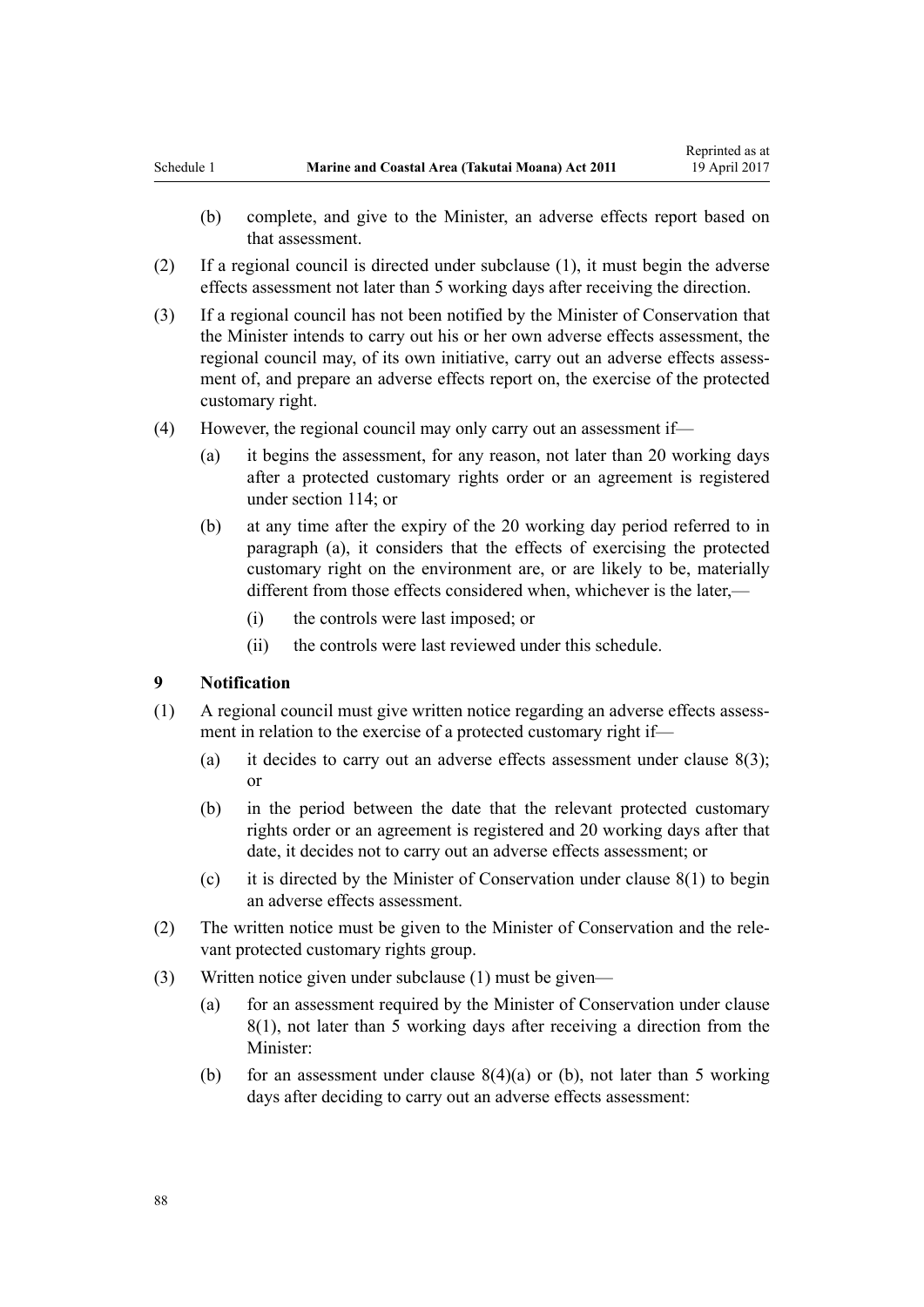(b) complete, and give to the Minister, an adverse effects report based on that assessment.

(2) If a regional council is directed under subclause (1), it must begin the adverse effects assessment not later than 5 working days after receiving the direction.

(3) If a regional council has not been notified by the Minister of Conservation that the Minister intends to carry out his or her own adverse effects assessment, the regional council may, of its own initiative, carry out an adverse effects assessment of, and prepare an adverse effects report on, the exercise of the protected customary right.

(4) However, the regional council may only carry out an assessment if—

(a) it begins the assessment, for any reason, not later than 20 working days after a protected customary rights order or an agreement is registered under section 114; or

(b) at any time after the expiry of the 20 working day period referred to in paragraph (a), it considers that the effects of exercising the protected customary right on the environment are, or are likely to be, materially different from those effects considered when, whichever is the later,—

(i) the controls were last imposed; or

(ii) the controls were last reviewed under this schedule.

### 9 Notification

(1) A regional council must give written notice regarding an adverse effects assessment in relation to the exercise of a protected customary right if—

(a) it decides to carry out an adverse effects assessment under clause 8(3); or

(b) in the period between the date that the relevant protected customary rights order or an agreement is registered and 20 working days after that date, it decides not to carry out an adverse effects assessment; or

(c) it is directed by the Minister of Conservation under clause 8(1) to begin an adverse effects assessment.

(2) The written notice must be given to the Minister of Conservation and the relevant protected customary rights group.

(3) Written notice given under subclause (1) must be given—

(a) for an assessment required by the Minister of Conservation under clause 8(1), not later than 5 working days after receiving a direction from the Minister:

(b) for an assessment under clause 8(4)(a) or (b), not later than 5 working days after deciding to carry out an adverse effects assessment: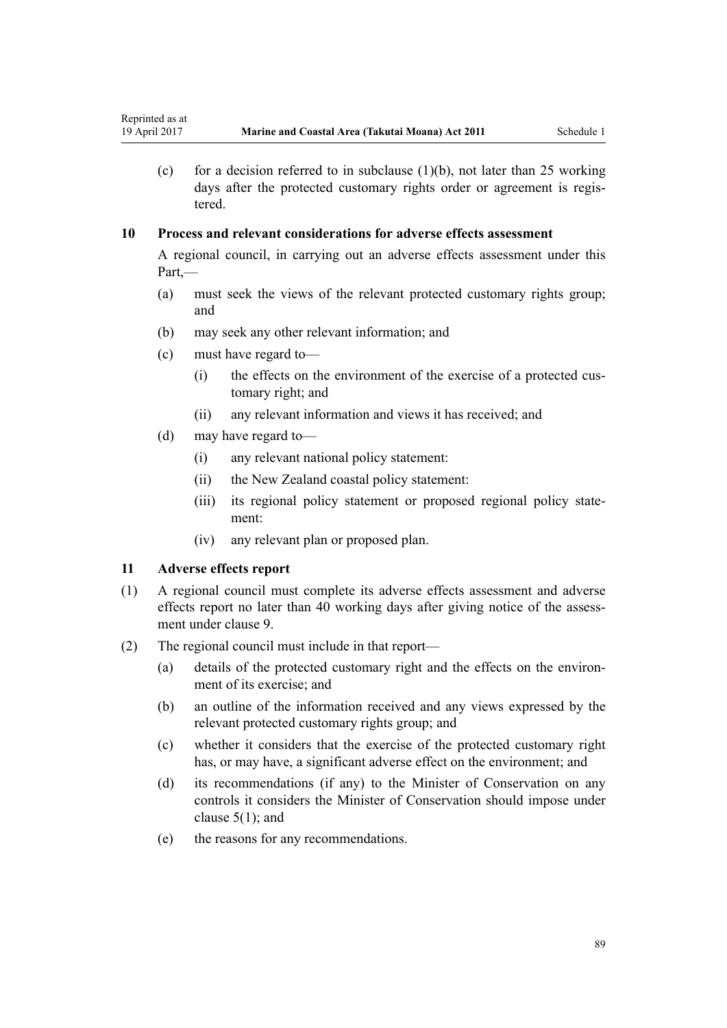(c) for a decision referred to in subclause (1)(b), not later than 25 working days after the protected customary rights order or agreement is registered.

### 10 Process and relevant considerations for adverse effects assessment

A regional council, in carrying out an adverse effects assessment under this Part,—

(a) must seek the views of the relevant protected customary rights group; and

(b) may seek any other relevant information; and

(c) must have regard to—

(i) the effects on the environment of the exercise of a protected customary right; and

(ii) any relevant information and views it has received; and

(d) may have regard to—

(i) any relevant national policy statement:

(ii) the New Zealand coastal policy statement:

(iii) its regional policy statement or proposed regional policy statement:

(iv) any relevant plan or proposed plan.

### 11 Adverse effects report

(1) A regional council must complete its adverse effects assessment and adverse effects report no later than 40 working days after giving notice of the assessment under clause 9.

(2) The regional council must include in that report—

(a) details of the protected customary right and the effects on the environment of its exercise; and

(b) an outline of the information received and any views expressed by the relevant protected customary rights group; and

(c) whether it considers that the exercise of the protected customary right has, or may have, a significant adverse effect on the environment; and

(d) its recommendations (if any) to the Minister of Conservation on any controls it considers the Minister of Conservation should impose under clause 5(1); and

(e) the reasons for any recommendations.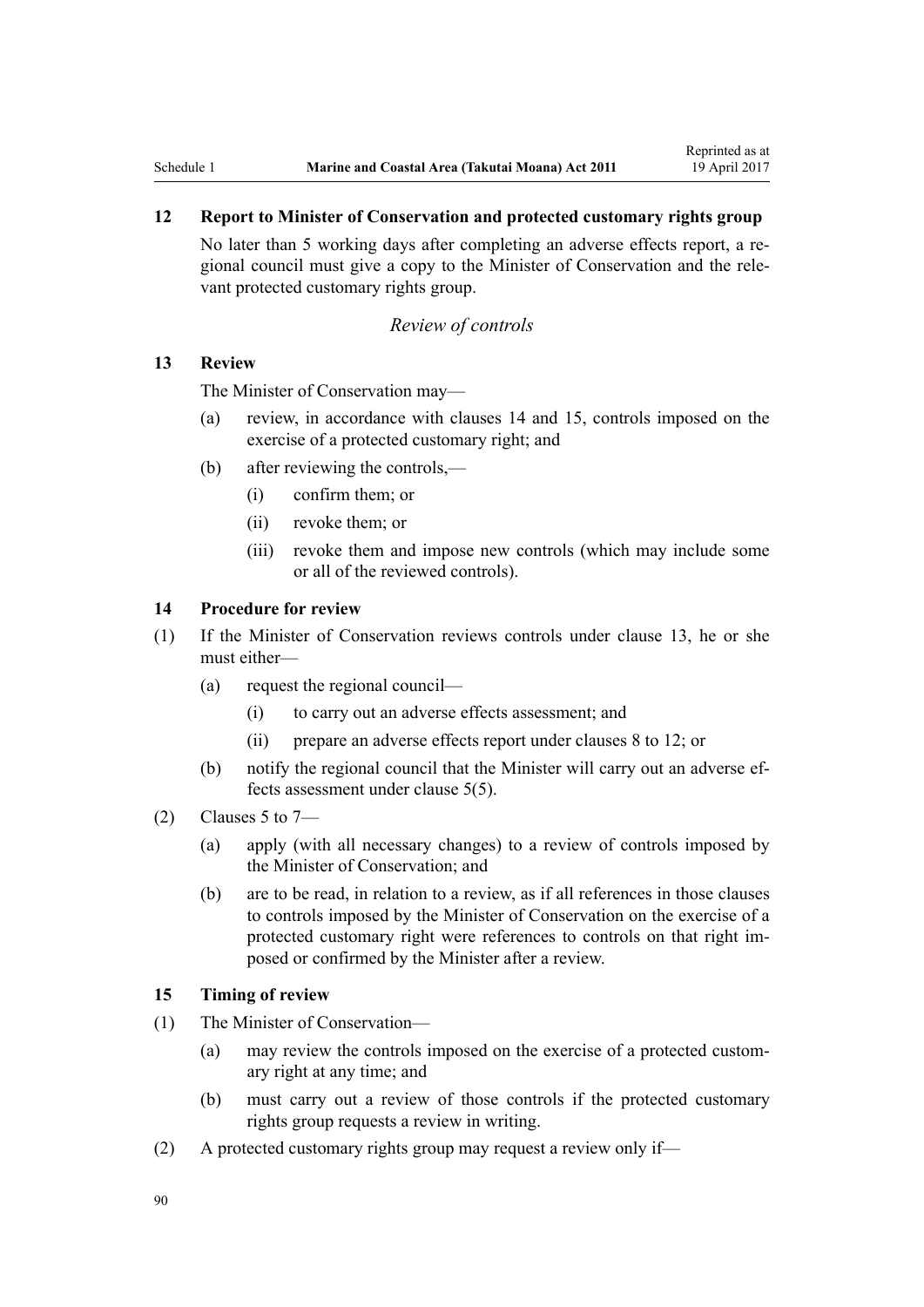### 12 Report to Minister of Conservation and protected customary rights group

No later than 5 working days after completing an adverse effects report, a regional council must give a copy to the Minister of Conservation and the relevant protected customary rights group.

*Review of controls*

### 13 Review

The Minister of Conservation may—

- (a) review, in accordance with clauses 14 and 15, controls imposed on the exercise of a protected customary right; and
- (b) after reviewing the controls,—
  - (i) confirm them; or
  - (ii) revoke them; or
  - (iii) revoke them and impose new controls (which may include some or all of the reviewed controls).

### 14 Procedure for review

(1) If the Minister of Conservation reviews controls under clause 13, he or she must either—

- (a) request the regional council—
  - (i) to carry out an adverse effects assessment; and
  - (ii) prepare an adverse effects report under clauses 8 to 12; or
- (b) notify the regional council that the Minister will carry out an adverse effects assessment under clause 5(5).

(2) Clauses 5 to 7—

- (a) apply (with all necessary changes) to a review of controls imposed by the Minister of Conservation; and
- (b) are to be read, in relation to a review, as if all references in those clauses to controls imposed by the Minister of Conservation on the exercise of a protected customary right were references to controls on that right imposed or confirmed by the Minister after a review.

### 15 Timing of review

(1) The Minister of Conservation—

- (a) may review the controls imposed on the exercise of a protected customary right at any time; and
- (b) must carry out a review of those controls if the protected customary rights group requests a review in writing.

(2) A protected customary rights group may request a review only if—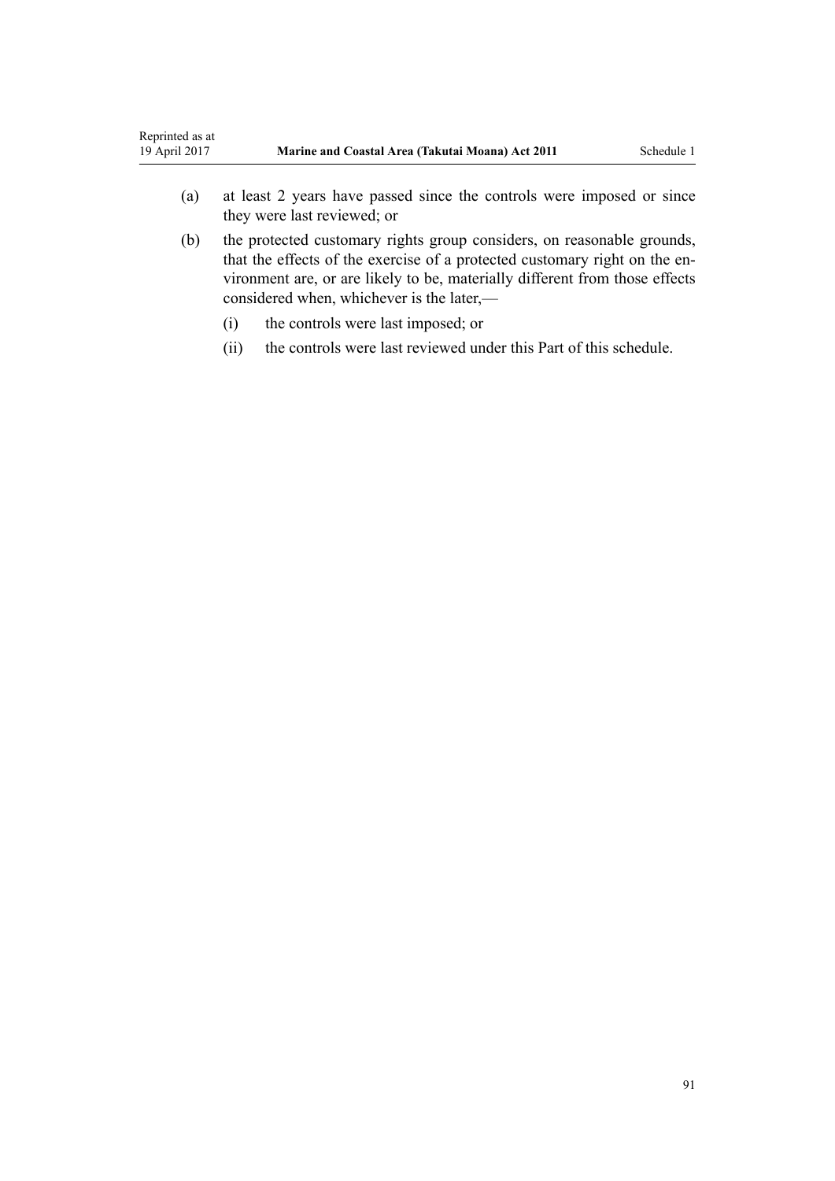(a) at least 2 years have passed since the controls were imposed or since they were last reviewed; or

(b) the protected customary rights group considers, on reasonable grounds, that the effects of the exercise of a protected customary right on the environment are, or are likely to be, materially different from those effects considered when, whichever is the later,—

  (i) the controls were last imposed; or

  (ii) the controls were last reviewed under this Part of this schedule.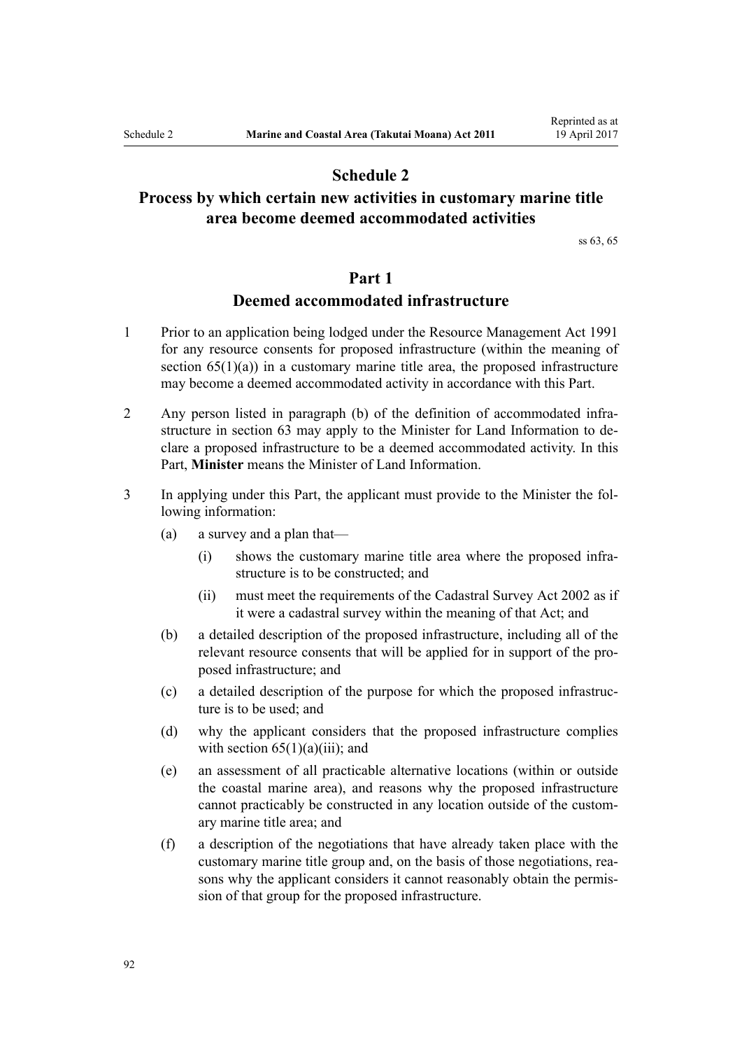# Schedule 2
## Process by which certain new activities in customary marine title area become deemed accommodated activities

ss 63, 65

## Part 1
### Deemed accommodated infrastructure

1 Prior to an application being lodged under the Resource Management Act 1991 for any resource consents for proposed infrastructure (within the meaning of section 65(1)(a)) in a customary marine title area, the proposed infrastructure may become a deemed accommodated activity in accordance with this Part.

2 Any person listed in paragraph (b) of the definition of accommodated infrastructure in section 63 may apply to the Minister for Land Information to declare a proposed infrastructure to be a deemed accommodated activity. In this Part, **Minister** means the Minister of Land Information.

3 In applying under this Part, the applicant must provide to the Minister the following information:

- (a) a survey and a plan that—
  - (i) shows the customary marine title area where the proposed infrastructure is to be constructed; and
  - (ii) must meet the requirements of the Cadastral Survey Act 2002 as if it were a cadastral survey within the meaning of that Act; and
- (b) a detailed description of the proposed infrastructure, including all of the relevant resource consents that will be applied for in support of the proposed infrastructure; and
- (c) a detailed description of the purpose for which the proposed infrastructure is to be used; and
- (d) why the applicant considers that the proposed infrastructure complies with section 65(1)(a)(iii); and
- (e) an assessment of all practicable alternative locations (within or outside the coastal marine area), and reasons why the proposed infrastructure cannot practicably be constructed in any location outside of the customary marine title area; and
- (f) a description of the negotiations that have already taken place with the customary marine title group and, on the basis of those negotiations, reasons why the applicant considers it cannot reasonably obtain the permission of that group for the proposed infrastructure.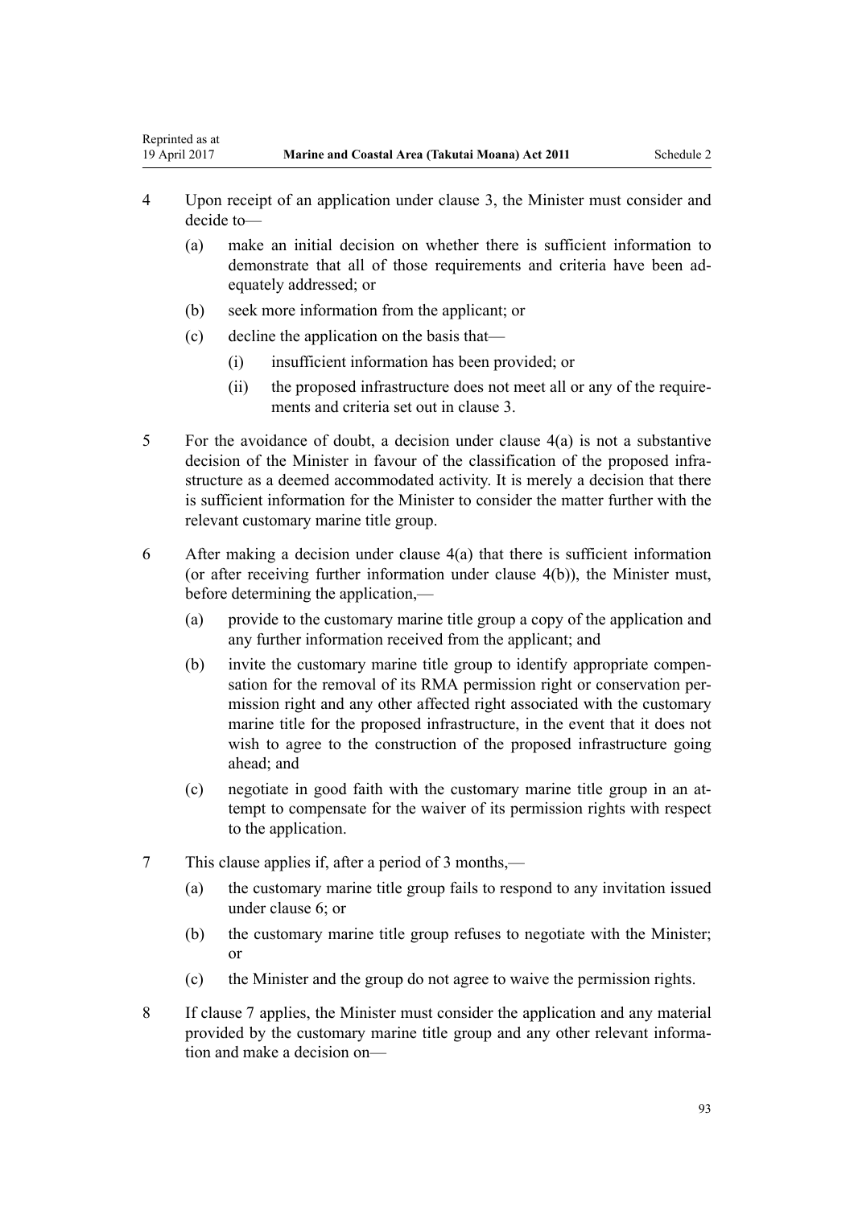4 Upon receipt of an application under clause 3, the Minister must consider and decide to—

   (a) make an initial decision on whether there is sufficient information to demonstrate that all of those requirements and criteria have been adequately addressed; or

   (b) seek more information from the applicant; or

   (c) decline the application on the basis that—

      (i) insufficient information has been provided; or

      (ii) the proposed infrastructure does not meet all or any of the requirements and criteria set out in clause 3.

5 For the avoidance of doubt, a decision under clause 4(a) is not a substantive decision of the Minister in favour of the classification of the proposed infrastructure as a deemed accommodated activity. It is merely a decision that there is sufficient information for the Minister to consider the matter further with the relevant customary marine title group.

6 After making a decision under clause 4(a) that there is sufficient information (or after receiving further information under clause 4(b)), the Minister must, before determining the application,—

   (a) provide to the customary marine title group a copy of the application and any further information received from the applicant; and

   (b) invite the customary marine title group to identify appropriate compensation for the removal of its RMA permission right or conservation permission right and any other affected right associated with the customary marine title for the proposed infrastructure, in the event that it does not wish to agree to the construction of the proposed infrastructure going ahead; and

   (c) negotiate in good faith with the customary marine title group in an attempt to compensate for the waiver of its permission rights with respect to the application.

7 This clause applies if, after a period of 3 months,—

   (a) the customary marine title group fails to respond to any invitation issued under clause 6; or

   (b) the customary marine title group refuses to negotiate with the Minister; or

   (c) the Minister and the group do not agree to waive the permission rights.

8 If clause 7 applies, the Minister must consider the application and any material provided by the customary marine title group and any other relevant information and make a decision on—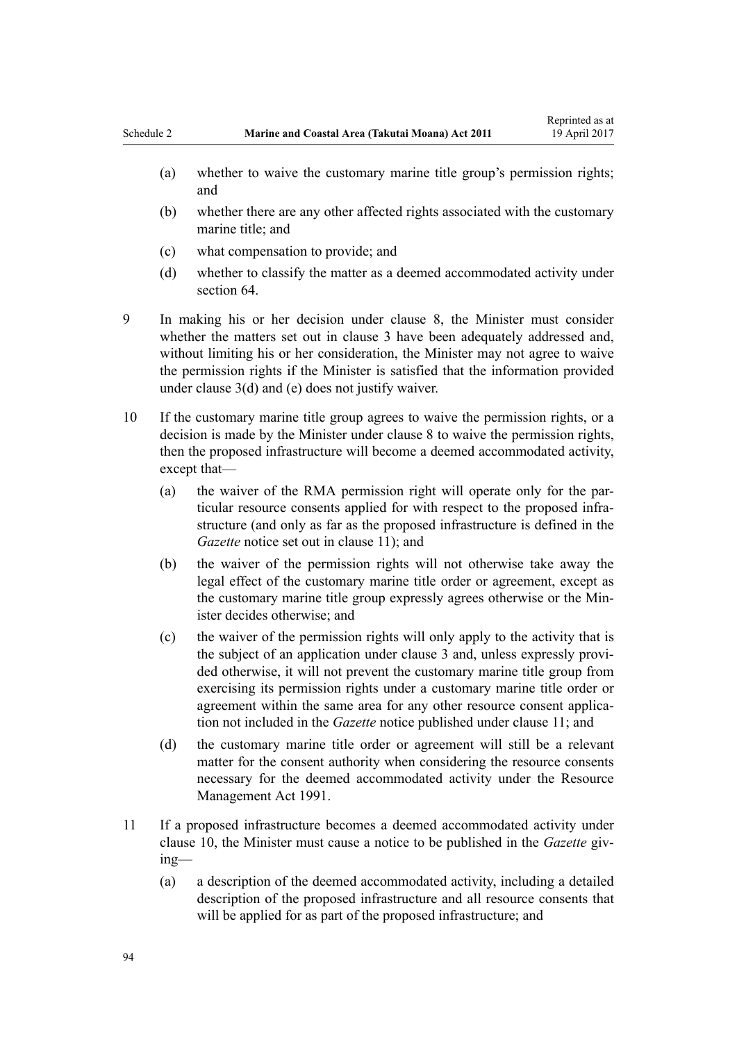(a) whether to waive the customary marine title group's permission rights; and

(b) whether there are any other affected rights associated with the customary marine title; and

(c) what compensation to provide; and

(d) whether to classify the matter as a deemed accommodated activity under section 64.

9 In making his or her decision under clause 8, the Minister must consider whether the matters set out in clause 3 have been adequately addressed and, without limiting his or her consideration, the Minister may not agree to waive the permission rights if the Minister is satisfied that the information provided under clause 3(d) and (e) does not justify waiver.

10 If the customary marine title group agrees to waive the permission rights, or a decision is made by the Minister under clause 8 to waive the permission rights, then the proposed infrastructure will become a deemed accommodated activity, except that—

(a) the waiver of the RMA permission right will operate only for the particular resource consents applied for with respect to the proposed infrastructure (and only as far as the proposed infrastructure is defined in the *Gazette* notice set out in clause 11); and

(b) the waiver of the permission rights will not otherwise take away the legal effect of the customary marine title order or agreement, except as the customary marine title group expressly agrees otherwise or the Minister decides otherwise; and

(c) the waiver of the permission rights will only apply to the activity that is the subject of an application under clause 3 and, unless expressly provided otherwise, it will not prevent the customary marine title group from exercising its permission rights under a customary marine title order or agreement within the same area for any other resource consent application not included in the *Gazette* notice published under clause 11; and

(d) the customary marine title order or agreement will still be a relevant matter for the consent authority when considering the resource consents necessary for the deemed accommodated activity under the Resource Management Act 1991.

11 If a proposed infrastructure becomes a deemed accommodated activity under clause 10, the Minister must cause a notice to be published in the *Gazette* giving—

(a) a description of the deemed accommodated activity, including a detailed description of the proposed infrastructure and all resource consents that will be applied for as part of the proposed infrastructure; and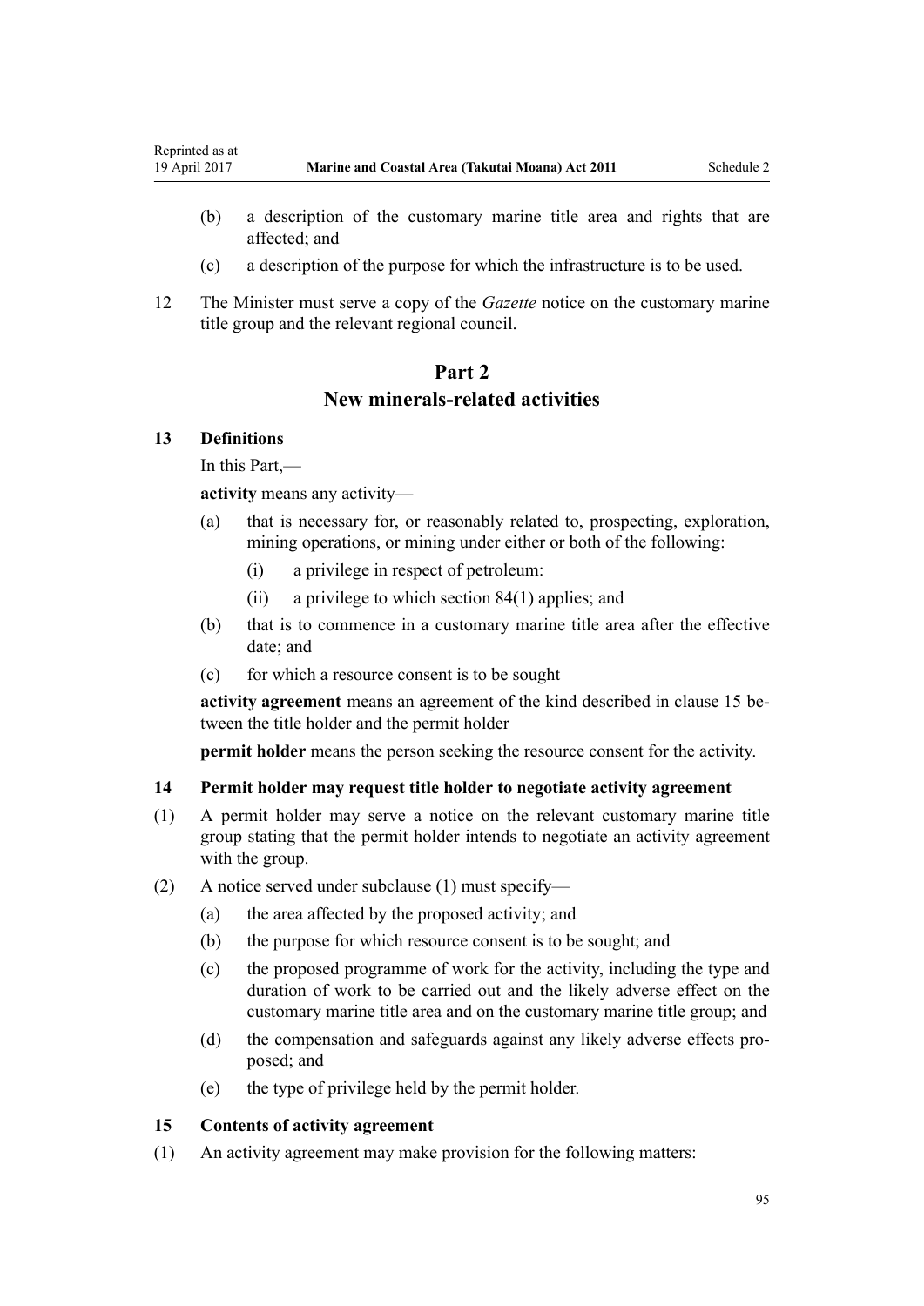(b) a description of the customary marine title area and rights that are affected; and

(c) a description of the purpose for which the infrastructure is to be used.

12 The Minister must serve a copy of the *Gazette* notice on the customary marine title group and the relevant regional council.

## Part 2
## New minerals-related activities

### 13 Definitions

In this Part,—

**activity** means any activity—

(a) that is necessary for, or reasonably related to, prospecting, exploration, mining operations, or mining under either or both of the following:

(i) a privilege in respect of petroleum:

(ii) a privilege to which section 84(1) applies; and

(b) that is to commence in a customary marine title area after the effective date; and

(c) for which a resource consent is to be sought

**activity agreement** means an agreement of the kind described in clause 15 between the title holder and the permit holder

**permit holder** means the person seeking the resource consent for the activity.

### 14 Permit holder may request title holder to negotiate activity agreement

(1) A permit holder may serve a notice on the relevant customary marine title group stating that the permit holder intends to negotiate an activity agreement with the group.

(2) A notice served under subclause (1) must specify—

(a) the area affected by the proposed activity; and

(b) the purpose for which resource consent is to be sought; and

(c) the proposed programme of work for the activity, including the type and duration of work to be carried out and the likely adverse effect on the customary marine title area and on the customary marine title group; and

(d) the compensation and safeguards against any likely adverse effects proposed; and

(e) the type of privilege held by the permit holder.

### 15 Contents of activity agreement

(1) An activity agreement may make provision for the following matters: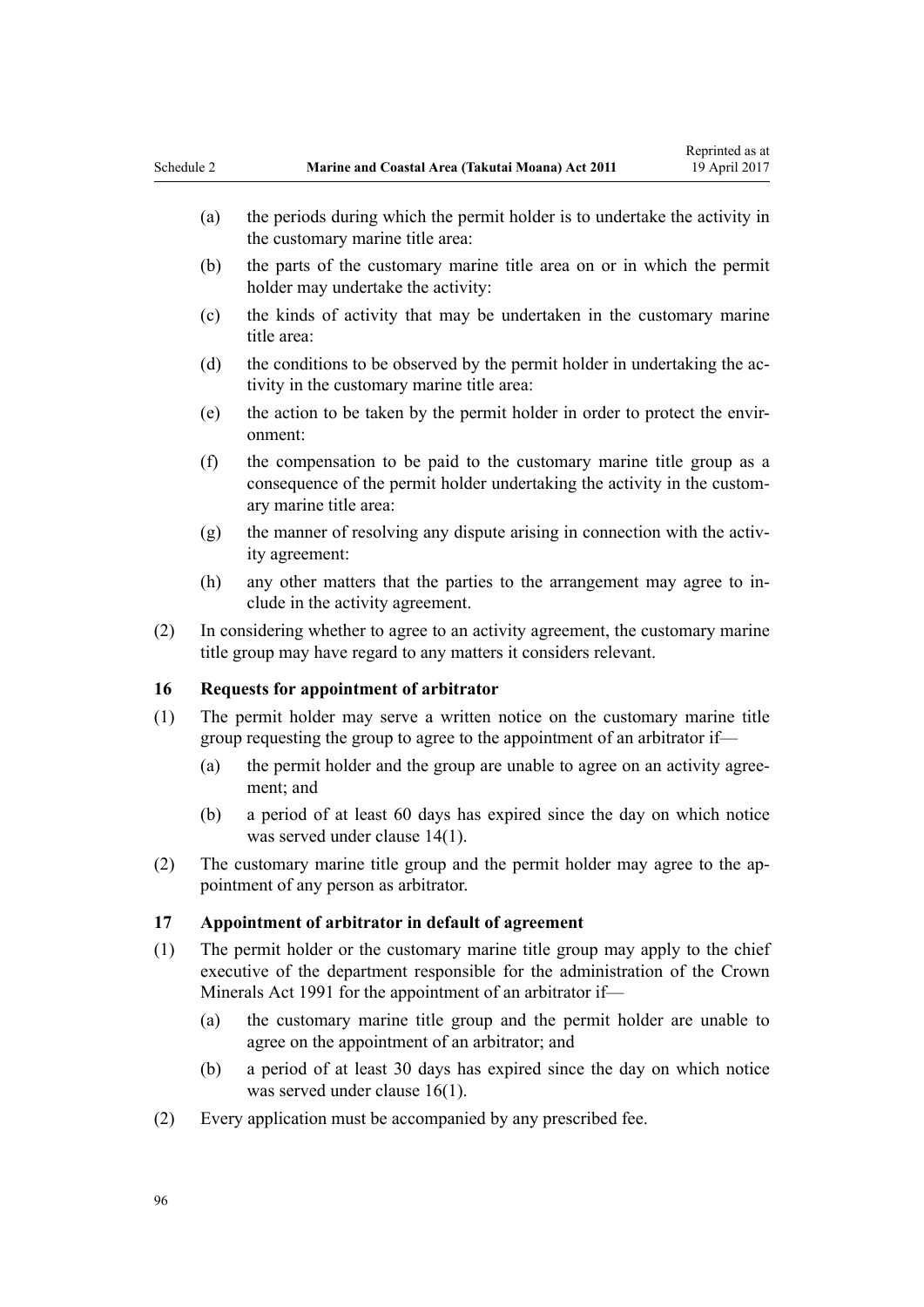(a) the periods during which the permit holder is to undertake the activity in the customary marine title area:

(b) the parts of the customary marine title area on or in which the permit holder may undertake the activity:

(c) the kinds of activity that may be undertaken in the customary marine title area:

(d) the conditions to be observed by the permit holder in undertaking the activity in the customary marine title area:

(e) the action to be taken by the permit holder in order to protect the environment:

(f) the compensation to be paid to the customary marine title group as a consequence of the permit holder undertaking the activity in the customary marine title area:

(g) the manner of resolving any dispute arising in connection with the activity agreement:

(h) any other matters that the parties to the arrangement may agree to include in the activity agreement.

(2) In considering whether to agree to an activity agreement, the customary marine title group may have regard to any matters it considers relevant.

### 16 Requests for appointment of arbitrator

(1) The permit holder may serve a written notice on the customary marine title group requesting the group to agree to the appointment of an arbitrator if—

(a) the permit holder and the group are unable to agree on an activity agreement; and

(b) a period of at least 60 days has expired since the day on which notice was served under clause 14(1).

(2) The customary marine title group and the permit holder may agree to the appointment of any person as arbitrator.

### 17 Appointment of arbitrator in default of agreement

(1) The permit holder or the customary marine title group may apply to the chief executive of the department responsible for the administration of the Crown Minerals Act 1991 for the appointment of an arbitrator if—

(a) the customary marine title group and the permit holder are unable to agree on the appointment of an arbitrator; and

(b) a period of at least 30 days has expired since the day on which notice was served under clause 16(1).

(2) Every application must be accompanied by any prescribed fee.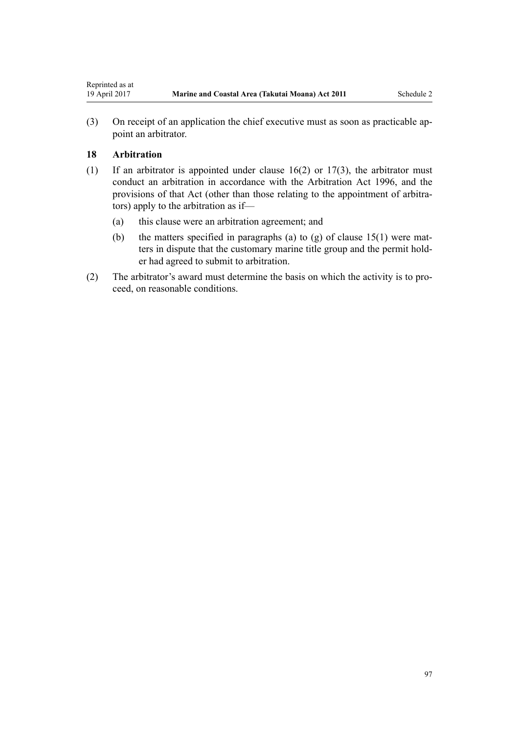(3) On receipt of an application the chief executive must as soon as practicable appoint an arbitrator.

### 18 Arbitration

(1) If an arbitrator is appointed under clause 16(2) or 17(3), the arbitrator must conduct an arbitration in accordance with the Arbitration Act 1996, and the provisions of that Act (other than those relating to the appointment of arbitrators) apply to the arbitration as if—

- (a) this clause were an arbitration agreement; and
- (b) the matters specified in paragraphs (a) to (g) of clause 15(1) were matters in dispute that the customary marine title group and the permit holder had agreed to submit to arbitration.

(2) The arbitrator's award must determine the basis on which the activity is to proceed, on reasonable conditions.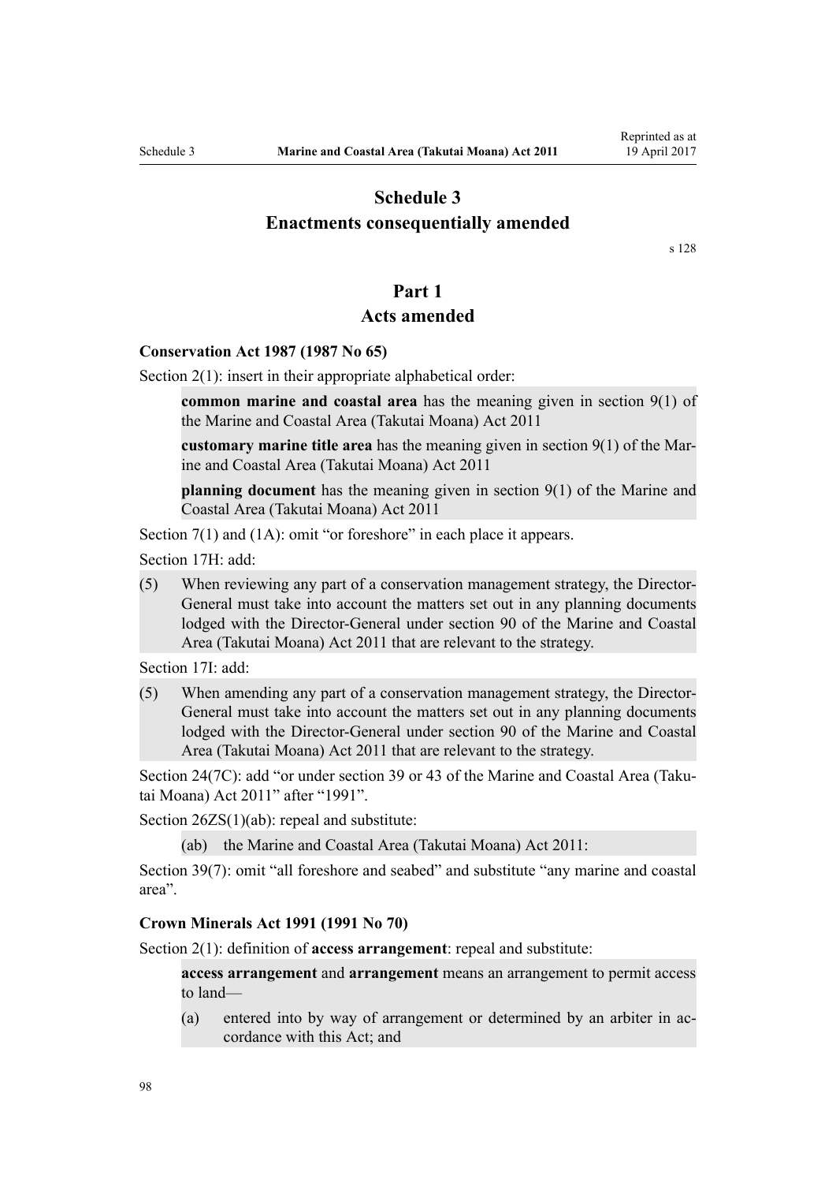# Schedule 3
# Enactments consequentially amended

s 128

## Part 1
## Acts amended

### Conservation Act 1987 (1987 No 65)

Section 2(1): insert in their appropriate alphabetical order:

> **common marine and coastal area** has the meaning given in section 9(1) of the Marine and Coastal Area (Takutai Moana) Act 2011
>
> **customary marine title area** has the meaning given in section 9(1) of the Marine and Coastal Area (Takutai Moana) Act 2011
>
> **planning document** has the meaning given in section 9(1) of the Marine and Coastal Area (Takutai Moana) Act 2011

Section 7(1) and (1A): omit "or foreshore" in each place it appears.

Section 17H: add:

> (5) When reviewing any part of a conservation management strategy, the Director-General must take into account the matters set out in any planning documents lodged with the Director-General under section 90 of the Marine and Coastal Area (Takutai Moana) Act 2011 that are relevant to the strategy.

Section 17I: add:

> (5) When amending any part of a conservation management strategy, the Director-General must take into account the matters set out in any planning documents lodged with the Director-General under section 90 of the Marine and Coastal Area (Takutai Moana) Act 2011 that are relevant to the strategy.

Section 24(7C): add "or under section 39 or 43 of the Marine and Coastal Area (Takutai Moana) Act 2011" after "1991".

Section 26ZS(1)(ab): repeal and substitute:

> (ab) the Marine and Coastal Area (Takutai Moana) Act 2011:

Section 39(7): omit "all foreshore and seabed" and substitute "any marine and coastal area".

### Crown Minerals Act 1991 (1991 No 70)

Section 2(1): definition of **access arrangement**: repeal and substitute:

> **access arrangement** and **arrangement** means an arrangement to permit access to land—
>
> (a) entered into by way of arrangement or determined by an arbiter in accordance with this Act; and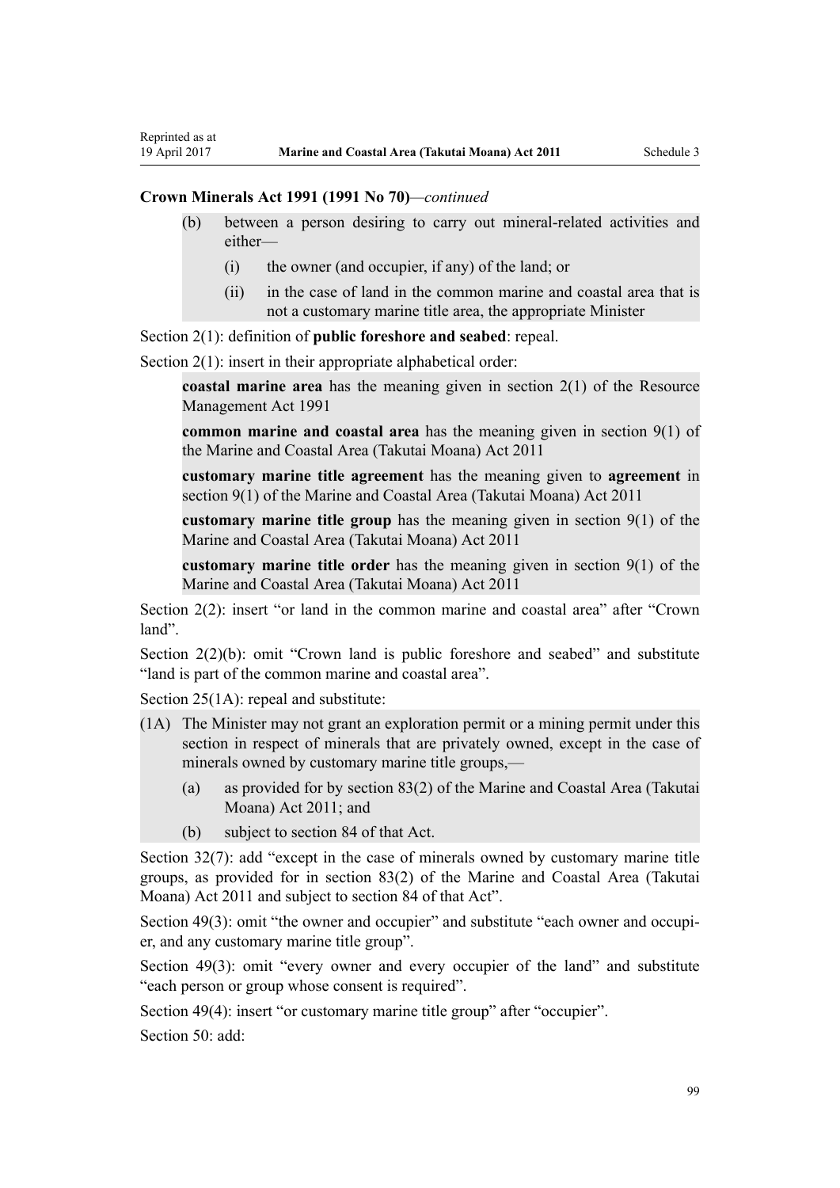**Crown Minerals Act 1991 (1991 No 70)**—*continued*

- (b) between a person desiring to carry out mineral-related activities and either—
  - (i) the owner (and occupier, if any) of the land; or
  - (ii) in the case of land in the common marine and coastal area that is not a customary marine title area, the appropriate Minister

Section 2(1): definition of **public foreshore and seabed**: repeal.

Section 2(1): insert in their appropriate alphabetical order:

**coastal marine area** has the meaning given in section 2(1) of the Resource Management Act 1991

**common marine and coastal area** has the meaning given in section 9(1) of the Marine and Coastal Area (Takutai Moana) Act 2011

**customary marine title agreement** has the meaning given to **agreement** in section 9(1) of the Marine and Coastal Area (Takutai Moana) Act 2011

**customary marine title group** has the meaning given in section 9(1) of the Marine and Coastal Area (Takutai Moana) Act 2011

**customary marine title order** has the meaning given in section 9(1) of the Marine and Coastal Area (Takutai Moana) Act 2011

Section 2(2): insert "or land in the common marine and coastal area" after "Crown land".

Section 2(2)(b): omit "Crown land is public foreshore and seabed" and substitute "land is part of the common marine and coastal area".

Section 25(1A): repeal and substitute:

(1A) The Minister may not grant an exploration permit or a mining permit under this section in respect of minerals that are privately owned, except in the case of minerals owned by customary marine title groups,—

- (a) as provided for by section 83(2) of the Marine and Coastal Area (Takutai Moana) Act 2011; and
- (b) subject to section 84 of that Act.

Section 32(7): add "except in the case of minerals owned by customary marine title groups, as provided for in section 83(2) of the Marine and Coastal Area (Takutai Moana) Act 2011 and subject to section 84 of that Act".

Section 49(3): omit "the owner and occupier" and substitute "each owner and occupier, and any customary marine title group".

Section 49(3): omit "every owner and every occupier of the land" and substitute "each person or group whose consent is required".

Section 49(4): insert "or customary marine title group" after "occupier".

Section 50: add: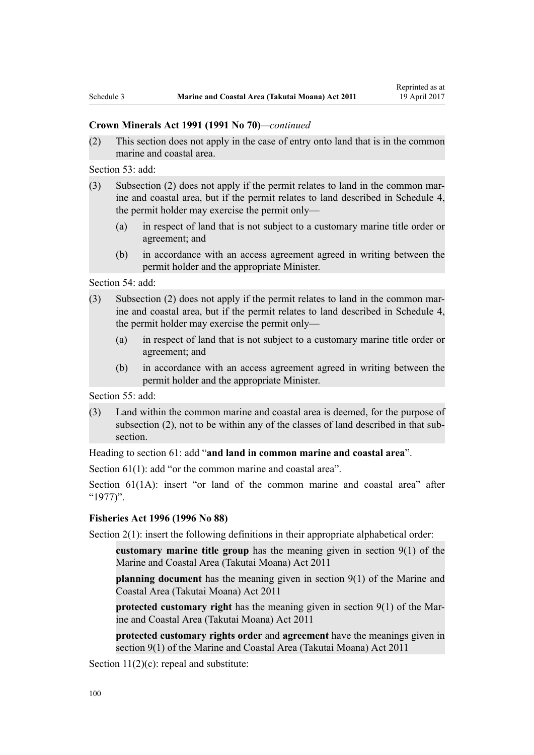**Crown Minerals Act 1991 (1991 No 70)**—*continued*

(2) This section does not apply in the case of entry onto land that is in the common marine and coastal area.

Section 53: add:

(3) Subsection (2) does not apply if the permit relates to land in the common marine and coastal area, but if the permit relates to land described in Schedule 4, the permit holder may exercise the permit only—

(a) in respect of land that is not subject to a customary marine title order or agreement; and

(b) in accordance with an access agreement agreed in writing between the permit holder and the appropriate Minister.

Section 54: add:

(3) Subsection (2) does not apply if the permit relates to land in the common marine and coastal area, but if the permit relates to land described in Schedule 4, the permit holder may exercise the permit only—

(a) in respect of land that is not subject to a customary marine title order or agreement; and

(b) in accordance with an access agreement agreed in writing between the permit holder and the appropriate Minister.

Section 55: add:

(3) Land within the common marine and coastal area is deemed, for the purpose of subsection (2), not to be within any of the classes of land described in that subsection.

Heading to section 61: add "**and land in common marine and coastal area**".

Section 61(1): add "or the common marine and coastal area".

Section 61(1A): insert "or land of the common marine and coastal area" after "1977)".

**Fisheries Act 1996 (1996 No 88)**

Section 2(1): insert the following definitions in their appropriate alphabetical order:

**customary marine title group** has the meaning given in section 9(1) of the Marine and Coastal Area (Takutai Moana) Act 2011

**planning document** has the meaning given in section 9(1) of the Marine and Coastal Area (Takutai Moana) Act 2011

**protected customary right** has the meaning given in section 9(1) of the Marine and Coastal Area (Takutai Moana) Act 2011

**protected customary rights order** and **agreement** have the meanings given in section 9(1) of the Marine and Coastal Area (Takutai Moana) Act 2011

Section 11(2)(c): repeal and substitute: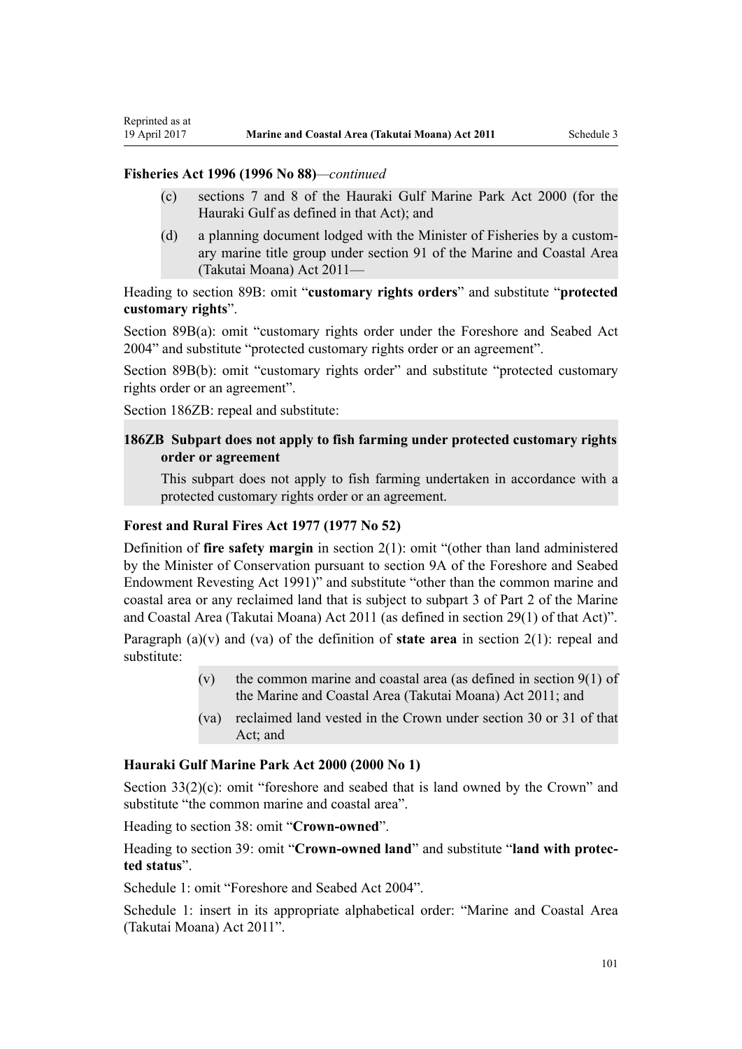**Fisheries Act 1996 (1996 No 88)**—*continued*

(c) sections 7 and 8 of the Hauraki Gulf Marine Park Act 2000 (for the Hauraki Gulf as defined in that Act); and

(d) a planning document lodged with the Minister of Fisheries by a customary marine title group under section 91 of the Marine and Coastal Area (Takutai Moana) Act 2011—

Heading to section 89B: omit "**customary rights orders**" and substitute "**protected customary rights**".

Section 89B(a): omit "customary rights order under the Foreshore and Seabed Act 2004" and substitute "protected customary rights order or an agreement".

Section 89B(b): omit "customary rights order" and substitute "protected customary rights order or an agreement".

Section 186ZB: repeal and substitute:

**186ZB Subpart does not apply to fish farming under protected customary rights order or agreement**

This subpart does not apply to fish farming undertaken in accordance with a protected customary rights order or an agreement.

**Forest and Rural Fires Act 1977 (1977 No 52)**

Definition of **fire safety margin** in section 2(1): omit "(other than land administered by the Minister of Conservation pursuant to section 9A of the Foreshore and Seabed Endowment Revesting Act 1991)" and substitute "other than the common marine and coastal area or any reclaimed land that is subject to subpart 3 of Part 2 of the Marine and Coastal Area (Takutai Moana) Act 2011 (as defined in section 29(1) of that Act)".

Paragraph (a)(v) and (va) of the definition of **state area** in section 2(1): repeal and substitute:

(v) the common marine and coastal area (as defined in section 9(1) of the Marine and Coastal Area (Takutai Moana) Act 2011; and

(va) reclaimed land vested in the Crown under section 30 or 31 of that Act; and

**Hauraki Gulf Marine Park Act 2000 (2000 No 1)**

Section 33(2)(c): omit "foreshore and seabed that is land owned by the Crown" and substitute "the common marine and coastal area".

Heading to section 38: omit "**Crown-owned**".

Heading to section 39: omit "**Crown-owned land**" and substitute "**land with protected status**".

Schedule 1: omit "Foreshore and Seabed Act 2004".

Schedule 1: insert in its appropriate alphabetical order: "Marine and Coastal Area (Takutai Moana) Act 2011".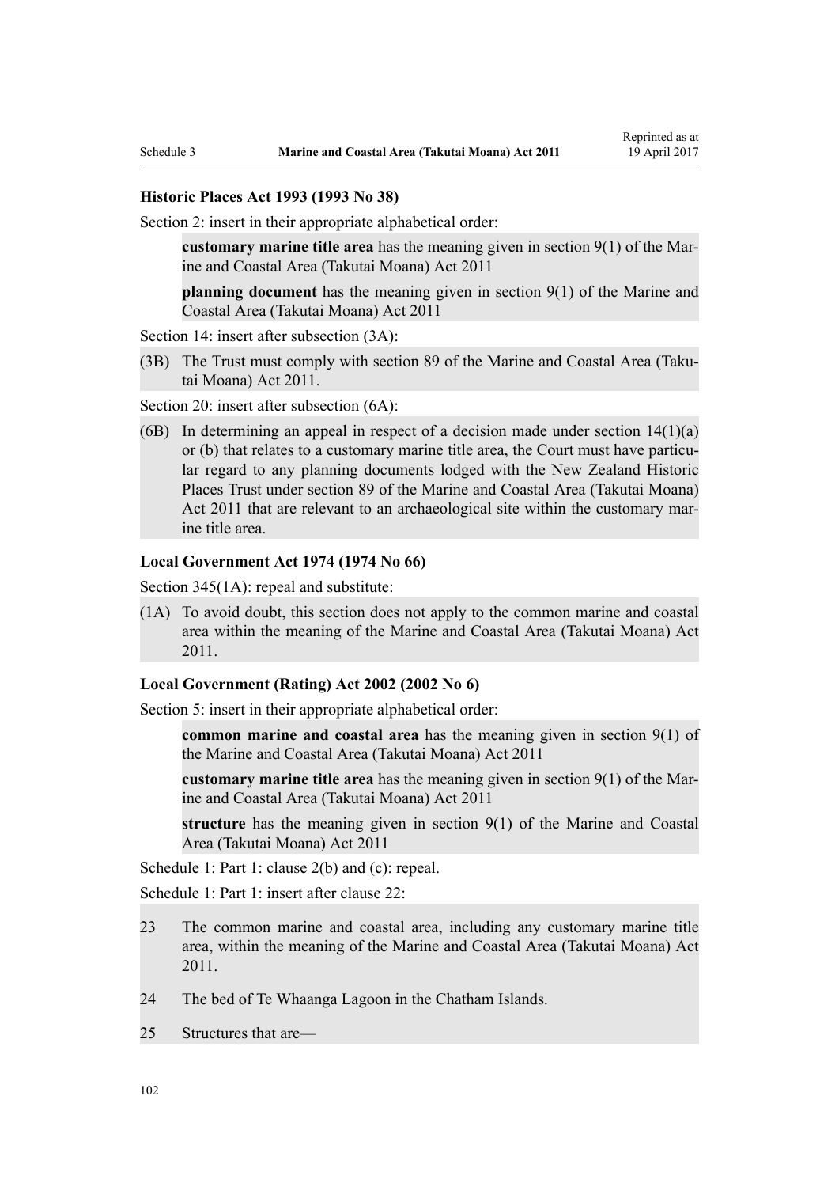### Historic Places Act 1993 (1993 No 38)

Section 2: insert in their appropriate alphabetical order:

> **customary marine title area** has the meaning given in section 9(1) of the Marine and Coastal Area (Takutai Moana) Act 2011
>
> **planning document** has the meaning given in section 9(1) of the Marine and Coastal Area (Takutai Moana) Act 2011

Section 14: insert after subsection (3A):

> (3B) The Trust must comply with section 89 of the Marine and Coastal Area (Takutai Moana) Act 2011.

Section 20: insert after subsection (6A):

> (6B) In determining an appeal in respect of a decision made under section 14(1)(a) or (b) that relates to a customary marine title area, the Court must have particular regard to any planning documents lodged with the New Zealand Historic Places Trust under section 89 of the Marine and Coastal Area (Takutai Moana) Act 2011 that are relevant to an archaeological site within the customary marine title area.

### Local Government Act 1974 (1974 No 66)

Section 345(1A): repeal and substitute:

> (1A) To avoid doubt, this section does not apply to the common marine and coastal area within the meaning of the Marine and Coastal Area (Takutai Moana) Act 2011.

### Local Government (Rating) Act 2002 (2002 No 6)

Section 5: insert in their appropriate alphabetical order:

> **common marine and coastal area** has the meaning given in section 9(1) of the Marine and Coastal Area (Takutai Moana) Act 2011
>
> **customary marine title area** has the meaning given in section 9(1) of the Marine and Coastal Area (Takutai Moana) Act 2011
>
> **structure** has the meaning given in section 9(1) of the Marine and Coastal Area (Takutai Moana) Act 2011

Schedule 1: Part 1: clause 2(b) and (c): repeal.

Schedule 1: Part 1: insert after clause 22:

> 23 The common marine and coastal area, including any customary marine title area, within the meaning of the Marine and Coastal Area (Takutai Moana) Act 2011.
>
> 24 The bed of Te Whaanga Lagoon in the Chatham Islands.
>
> 25 Structures that are—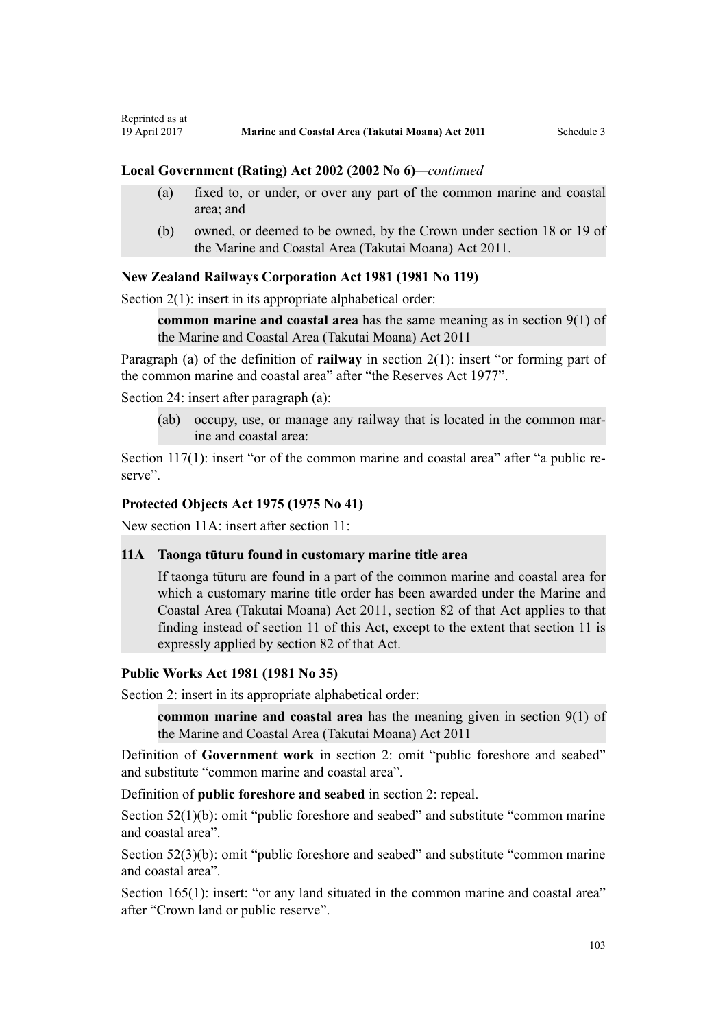**Local Government (Rating) Act 2002 (2002 No 6)**—*continued*

(a) fixed to, or under, or over any part of the common marine and coastal area; and

(b) owned, or deemed to be owned, by the Crown under section 18 or 19 of the Marine and Coastal Area (Takutai Moana) Act 2011.

**New Zealand Railways Corporation Act 1981 (1981 No 119)**

Section 2(1): insert in its appropriate alphabetical order:

> **common marine and coastal area** has the same meaning as in section 9(1) of the Marine and Coastal Area (Takutai Moana) Act 2011

Paragraph (a) of the definition of **railway** in section 2(1): insert "or forming part of the common marine and coastal area" after "the Reserves Act 1977".

Section 24: insert after paragraph (a):

> (ab) occupy, use, or manage any railway that is located in the common marine and coastal area:

Section 117(1): insert "or of the common marine and coastal area" after "a public reserve".

**Protected Objects Act 1975 (1975 No 41)**

New section 11A: insert after section 11:

> **11A Taonga tūturu found in customary marine title area**
>
> If taonga tūturu are found in a part of the common marine and coastal area for which a customary marine title order has been awarded under the Marine and Coastal Area (Takutai Moana) Act 2011, section 82 of that Act applies to that finding instead of section 11 of this Act, except to the extent that section 11 is expressly applied by section 82 of that Act.

**Public Works Act 1981 (1981 No 35)**

Section 2: insert in its appropriate alphabetical order:

> **common marine and coastal area** has the meaning given in section 9(1) of the Marine and Coastal Area (Takutai Moana) Act 2011

Definition of **Government work** in section 2: omit "public foreshore and seabed" and substitute "common marine and coastal area".

Definition of **public foreshore and seabed** in section 2: repeal.

Section 52(1)(b): omit "public foreshore and seabed" and substitute "common marine and coastal area".

Section 52(3)(b): omit "public foreshore and seabed" and substitute "common marine and coastal area".

Section 165(1): insert: "or any land situated in the common marine and coastal area" after "Crown land or public reserve".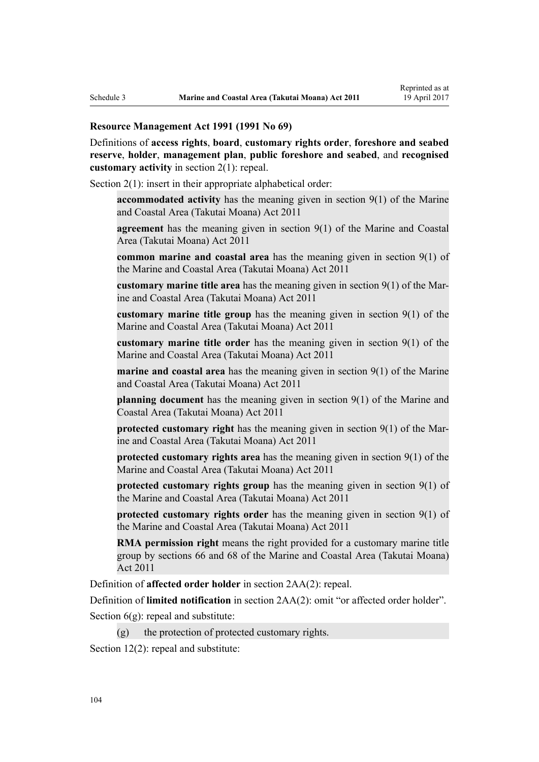**Resource Management Act 1991 (1991 No 69)**

Definitions of **access rights**, **board**, **customary rights order**, **foreshore and seabed reserve**, **holder**, **management plan**, **public foreshore and seabed**, and **recognised customary activity** in section 2(1): repeal.

Section 2(1): insert in their appropriate alphabetical order:

> **accommodated activity** has the meaning given in section 9(1) of the Marine and Coastal Area (Takutai Moana) Act 2011
>
> **agreement** has the meaning given in section 9(1) of the Marine and Coastal Area (Takutai Moana) Act 2011
>
> **common marine and coastal area** has the meaning given in section 9(1) of the Marine and Coastal Area (Takutai Moana) Act 2011
>
> **customary marine title area** has the meaning given in section 9(1) of the Marine and Coastal Area (Takutai Moana) Act 2011
>
> **customary marine title group** has the meaning given in section 9(1) of the Marine and Coastal Area (Takutai Moana) Act 2011
>
> **customary marine title order** has the meaning given in section 9(1) of the Marine and Coastal Area (Takutai Moana) Act 2011
>
> **marine and coastal area** has the meaning given in section 9(1) of the Marine and Coastal Area (Takutai Moana) Act 2011
>
> **planning document** has the meaning given in section 9(1) of the Marine and Coastal Area (Takutai Moana) Act 2011
>
> **protected customary right** has the meaning given in section 9(1) of the Marine and Coastal Area (Takutai Moana) Act 2011
>
> **protected customary rights area** has the meaning given in section 9(1) of the Marine and Coastal Area (Takutai Moana) Act 2011
>
> **protected customary rights group** has the meaning given in section 9(1) of the Marine and Coastal Area (Takutai Moana) Act 2011
>
> **protected customary rights order** has the meaning given in section 9(1) of the Marine and Coastal Area (Takutai Moana) Act 2011
>
> **RMA permission right** means the right provided for a customary marine title group by sections 66 and 68 of the Marine and Coastal Area (Takutai Moana) Act 2011

Definition of **affected order holder** in section 2AA(2): repeal.

Definition of **limited notification** in section 2AA(2): omit "or affected order holder".

Section 6(g): repeal and substitute:

> (g) the protection of protected customary rights.

Section 12(2): repeal and substitute: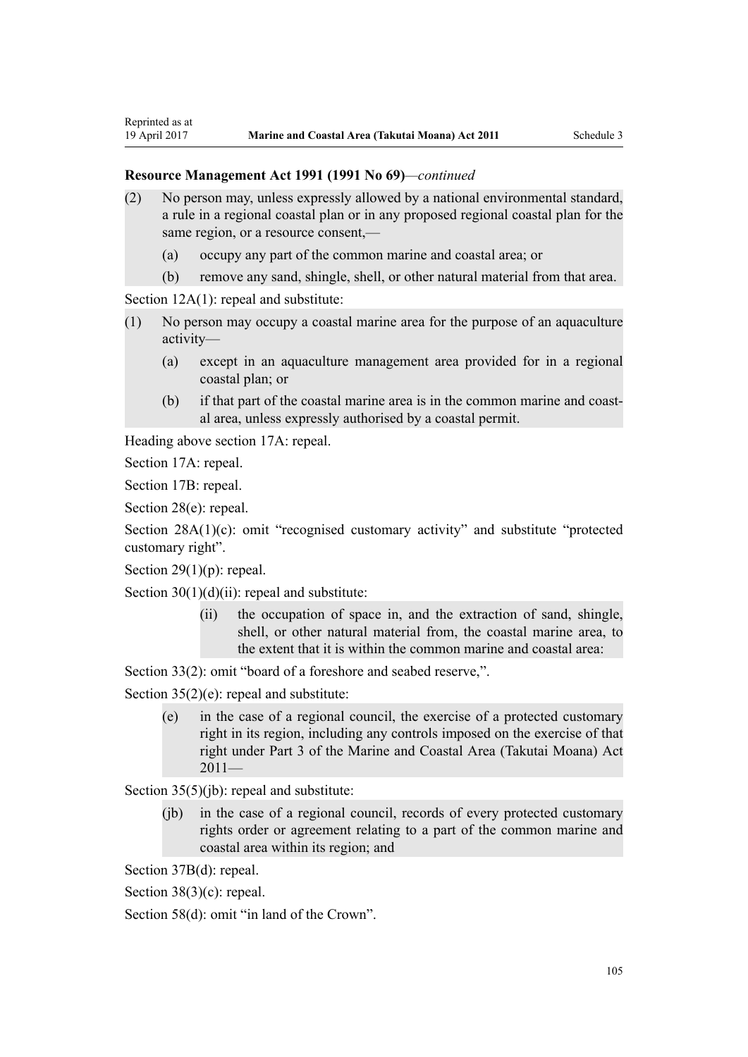**Resource Management Act 1991 (1991 No 69)**—*continued*

(2) No person may, unless expressly allowed by a national environmental standard, a rule in a regional coastal plan or in any proposed regional coastal plan for the same region, or a resource consent,—

(a) occupy any part of the common marine and coastal area; or

(b) remove any sand, shingle, shell, or other natural material from that area.

Section 12A(1): repeal and substitute:

(1) No person may occupy a coastal marine area for the purpose of an aquaculture activity—

(a) except in an aquaculture management area provided for in a regional coastal plan; or

(b) if that part of the coastal marine area is in the common marine and coastal area, unless expressly authorised by a coastal permit.

Heading above section 17A: repeal.

Section 17A: repeal.

Section 17B: repeal.

Section 28(e): repeal.

Section 28A(1)(c): omit "recognised customary activity" and substitute "protected customary right".

Section 29(1)(p): repeal.

Section 30(1)(d)(ii): repeal and substitute:

(ii) the occupation of space in, and the extraction of sand, shingle, shell, or other natural material from, the coastal marine area, to the extent that it is within the common marine and coastal area:

Section 33(2): omit "board of a foreshore and seabed reserve,".

Section 35(2)(e): repeal and substitute:

(e) in the case of a regional council, the exercise of a protected customary right in its region, including any controls imposed on the exercise of that right under Part 3 of the Marine and Coastal Area (Takutai Moana) Act 2011—

Section 35(5)(jb): repeal and substitute:

(jb) in the case of a regional council, records of every protected customary rights order or agreement relating to a part of the common marine and coastal area within its region; and

Section 37B(d): repeal.

Section 38(3)(c): repeal.

Section 58(d): omit "in land of the Crown".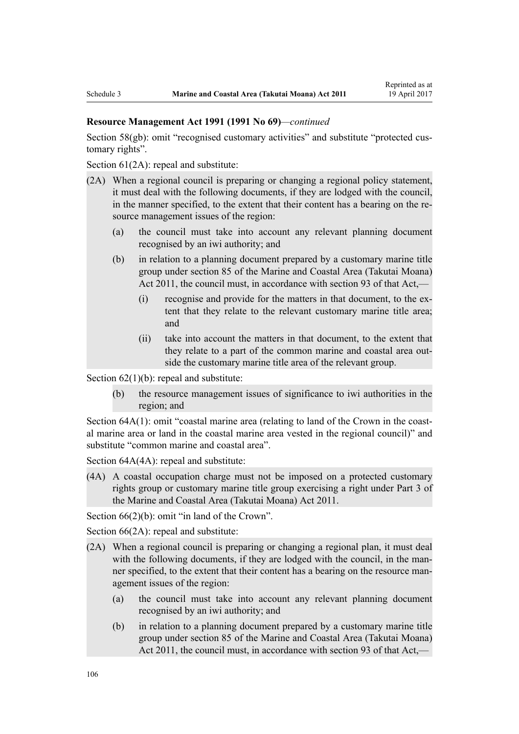**Resource Management Act 1991 (1991 No 69)**—*continued*

Section 58(gb): omit "recognised customary activities" and substitute "protected customary rights".

Section 61(2A): repeal and substitute:

(2A) When a regional council is preparing or changing a regional policy statement, it must deal with the following documents, if they are lodged with the council, in the manner specified, to the extent that their content has a bearing on the resource management issues of the region:

- (a) the council must take into account any relevant planning document recognised by an iwi authority; and
- (b) in relation to a planning document prepared by a customary marine title group under section 85 of the Marine and Coastal Area (Takutai Moana) Act 2011, the council must, in accordance with section 93 of that Act,—
  - (i) recognise and provide for the matters in that document, to the extent that they relate to the relevant customary marine title area; and
  - (ii) take into account the matters in that document, to the extent that they relate to a part of the common marine and coastal area outside the customary marine title area of the relevant group.

Section 62(1)(b): repeal and substitute:

- (b) the resource management issues of significance to iwi authorities in the region; and

Section 64A(1): omit "coastal marine area (relating to land of the Crown in the coastal marine area or land in the coastal marine area vested in the regional council)" and substitute "common marine and coastal area".

Section 64A(4A): repeal and substitute:

(4A) A coastal occupation charge must not be imposed on a protected customary rights group or customary marine title group exercising a right under Part 3 of the Marine and Coastal Area (Takutai Moana) Act 2011.

Section 66(2)(b): omit "in land of the Crown".

Section 66(2A): repeal and substitute:

(2A) When a regional council is preparing or changing a regional plan, it must deal with the following documents, if they are lodged with the council, in the manner specified, to the extent that their content has a bearing on the resource management issues of the region:

- (a) the council must take into account any relevant planning document recognised by an iwi authority; and
- (b) in relation to a planning document prepared by a customary marine title group under section 85 of the Marine and Coastal Area (Takutai Moana) Act 2011, the council must, in accordance with section 93 of that Act,—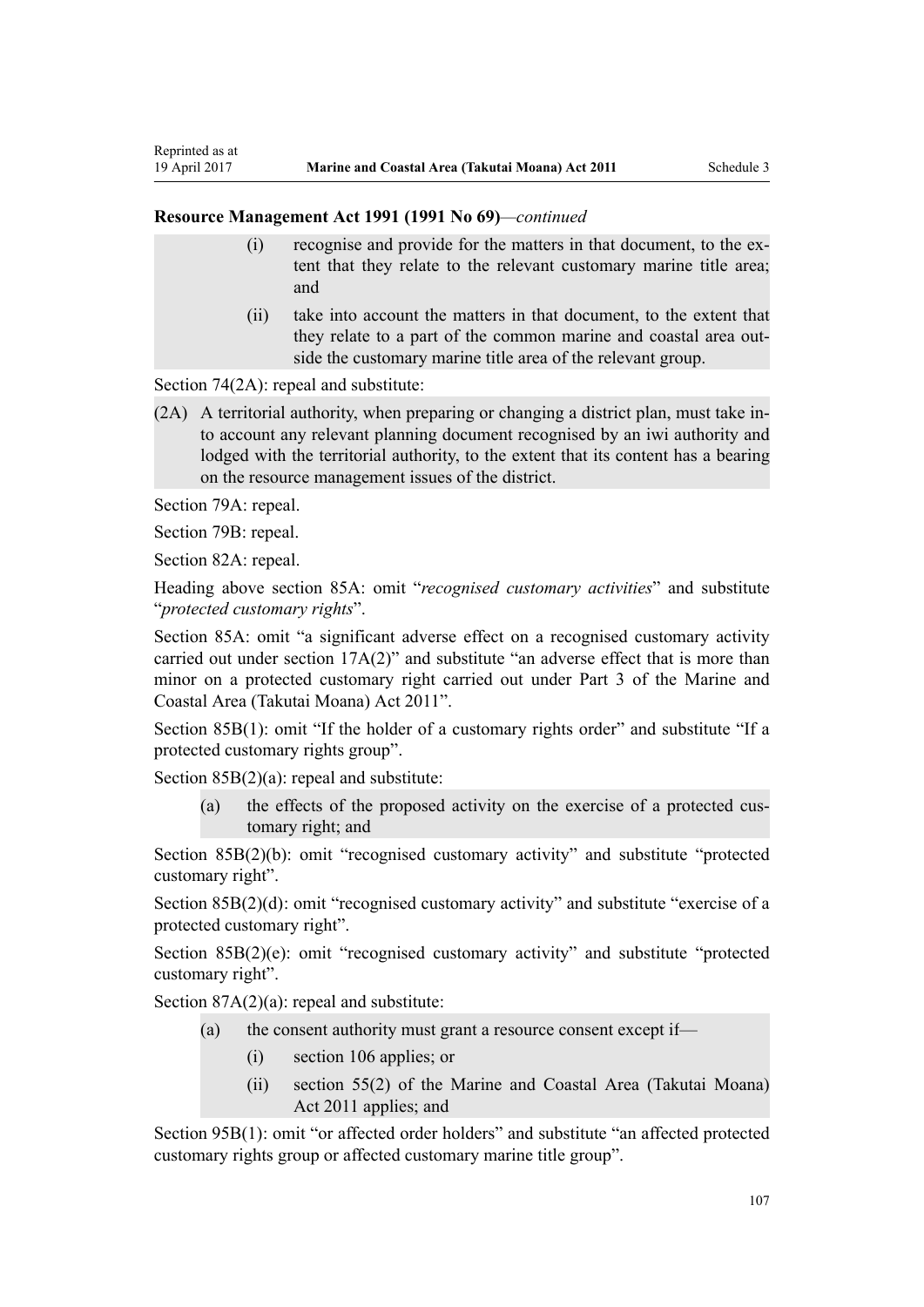**Resource Management Act 1991 (1991 No 69)***—continued*

(i) recognise and provide for the matters in that document, to the extent that they relate to the relevant customary marine title area; and

(ii) take into account the matters in that document, to the extent that they relate to a part of the common marine and coastal area outside the customary marine title area of the relevant group.

Section 74(2A): repeal and substitute:

(2A) A territorial authority, when preparing or changing a district plan, must take into account any relevant planning document recognised by an iwi authority and lodged with the territorial authority, to the extent that its content has a bearing on the resource management issues of the district.

Section 79A: repeal.

Section 79B: repeal.

Section 82A: repeal.

Heading above section 85A: omit "*recognised customary activities*" and substitute "*protected customary rights*".

Section 85A: omit "a significant adverse effect on a recognised customary activity carried out under section 17A(2)" and substitute "an adverse effect that is more than minor on a protected customary right carried out under Part 3 of the Marine and Coastal Area (Takutai Moana) Act 2011".

Section 85B(1): omit "If the holder of a customary rights order" and substitute "If a protected customary rights group".

Section 85B(2)(a): repeal and substitute:

(a) the effects of the proposed activity on the exercise of a protected customary right; and

Section 85B(2)(b): omit "recognised customary activity" and substitute "protected customary right".

Section 85B(2)(d): omit "recognised customary activity" and substitute "exercise of a protected customary right".

Section 85B(2)(e): omit "recognised customary activity" and substitute "protected customary right".

Section 87A(2)(a): repeal and substitute:

(a) the consent authority must grant a resource consent except if—

  (i) section 106 applies; or

  (ii) section 55(2) of the Marine and Coastal Area (Takutai Moana) Act 2011 applies; and

Section 95B(1): omit "or affected order holders" and substitute "an affected protected customary rights group or affected customary marine title group".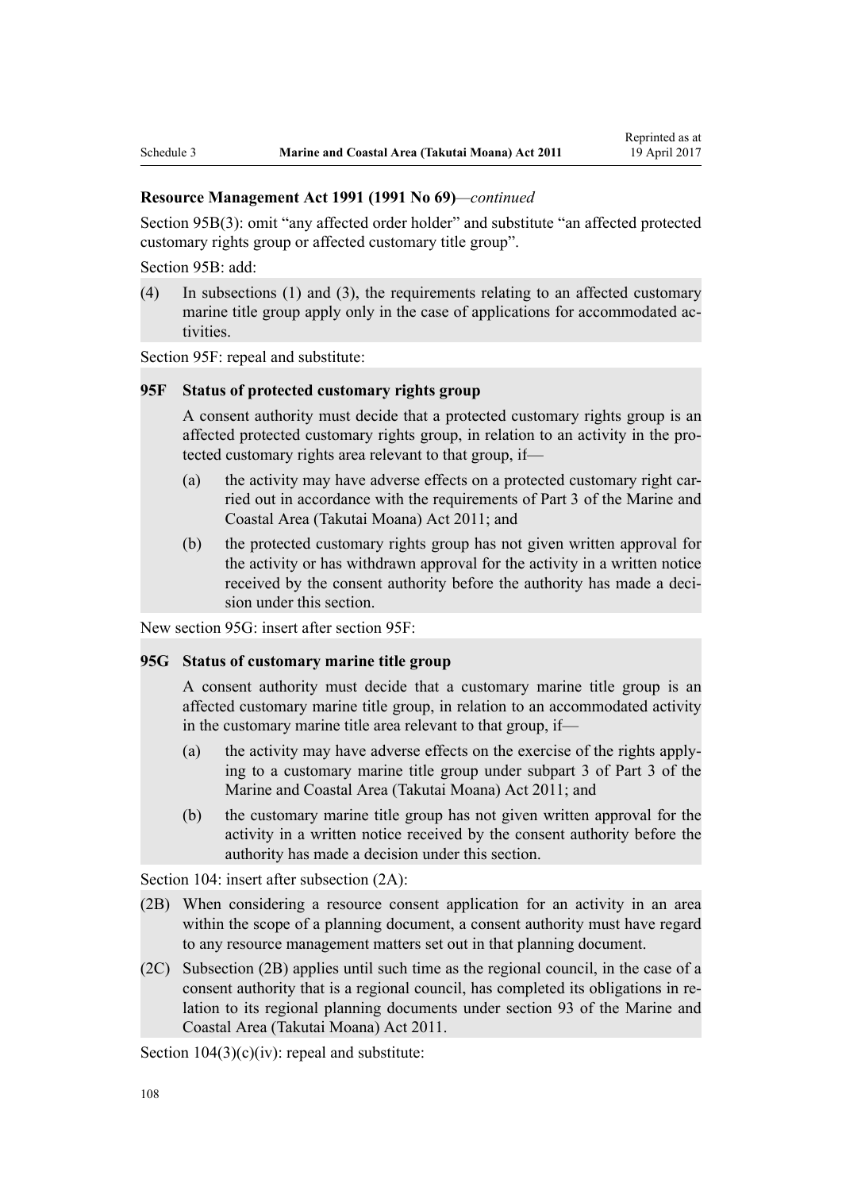**Resource Management Act 1991 (1991 No 69)**—*continued*

Section 95B(3): omit “any affected order holder” and substitute “an affected protected customary rights group or affected customary title group”.

Section 95B: add:

(4) In subsections (1) and (3), the requirements relating to an affected customary marine title group apply only in the case of applications for accommodated activities.

Section 95F: repeal and substitute:

**95F Status of protected customary rights group**

A consent authority must decide that a protected customary rights group is an affected protected customary rights group, in relation to an activity in the protected customary rights area relevant to that group, if—

(a) the activity may have adverse effects on a protected customary right carried out in accordance with the requirements of Part 3 of the Marine and Coastal Area (Takutai Moana) Act 2011; and

(b) the protected customary rights group has not given written approval for the activity or has withdrawn approval for the activity in a written notice received by the consent authority before the authority has made a decision under this section.

New section 95G: insert after section 95F:

**95G Status of customary marine title group**

A consent authority must decide that a customary marine title group is an affected customary marine title group, in relation to an accommodated activity in the customary marine title area relevant to that group, if—

(a) the activity may have adverse effects on the exercise of the rights applying to a customary marine title group under subpart 3 of Part 3 of the Marine and Coastal Area (Takutai Moana) Act 2011; and

(b) the customary marine title group has not given written approval for the activity in a written notice received by the consent authority before the authority has made a decision under this section.

Section 104: insert after subsection (2A):

(2B) When considering a resource consent application for an activity in an area within the scope of a planning document, a consent authority must have regard to any resource management matters set out in that planning document.

(2C) Subsection (2B) applies until such time as the regional council, in the case of a consent authority that is a regional council, has completed its obligations in relation to its regional planning documents under section 93 of the Marine and Coastal Area (Takutai Moana) Act 2011.

Section 104(3)(c)(iv): repeal and substitute: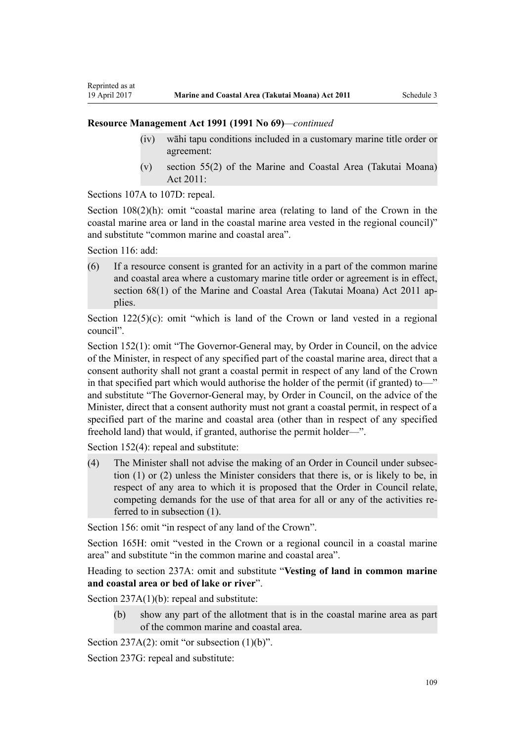**Resource Management Act 1991 (1991 No 69)**—*continued*

> (iv) wāhi tapu conditions included in a customary marine title order or agreement:
>
> (v) section 55(2) of the Marine and Coastal Area (Takutai Moana) Act 2011:

Sections 107A to 107D: repeal.

Section 108(2)(h): omit "coastal marine area (relating to land of the Crown in the coastal marine area or land in the coastal marine area vested in the regional council)" and substitute "common marine and coastal area".

Section 116: add:

> (6) If a resource consent is granted for an activity in a part of the common marine and coastal area where a customary marine title order or agreement is in effect, section 68(1) of the Marine and Coastal Area (Takutai Moana) Act 2011 applies.

Section 122(5)(c): omit "which is land of the Crown or land vested in a regional council".

Section 152(1): omit "The Governor-General may, by Order in Council, on the advice of the Minister, in respect of any specified part of the coastal marine area, direct that a consent authority shall not grant a coastal permit in respect of any land of the Crown in that specified part which would authorise the holder of the permit (if granted) to—" and substitute "The Governor-General may, by Order in Council, on the advice of the Minister, direct that a consent authority must not grant a coastal permit, in respect of a specified part of the marine and coastal area (other than in respect of any specified freehold land) that would, if granted, authorise the permit holder—".

Section 152(4): repeal and substitute:

> (4) The Minister shall not advise the making of an Order in Council under subsection (1) or (2) unless the Minister considers that there is, or is likely to be, in respect of any area to which it is proposed that the Order in Council relate, competing demands for the use of that area for all or any of the activities referred to in subsection (1).

Section 156: omit "in respect of any land of the Crown".

Section 165H: omit "vested in the Crown or a regional council in a coastal marine area" and substitute "in the common marine and coastal area".

Heading to section 237A: omit and substitute "**Vesting of land in common marine and coastal area or bed of lake or river**".

Section 237A(1)(b): repeal and substitute:

> (b) show any part of the allotment that is in the coastal marine area as part of the common marine and coastal area.

Section 237A(2): omit "or subsection (1)(b)".

Section 237G: repeal and substitute: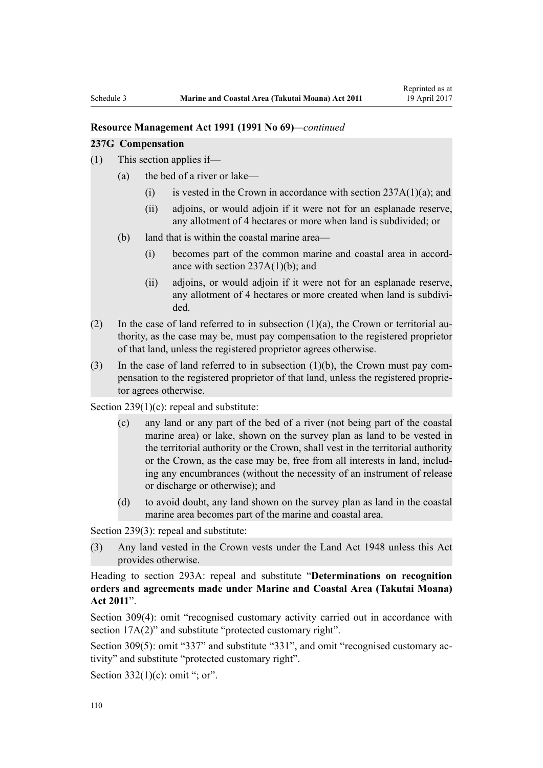**Resource Management Act 1991 (1991 No 69)**—*continued*

**237G Compensation**

(1) This section applies if—

(a) the bed of a river or lake—

(i) is vested in the Crown in accordance with section 237A(1)(a); and

(ii) adjoins, or would adjoin if it were not for an esplanade reserve, any allotment of 4 hectares or more when land is subdivided; or

(b) land that is within the coastal marine area—

(i) becomes part of the common marine and coastal area in accordance with section 237A(1)(b); and

(ii) adjoins, or would adjoin if it were not for an esplanade reserve, any allotment of 4 hectares or more created when land is subdivided.

(2) In the case of land referred to in subsection (1)(a), the Crown or territorial authority, as the case may be, must pay compensation to the registered proprietor of that land, unless the registered proprietor agrees otherwise.

(3) In the case of land referred to in subsection (1)(b), the Crown must pay compensation to the registered proprietor of that land, unless the registered proprietor agrees otherwise.

Section 239(1)(c): repeal and substitute:

(c) any land or any part of the bed of a river (not being part of the coastal marine area) or lake, shown on the survey plan as land to be vested in the territorial authority or the Crown, shall vest in the territorial authority or the Crown, as the case may be, free from all interests in land, including any encumbrances (without the necessity of an instrument of release or discharge or otherwise); and

(d) to avoid doubt, any land shown on the survey plan as land in the coastal marine area becomes part of the marine and coastal area.

Section 239(3): repeal and substitute:

(3) Any land vested in the Crown vests under the Land Act 1948 unless this Act provides otherwise.

Heading to section 293A: repeal and substitute "**Determinations on recognition orders and agreements made under Marine and Coastal Area (Takutai Moana) Act 2011**".

Section 309(4): omit "recognised customary activity carried out in accordance with section 17A(2)" and substitute "protected customary right".

Section 309(5): omit "337" and substitute "331", and omit "recognised customary activity" and substitute "protected customary right".

Section 332(1)(c): omit "; or".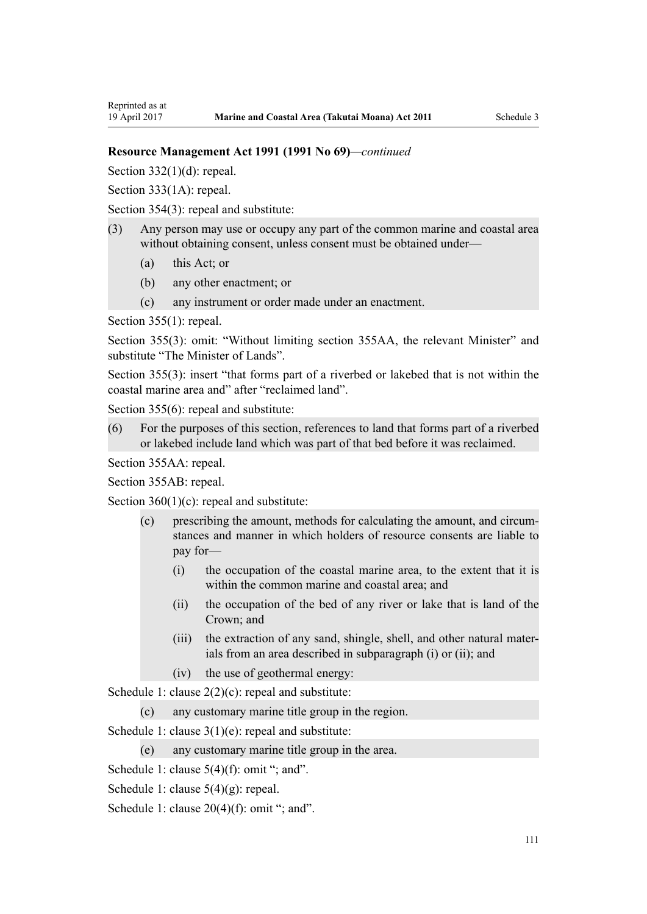**Resource Management Act 1991 (1991 No 69)**—*continued*

Section 332(1)(d): repeal.

Section 333(1A): repeal.

Section 354(3): repeal and substitute:

(3) Any person may use or occupy any part of the common marine and coastal area without obtaining consent, unless consent must be obtained under—

  (a) this Act; or

  (b) any other enactment; or

  (c) any instrument or order made under an enactment.

Section 355(1): repeal.

Section 355(3): omit "Without limiting section 355AA, the relevant Minister" and substitute "The Minister of Lands".

Section 355(3): insert "that forms part of a riverbed or lakebed that is not within the coastal marine area and" after "reclaimed land".

Section 355(6): repeal and substitute:

(6) For the purposes of this section, references to land that forms part of a riverbed or lakebed include land which was part of that bed before it was reclaimed.

Section 355AA: repeal.

Section 355AB: repeal.

Section 360(1)(c): repeal and substitute:

  (c) prescribing the amount, methods for calculating the amount, and circumstances and manner in which holders of resource consents are liable to pay for—

    (i) the occupation of the coastal marine area, to the extent that it is within the common marine and coastal area; and

    (ii) the occupation of the bed of any river or lake that is land of the Crown; and

    (iii) the extraction of any sand, shingle, shell, and other natural materials from an area described in subparagraph (i) or (ii); and

    (iv) the use of geothermal energy:

Schedule 1: clause 2(2)(c): repeal and substitute:

  (c) any customary marine title group in the region.

Schedule 1: clause 3(1)(e): repeal and substitute:

  (e) any customary marine title group in the area.

Schedule 1: clause 5(4)(f): omit "; and".

Schedule 1: clause 5(4)(g): repeal.

Schedule 1: clause 20(4)(f): omit "; and".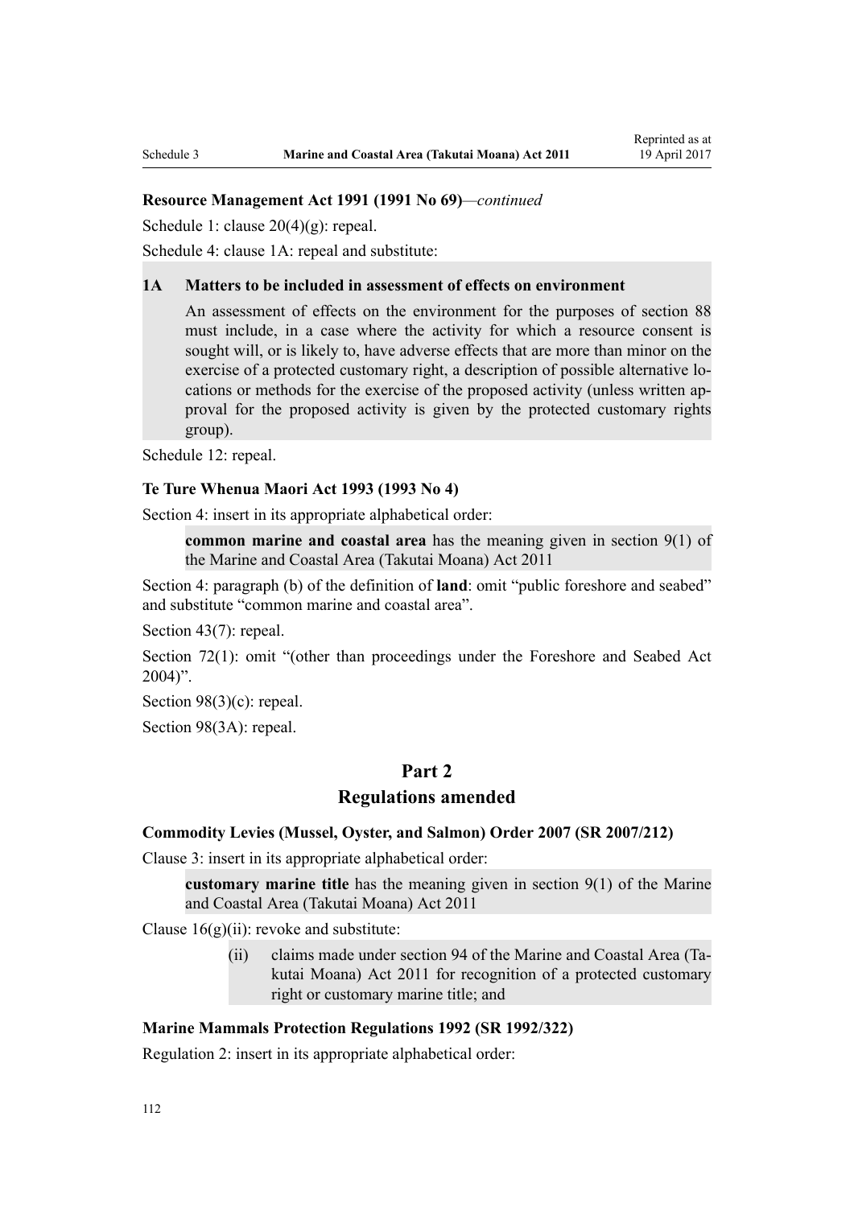**Resource Management Act 1991 (1991 No 69)**—*continued*

Schedule 1: clause 20(4)(g): repeal.

Schedule 4: clause 1A: repeal and substitute:

> **1A Matters to be included in assessment of effects on environment**
>
> An assessment of effects on the environment for the purposes of section 88 must include, in a case where the activity for which a resource consent is sought will, or is likely to, have adverse effects that are more than minor on the exercise of a protected customary right, a description of possible alternative locations or methods for the exercise of the proposed activity (unless written approval for the proposed activity is given by the protected customary rights group).

Schedule 12: repeal.

**Te Ture Whenua Maori Act 1993 (1993 No 4)**

Section 4: insert in its appropriate alphabetical order:

> **common marine and coastal area** has the meaning given in section 9(1) of the Marine and Coastal Area (Takutai Moana) Act 2011

Section 4: paragraph (b) of the definition of **land**: omit "public foreshore and seabed" and substitute "common marine and coastal area".

Section 43(7): repeal.

Section 72(1): omit "(other than proceedings under the Foreshore and Seabed Act 2004)".

Section 98(3)(c): repeal.

Section 98(3A): repeal.

## Part 2
## Regulations amended

**Commodity Levies (Mussel, Oyster, and Salmon) Order 2007 (SR 2007/212)**

Clause 3: insert in its appropriate alphabetical order:

> **customary marine title** has the meaning given in section 9(1) of the Marine and Coastal Area (Takutai Moana) Act 2011

Clause 16(g)(ii): revoke and substitute:

> (ii) claims made under section 94 of the Marine and Coastal Area (Takutai Moana) Act 2011 for recognition of a protected customary right or customary marine title; and

**Marine Mammals Protection Regulations 1992 (SR 1992/322)**

Regulation 2: insert in its appropriate alphabetical order: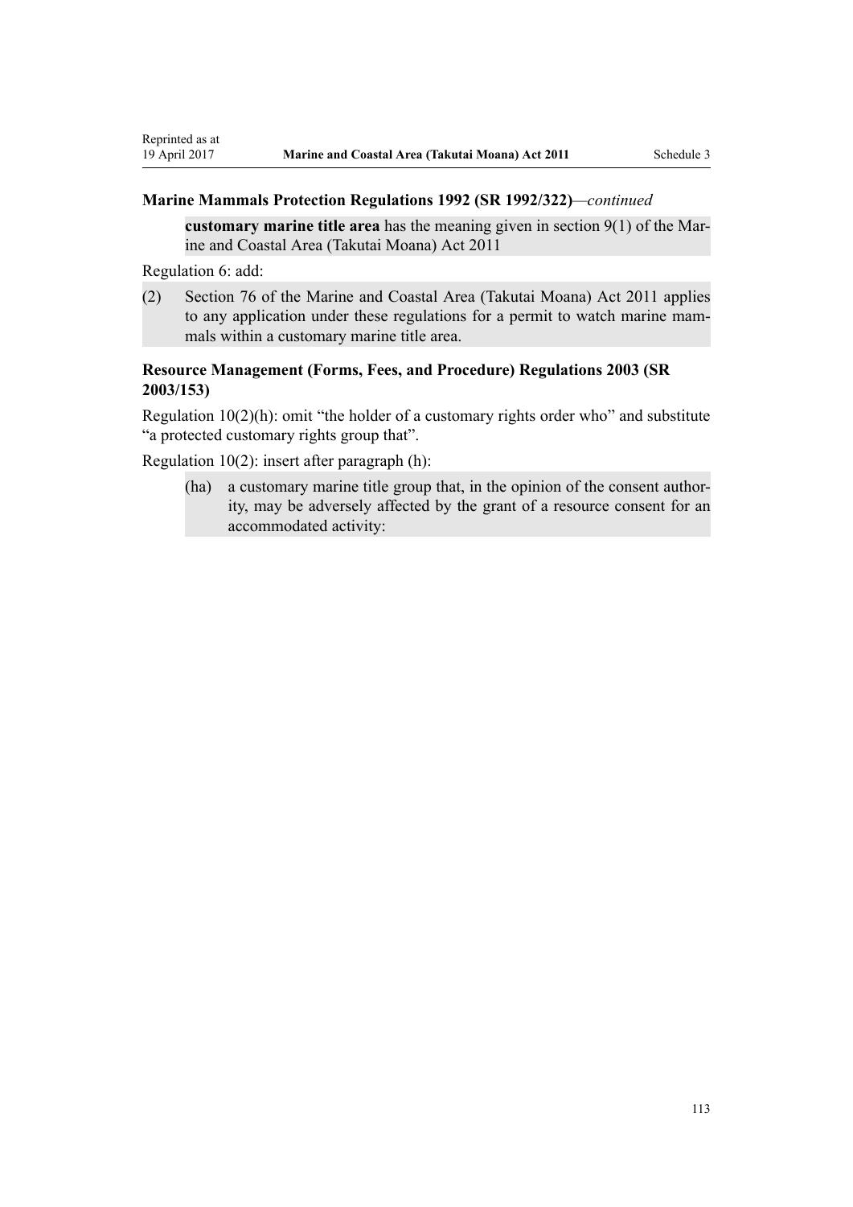### Marine Mammals Protection Regulations 1992 (SR 1992/322)—*continued*

> **customary marine title area** has the meaning given in section 9(1) of the Marine and Coastal Area (Takutai Moana) Act 2011

Regulation 6: add:

> (2) Section 76 of the Marine and Coastal Area (Takutai Moana) Act 2011 applies to any application under these regulations for a permit to watch marine mammals within a customary marine title area.

### Resource Management (Forms, Fees, and Procedure) Regulations 2003 (SR 2003/153)

Regulation 10(2)(h): omit "the holder of a customary rights order who" and substitute "a protected customary rights group that".

Regulation 10(2): insert after paragraph (h):

> (ha) a customary marine title group that, in the opinion of the consent authority, may be adversely affected by the grant of a resource consent for an accommodated activity: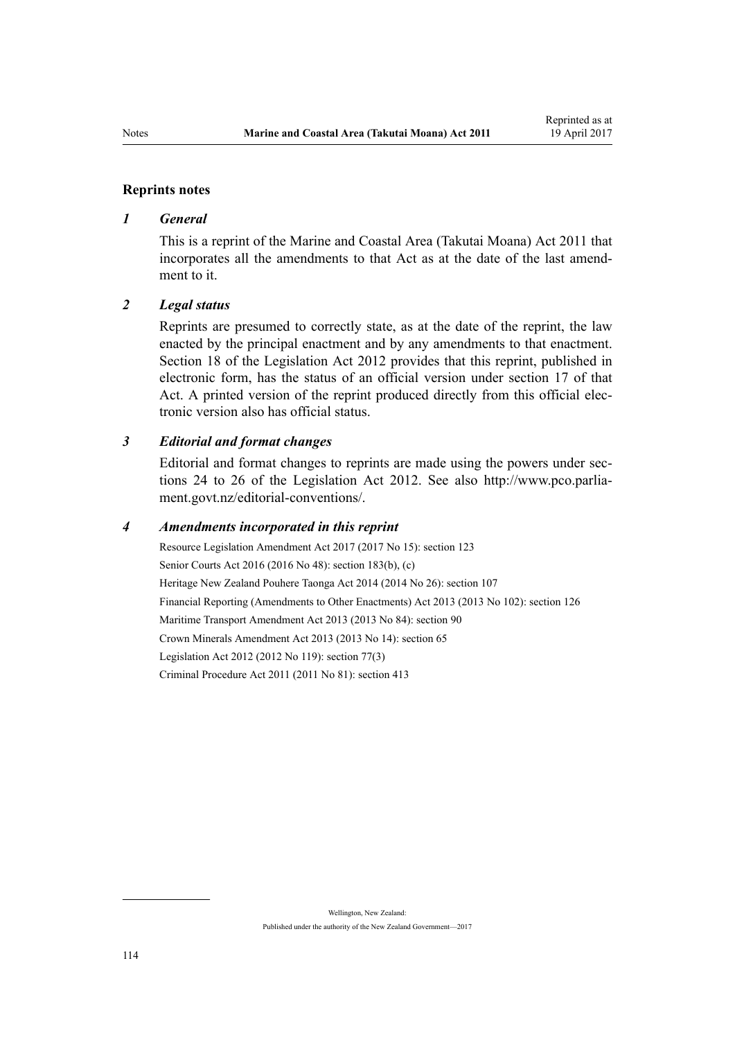## Reprints notes

### *1 General*

This is a reprint of the Marine and Coastal Area (Takutai Moana) Act 2011 that incorporates all the amendments to that Act as at the date of the last amendment to it.

### *2 Legal status*

Reprints are presumed to correctly state, as at the date of the reprint, the law enacted by the principal enactment and by any amendments to that enactment. Section 18 of the Legislation Act 2012 provides that this reprint, published in electronic form, has the status of an official version under section 17 of that Act. A printed version of the reprint produced directly from this official electronic version also has official status.

### *3 Editorial and format changes*

Editorial and format changes to reprints are made using the powers under sections 24 to 26 of the Legislation Act 2012. See also http://www.pco.parliament.govt.nz/editorial-conventions/.

### *4 Amendments incorporated in this reprint*

Resource Legislation Amendment Act 2017 (2017 No 15): section 123

Senior Courts Act 2016 (2016 No 48): section 183(b), (c)

Heritage New Zealand Pouhere Taonga Act 2014 (2014 No 26): section 107

Financial Reporting (Amendments to Other Enactments) Act 2013 (2013 No 102): section 126

Maritime Transport Amendment Act 2013 (2013 No 84): section 90

Crown Minerals Amendment Act 2013 (2013 No 14): section 65

Legislation Act 2012 (2012 No 119): section 77(3)

Criminal Procedure Act 2011 (2011 No 81): section 413

Wellington, New Zealand:

Published under the authority of the New Zealand Government—2017